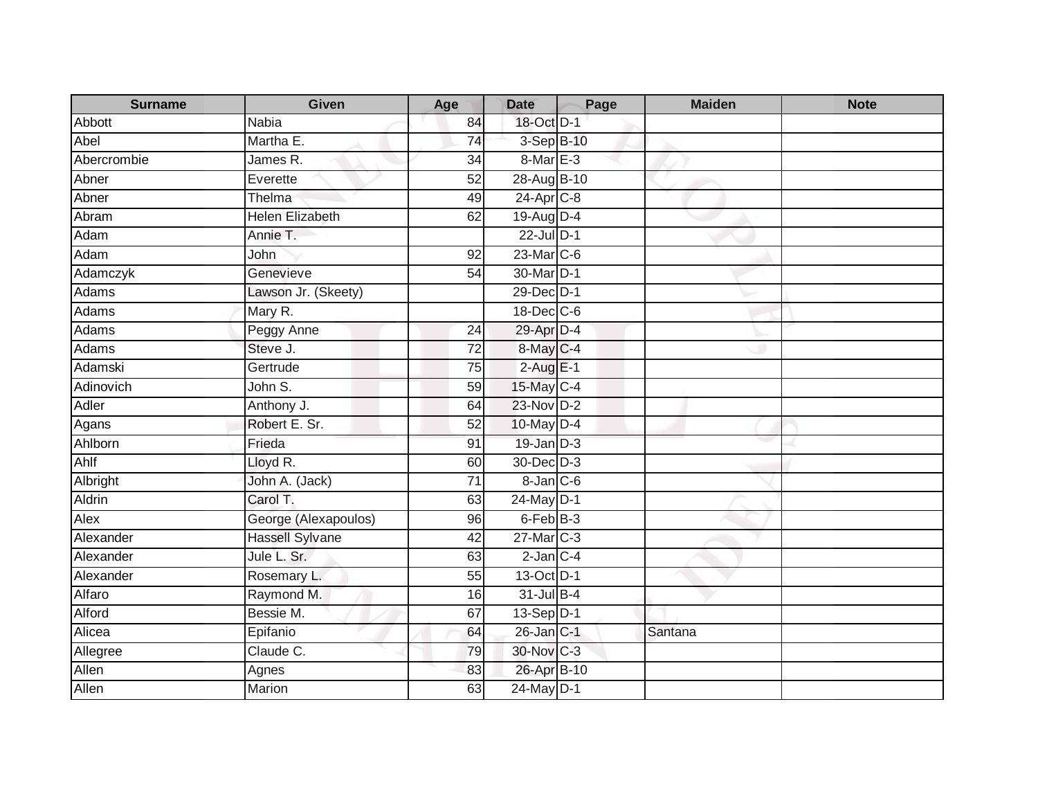| Surname | Given | Age | Date | Page | Maiden | Note |
|---|---|---|---|---|---|---|
| Abbott | Nabia | 84 | 18-Oct | D-1 | | |
| Abel | Martha E. | 74 | 3-Sep | B-10 | | |
| Abercrombie | James R. | 34 | 8-Mar | E-3 | | |
| Abner | Everette | 52 | 28-Aug | B-10 | | |
| Abner | Thelma | 49 | 24-Apr | C-8 | | |
| Abram | Helen Elizabeth | 62 | 19-Aug | D-4 | | |
| Adam | Annie T. | | 22-Jul | D-1 | | |
| Adam | John | 92 | 23-Mar | C-6 | | |
| Adamczyk | Genevieve | 54 | 30-Mar | D-1 | | |
| Adams | Lawson Jr. (Skeety) | | 29-Dec | D-1 | | |
| Adams | Mary R. | | 18-Dec | C-6 | | |
| Adams | Peggy Anne | 24 | 29-Apr | D-4 | | |
| Adams | Steve J. | 72 | 8-May | C-4 | | |
| Adamski | Gertrude | 75 | 2-Aug | E-1 | | |
| Adinovich | John S. | 59 | 15-May | C-4 | | |
| Adler | Anthony J. | 64 | 23-Nov | D-2 | | |
| Agans | Robert E. Sr. | 52 | 10-May | D-4 | | |
| Ahlborn | Frieda | 91 | 19-Jan | D-3 | | |
| Ahlf | Lloyd R. | 60 | 30-Dec | D-3 | | |
| Albright | John A. (Jack) | 71 | 8-Jan | C-6 | | |
| Aldrin | Carol T. | 63 | 24-May | D-1 | | |
| Alex | George (Alexapoulos) | 96 | 6-Feb | B-3 | | |
| Alexander | Hassell Sylvane | 42 | 27-Mar | C-3 | | |
| Alexander | Jule L. Sr. | 63 | 2-Jan | C-4 | | |
| Alexander | Rosemary L. | 55 | 13-Oct | D-1 | | |
| Alfaro | Raymond M. | 16 | 31-Jul | B-4 | | |
| Alford | Bessie M. | 67 | 13-Sep | D-1 | | |
| Alicea | Epifanio | 64 | 26-Jan | C-1 | Santana | |
| Allegree | Claude C. | 79 | 30-Nov | C-3 | | |
| Allen | Agnes | 83 | 26-Apr | B-10 | | |
| Allen | Marion | 63 | 24-May | D-1 | | |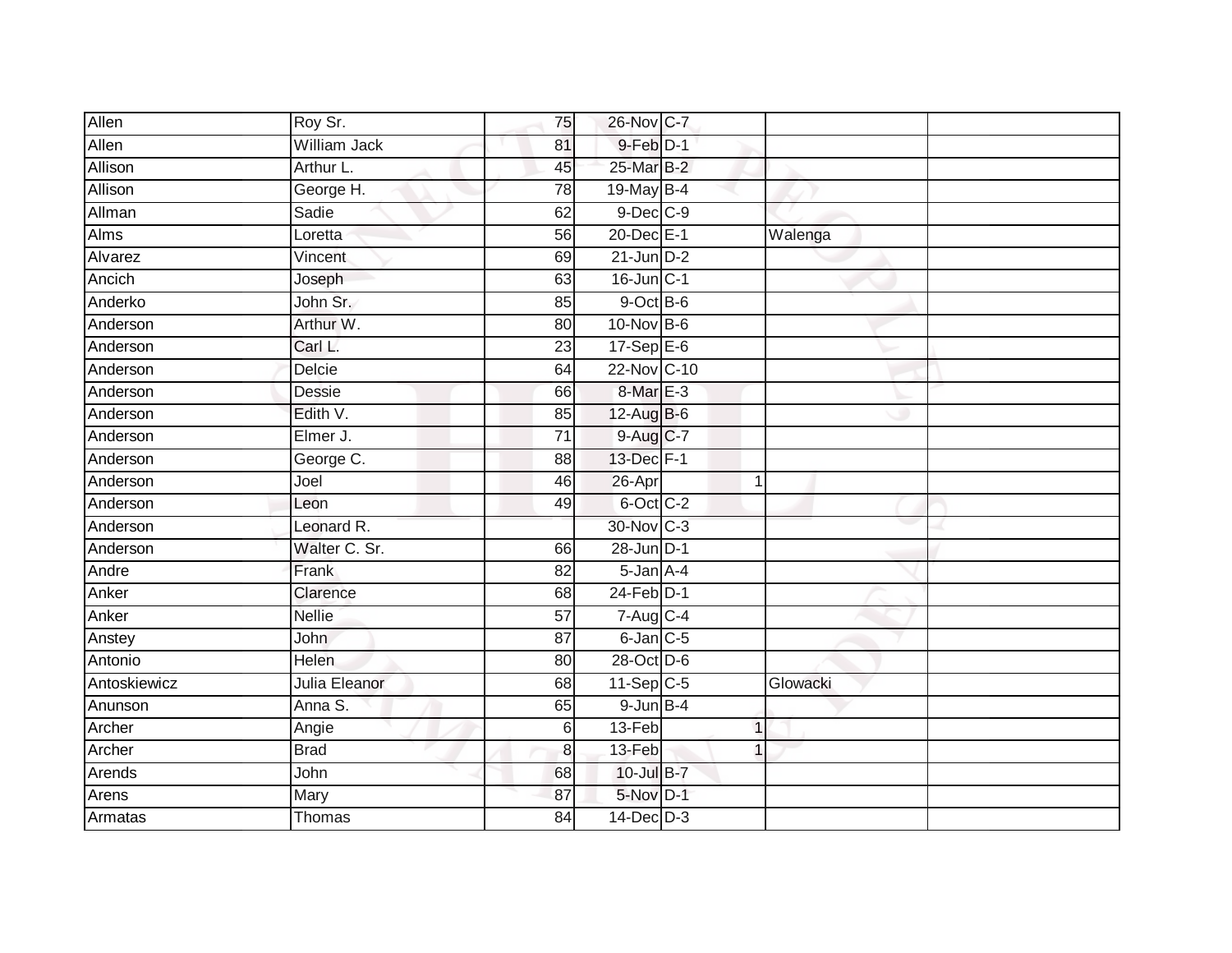| Allen | Roy Sr. | 75 | 26-Nov | C-7 | | | |
|---|---|---|---|---|---|---|---|
| Allen | William Jack | 81 | 9-Feb | D-1 | | | |
| Allison | Arthur L. | 45 | 25-Mar | B-2 | | | |
| Allison | George H. | 78 | 19-May | B-4 | | | |
| Allman | Sadie | 62 | 9-Dec | C-9 | | | |
| Alms | Loretta | 56 | 20-Dec | E-1 | | Walenga | |
| Alvarez | Vincent | 69 | 21-Jun | D-2 | | | |
| Ancich | Joseph | 63 | 16-Jun | C-1 | | | |
| Anderko | John Sr. | 85 | 9-Oct | B-6 | | | |
| Anderson | Arthur W. | 80 | 10-Nov | B-6 | | | |
| Anderson | Carl L. | 23 | 17-Sep | E-6 | | | |
| Anderson | Delcie | 64 | 22-Nov | C-10 | | | |
| Anderson | Dessie | 66 | 8-Mar | E-3 | | | |
| Anderson | Edith V. | 85 | 12-Aug | B-6 | | | |
| Anderson | Elmer J. | 71 | 9-Aug | C-7 | | | |
| Anderson | George C. | 88 | 13-Dec | F-1 | | | |
| Anderson | Joel | 46 | 26-Apr | | 1 | | |
| Anderson | Leon | 49 | 6-Oct | C-2 | | | |
| Anderson | Leonard R. | | 30-Nov | C-3 | | | |
| Anderson | Walter C. Sr. | 66 | 28-Jun | D-1 | | | |
| Andre | Frank | 82 | 5-Jan | A-4 | | | |
| Anker | Clarence | 68 | 24-Feb | D-1 | | | |
| Anker | Nellie | 57 | 7-Aug | C-4 | | | |
| Anstey | John | 87 | 6-Jan | C-5 | | | |
| Antonio | Helen | 80 | 28-Oct | D-6 | | | |
| Antoskiewicz | Julia Eleanor | 68 | 11-Sep | C-5 | | Glowacki | |
| Anunson | Anna S. | 65 | 9-Jun | B-4 | | | |
| Archer | Angie | 6 | 13-Feb | | 1 | | |
| Archer | Brad | 8 | 13-Feb | | 1 | | |
| Arends | John | 68 | 10-Jul | B-7 | | | |
| Arens | Mary | 87 | 5-Nov | D-1 | | | |
| Armatas | Thomas | 84 | 14-Dec | D-3 | | | |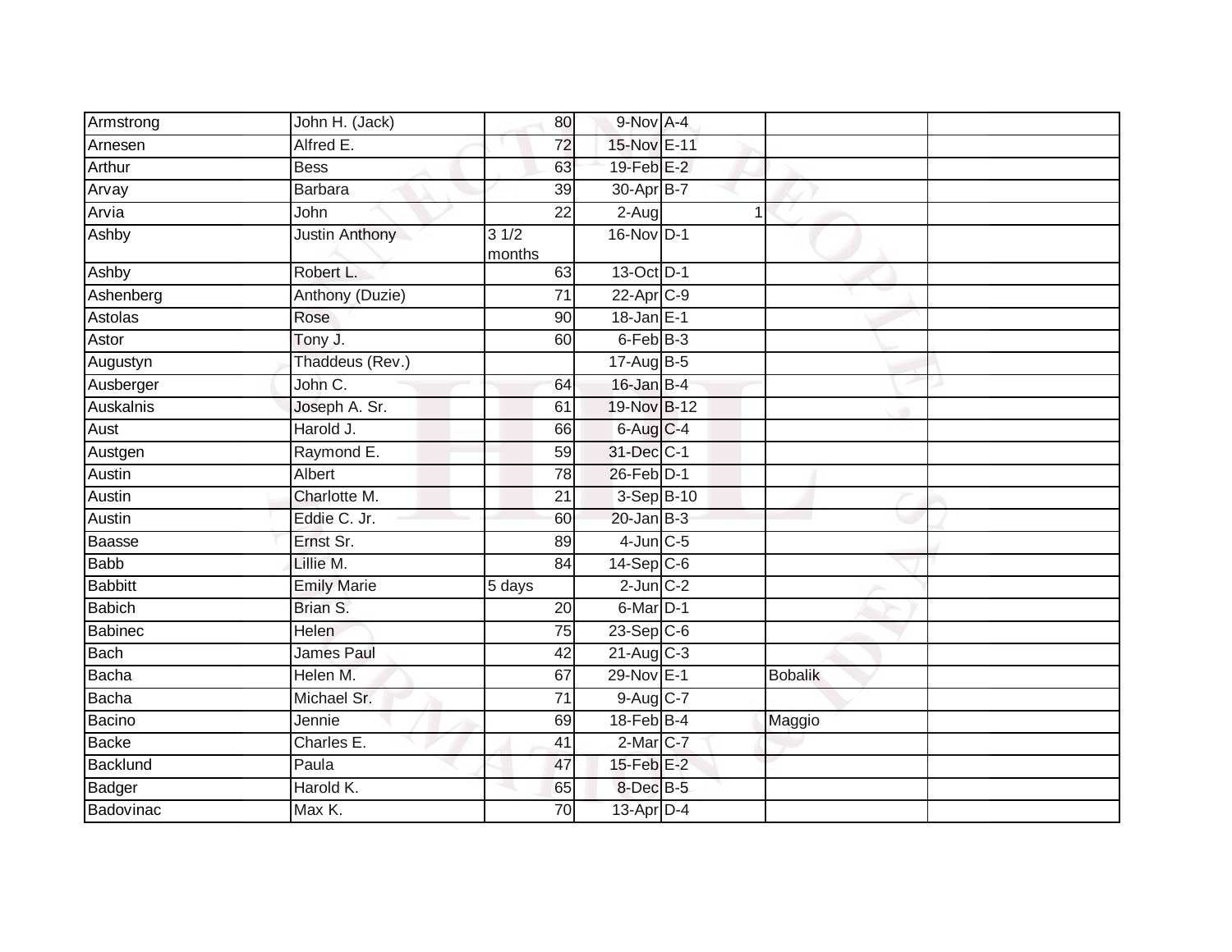| | | | | | | |
|---|---|---|---|---|---|---|
| Armstrong | John H. (Jack) | 80 | 9-Nov | A-4 | | |
| Arnesen | Alfred E. | 72 | 15-Nov | E-11 | | |
| Arthur | Bess | 63 | 19-Feb | E-2 | | |
| Arvay | Barbara | 39 | 30-Apr | B-7 | | |
| Arvia | John | 22 | 2-Aug | 1 | | |
| Ashby | Justin Anthony | 3 1/2 months | 16-Nov | D-1 | | |
| Ashby | Robert L. | 63 | 13-Oct | D-1 | | |
| Ashenberg | Anthony (Duzie) | 71 | 22-Apr | C-9 | | |
| Astolas | Rose | 90 | 18-Jan | E-1 | | |
| Astor | Tony J. | 60 | 6-Feb | B-3 | | |
| Augustyn | Thaddeus (Rev.) | | 17-Aug | B-5 | | |
| Ausberger | John C. | 64 | 16-Jan | B-4 | | |
| Auskalnis | Joseph A. Sr. | 61 | 19-Nov | B-12 | | |
| Aust | Harold J. | 66 | 6-Aug | C-4 | | |
| Austgen | Raymond E. | 59 | 31-Dec | C-1 | | |
| Austin | Albert | 78 | 26-Feb | D-1 | | |
| Austin | Charlotte M. | 21 | 3-Sep | B-10 | | |
| Austin | Eddie C. Jr. | 60 | 20-Jan | B-3 | | |
| Baasse | Ernst Sr. | 89 | 4-Jun | C-5 | | |
| Babb | Lillie M. | 84 | 14-Sep | C-6 | | |
| Babbitt | Emily Marie | 5 days | 2-Jun | C-2 | | |
| Babich | Brian S. | 20 | 6-Mar | D-1 | | |
| Babinec | Helen | 75 | 23-Sep | C-6 | | |
| Bach | James Paul | 42 | 21-Aug | C-3 | | |
| Bacha | Helen M. | 67 | 29-Nov | E-1 | Bobalik | |
| Bacha | Michael Sr. | 71 | 9-Aug | C-7 | | |
| Bacino | Jennie | 69 | 18-Feb | B-4 | Maggio | |
| Backe | Charles E. | 41 | 2-Mar | C-7 | | |
| Backlund | Paula | 47 | 15-Feb | E-2 | | |
| Badger | Harold K. | 65 | 8-Dec | B-5 | | |
| Badovinac | Max K. | 70 | 13-Apr | D-4 | | |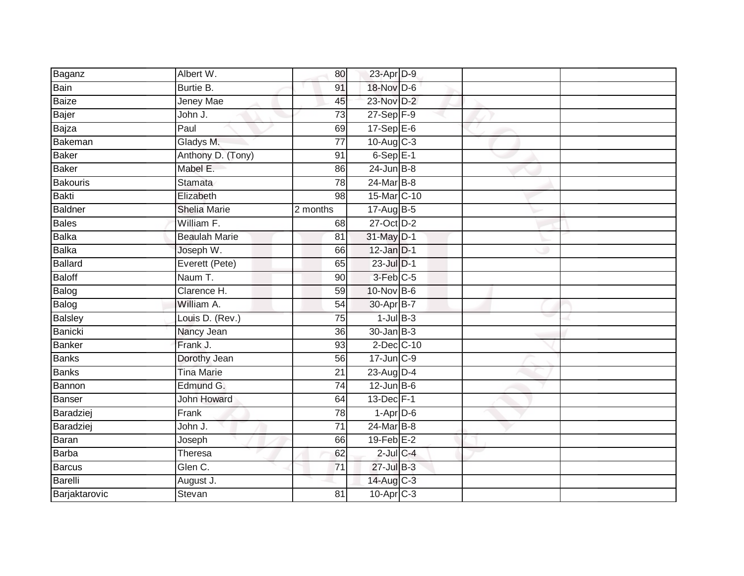| | | | | | | |
|---|---|---|---|---|---|---|
| Baganz | Albert W. | 80 | 23-Apr | D-9 | | |
| Bain | Burtie B. | 91 | 18-Nov | D-6 | | |
| Baize | Jeney Mae | 45 | 23-Nov | D-2 | | |
| Bajer | John J. | 73 | 27-Sep | F-9 | | |
| Bajza | Paul | 69 | 17-Sep | E-6 | | |
| Bakeman | Gladys M. | 77 | 10-Aug | C-3 | | |
| Baker | Anthony D. (Tony) | 91 | 6-Sep | E-1 | | |
| Baker | Mabel E. | 86 | 24-Jun | B-8 | | |
| Bakouris | Stamata | 78 | 24-Mar | B-8 | | |
| Bakti | Elizabeth | 98 | 15-Mar | C-10 | | |
| Baldner | Shelia Marie | 2 months | 17-Aug | B-5 | | |
| Bales | William F. | 68 | 27-Oct | D-2 | | |
| Balka | Beaulah Marie | 81 | 31-May | D-1 | | |
| Balka | Joseph W. | 66 | 12-Jan | D-1 | | |
| Ballard | Everett (Pete) | 65 | 23-Jul | D-1 | | |
| Baloff | Naum T. | 90 | 3-Feb | C-5 | | |
| Balog | Clarence H. | 59 | 10-Nov | B-6 | | |
| Balog | William A. | 54 | 30-Apr | B-7 | | |
| Balsley | Louis D. (Rev.) | 75 | 1-Jul | B-3 | | |
| Banicki | Nancy Jean | 36 | 30-Jan | B-3 | | |
| Banker | Frank J. | 93 | 2-Dec | C-10 | | |
| Banks | Dorothy Jean | 56 | 17-Jun | C-9 | | |
| Banks | Tina Marie | 21 | 23-Aug | D-4 | | |
| Bannon | Edmund G. | 74 | 12-Jun | B-6 | | |
| Banser | John Howard | 64 | 13-Dec | F-1 | | |
| Baradziej | Frank | 78 | 1-Apr | D-6 | | |
| Baradziej | John J. | 71 | 24-Mar | B-8 | | |
| Baran | Joseph | 66 | 19-Feb | E-2 | | |
| Barba | Theresa | 62 | 2-Jul | C-4 | | |
| Barcus | Glen C. | 71 | 27-Jul | B-3 | | |
| Barelli | August J. | | 14-Aug | C-3 | | |
| Barjaktarovic | Stevan | 81 | 10-Apr | C-3 | | |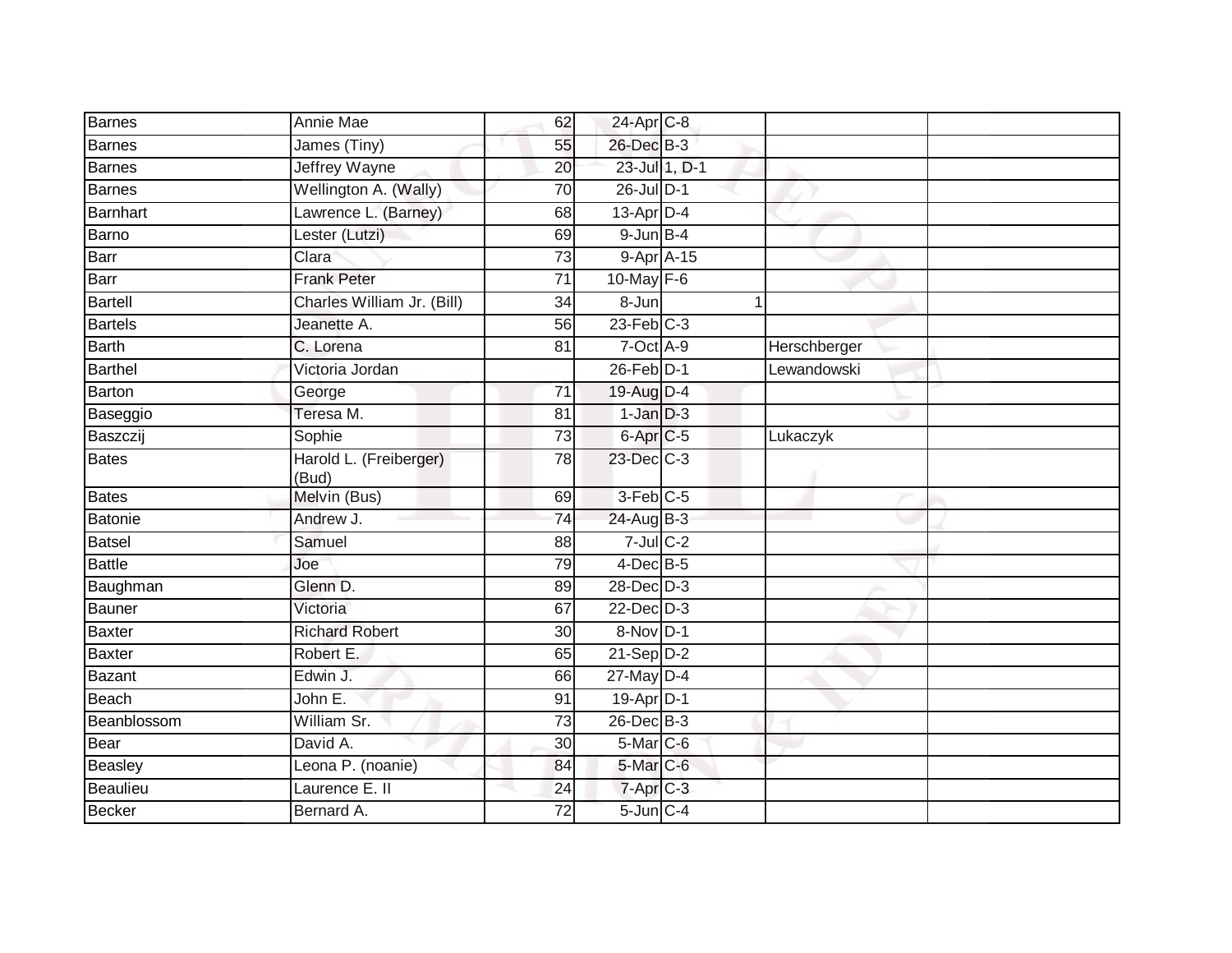| Barnes | Annie Mae | 62 | 24-Apr | C-8 | | |
|---|---|---|---|---|---|---|
| Barnes | James (Tiny) | 55 | 26-Dec | B-3 | | |
| Barnes | Jeffrey Wayne | 20 | 23-Jul | 1, D-1 | | |
| Barnes | Wellington A. (Wally) | 70 | 26-Jul | D-1 | | |
| Barnhart | Lawrence L. (Barney) | 68 | 13-Apr | D-4 | | |
| Barno | Lester (Lutzi) | 69 | 9-Jun | B-4 | | |
| Barr | Clara | 73 | 9-Apr | A-15 | | |
| Barr | Frank Peter | 71 | 10-May | F-6 | | |
| Bartell | Charles William Jr. (Bill) | 34 | 8-Jun | 1 | | |
| Bartels | Jeanette A. | 56 | 23-Feb | C-3 | | |
| Barth | C. Lorena | 81 | 7-Oct | A-9 | Herschberger | |
| Barthel | Victoria Jordan | | 26-Feb | D-1 | Lewandowski | |
| Barton | George | 71 | 19-Aug | D-4 | | |
| Baseggio | Teresa M. | 81 | 1-Jan | D-3 | | |
| Baszczij | Sophie | 73 | 6-Apr | C-5 | Lukaczyk | |
| Bates | Harold L. (Freiberger) (Bud) | 78 | 23-Dec | C-3 | | |
| Bates | Melvin (Bus) | 69 | 3-Feb | C-5 | | |
| Batonie | Andrew J. | 74 | 24-Aug | B-3 | | |
| Batsel | Samuel | 88 | 7-Jul | C-2 | | |
| Battle | Joe | 79 | 4-Dec | B-5 | | |
| Baughman | Glenn D. | 89 | 28-Dec | D-3 | | |
| Bauner | Victoria | 67 | 22-Dec | D-3 | | |
| Baxter | Richard Robert | 30 | 8-Nov | D-1 | | |
| Baxter | Robert E. | 65 | 21-Sep | D-2 | | |
| Bazant | Edwin J. | 66 | 27-May | D-4 | | |
| Beach | John E. | 91 | 19-Apr | D-1 | | |
| Beanblossom | William Sr. | 73 | 26-Dec | B-3 | | |
| Bear | David A. | 30 | 5-Mar | C-6 | | |
| Beasley | Leona P. (noanie) | 84 | 5-Mar | C-6 | | |
| Beaulieu | Laurence E. II | 24 | 7-Apr | C-3 | | |
| Becker | Bernard A. | 72 | 5-Jun | C-4 | | |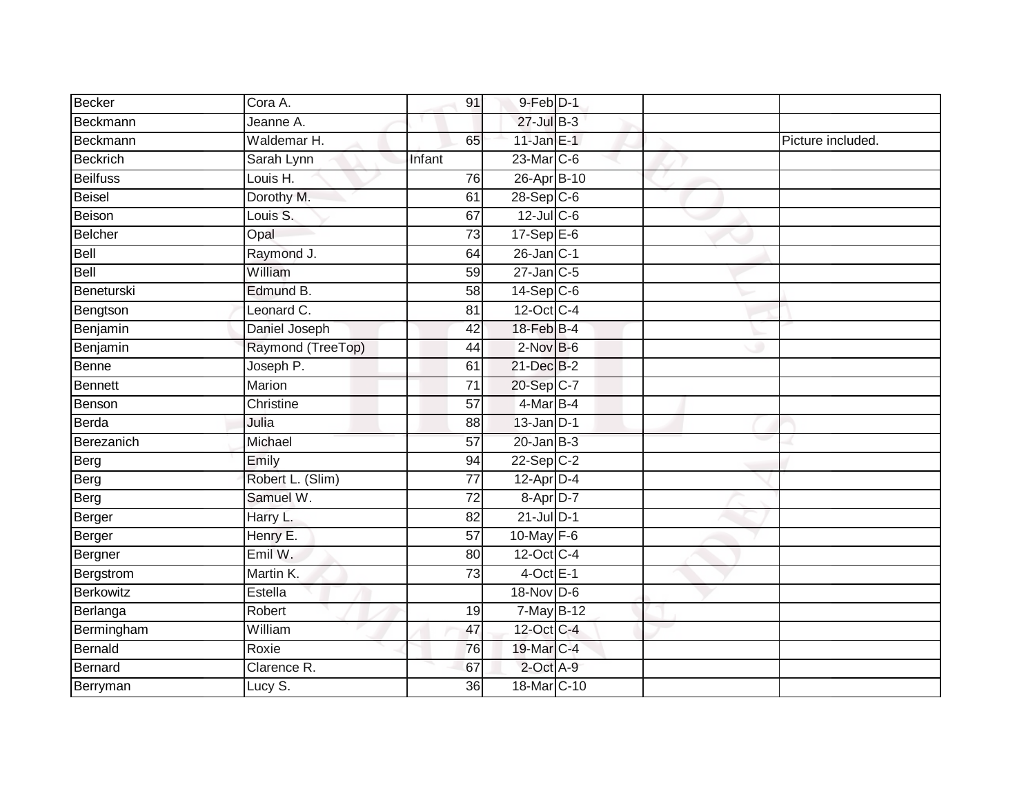| Becker | Cora A. | 91 | 9-Feb | D-1 | | |
|---|---|---|---|---|---|---|
| Beckmann | Jeanne A. | | 27-Jul | B-3 | | |
| Beckmann | Waldemar H. | 65 | 11-Jan | E-1 | | Picture included. |
| Beckrich | Sarah Lynn | Infant | 23-Mar | C-6 | | |
| Beilfuss | Louis H. | 76 | 26-Apr | B-10 | | |
| Beisel | Dorothy M. | 61 | 28-Sep | C-6 | | |
| Beison | Louis S. | 67 | 12-Jul | C-6 | | |
| Belcher | Opal | 73 | 17-Sep | E-6 | | |
| Bell | Raymond J. | 64 | 26-Jan | C-1 | | |
| Bell | William | 59 | 27-Jan | C-5 | | |
| Beneturski | Edmund B. | 58 | 14-Sep | C-6 | | |
| Bengtson | Leonard C. | 81 | 12-Oct | C-4 | | |
| Benjamin | Daniel Joseph | 42 | 18-Feb | B-4 | | |
| Benjamin | Raymond (TreeTop) | 44 | 2-Nov | B-6 | | |
| Benne | Joseph P. | 61 | 21-Dec | B-2 | | |
| Bennett | Marion | 71 | 20-Sep | C-7 | | |
| Benson | Christine | 57 | 4-Mar | B-4 | | |
| Berda | Julia | 88 | 13-Jan | D-1 | | |
| Berezanich | Michael | 57 | 20-Jan | B-3 | | |
| Berg | Emily | 94 | 22-Sep | C-2 | | |
| Berg | Robert L. (Slim) | 77 | 12-Apr | D-4 | | |
| Berg | Samuel W. | 72 | 8-Apr | D-7 | | |
| Berger | Harry L. | 82 | 21-Jul | D-1 | | |
| Berger | Henry E. | 57 | 10-May | F-6 | | |
| Bergner | Emil W. | 80 | 12-Oct | C-4 | | |
| Bergstrom | Martin K. | 73 | 4-Oct | E-1 | | |
| Berkowitz | Estella | | 18-Nov | D-6 | | |
| Berlanga | Robert | 19 | 7-May | B-12 | | |
| Bermingham | William | 47 | 12-Oct | C-4 | | |
| Bernald | Roxie | 76 | 19-Mar | C-4 | | |
| Bernard | Clarence R. | 67 | 2-Oct | A-9 | | |
| Berryman | Lucy S. | 36 | 18-Mar | C-10 | | |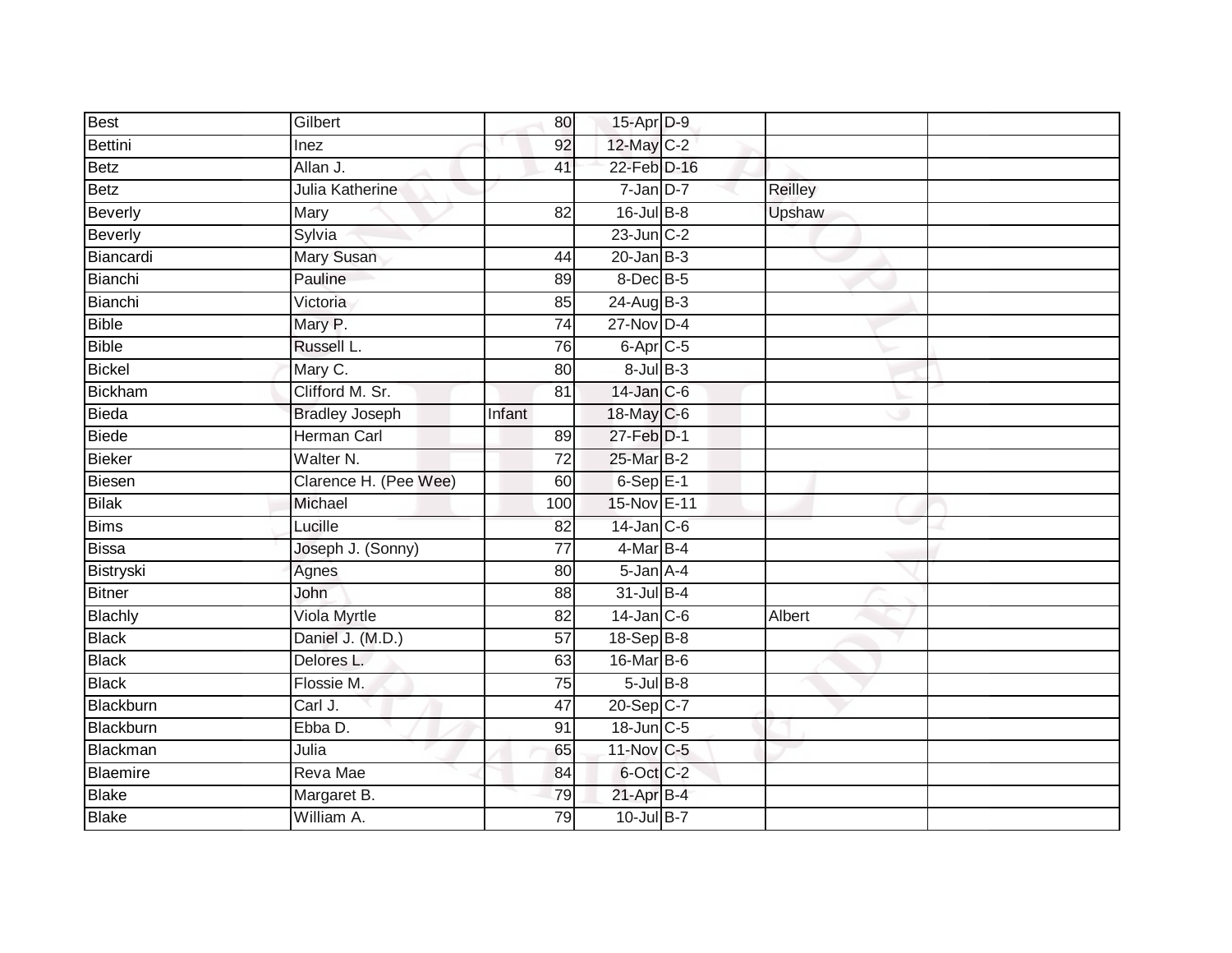| | | | | | | |
|---|---|---|---|---|---|---|
| Best | Gilbert | 80 | 15-Apr | D-9 | | |
| Bettini | Inez | 92 | 12-May | C-2 | | |
| Betz | Allan J. | 41 | 22-Feb | D-16 | | |
| Betz | Julia Katherine | | 7-Jan | D-7 | Reilley | |
| Beverly | Mary | 82 | 16-Jul | B-8 | Upshaw | |
| Beverly | Sylvia | | 23-Jun | C-2 | | |
| Biancardi | Mary Susan | 44 | 20-Jan | B-3 | | |
| Bianchi | Pauline | 89 | 8-Dec | B-5 | | |
| Bianchi | Victoria | 85 | 24-Aug | B-3 | | |
| Bible | Mary P. | 74 | 27-Nov | D-4 | | |
| Bible | Russell L. | 76 | 6-Apr | C-5 | | |
| Bickel | Mary C. | 80 | 8-Jul | B-3 | | |
| Bickham | Clifford M. Sr. | 81 | 14-Jan | C-6 | | |
| Bieda | Bradley Joseph | Infant | 18-May | C-6 | | |
| Biede | Herman Carl | 89 | 27-Feb | D-1 | | |
| Bieker | Walter N. | 72 | 25-Mar | B-2 | | |
| Biesen | Clarence H. (Pee Wee) | 60 | 6-Sep | E-1 | | |
| Bilak | Michael | 100 | 15-Nov | E-11 | | |
| Bims | Lucille | 82 | 14-Jan | C-6 | | |
| Bissa | Joseph J. (Sonny) | 77 | 4-Mar | B-4 | | |
| Bistryski | Agnes | 80 | 5-Jan | A-4 | | |
| Bitner | John | 88 | 31-Jul | B-4 | | |
| Blachly | Viola Myrtle | 82 | 14-Jan | C-6 | Albert | |
| Black | Daniel J. (M.D.) | 57 | 18-Sep | B-8 | | |
| Black | Delores L. | 63 | 16-Mar | B-6 | | |
| Black | Flossie M. | 75 | 5-Jul | B-8 | | |
| Blackburn | Carl J. | 47 | 20-Sep | C-7 | | |
| Blackburn | Ebba D. | 91 | 18-Jun | C-5 | | |
| Blackman | Julia | 65 | 11-Nov | C-5 | | |
| Blaemire | Reva Mae | 84 | 6-Oct | C-2 | | |
| Blake | Margaret B. | 79 | 21-Apr | B-4 | | |
| Blake | William A. | 79 | 10-Jul | B-7 | | |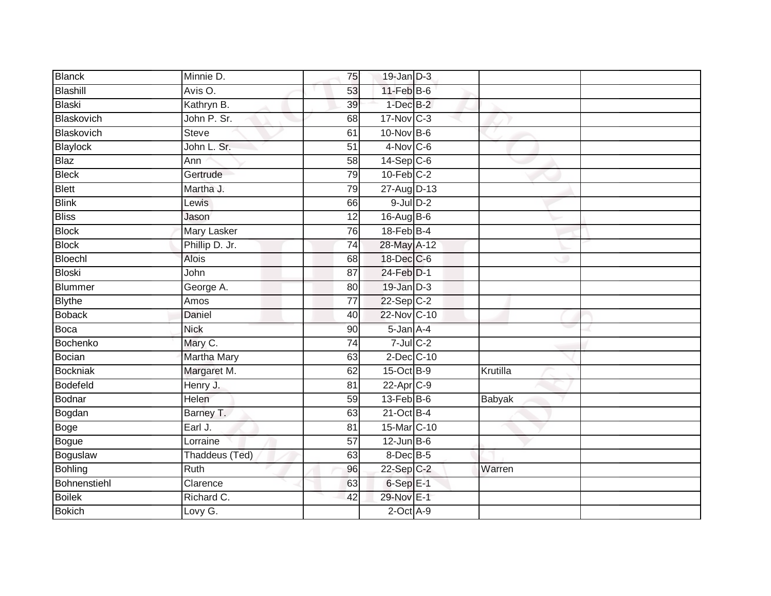| Blanck | Minnie D. | 75 | 19-Jan | D-3 | | |
|---|---|---|---|---|---|---|
| Blashill | Avis O. | 53 | 11-Feb | B-6 | | |
| Blaski | Kathryn B. | 39 | 1-Dec | B-2 | | |
| Blaskovich | John P. Sr. | 68 | 17-Nov | C-3 | | |
| Blaskovich | Steve | 61 | 10-Nov | B-6 | | |
| Blaylock | John L. Sr. | 51 | 4-Nov | C-6 | | |
| Blaz | Ann | 58 | 14-Sep | C-6 | | |
| Bleck | Gertrude | 79 | 10-Feb | C-2 | | |
| Blett | Martha J. | 79 | 27-Aug | D-13 | | |
| Blink | Lewis | 66 | 9-Jul | D-2 | | |
| Bliss | Jason | 12 | 16-Aug | B-6 | | |
| Block | Mary Lasker | 76 | 18-Feb | B-4 | | |
| Block | Phillip D. Jr. | 74 | 28-May | A-12 | | |
| Bloechl | Alois | 68 | 18-Dec | C-6 | | |
| Bloski | John | 87 | 24-Feb | D-1 | | |
| Blummer | George A. | 80 | 19-Jan | D-3 | | |
| Blythe | Amos | 77 | 22-Sep | C-2 | | |
| Boback | Daniel | 40 | 22-Nov | C-10 | | |
| Boca | Nick | 90 | 5-Jan | A-4 | | |
| Bochenko | Mary C. | 74 | 7-Jul | C-2 | | |
| Bocian | Martha Mary | 63 | 2-Dec | C-10 | | |
| Bockniak | Margaret M. | 62 | 15-Oct | B-9 | Krutilla | |
| Bodefeld | Henry J. | 81 | 22-Apr | C-9 | | |
| Bodnar | Helen | 59 | 13-Feb | B-6 | Babyak | |
| Bogdan | Barney T. | 63 | 21-Oct | B-4 | | |
| Boge | Earl J. | 81 | 15-Mar | C-10 | | |
| Bogue | Lorraine | 57 | 12-Jun | B-6 | | |
| Boguslaw | Thaddeus (Ted) | 63 | 8-Dec | B-5 | | |
| Bohling | Ruth | 96 | 22-Sep | C-2 | Warren | |
| Bohnenstiehl | Clarence | 63 | 6-Sep | E-1 | | |
| Boilek | Richard C. | 42 | 29-Nov | E-1 | | |
| Bokich | Lovy G. | | 2-Oct | A-9 | | |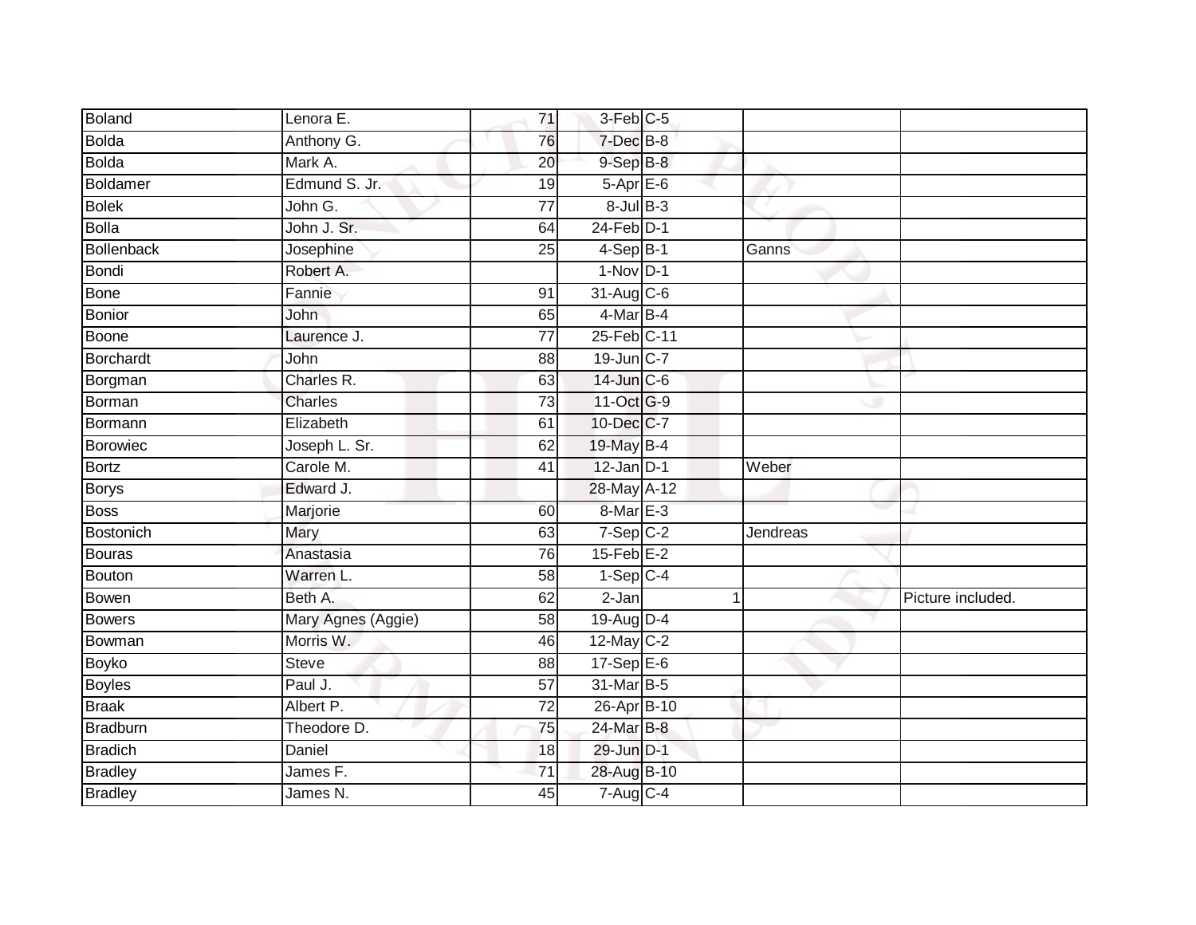| | | | | | | |
|---|---|---|---|---|---|---|
| Boland | Lenora E. | 71 | 3-Feb | C-5 | | |
| Bolda | Anthony G. | 76 | 7-Dec | B-8 | | |
| Bolda | Mark A. | 20 | 9-Sep | B-8 | | |
| Boldamer | Edmund S. Jr. | 19 | 5-Apr | E-6 | | |
| Bolek | John G. | 77 | 8-Jul | B-3 | | |
| Bolla | John J. Sr. | 64 | 24-Feb | D-1 | | |
| Bollenback | Josephine | 25 | 4-Sep | B-1 | Ganns | |
| Bondi | Robert A. | | 1-Nov | D-1 | | |
| Bone | Fannie | 91 | 31-Aug | C-6 | | |
| Bonior | John | 65 | 4-Mar | B-4 | | |
| Boone | Laurence J. | 77 | 25-Feb | C-11 | | |
| Borchardt | John | 88 | 19-Jun | C-7 | | |
| Borgman | Charles R. | 63 | 14-Jun | C-6 | | |
| Borman | Charles | 73 | 11-Oct | G-9 | | |
| Bormann | Elizabeth | 61 | 10-Dec | C-7 | | |
| Borowiec | Joseph L. Sr. | 62 | 19-May | B-4 | | |
| Bortz | Carole M. | 41 | 12-Jan | D-1 | Weber | |
| Borys | Edward J. | | 28-May | A-12 | | |
| Boss | Marjorie | 60 | 8-Mar | E-3 | | |
| Bostonich | Mary | 63 | 7-Sep | C-2 | Jendreas | |
| Bouras | Anastasia | 76 | 15-Feb | E-2 | | |
| Bouton | Warren L. | 58 | 1-Sep | C-4 | | |
| Bowen | Beth A. | 62 | 2-Jan | 1 | | Picture included. |
| Bowers | Mary Agnes (Aggie) | 58 | 19-Aug | D-4 | | |
| Bowman | Morris W. | 46 | 12-May | C-2 | | |
| Boyko | Steve | 88 | 17-Sep | E-6 | | |
| Boyles | Paul J. | 57 | 31-Mar | B-5 | | |
| Braak | Albert P. | 72 | 26-Apr | B-10 | | |
| Bradburn | Theodore D. | 75 | 24-Mar | B-8 | | |
| Bradich | Daniel | 18 | 29-Jun | D-1 | | |
| Bradley | James F. | 71 | 28-Aug | B-10 | | |
| Bradley | James N. | 45 | 7-Aug | C-4 | | |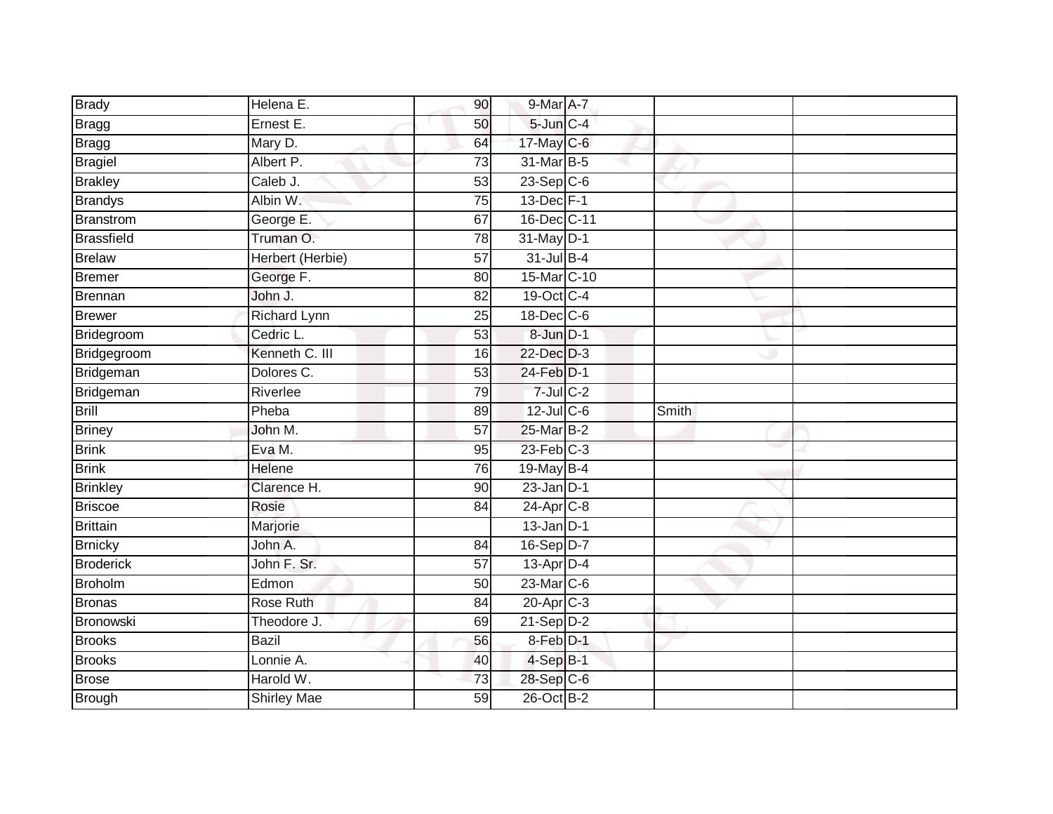| | | | | | | |
|---|---|---|---|---|---|---|
| Brady | Helena E. | 90 | 9-Mar | A-7 | | |
| Bragg | Ernest E. | 50 | 5-Jun | C-4 | | |
| Bragg | Mary D. | 64 | 17-May | C-6 | | |
| Bragiel | Albert P. | 73 | 31-Mar | B-5 | | |
| Brakley | Caleb J. | 53 | 23-Sep | C-6 | | |
| Brandys | Albin W. | 75 | 13-Dec | F-1 | | |
| Branstrom | George E. | 67 | 16-Dec | C-11 | | |
| Brassfield | Truman O. | 78 | 31-May | D-1 | | |
| Brelaw | Herbert (Herbie) | 57 | 31-Jul | B-4 | | |
| Bremer | George F. | 80 | 15-Mar | C-10 | | |
| Brennan | John J. | 82 | 19-Oct | C-4 | | |
| Brewer | Richard Lynn | 25 | 18-Dec | C-6 | | |
| Bridegroom | Cedric L. | 53 | 8-Jun | D-1 | | |
| Bridgegroom | Kenneth C. III | 16 | 22-Dec | D-3 | | |
| Bridgeman | Dolores C. | 53 | 24-Feb | D-1 | | |
| Bridgeman | Riverlee | 79 | 7-Jul | C-2 | | |
| Brill | Pheba | 89 | 12-Jul | C-6 | Smith | |
| Briney | John M. | 57 | 25-Mar | B-2 | | |
| Brink | Eva M. | 95 | 23-Feb | C-3 | | |
| Brink | Helene | 76 | 19-May | B-4 | | |
| Brinkley | Clarence H. | 90 | 23-Jan | D-1 | | |
| Briscoe | Rosie | 84 | 24-Apr | C-8 | | |
| Brittain | Marjorie | | 13-Jan | D-1 | | |
| Brnicky | John A. | 84 | 16-Sep | D-7 | | |
| Broderick | John F. Sr. | 57 | 13-Apr | D-4 | | |
| Broholm | Edmon | 50 | 23-Mar | C-6 | | |
| Bronas | Rose Ruth | 84 | 20-Apr | C-3 | | |
| Bronowski | Theodore J. | 69 | 21-Sep | D-2 | | |
| Brooks | Bazil | 56 | 8-Feb | D-1 | | |
| Brooks | Lonnie A. | 40 | 4-Sep | B-1 | | |
| Brose | Harold W. | 73 | 28-Sep | C-6 | | |
| Brough | Shirley Mae | 59 | 26-Oct | B-2 | | |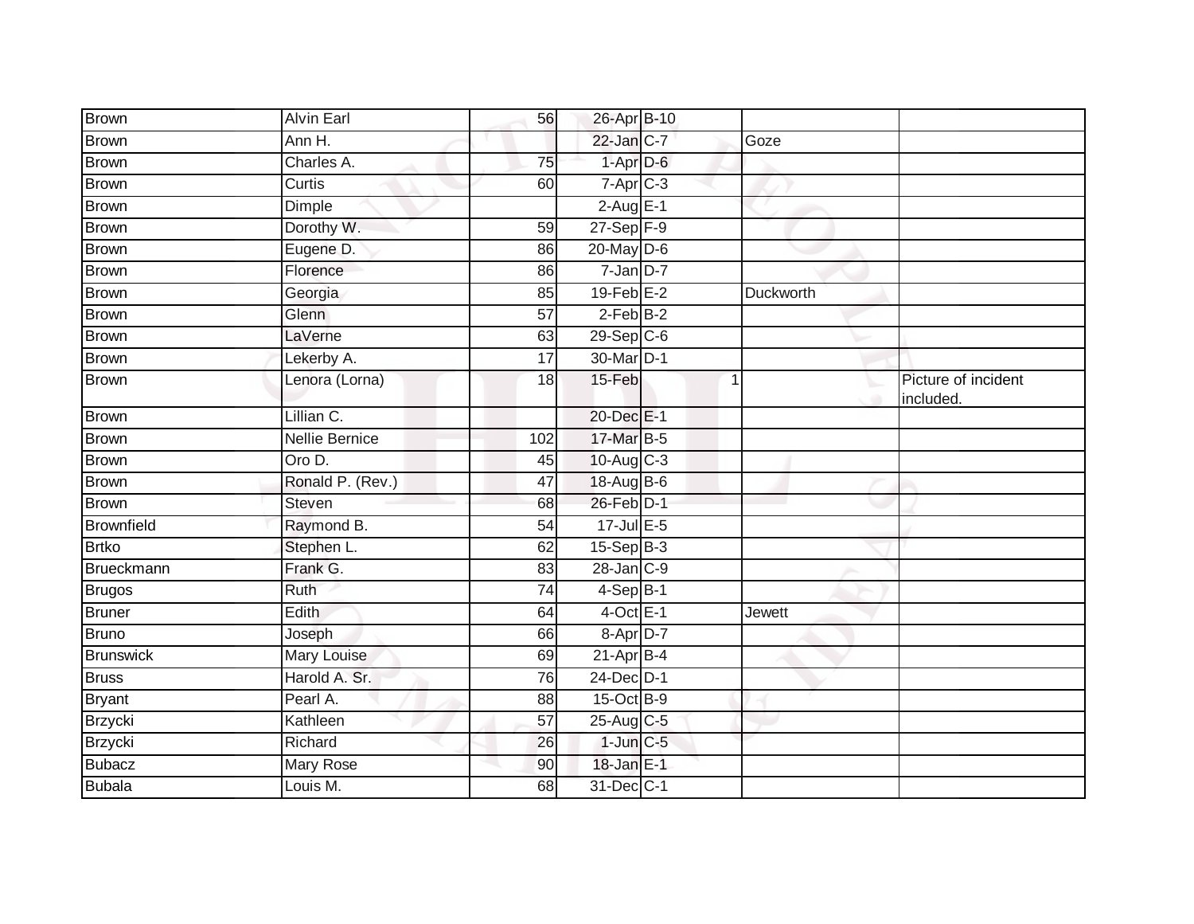| | | | | | | | |
|---|---|---|---|---|---|---|---|
| Brown | Alvin Earl | 56 | 26-Apr | B-10 | | | |
| Brown | Ann H. | | 22-Jan | C-7 | | Goze | |
| Brown | Charles A. | 75 | 1-Apr | D-6 | | | |
| Brown | Curtis | 60 | 7-Apr | C-3 | | | |
| Brown | Dimple | | 2-Aug | E-1 | | | |
| Brown | Dorothy W. | 59 | 27-Sep | F-9 | | | |
| Brown | Eugene D. | 86 | 20-May | D-6 | | | |
| Brown | Florence | 86 | 7-Jan | D-7 | | | |
| Brown | Georgia | 85 | 19-Feb | E-2 | | Duckworth | |
| Brown | Glenn | 57 | 2-Feb | B-2 | | | |
| Brown | LaVerne | 63 | 29-Sep | C-6 | | | |
| Brown | Lekerby A. | 17 | 30-Mar | D-1 | | | |
| Brown | Lenora (Lorna) | 18 | 15-Feb | | 1 | | Picture of incident included. |
| Brown | Lillian C. | | 20-Dec | E-1 | | | |
| Brown | Nellie Bernice | 102 | 17-Mar | B-5 | | | |
| Brown | Oro D. | 45 | 10-Aug | C-3 | | | |
| Brown | Ronald P. (Rev.) | 47 | 18-Aug | B-6 | | | |
| Brown | Steven | 68 | 26-Feb | D-1 | | | |
| Brownfield | Raymond B. | 54 | 17-Jul | E-5 | | | |
| Brtko | Stephen L. | 62 | 15-Sep | B-3 | | | |
| Brueckmann | Frank G. | 83 | 28-Jan | C-9 | | | |
| Brugos | Ruth | 74 | 4-Sep | B-1 | | | |
| Bruner | Edith | 64 | 4-Oct | E-1 | | Jewett | |
| Bruno | Joseph | 66 | 8-Apr | D-7 | | | |
| Brunswick | Mary Louise | 69 | 21-Apr | B-4 | | | |
| Bruss | Harold A. Sr. | 76 | 24-Dec | D-1 | | | |
| Bryant | Pearl A. | 88 | 15-Oct | B-9 | | | |
| Brzycki | Kathleen | 57 | 25-Aug | C-5 | | | |
| Brzycki | Richard | 26 | 1-Jun | C-5 | | | |
| Bubacz | Mary Rose | 90 | 18-Jan | E-1 | | | |
| Bubala | Louis M. | 68 | 31-Dec | C-1 | | | |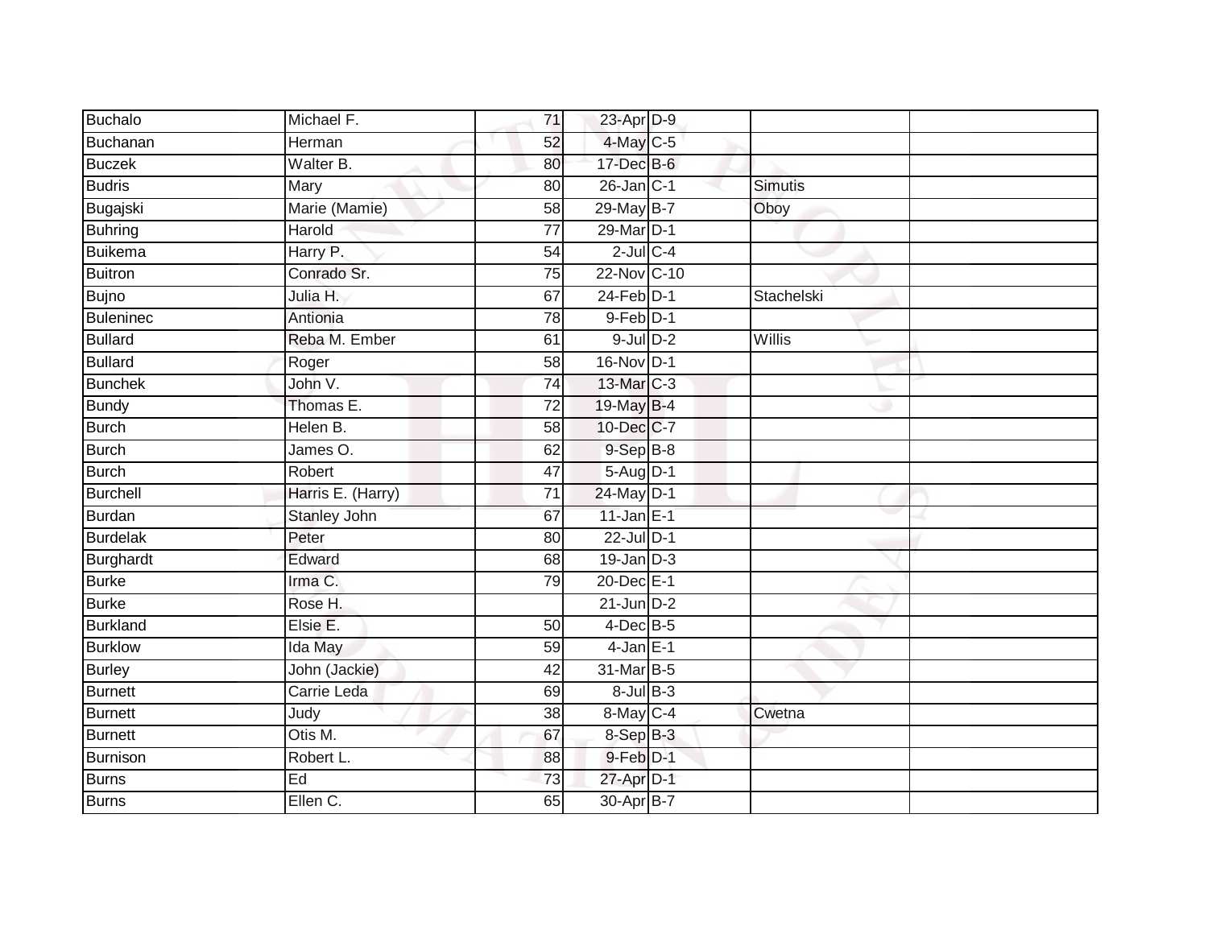| Buchalo | Michael F. | 71 | 23-Apr | D-9 | | |
|---|---|---|---|---|---|---|
| Buchanan | Herman | 52 | 4-May | C-5 | | |
| Buczek | Walter B. | 80 | 17-Dec | B-6 | | |
| Budris | Mary | 80 | 26-Jan | C-1 | Simutis | |
| Bugajski | Marie (Mamie) | 58 | 29-May | B-7 | Oboy | |
| Buhring | Harold | 77 | 29-Mar | D-1 | | |
| Buikema | Harry P. | 54 | 2-Jul | C-4 | | |
| Buitron | Conrado Sr. | 75 | 22-Nov | C-10 | | |
| Bujno | Julia H. | 67 | 24-Feb | D-1 | Stachelski | |
| Buleninec | Antionia | 78 | 9-Feb | D-1 | | |
| Bullard | Reba M. Ember | 61 | 9-Jul | D-2 | Willis | |
| Bullard | Roger | 58 | 16-Nov | D-1 | | |
| Bunchek | John V. | 74 | 13-Mar | C-3 | | |
| Bundy | Thomas E. | 72 | 19-May | B-4 | | |
| Burch | Helen B. | 58 | 10-Dec | C-7 | | |
| Burch | James O. | 62 | 9-Sep | B-8 | | |
| Burch | Robert | 47 | 5-Aug | D-1 | | |
| Burchell | Harris E. (Harry) | 71 | 24-May | D-1 | | |
| Burdan | Stanley John | 67 | 11-Jan | E-1 | | |
| Burdelak | Peter | 80 | 22-Jul | D-1 | | |
| Burghardt | Edward | 68 | 19-Jan | D-3 | | |
| Burke | Irma C. | 79 | 20-Dec | E-1 | | |
| Burke | Rose H. | | 21-Jun | D-2 | | |
| Burkland | Elsie E. | 50 | 4-Dec | B-5 | | |
| Burklow | Ida May | 59 | 4-Jan | E-1 | | |
| Burley | John (Jackie) | 42 | 31-Mar | B-5 | | |
| Burnett | Carrie Leda | 69 | 8-Jul | B-3 | | |
| Burnett | Judy | 38 | 8-May | C-4 | Cwetna | |
| Burnett | Otis M. | 67 | 8-Sep | B-3 | | |
| Burnison | Robert L. | 88 | 9-Feb | D-1 | | |
| Burns | Ed | 73 | 27-Apr | D-1 | | |
| Burns | Ellen C. | 65 | 30-Apr | B-7 | | |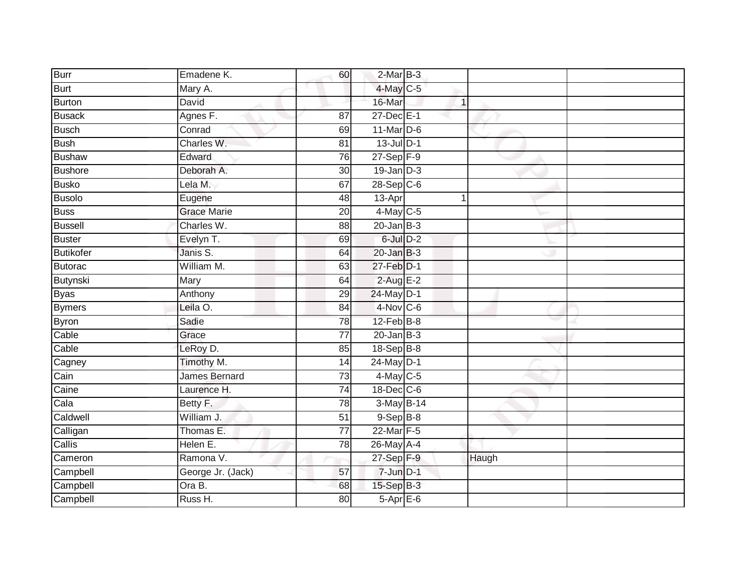| | | | | | | |
|---|---|---|---|---|---|---|
| Burr | Emadene K. | 60 | 2-Mar | B-3 | | |
| Burt | Mary A. | | 4-May | C-5 | | |
| Burton | David | | 16-Mar | 1 | | |
| Busack | Agnes F. | 87 | 27-Dec | E-1 | | |
| Busch | Conrad | 69 | 11-Mar | D-6 | | |
| Bush | Charles W. | 81 | 13-Jul | D-1 | | |
| Bushaw | Edward | 76 | 27-Sep | F-9 | | |
| Bushore | Deborah A. | 30 | 19-Jan | D-3 | | |
| Busko | Lela M. | 67 | 28-Sep | C-6 | | |
| Busolo | Eugene | 48 | 13-Apr | 1 | | |
| Buss | Grace Marie | 20 | 4-May | C-5 | | |
| Bussell | Charles W. | 88 | 20-Jan | B-3 | | |
| Buster | Evelyn T. | 69 | 6-Jul | D-2 | | |
| Butikofer | Janis S. | 64 | 20-Jan | B-3 | | |
| Butorac | William M. | 63 | 27-Feb | D-1 | | |
| Butynski | Mary | 64 | 2-Aug | E-2 | | |
| Byas | Anthony | 29 | 24-May | D-1 | | |
| Bymers | Leila O. | 84 | 4-Nov | C-6 | | |
| Byron | Sadie | 78 | 12-Feb | B-8 | | |
| Cable | Grace | 77 | 20-Jan | B-3 | | |
| Cable | LeRoy D. | 85 | 18-Sep | B-8 | | |
| Cagney | Timothy M. | 14 | 24-May | D-1 | | |
| Cain | James Bernard | 73 | 4-May | C-5 | | |
| Caine | Laurence H. | 74 | 18-Dec | C-6 | | |
| Cala | Betty F. | 78 | 3-May | B-14 | | |
| Caldwell | William J. | 51 | 9-Sep | B-8 | | |
| Calligan | Thomas E. | 77 | 22-Mar | F-5 | | |
| Callis | Helen E. | 78 | 26-May | A-4 | | |
| Cameron | Ramona V. | | 27-Sep | F-9 | Haugh | |
| Campbell | George Jr. (Jack) | 57 | 7-Jun | D-1 | | |
| Campbell | Ora B. | 68 | 15-Sep | B-3 | | |
| Campbell | Russ H. | 80 | 5-Apr | E-6 | | |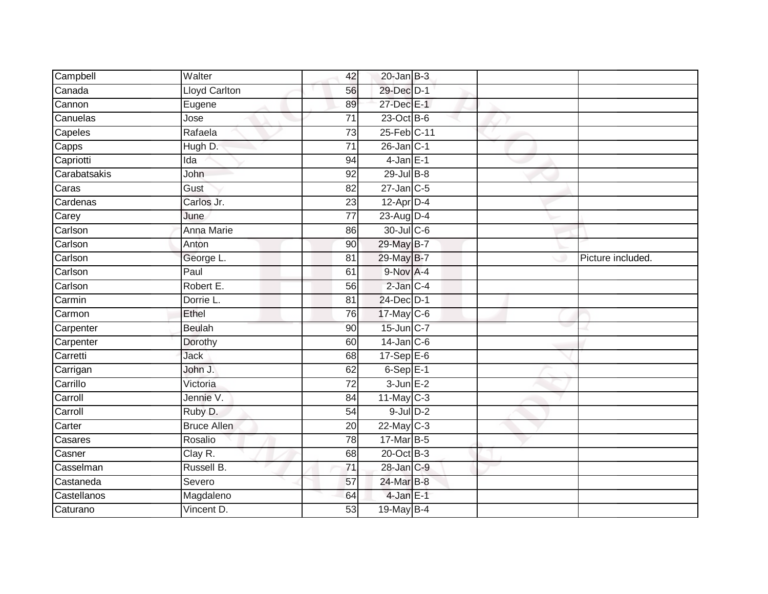| | | | | | | |
|---|---|---|---|---|---|---|
| Campbell | Walter | 42 | 20-Jan | B-3 | | |
| Canada | Lloyd Carlton | 56 | 29-Dec | D-1 | | |
| Cannon | Eugene | 89 | 27-Dec | E-1 | | |
| Canuelas | Jose | 71 | 23-Oct | B-6 | | |
| Capeles | Rafaela | 73 | 25-Feb | C-11 | | |
| Capps | Hugh D. | 71 | 26-Jan | C-1 | | |
| Capriotti | Ida | 94 | 4-Jan | E-1 | | |
| Carabatsakis | John | 92 | 29-Jul | B-8 | | |
| Caras | Gust | 82 | 27-Jan | C-5 | | |
| Cardenas | Carlos Jr. | 23 | 12-Apr | D-4 | | |
| Carey | June | 77 | 23-Aug | D-4 | | |
| Carlson | Anna Marie | 86 | 30-Jul | C-6 | | |
| Carlson | Anton | 90 | 29-May | B-7 | | |
| Carlson | George L. | 81 | 29-May | B-7 | | Picture included. |
| Carlson | Paul | 61 | 9-Nov | A-4 | | |
| Carlson | Robert E. | 56 | 2-Jan | C-4 | | |
| Carmin | Dorrie L. | 81 | 24-Dec | D-1 | | |
| Carmon | Ethel | 76 | 17-May | C-6 | | |
| Carpenter | Beulah | 90 | 15-Jun | C-7 | | |
| Carpenter | Dorothy | 60 | 14-Jan | C-6 | | |
| Carretti | Jack | 68 | 17-Sep | E-6 | | |
| Carrigan | John J. | 62 | 6-Sep | E-1 | | |
| Carrillo | Victoria | 72 | 3-Jun | E-2 | | |
| Carroll | Jennie V. | 84 | 11-May | C-3 | | |
| Carroll | Ruby D. | 54 | 9-Jul | D-2 | | |
| Carter | Bruce Allen | 20 | 22-May | C-3 | | |
| Casares | Rosalio | 78 | 17-Mar | B-5 | | |
| Casner | Clay R. | 68 | 20-Oct | B-3 | | |
| Casselman | Russell B. | 71 | 28-Jan | C-9 | | |
| Castaneda | Severo | 57 | 24-Mar | B-8 | | |
| Castellanos | Magdaleno | 64 | 4-Jan | E-1 | | |
| Caturano | Vincent D. | 53 | 19-May | B-4 | | |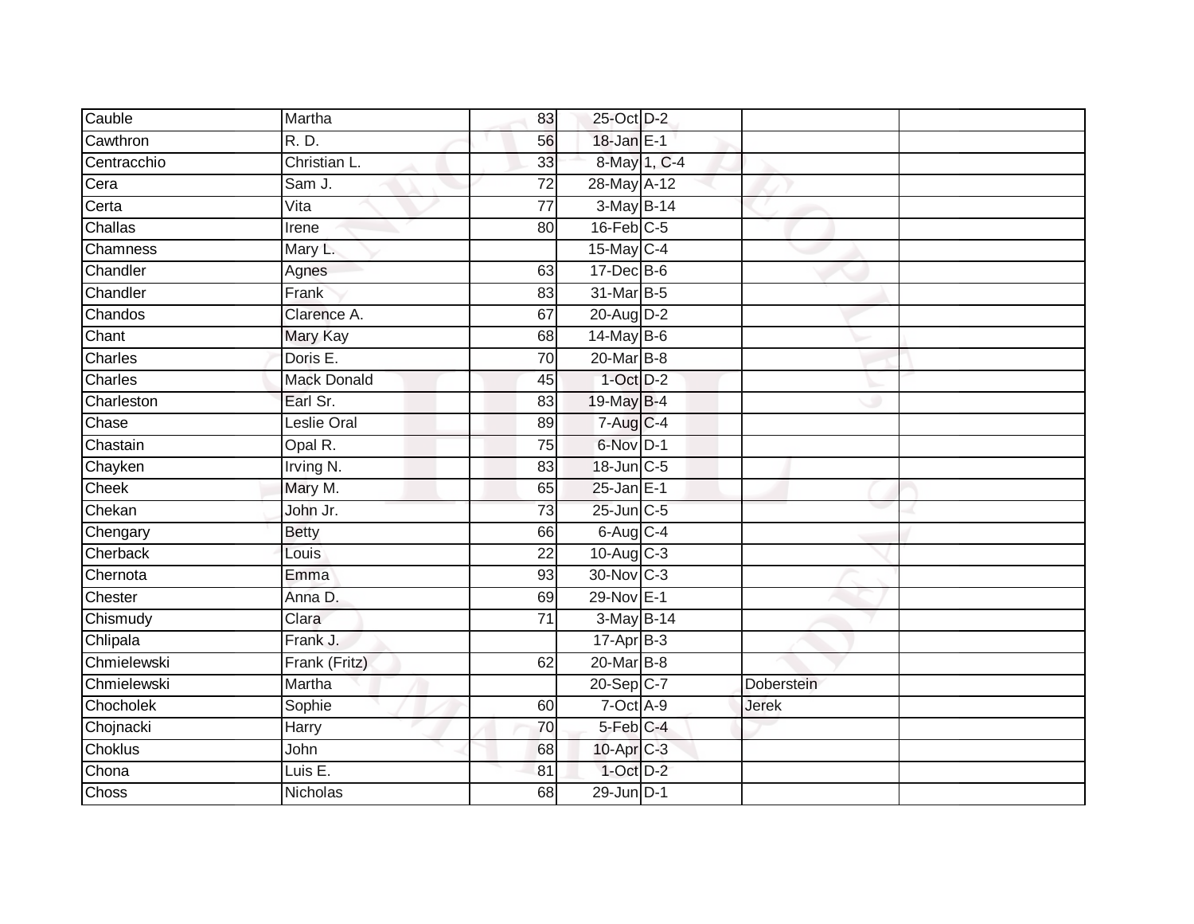| Cauble | Martha | 83 | 25-Oct | D-2 | | |
|---|---|---|---|---|---|---|
| Cawthron | R. D. | 56 | 18-Jan | E-1 | | |
| Centracchio | Christian L. | 33 | 8-May | 1, C-4 | | |
| Cera | Sam J. | 72 | 28-May | A-12 | | |
| Certa | Vita | 77 | 3-May | B-14 | | |
| Challas | Irene | 80 | 16-Feb | C-5 | | |
| Chamness | Mary L. | | 15-May | C-4 | | |
| Chandler | Agnes | 63 | 17-Dec | B-6 | | |
| Chandler | Frank | 83 | 31-Mar | B-5 | | |
| Chandos | Clarence A. | 67 | 20-Aug | D-2 | | |
| Chant | Mary Kay | 68 | 14-May | B-6 | | |
| Charles | Doris E. | 70 | 20-Mar | B-8 | | |
| Charles | Mack Donald | 45 | 1-Oct | D-2 | | |
| Charleston | Earl Sr. | 83 | 19-May | B-4 | | |
| Chase | Leslie Oral | 89 | 7-Aug | C-4 | | |
| Chastain | Opal R. | 75 | 6-Nov | D-1 | | |
| Chayken | Irving N. | 83 | 18-Jun | C-5 | | |
| Cheek | Mary M. | 65 | 25-Jan | E-1 | | |
| Chekan | John Jr. | 73 | 25-Jun | C-5 | | |
| Chengary | Betty | 66 | 6-Aug | C-4 | | |
| Cherback | Louis | 22 | 10-Aug | C-3 | | |
| Chernota | Emma | 93 | 30-Nov | C-3 | | |
| Chester | Anna D. | 69 | 29-Nov | E-1 | | |
| Chismudy | Clara | 71 | 3-May | B-14 | | |
| Chlipala | Frank J. | | 17-Apr | B-3 | | |
| Chmielewski | Frank (Fritz) | 62 | 20-Mar | B-8 | | |
| Chmielewski | Martha | | 20-Sep | C-7 | Doberstein | |
| Chocholek | Sophie | 60 | 7-Oct | A-9 | Jerek | |
| Chojnacki | Harry | 70 | 5-Feb | C-4 | | |
| Choklus | John | 68 | 10-Apr | C-3 | | |
| Chona | Luis E. | 81 | 1-Oct | D-2 | | |
| Choss | Nicholas | 68 | 29-Jun | D-1 | | |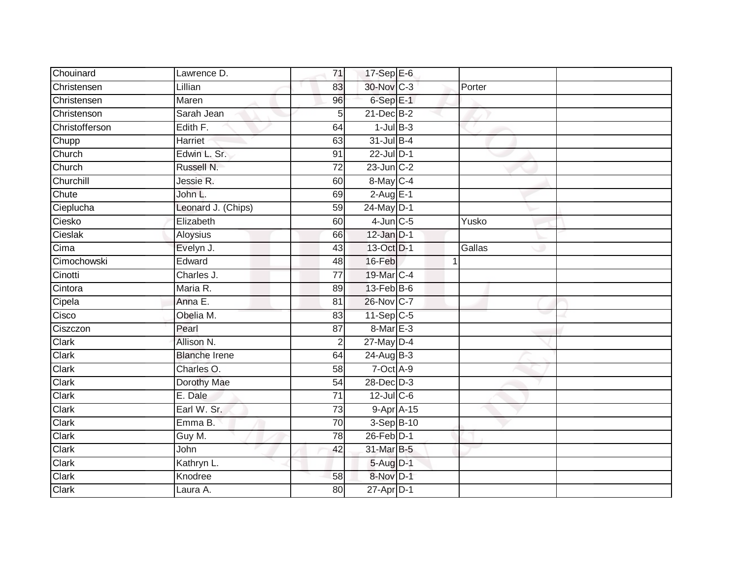| | | | | | | | |
|---|---|---|---|---|---|---|---|
| Chouinard | Lawrence D. | 71 | 17-Sep | E-6 | | | |
| Christensen | Lillian | 83 | 30-Nov | C-3 | | Porter | |
| Christensen | Maren | 96 | 6-Sep | E-1 | | | |
| Christenson | Sarah Jean | 5 | 21-Dec | B-2 | | | |
| Christofferson | Edith F. | 64 | 1-Jul | B-3 | | | |
| Chupp | Harriet | 63 | 31-Jul | B-4 | | | |
| Church | Edwin L. Sr. | 91 | 22-Jul | D-1 | | | |
| Church | Russell N. | 72 | 23-Jun | C-2 | | | |
| Churchill | Jessie R. | 60 | 8-May | C-4 | | | |
| Chute | John L. | 69 | 2-Aug | E-1 | | | |
| Cieplucha | Leonard J. (Chips) | 59 | 24-May | D-1 | | | |
| Ciesko | Elizabeth | 60 | 4-Jun | C-5 | | Yusko | |
| Cieslak | Aloysius | 66 | 12-Jan | D-1 | | | |
| Cima | Evelyn J. | 43 | 13-Oct | D-1 | | Gallas | |
| Cimochowski | Edward | 48 | 16-Feb | | 1 | | |
| Cinotti | Charles J. | 77 | 19-Mar | C-4 | | | |
| Cintora | Maria R. | 89 | 13-Feb | B-6 | | | |
| Cipela | Anna E. | 81 | 26-Nov | C-7 | | | |
| Cisco | Obelia M. | 83 | 11-Sep | C-5 | | | |
| Ciszczon | Pearl | 87 | 8-Mar | E-3 | | | |
| Clark | Allison N. | 2 | 27-May | D-4 | | | |
| Clark | Blanche Irene | 64 | 24-Aug | B-3 | | | |
| Clark | Charles O. | 58 | 7-Oct | A-9 | | | |
| Clark | Dorothy Mae | 54 | 28-Dec | D-3 | | | |
| Clark | E. Dale | 71 | 12-Jul | C-6 | | | |
| Clark | Earl W. Sr. | 73 | 9-Apr | A-15 | | | |
| Clark | Emma B. | 70 | 3-Sep | B-10 | | | |
| Clark | Guy M. | 78 | 26-Feb | D-1 | | | |
| Clark | John | 42 | 31-Mar | B-5 | | | |
| Clark | Kathryn L. | | 5-Aug | D-1 | | | |
| Clark | Knodree | 58 | 8-Nov | D-1 | | | |
| Clark | Laura A. | 80 | 27-Apr | D-1 | | | |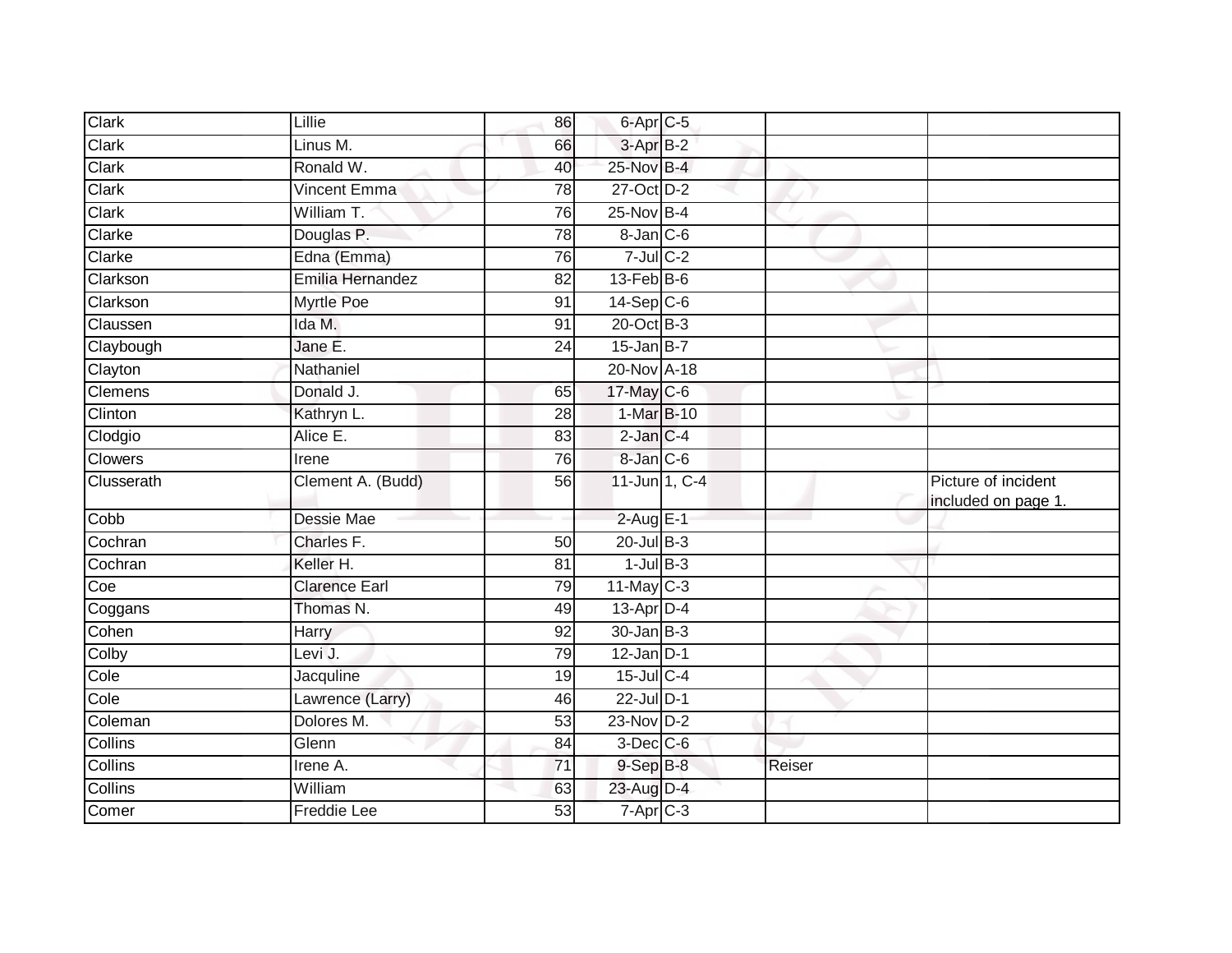| | | | | | | |
|---|---|---|---|---|---|---|
| Clark | Lillie | 86 | 6-Apr | C-5 | | |
| Clark | Linus M. | 66 | 3-Apr | B-2 | | |
| Clark | Ronald W. | 40 | 25-Nov | B-4 | | |
| Clark | Vincent Emma | 78 | 27-Oct | D-2 | | |
| Clark | William T. | 76 | 25-Nov | B-4 | | |
| Clarke | Douglas P. | 78 | 8-Jan | C-6 | | |
| Clarke | Edna (Emma) | 76 | 7-Jul | C-2 | | |
| Clarkson | Emilia Hernandez | 82 | 13-Feb | B-6 | | |
| Clarkson | Myrtle Poe | 91 | 14-Sep | C-6 | | |
| Claussen | Ida M. | 91 | 20-Oct | B-3 | | |
| Claybough | Jane E. | 24 | 15-Jan | B-7 | | |
| Clayton | Nathaniel | | 20-Nov | A-18 | | |
| Clemens | Donald J. | 65 | 17-May | C-6 | | |
| Clinton | Kathryn L. | 28 | 1-Mar | B-10 | | |
| Clodgio | Alice E. | 83 | 2-Jan | C-4 | | |
| Clowers | Irene | 76 | 8-Jan | C-6 | | |
| Clusserath | Clement A. (Budd) | 56 | 11-Jun | 1, C-4 | | Picture of incident included on page 1. |
| Cobb | Dessie Mae | | 2-Aug | E-1 | | |
| Cochran | Charles F. | 50 | 20-Jul | B-3 | | |
| Cochran | Keller H. | 81 | 1-Jul | B-3 | | |
| Coe | Clarence Earl | 79 | 11-May | C-3 | | |
| Coggans | Thomas N. | 49 | 13-Apr | D-4 | | |
| Cohen | Harry | 92 | 30-Jan | B-3 | | |
| Colby | Levi J. | 79 | 12-Jan | D-1 | | |
| Cole | Jacquline | 19 | 15-Jul | C-4 | | |
| Cole | Lawrence (Larry) | 46 | 22-Jul | D-1 | | |
| Coleman | Dolores M. | 53 | 23-Nov | D-2 | | |
| Collins | Glenn | 84 | 3-Dec | C-6 | | |
| Collins | Irene A. | 71 | 9-Sep | B-8 | Reiser | |
| Collins | William | 63 | 23-Aug | D-4 | | |
| Comer | Freddie Lee | 53 | 7-Apr | C-3 | | |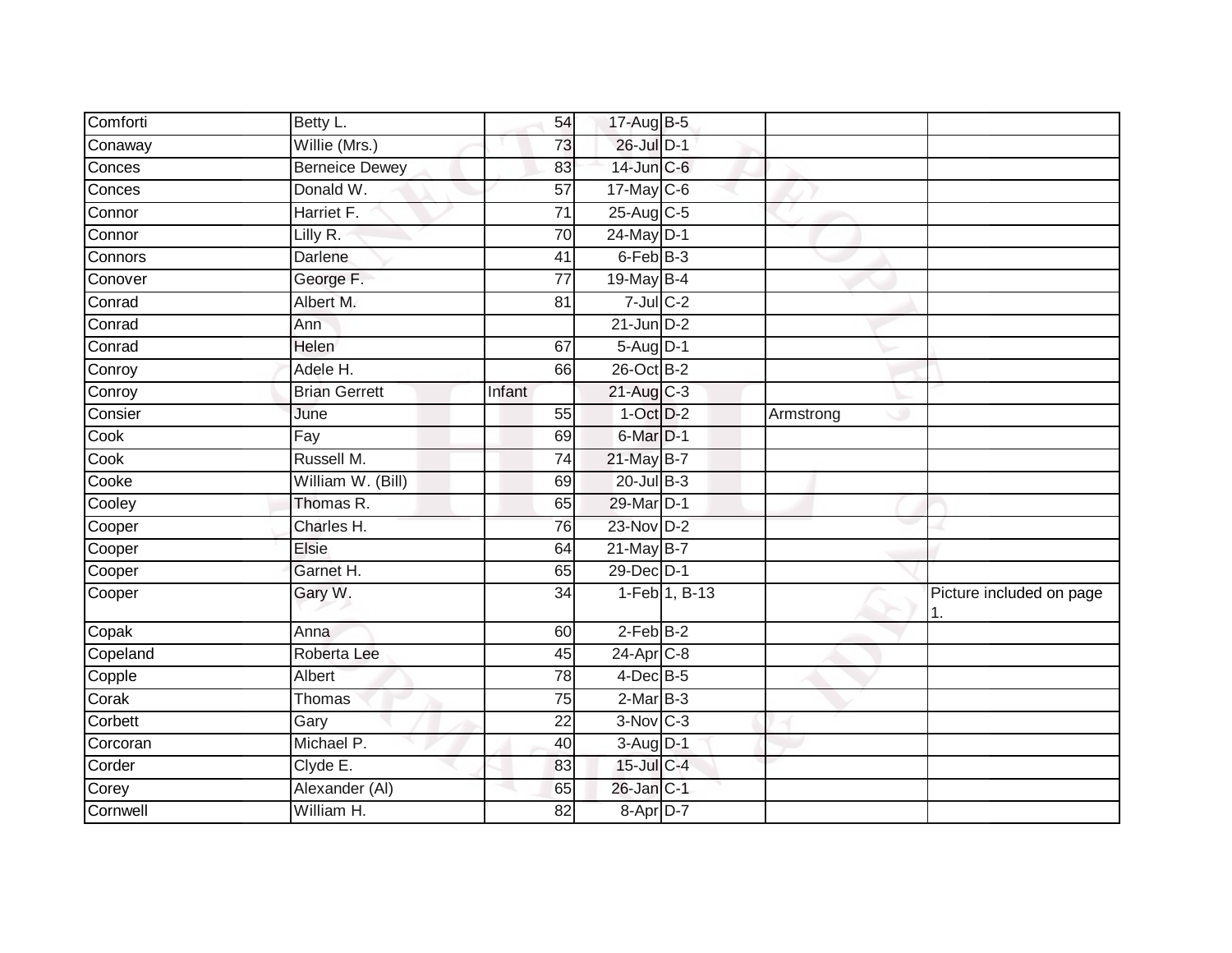| | | | | | | |
|---|---|---|---|---|---|---|
| Comforti | Betty L. | 54 | 17-Aug | B-5 | | |
| Conaway | Willie (Mrs.) | 73 | 26-Jul | D-1 | | |
| Conces | Berneice Dewey | 83 | 14-Jun | C-6 | | |
| Conces | Donald W. | 57 | 17-May | C-6 | | |
| Connor | Harriet F. | 71 | 25-Aug | C-5 | | |
| Connor | Lilly R. | 70 | 24-May | D-1 | | |
| Connors | Darlene | 41 | 6-Feb | B-3 | | |
| Conover | George F. | 77 | 19-May | B-4 | | |
| Conrad | Albert M. | 81 | 7-Jul | C-2 | | |
| Conrad | Ann | | 21-Jun | D-2 | | |
| Conrad | Helen | 67 | 5-Aug | D-1 | | |
| Conroy | Adele H. | 66 | 26-Oct | B-2 | | |
| Conroy | Brian Gerrett | Infant | 21-Aug | C-3 | | |
| Consier | June | 55 | 1-Oct | D-2 | Armstrong | |
| Cook | Fay | 69 | 6-Mar | D-1 | | |
| Cook | Russell M. | 74 | 21-May | B-7 | | |
| Cooke | William W. (Bill) | 69 | 20-Jul | B-3 | | |
| Cooley | Thomas R. | 65 | 29-Mar | D-1 | | |
| Cooper | Charles H. | 76 | 23-Nov | D-2 | | |
| Cooper | Elsie | 64 | 21-May | B-7 | | |
| Cooper | Garnet H. | 65 | 29-Dec | D-1 | | |
| Cooper | Gary W. | 34 | 1-Feb | 1, B-13 | | Picture included on page 1. |
| Copak | Anna | 60 | 2-Feb | B-2 | | |
| Copeland | Roberta Lee | 45 | 24-Apr | C-8 | | |
| Copple | Albert | 78 | 4-Dec | B-5 | | |
| Corak | Thomas | 75 | 2-Mar | B-3 | | |
| Corbett | Gary | 22 | 3-Nov | C-3 | | |
| Corcoran | Michael P. | 40 | 3-Aug | D-1 | | |
| Corder | Clyde E. | 83 | 15-Jul | C-4 | | |
| Corey | Alexander (Al) | 65 | 26-Jan | C-1 | | |
| Cornwell | William H. | 82 | 8-Apr | D-7 | | |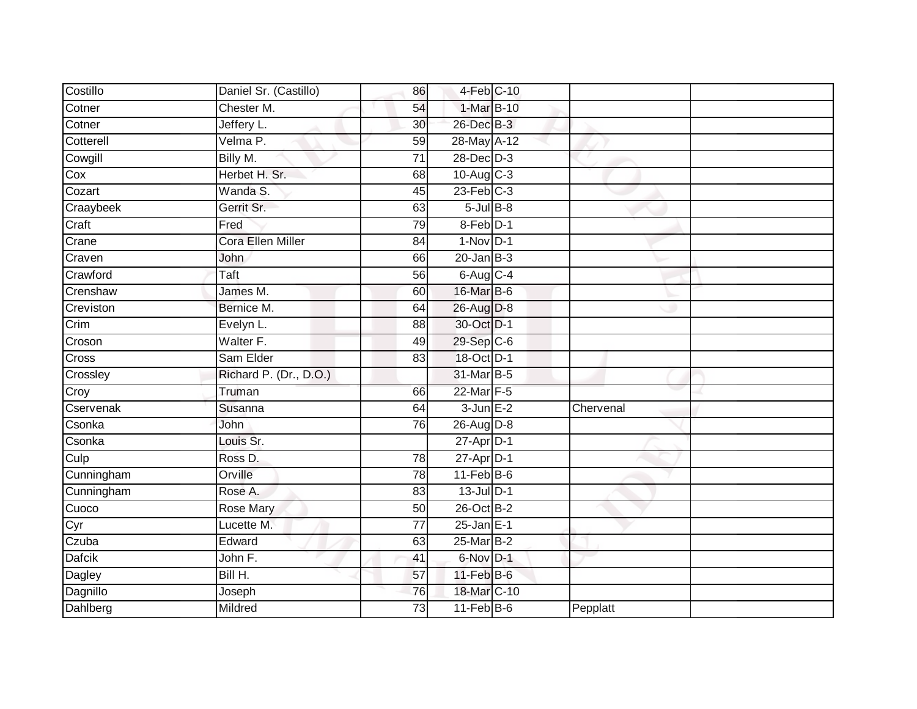| | | | | | | |
|---|---|---|---|---|---|---|
| Costillo | Daniel Sr. (Castillo) | 86 | 4-Feb | C-10 | | |
| Cotner | Chester M. | 54 | 1-Mar | B-10 | | |
| Cotner | Jeffery L. | 30 | 26-Dec | B-3 | | |
| Cotterell | Velma P. | 59 | 28-May | A-12 | | |
| Cowgill | Billy M. | 71 | 28-Dec | D-3 | | |
| Cox | Herbet H. Sr. | 68 | 10-Aug | C-3 | | |
| Cozart | Wanda S. | 45 | 23-Feb | C-3 | | |
| Craaybeek | Gerrit Sr. | 63 | 5-Jul | B-8 | | |
| Craft | Fred | 79 | 8-Feb | D-1 | | |
| Crane | Cora Ellen Miller | 84 | 1-Nov | D-1 | | |
| Craven | John | 66 | 20-Jan | B-3 | | |
| Crawford | Taft | 56 | 6-Aug | C-4 | | |
| Crenshaw | James M. | 60 | 16-Mar | B-6 | | |
| Creviston | Bernice M. | 64 | 26-Aug | D-8 | | |
| Crim | Evelyn L. | 88 | 30-Oct | D-1 | | |
| Croson | Walter F. | 49 | 29-Sep | C-6 | | |
| Cross | Sam Elder | 83 | 18-Oct | D-1 | | |
| Crossley | Richard P. (Dr., D.O.) | | 31-Mar | B-5 | | |
| Croy | Truman | 66 | 22-Mar | F-5 | | |
| Cservenak | Susanna | 64 | 3-Jun | E-2 | Chervenal | |
| Csonka | John | 76 | 26-Aug | D-8 | | |
| Csonka | Louis Sr. | | 27-Apr | D-1 | | |
| Culp | Ross D. | 78 | 27-Apr | D-1 | | |
| Cunningham | Orville | 78 | 11-Feb | B-6 | | |
| Cunningham | Rose A. | 83 | 13-Jul | D-1 | | |
| Cuoco | Rose Mary | 50 | 26-Oct | B-2 | | |
| Cyr | Lucette M. | 77 | 25-Jan | E-1 | | |
| Czuba | Edward | 63 | 25-Mar | B-2 | | |
| Dafcik | John F. | 41 | 6-Nov | D-1 | | |
| Dagley | Bill H. | 57 | 11-Feb | B-6 | | |
| Dagnillo | Joseph | 76 | 18-Mar | C-10 | | |
| Dahlberg | Mildred | 73 | 11-Feb | B-6 | Pepplatt | |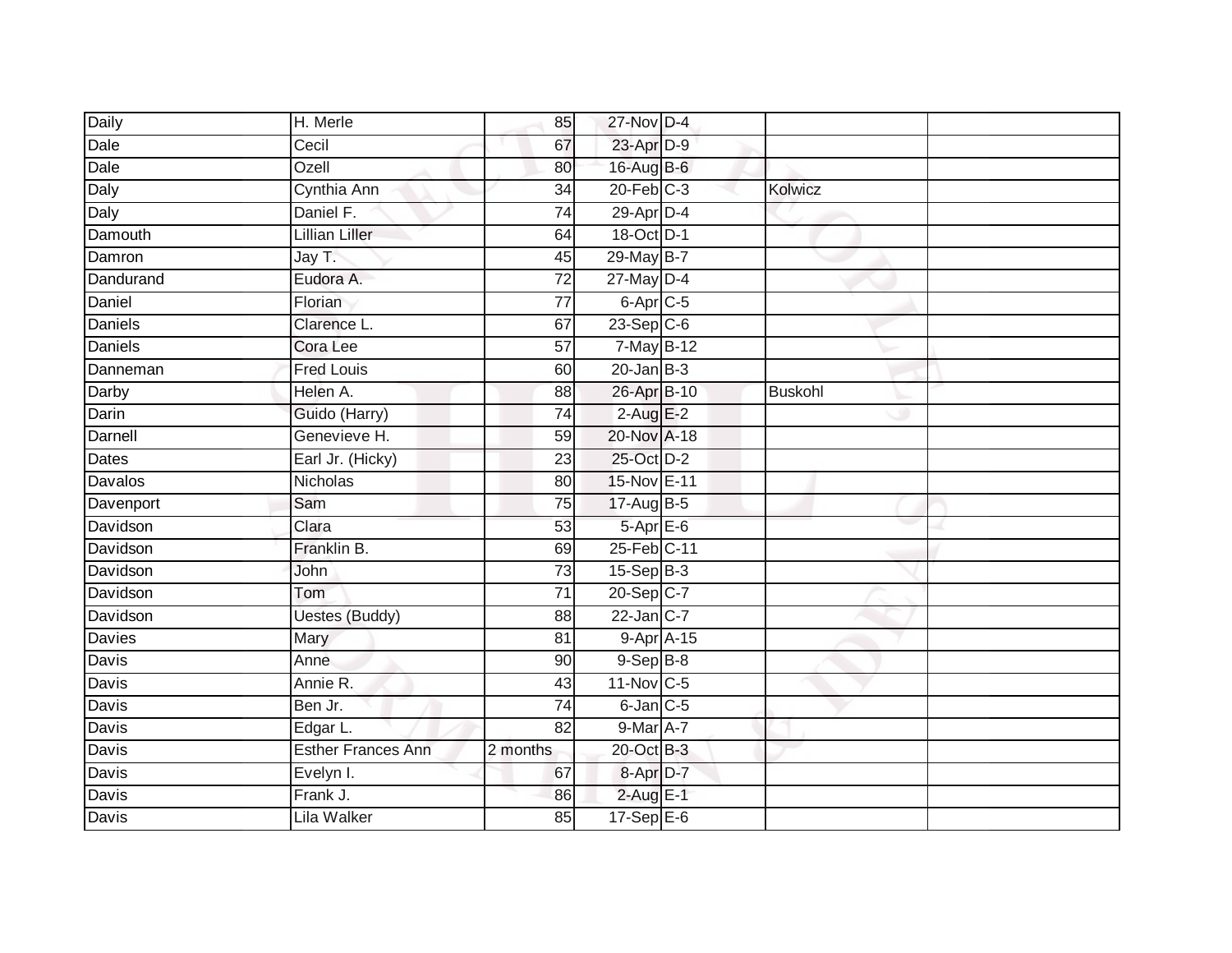| | | | | | | |
|---|---|---|---|---|---|---|
| Daily | H. Merle | 85 | 27-Nov | D-4 | | |
| Dale | Cecil | 67 | 23-Apr | D-9 | | |
| Dale | Ozell | 80 | 16-Aug | B-6 | | |
| Daly | Cynthia Ann | 34 | 20-Feb | C-3 | Kolwicz | |
| Daly | Daniel F. | 74 | 29-Apr | D-4 | | |
| Damouth | Lillian Liller | 64 | 18-Oct | D-1 | | |
| Damron | Jay T. | 45 | 29-May | B-7 | | |
| Dandurand | Eudora A. | 72 | 27-May | D-4 | | |
| Daniel | Florian | 77 | 6-Apr | C-5 | | |
| Daniels | Clarence L. | 67 | 23-Sep | C-6 | | |
| Daniels | Cora Lee | 57 | 7-May | B-12 | | |
| Danneman | Fred Louis | 60 | 20-Jan | B-3 | | |
| Darby | Helen A. | 88 | 26-Apr | B-10 | Buskohl | |
| Darin | Guido (Harry) | 74 | 2-Aug | E-2 | | |
| Darnell | Genevieve H. | 59 | 20-Nov | A-18 | | |
| Dates | Earl Jr. (Hicky) | 23 | 25-Oct | D-2 | | |
| Davalos | Nicholas | 80 | 15-Nov | E-11 | | |
| Davenport | Sam | 75 | 17-Aug | B-5 | | |
| Davidson | Clara | 53 | 5-Apr | E-6 | | |
| Davidson | Franklin B. | 69 | 25-Feb | C-11 | | |
| Davidson | John | 73 | 15-Sep | B-3 | | |
| Davidson | Tom | 71 | 20-Sep | C-7 | | |
| Davidson | Uestes (Buddy) | 88 | 22-Jan | C-7 | | |
| Davies | Mary | 81 | 9-Apr | A-15 | | |
| Davis | Anne | 90 | 9-Sep | B-8 | | |
| Davis | Annie R. | 43 | 11-Nov | C-5 | | |
| Davis | Ben Jr. | 74 | 6-Jan | C-5 | | |
| Davis | Edgar L. | 82 | 9-Mar | A-7 | | |
| Davis | Esther Frances Ann | 2 months | 20-Oct | B-3 | | |
| Davis | Evelyn I. | 67 | 8-Apr | D-7 | | |
| Davis | Frank J. | 86 | 2-Aug | E-1 | | |
| Davis | Lila Walker | 85 | 17-Sep | E-6 | | |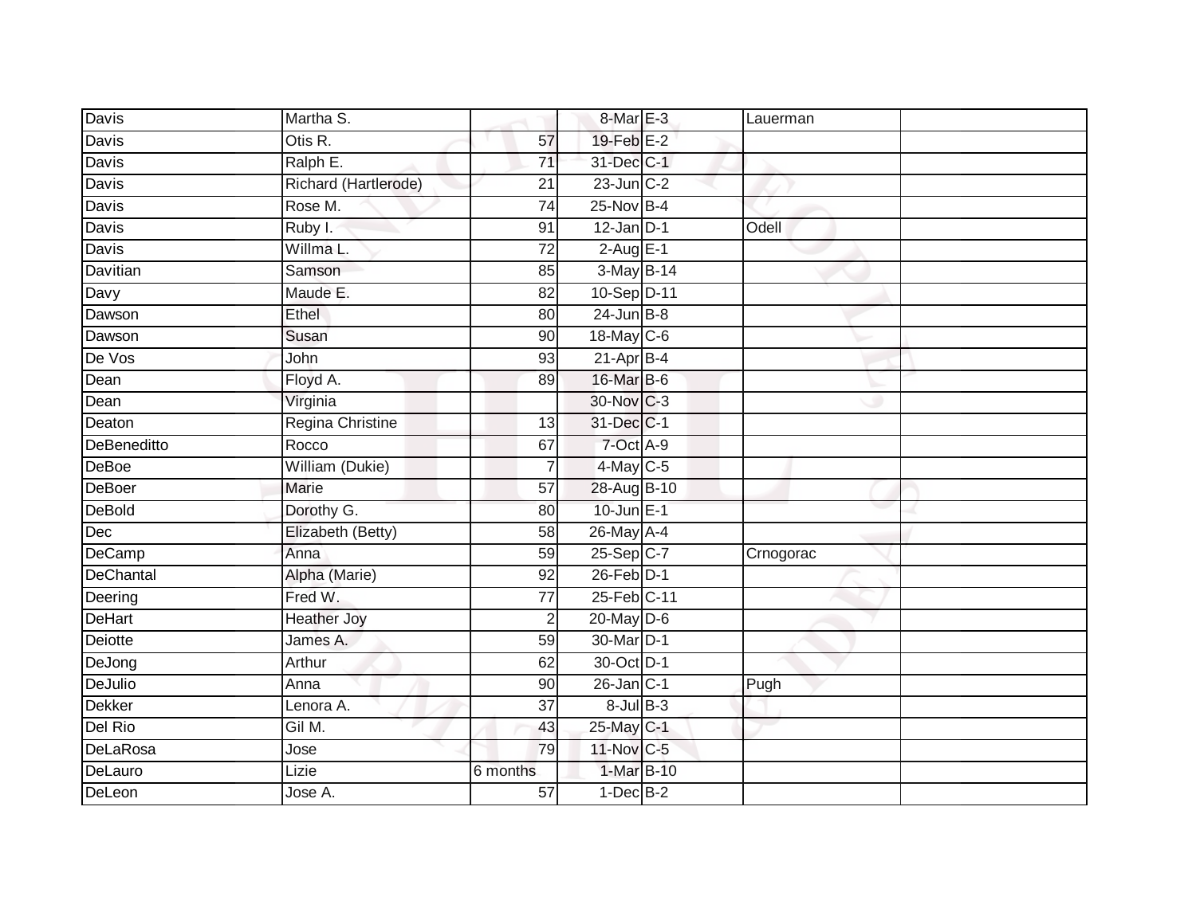| | | | | | | |
|---|---|---|---|---|---|---|
| Davis | Martha S. | | 8-Mar | E-3 | Lauerman | |
| Davis | Otis R. | 57 | 19-Feb | E-2 | | |
| Davis | Ralph E. | 71 | 31-Dec | C-1 | | |
| Davis | Richard (Hartlerode) | 21 | 23-Jun | C-2 | | |
| Davis | Rose M. | 74 | 25-Nov | B-4 | | |
| Davis | Ruby I. | 91 | 12-Jan | D-1 | Odell | |
| Davis | Willma L. | 72 | 2-Aug | E-1 | | |
| Davitian | Samson | 85 | 3-May | B-14 | | |
| Davy | Maude E. | 82 | 10-Sep | D-11 | | |
| Dawson | Ethel | 80 | 24-Jun | B-8 | | |
| Dawson | Susan | 90 | 18-May | C-6 | | |
| De Vos | John | 93 | 21-Apr | B-4 | | |
| Dean | Floyd A. | 89 | 16-Mar | B-6 | | |
| Dean | Virginia | | 30-Nov | C-3 | | |
| Deaton | Regina Christine | 13 | 31-Dec | C-1 | | |
| DeBeneditto | Rocco | 67 | 7-Oct | A-9 | | |
| DeBoe | William (Dukie) | 7 | 4-May | C-5 | | |
| DeBoer | Marie | 57 | 28-Aug | B-10 | | |
| DeBold | Dorothy G. | 80 | 10-Jun | E-1 | | |
| Dec | Elizabeth (Betty) | 58 | 26-May | A-4 | | |
| DeCamp | Anna | 59 | 25-Sep | C-7 | Crnogorac | |
| DeChantal | Alpha (Marie) | 92 | 26-Feb | D-1 | | |
| Deering | Fred W. | 77 | 25-Feb | C-11 | | |
| DeHart | Heather Joy | 2 | 20-May | D-6 | | |
| Deiotte | James A. | 59 | 30-Mar | D-1 | | |
| DeJong | Arthur | 62 | 30-Oct | D-1 | | |
| DeJulio | Anna | 90 | 26-Jan | C-1 | Pugh | |
| Dekker | Lenora A. | 37 | 8-Jul | B-3 | | |
| Del Rio | Gil M. | 43 | 25-May | C-1 | | |
| DeLaRosa | Jose | 79 | 11-Nov | C-5 | | |
| DeLauro | Lizie | 6 months | 1-Mar | B-10 | | |
| DeLeon | Jose A. | 57 | 1-Dec | B-2 | | |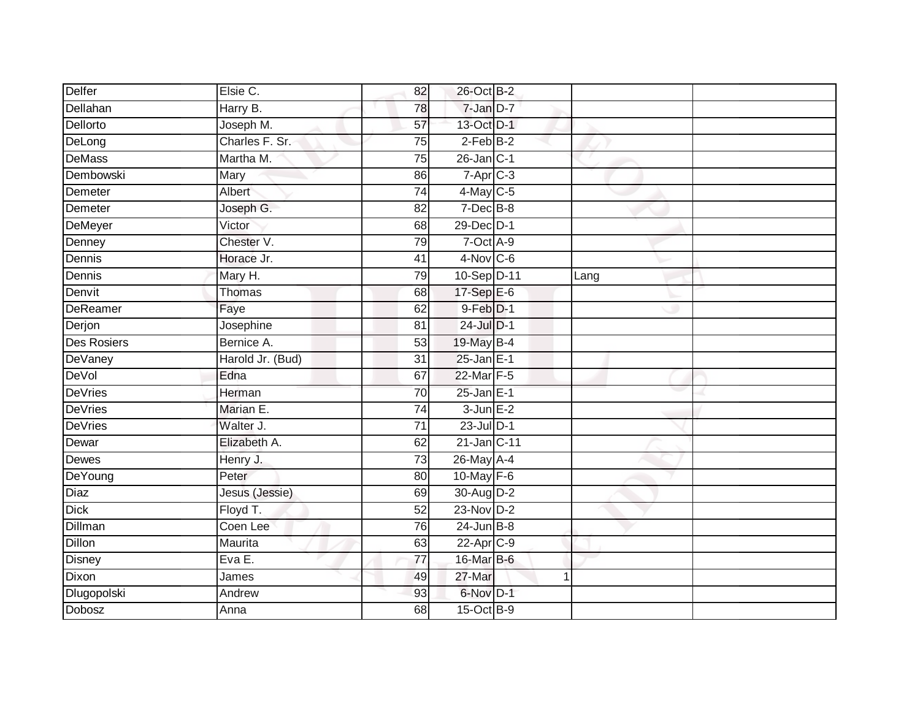| | | | | | | |
|---|---|---|---|---|---|---|
| Delfer | Elsie C. | 82 | 26-Oct | B-2 | | |
| Dellahan | Harry B. | 78 | 7-Jan | D-7 | | |
| Dellorto | Joseph M. | 57 | 13-Oct | D-1 | | |
| DeLong | Charles F. Sr. | 75 | 2-Feb | B-2 | | |
| DeMass | Martha M. | 75 | 26-Jan | C-1 | | |
| Dembowski | Mary | 86 | 7-Apr | C-3 | | |
| Demeter | Albert | 74 | 4-May | C-5 | | |
| Demeter | Joseph G. | 82 | 7-Dec | B-8 | | |
| DeMeyer | Victor | 68 | 29-Dec | D-1 | | |
| Denney | Chester V. | 79 | 7-Oct | A-9 | | |
| Dennis | Horace Jr. | 41 | 4-Nov | C-6 | | |
| Dennis | Mary H. | 79 | 10-Sep | D-11 | Lang | |
| Denvit | Thomas | 68 | 17-Sep | E-6 | | |
| DeReamer | Faye | 62 | 9-Feb | D-1 | | |
| Derjon | Josephine | 81 | 24-Jul | D-1 | | |
| Des Rosiers | Bernice A. | 53 | 19-May | B-4 | | |
| DeVaney | Harold Jr. (Bud) | 31 | 25-Jan | E-1 | | |
| DeVol | Edna | 67 | 22-Mar | F-5 | | |
| DeVries | Herman | 70 | 25-Jan | E-1 | | |
| DeVries | Marian E. | 74 | 3-Jun | E-2 | | |
| DeVries | Walter J. | 71 | 23-Jul | D-1 | | |
| Dewar | Elizabeth A. | 62 | 21-Jan | C-11 | | |
| Dewes | Henry J. | 73 | 26-May | A-4 | | |
| DeYoung | Peter | 80 | 10-May | F-6 | | |
| Diaz | Jesus (Jessie) | 69 | 30-Aug | D-2 | | |
| Dick | Floyd T. | 52 | 23-Nov | D-2 | | |
| Dillman | Coen Lee | 76 | 24-Jun | B-8 | | |
| Dillon | Maurita | 63 | 22-Apr | C-9 | | |
| Disney | Eva E. | 77 | 16-Mar | B-6 | | |
| Dixon | James | 49 | 27-Mar | 1 | | |
| Dlugopolski | Andrew | 93 | 6-Nov | D-1 | | |
| Dobosz | Anna | 68 | 15-Oct | B-9 | | |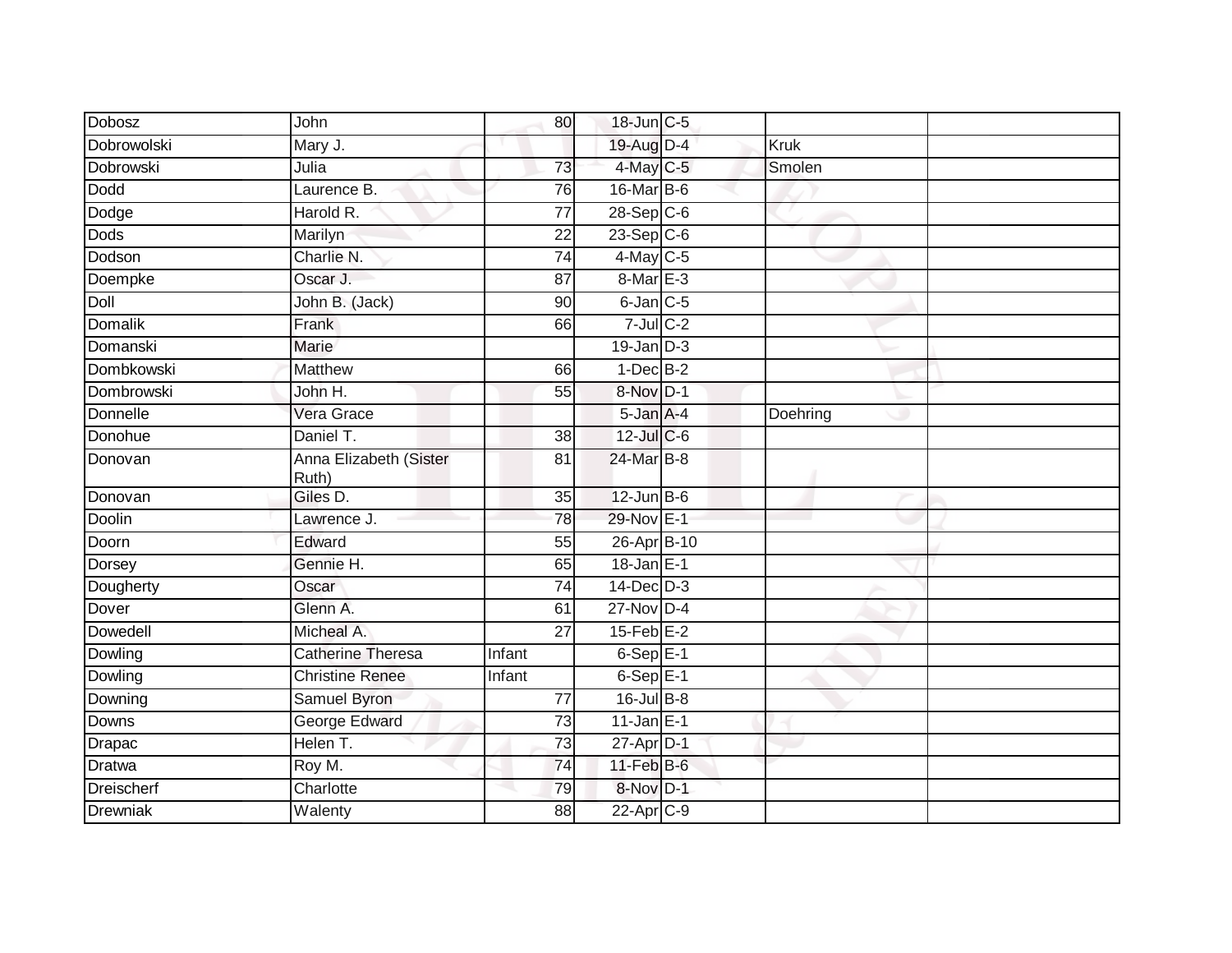| | | | | | | |
|---|---|---|---|---|---|---|
| Dobosz | John | 80 | 18-Jun | C-5 | | |
| Dobrowolski | Mary J. | | 19-Aug | D-4 | Kruk | |
| Dobrowski | Julia | 73 | 4-May | C-5 | Smolen | |
| Dodd | Laurence B. | 76 | 16-Mar | B-6 | | |
| Dodge | Harold R. | 77 | 28-Sep | C-6 | | |
| Dods | Marilyn | 22 | 23-Sep | C-6 | | |
| Dodson | Charlie N. | 74 | 4-May | C-5 | | |
| Doempke | Oscar J. | 87 | 8-Mar | E-3 | | |
| Doll | John B. (Jack) | 90 | 6-Jan | C-5 | | |
| Domalik | Frank | 66 | 7-Jul | C-2 | | |
| Domanski | Marie | | 19-Jan | D-3 | | |
| Dombkowski | Matthew | 66 | 1-Dec | B-2 | | |
| Dombrowski | John H. | 55 | 8-Nov | D-1 | | |
| Donnelle | Vera Grace | | 5-Jan | A-4 | Doehring | |
| Donohue | Daniel T. | 38 | 12-Jul | C-6 | | |
| Donovan | Anna Elizabeth (Sister Ruth) | 81 | 24-Mar | B-8 | | |
| Donovan | Giles D. | 35 | 12-Jun | B-6 | | |
| Doolin | Lawrence J. | 78 | 29-Nov | E-1 | | |
| Doorn | Edward | 55 | 26-Apr | B-10 | | |
| Dorsey | Gennie H. | 65 | 18-Jan | E-1 | | |
| Dougherty | Oscar | 74 | 14-Dec | D-3 | | |
| Dover | Glenn A. | 61 | 27-Nov | D-4 | | |
| Dowedell | Micheal A. | 27 | 15-Feb | E-2 | | |
| Dowling | Catherine Theresa | Infant | 6-Sep | E-1 | | |
| Dowling | Christine Renee | Infant | 6-Sep | E-1 | | |
| Downing | Samuel Byron | 77 | 16-Jul | B-8 | | |
| Downs | George Edward | 73 | 11-Jan | E-1 | | |
| Drapac | Helen T. | 73 | 27-Apr | D-1 | | |
| Dratwa | Roy M. | 74 | 11-Feb | B-6 | | |
| Dreischerf | Charlotte | 79 | 8-Nov | D-1 | | |
| Drewniak | Walenty | 88 | 22-Apr | C-9 | | |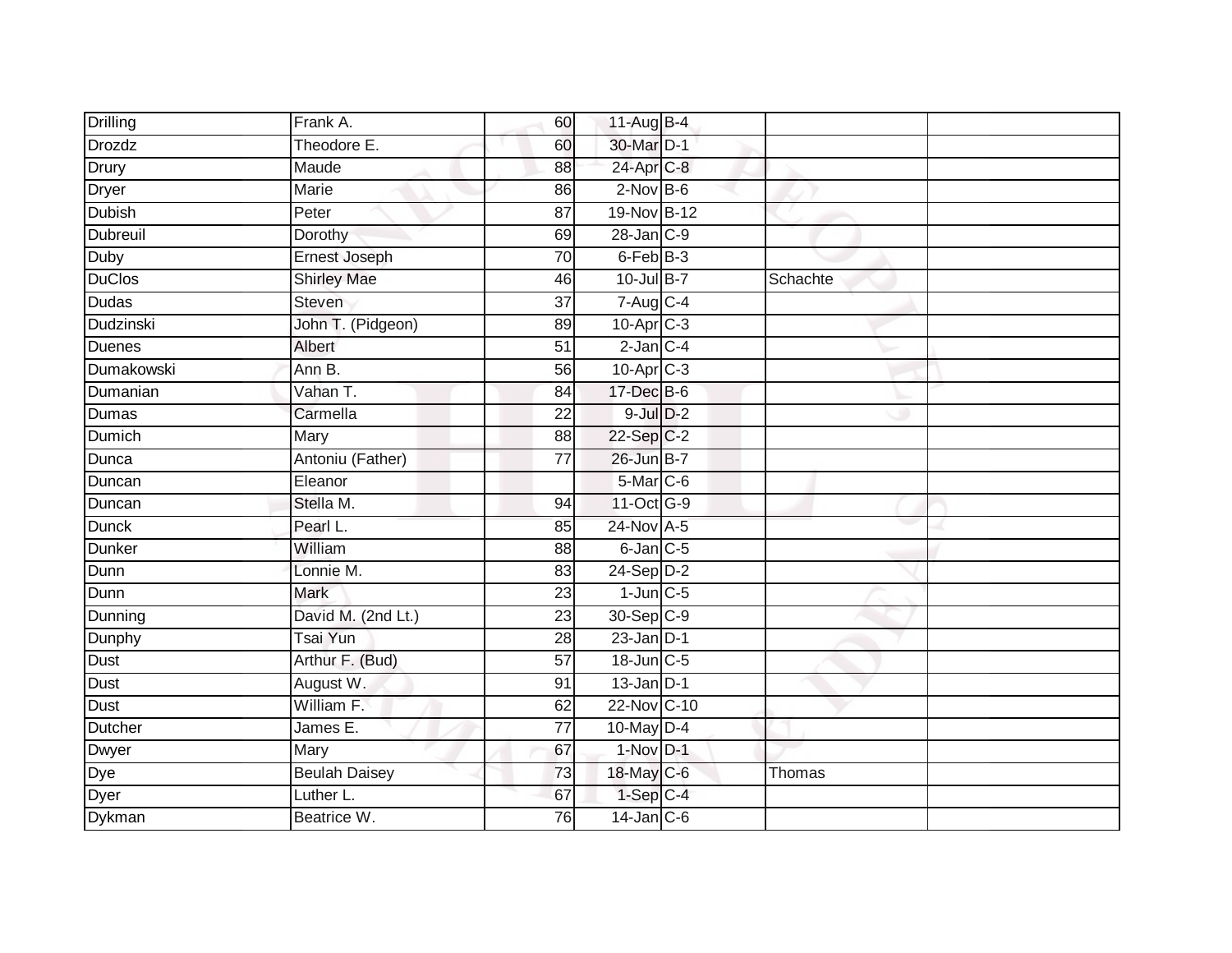| Drilling | Frank A. | 60 | 11-Aug | B-4 | | |
|---|---|---|---|---|---|---|
| Drozdz | Theodore E. | 60 | 30-Mar | D-1 | | |
| Drury | Maude | 88 | 24-Apr | C-8 | | |
| Dryer | Marie | 86 | 2-Nov | B-6 | | |
| Dubish | Peter | 87 | 19-Nov | B-12 | | |
| Dubreuil | Dorothy | 69 | 28-Jan | C-9 | | |
| Duby | Ernest Joseph | 70 | 6-Feb | B-3 | | |
| DuClos | Shirley Mae | 46 | 10-Jul | B-7 | Schachte | |
| Dudas | Steven | 37 | 7-Aug | C-4 | | |
| Dudzinski | John T. (Pidgeon) | 89 | 10-Apr | C-3 | | |
| Duenes | Albert | 51 | 2-Jan | C-4 | | |
| Dumakowski | Ann B. | 56 | 10-Apr | C-3 | | |
| Dumanian | Vahan T. | 84 | 17-Dec | B-6 | | |
| Dumas | Carmella | 22 | 9-Jul | D-2 | | |
| Dumich | Mary | 88 | 22-Sep | C-2 | | |
| Dunca | Antoniu (Father) | 77 | 26-Jun | B-7 | | |
| Duncan | Eleanor | | 5-Mar | C-6 | | |
| Duncan | Stella M. | 94 | 11-Oct | G-9 | | |
| Dunck | Pearl L. | 85 | 24-Nov | A-5 | | |
| Dunker | William | 88 | 6-Jan | C-5 | | |
| Dunn | Lonnie M. | 83 | 24-Sep | D-2 | | |
| Dunn | Mark | 23 | 1-Jun | C-5 | | |
| Dunning | David M. (2nd Lt.) | 23 | 30-Sep | C-9 | | |
| Dunphy | Tsai Yun | 28 | 23-Jan | D-1 | | |
| Dust | Arthur F. (Bud) | 57 | 18-Jun | C-5 | | |
| Dust | August W. | 91 | 13-Jan | D-1 | | |
| Dust | William F. | 62 | 22-Nov | C-10 | | |
| Dutcher | James E. | 77 | 10-May | D-4 | | |
| Dwyer | Mary | 67 | 1-Nov | D-1 | | |
| Dye | Beulah Daisey | 73 | 18-May | C-6 | Thomas | |
| Dyer | Luther L. | 67 | 1-Sep | C-4 | | |
| Dykman | Beatrice W. | 76 | 14-Jan | C-6 | | |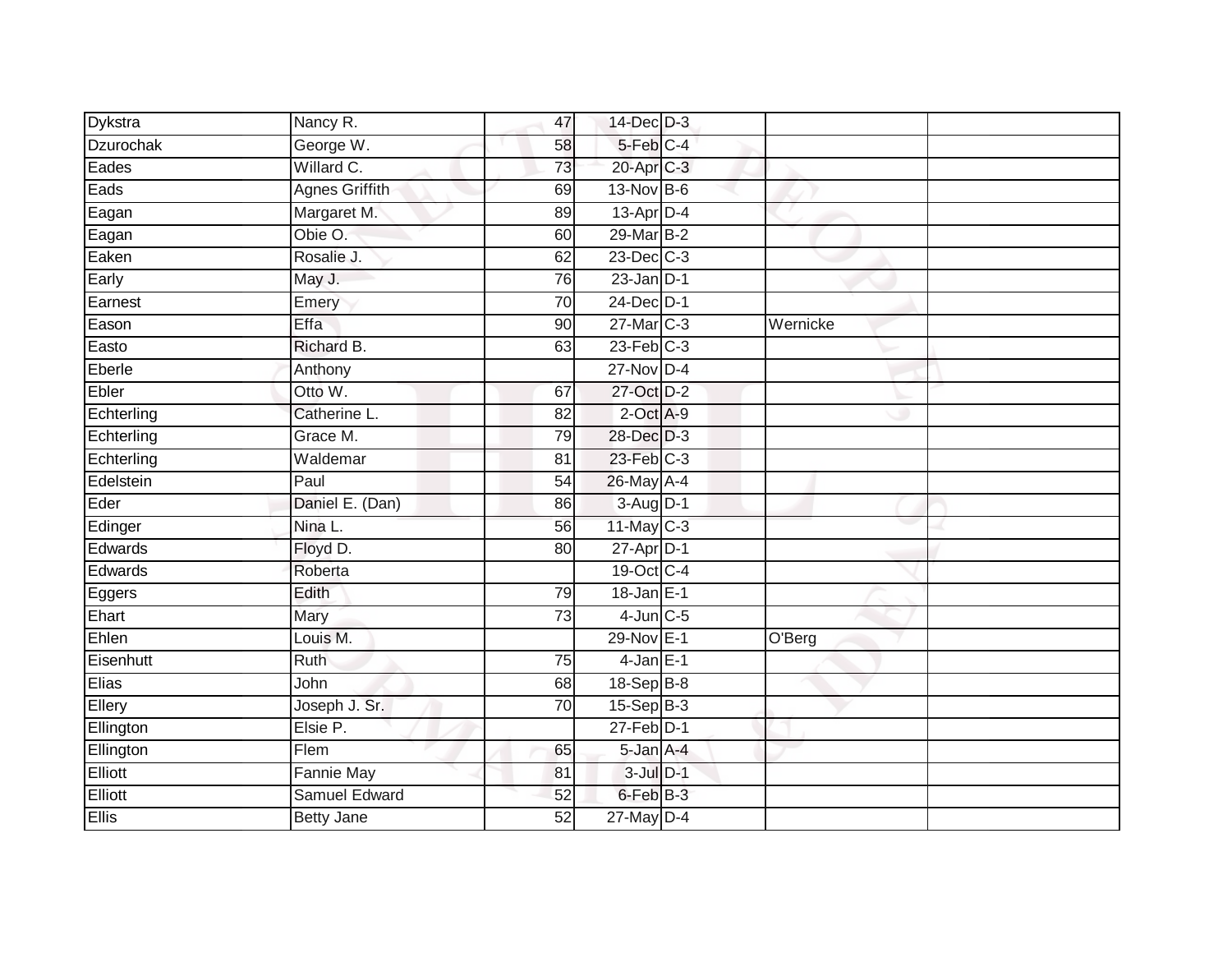| | | | | | | |
|---|---|---|---|---|---|---|
| Dykstra | Nancy R. | 47 | 14-Dec | D-3 | | |
| Dzurochak | George W. | 58 | 5-Feb | C-4 | | |
| Eades | Willard C. | 73 | 20-Apr | C-3 | | |
| Eads | Agnes Griffith | 69 | 13-Nov | B-6 | | |
| Eagan | Margaret M. | 89 | 13-Apr | D-4 | | |
| Eagan | Obie O. | 60 | 29-Mar | B-2 | | |
| Eaken | Rosalie J. | 62 | 23-Dec | C-3 | | |
| Early | May J. | 76 | 23-Jan | D-1 | | |
| Earnest | Emery | 70 | 24-Dec | D-1 | | |
| Eason | Effa | 90 | 27-Mar | C-3 | Wernicke | |
| Easto | Richard B. | 63 | 23-Feb | C-3 | | |
| Eberle | Anthony | | 27-Nov | D-4 | | |
| Ebler | Otto W. | 67 | 27-Oct | D-2 | | |
| Echterling | Catherine L. | 82 | 2-Oct | A-9 | | |
| Echterling | Grace M. | 79 | 28-Dec | D-3 | | |
| Echterling | Waldemar | 81 | 23-Feb | C-3 | | |
| Edelstein | Paul | 54 | 26-May | A-4 | | |
| Eder | Daniel E. (Dan) | 86 | 3-Aug | D-1 | | |
| Edinger | Nina L. | 56 | 11-May | C-3 | | |
| Edwards | Floyd D. | 80 | 27-Apr | D-1 | | |
| Edwards | Roberta | | 19-Oct | C-4 | | |
| Eggers | Edith | 79 | 18-Jan | E-1 | | |
| Ehart | Mary | 73 | 4-Jun | C-5 | | |
| Ehlen | Louis M. | | 29-Nov | E-1 | O'Berg | |
| Eisenhutt | Ruth | 75 | 4-Jan | E-1 | | |
| Elias | John | 68 | 18-Sep | B-8 | | |
| Ellery | Joseph J. Sr. | 70 | 15-Sep | B-3 | | |
| Ellington | Elsie P. | | 27-Feb | D-1 | | |
| Ellington | Flem | 65 | 5-Jan | A-4 | | |
| Elliott | Fannie May | 81 | 3-Jul | D-1 | | |
| Elliott | Samuel Edward | 52 | 6-Feb | B-3 | | |
| Ellis | Betty Jane | 52 | 27-May | D-4 | | |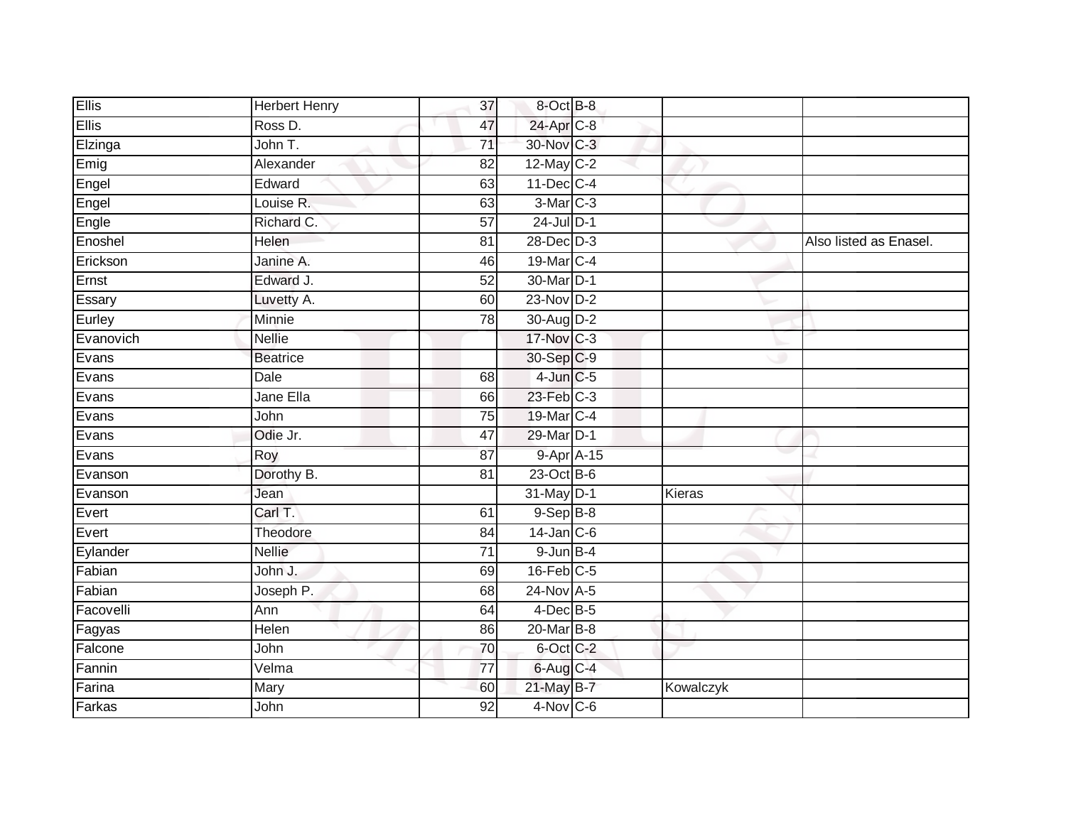| | | | | | | |
|---|---|---|---|---|---|---|
| Ellis | Herbert Henry | 37 | 8-Oct | B-8 | | |
| Ellis | Ross D. | 47 | 24-Apr | C-8 | | |
| Elzinga | John T. | 71 | 30-Nov | C-3 | | |
| Emig | Alexander | 82 | 12-May | C-2 | | |
| Engel | Edward | 63 | 11-Dec | C-4 | | |
| Engel | Louise R. | 63 | 3-Mar | C-3 | | |
| Engle | Richard C. | 57 | 24-Jul | D-1 | | |
| Enoshel | Helen | 81 | 28-Dec | D-3 | | Also listed as Enasel. |
| Erickson | Janine A. | 46 | 19-Mar | C-4 | | |
| Ernst | Edward J. | 52 | 30-Mar | D-1 | | |
| Essary | Luvetty A. | 60 | 23-Nov | D-2 | | |
| Eurley | Minnie | 78 | 30-Aug | D-2 | | |
| Evanovich | Nellie | | 17-Nov | C-3 | | |
| Evans | Beatrice | | 30-Sep | C-9 | | |
| Evans | Dale | 68 | 4-Jun | C-5 | | |
| Evans | Jane Ella | 66 | 23-Feb | C-3 | | |
| Evans | John | 75 | 19-Mar | C-4 | | |
| Evans | Odie Jr. | 47 | 29-Mar | D-1 | | |
| Evans | Roy | 87 | 9-Apr | A-15 | | |
| Evanson | Dorothy B. | 81 | 23-Oct | B-6 | | |
| Evanson | Jean | | 31-May | D-1 | Kieras | |
| Evert | Carl T. | 61 | 9-Sep | B-8 | | |
| Evert | Theodore | 84 | 14-Jan | C-6 | | |
| Eylander | Nellie | 71 | 9-Jun | B-4 | | |
| Fabian | John J. | 69 | 16-Feb | C-5 | | |
| Fabian | Joseph P. | 68 | 24-Nov | A-5 | | |
| Facovelli | Ann | 64 | 4-Dec | B-5 | | |
| Fagyas | Helen | 86 | 20-Mar | B-8 | | |
| Falcone | John | 70 | 6-Oct | C-2 | | |
| Fannin | Velma | 77 | 6-Aug | C-4 | | |
| Farina | Mary | 60 | 21-May | B-7 | Kowalczyk | |
| Farkas | John | 92 | 4-Nov | C-6 | | |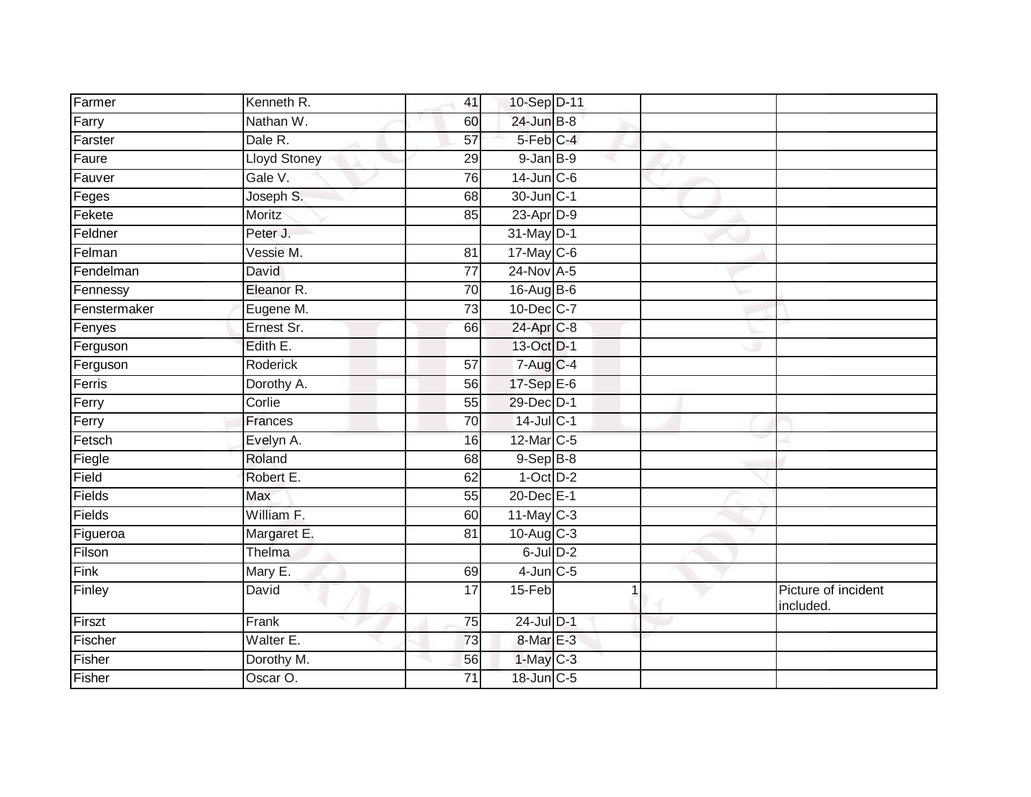| Farmer | Kenneth R. | 41 | 10-Sep | D-11 | | |
|---|---|---|---|---|---|---|
| Farry | Nathan W. | 60 | 24-Jun | B-8 | | |
| Farster | Dale R. | 57 | 5-Feb | C-4 | | |
| Faure | Lloyd Stoney | 29 | 9-Jan | B-9 | | |
| Fauver | Gale V. | 76 | 14-Jun | C-6 | | |
| Feges | Joseph S. | 68 | 30-Jun | C-1 | | |
| Fekete | Moritz | 85 | 23-Apr | D-9 | | |
| Feldner | Peter J. | | 31-May | D-1 | | |
| Felman | Vessie M. | 81 | 17-May | C-6 | | |
| Fendelman | David | 77 | 24-Nov | A-5 | | |
| Fennessy | Eleanor R. | 70 | 16-Aug | B-6 | | |
| Fenstermaker | Eugene M. | 73 | 10-Dec | C-7 | | |
| Fenyes | Ernest Sr. | 66 | 24-Apr | C-8 | | |
| Ferguson | Edith E. | | 13-Oct | D-1 | | |
| Ferguson | Roderick | 57 | 7-Aug | C-4 | | |
| Ferris | Dorothy A. | 56 | 17-Sep | E-6 | | |
| Ferry | Corlie | 55 | 29-Dec | D-1 | | |
| Ferry | Frances | 70 | 14-Jul | C-1 | | |
| Fetsch | Evelyn A. | 16 | 12-Mar | C-5 | | |
| Fiegle | Roland | 68 | 9-Sep | B-8 | | |
| Field | Robert E. | 62 | 1-Oct | D-2 | | |
| Fields | Max | 55 | 20-Dec | E-1 | | |
| Fields | William F. | 60 | 11-May | C-3 | | |
| Figueroa | Margaret E. | 81 | 10-Aug | C-3 | | |
| Filson | Thelma | | 6-Jul | D-2 | | |
| Fink | Mary E. | 69 | 4-Jun | C-5 | | |
| Finley | David | 17 | 15-Feb | 1 | | Picture of incident included. |
| Firszt | Frank | 75 | 24-Jul | D-1 | | |
| Fischer | Walter E. | 73 | 8-Mar | E-3 | | |
| Fisher | Dorothy M. | 56 | 1-May | C-3 | | |
| Fisher | Oscar O. | 71 | 18-Jun | C-5 | | |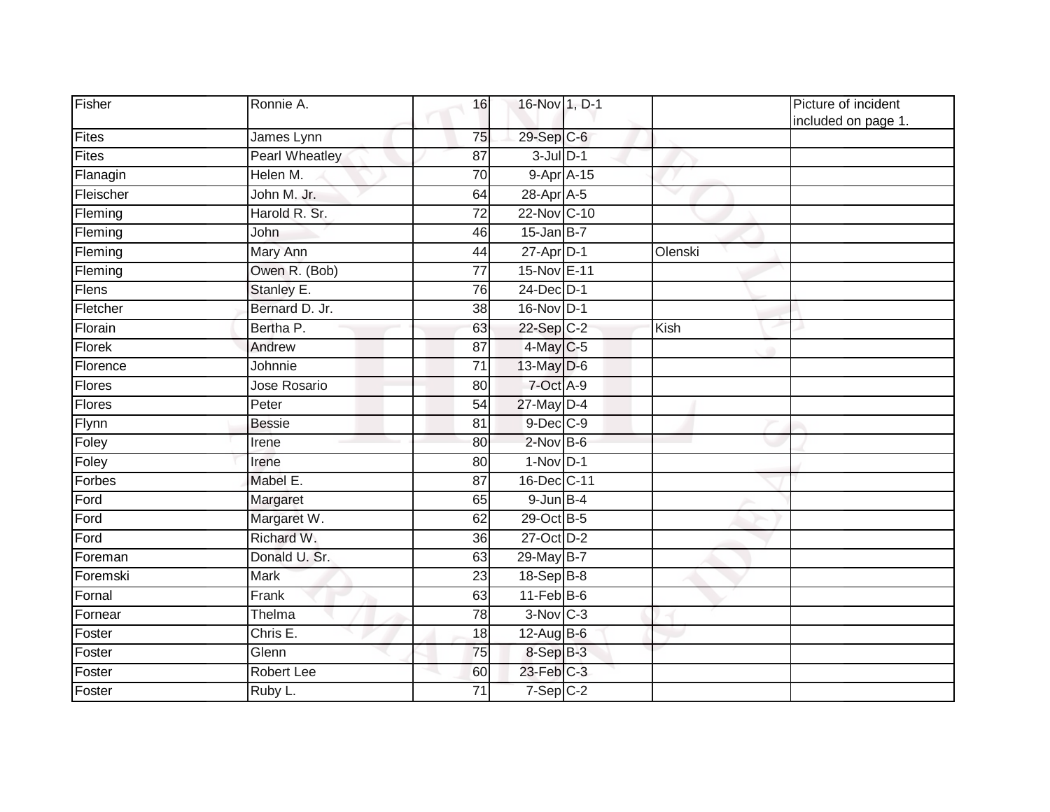| Fisher | Ronnie A. | 16 | 16-Nov | 1, D-1 | | Picture of incident included on page 1. |
|---|---|---|---|---|---|---|
| Fites | James Lynn | 75 | 29-Sep | C-6 | | |
| Fites | Pearl Wheatley | 87 | 3-Jul | D-1 | | |
| Flanagin | Helen M. | 70 | 9-Apr | A-15 | | |
| Fleischer | John M. Jr. | 64 | 28-Apr | A-5 | | |
| Fleming | Harold R. Sr. | 72 | 22-Nov | C-10 | | |
| Fleming | John | 46 | 15-Jan | B-7 | | |
| Fleming | Mary Ann | 44 | 27-Apr | D-1 | Olenski | |
| Fleming | Owen R. (Bob) | 77 | 15-Nov | E-11 | | |
| Flens | Stanley E. | 76 | 24-Dec | D-1 | | |
| Fletcher | Bernard D. Jr. | 38 | 16-Nov | D-1 | | |
| Florain | Bertha P. | 63 | 22-Sep | C-2 | Kish | |
| Florek | Andrew | 87 | 4-May | C-5 | | |
| Florence | Johnnie | 71 | 13-May | D-6 | | |
| Flores | Jose Rosario | 80 | 7-Oct | A-9 | | |
| Flores | Peter | 54 | 27-May | D-4 | | |
| Flynn | Bessie | 81 | 9-Dec | C-9 | | |
| Foley | Irene | 80 | 2-Nov | B-6 | | |
| Foley | Irene | 80 | 1-Nov | D-1 | | |
| Forbes | Mabel E. | 87 | 16-Dec | C-11 | | |
| Ford | Margaret | 65 | 9-Jun | B-4 | | |
| Ford | Margaret W. | 62 | 29-Oct | B-5 | | |
| Ford | Richard W. | 36 | 27-Oct | D-2 | | |
| Foreman | Donald U. Sr. | 63 | 29-May | B-7 | | |
| Foremski | Mark | 23 | 18-Sep | B-8 | | |
| Fornal | Frank | 63 | 11-Feb | B-6 | | |
| Fornear | Thelma | 78 | 3-Nov | C-3 | | |
| Foster | Chris E. | 18 | 12-Aug | B-6 | | |
| Foster | Glenn | 75 | 8-Sep | B-3 | | |
| Foster | Robert Lee | 60 | 23-Feb | C-3 | | |
| Foster | Ruby L. | 71 | 7-Sep | C-2 | | |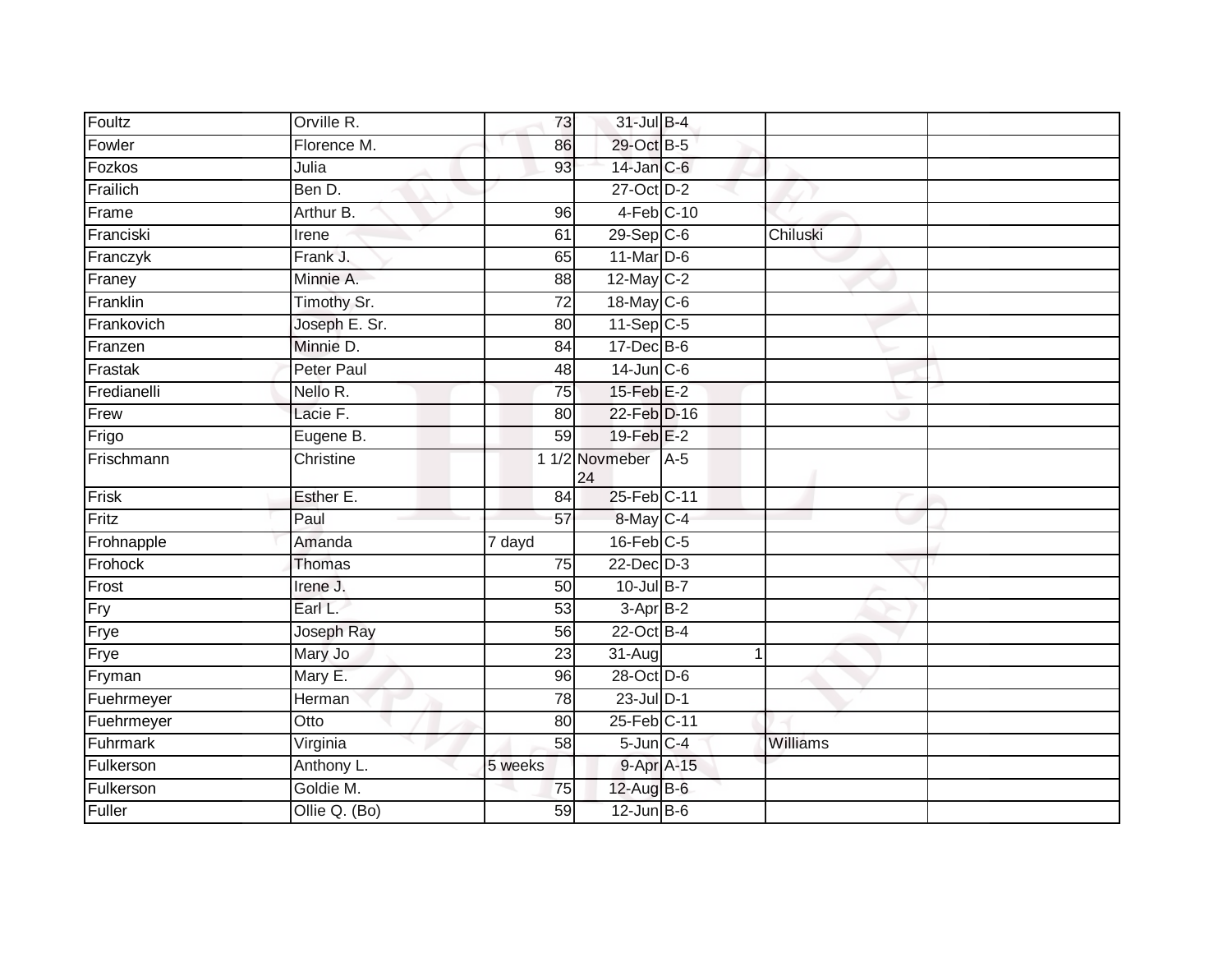| Foultz | Orville R. | 73 | 31-Jul | B-4 | | | |
|---|---|---|---|---|---|---|---|
| Fowler | Florence M. | 86 | 29-Oct | B-5 | | | |
| Fozkos | Julia | 93 | 14-Jan | C-6 | | | |
| Frailich | Ben D. | | 27-Oct | D-2 | | | |
| Frame | Arthur B. | 96 | 4-Feb | C-10 | | | |
| Franciski | Irene | 61 | 29-Sep | C-6 | | Chiluski | |
| Franczyk | Frank J. | 65 | 11-Mar | D-6 | | | |
| Franey | Minnie A. | 88 | 12-May | C-2 | | | |
| Franklin | Timothy Sr. | 72 | 18-May | C-6 | | | |
| Frankovich | Joseph E. Sr. | 80 | 11-Sep | C-5 | | | |
| Franzen | Minnie D. | 84 | 17-Dec | B-6 | | | |
| Frastak | Peter Paul | 48 | 14-Jun | C-6 | | | |
| Fredianelli | Nello R. | 75 | 15-Feb | E-2 | | | |
| Frew | Lacie F. | 80 | 22-Feb | D-16 | | | |
| Frigo | Eugene B. | 59 | 19-Feb | E-2 | | | |
| Frischmann | Christine | 1 1/2 | Novmeber 24 | A-5 | | | |
| Frisk | Esther E. | 84 | 25-Feb | C-11 | | | |
| Fritz | Paul | 57 | 8-May | C-4 | | | |
| Frohnapple | Amanda | 7 dayd | 16-Feb | C-5 | | | |
| Frohock | Thomas | 75 | 22-Dec | D-3 | | | |
| Frost | Irene J. | 50 | 10-Jul | B-7 | | | |
| Fry | Earl L. | 53 | 3-Apr | B-2 | | | |
| Frye | Joseph Ray | 56 | 22-Oct | B-4 | | | |
| Frye | Mary Jo | 23 | 31-Aug | | 1 | | |
| Fryman | Mary E. | 96 | 28-Oct | D-6 | | | |
| Fuehrmeyer | Herman | 78 | 23-Jul | D-1 | | | |
| Fuehrmeyer | Otto | 80 | 25-Feb | C-11 | | | |
| Fuhrmark | Virginia | 58 | 5-Jun | C-4 | | Williams | |
| Fulkerson | Anthony L. | 5 weeks | 9-Apr | A-15 | | | |
| Fulkerson | Goldie M. | 75 | 12-Aug | B-6 | | | |
| Fuller | Ollie Q. (Bo) | 59 | 12-Jun | B-6 | | | |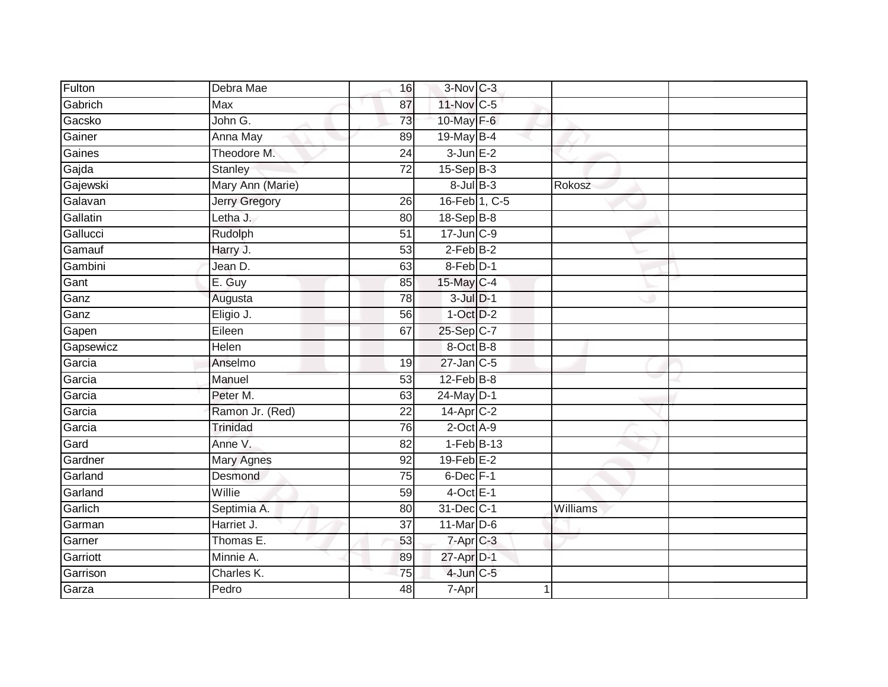| Fulton | Debra Mae | 16 | 3-Nov | C-3 | | |
|---|---|---|---|---|---|---|
| Gabrich | Max | 87 | 11-Nov | C-5 | | |
| Gacsko | John G. | 73 | 10-May | F-6 | | |
| Gainer | Anna May | 89 | 19-May | B-4 | | |
| Gaines | Theodore M. | 24 | 3-Jun | E-2 | | |
| Gajda | Stanley | 72 | 15-Sep | B-3 | | |
| Gajewski | Mary Ann (Marie) | | 8-Jul | B-3 | Rokosz | |
| Galavan | Jerry Gregory | 26 | 16-Feb | 1, C-5 | | |
| Gallatin | Letha J. | 80 | 18-Sep | B-8 | | |
| Gallucci | Rudolph | 51 | 17-Jun | C-9 | | |
| Gamauf | Harry J. | 53 | 2-Feb | B-2 | | |
| Gambini | Jean D. | 63 | 8-Feb | D-1 | | |
| Gant | E. Guy | 85 | 15-May | C-4 | | |
| Ganz | Augusta | 78 | 3-Jul | D-1 | | |
| Ganz | Eligio J. | 56 | 1-Oct | D-2 | | |
| Gapen | Eileen | 67 | 25-Sep | C-7 | | |
| Gapsewicz | Helen | | 8-Oct | B-8 | | |
| Garcia | Anselmo | 19 | 27-Jan | C-5 | | |
| Garcia | Manuel | 53 | 12-Feb | B-8 | | |
| Garcia | Peter M. | 63 | 24-May | D-1 | | |
| Garcia | Ramon Jr. (Red) | 22 | 14-Apr | C-2 | | |
| Garcia | Trinidad | 76 | 2-Oct | A-9 | | |
| Gard | Anne V. | 82 | 1-Feb | B-13 | | |
| Gardner | Mary Agnes | 92 | 19-Feb | E-2 | | |
| Garland | Desmond | 75 | 6-Dec | F-1 | | |
| Garland | Willie | 59 | 4-Oct | E-1 | | |
| Garlich | Septimia A. | 80 | 31-Dec | C-1 | Williams | |
| Garman | Harriet J. | 37 | 11-Mar | D-6 | | |
| Garner | Thomas E. | 53 | 7-Apr | C-3 | | |
| Garriott | Minnie A. | 89 | 27-Apr | D-1 | | |
| Garrison | Charles K. | 75 | 4-Jun | C-5 | | |
| Garza | Pedro | 48 | 7-Apr | 1 | | |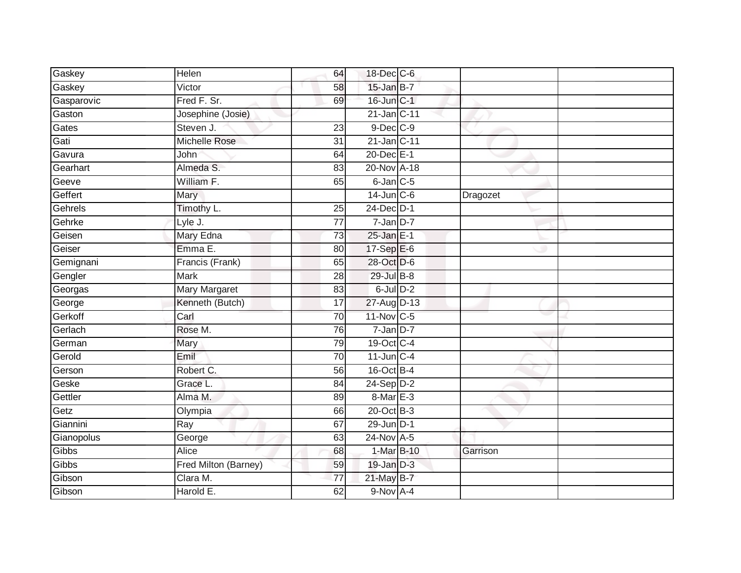| | | | | | | |
|---|---|---|---|---|---|---|
| Gaskey | Helen | 64 | 18-Dec | C-6 | | |
| Gaskey | Victor | 58 | 15-Jan | B-7 | | |
| Gasparovic | Fred F. Sr. | 69 | 16-Jun | C-1 | | |
| Gaston | Josephine (Josie) | | 21-Jan | C-11 | | |
| Gates | Steven J. | 23 | 9-Dec | C-9 | | |
| Gati | Michelle Rose | 31 | 21-Jan | C-11 | | |
| Gavura | John | 64 | 20-Dec | E-1 | | |
| Gearhart | Almeda S. | 83 | 20-Nov | A-18 | | |
| Geeve | William F. | 65 | 6-Jan | C-5 | | |
| Geffert | Mary | | 14-Jun | C-6 | Dragozet | |
| Gehrels | Timothy L. | 25 | 24-Dec | D-1 | | |
| Gehrke | Lyle J. | 77 | 7-Jan | D-7 | | |
| Geisen | Mary Edna | 73 | 25-Jan | E-1 | | |
| Geiser | Emma E. | 80 | 17-Sep | E-6 | | |
| Gemignani | Francis (Frank) | 65 | 28-Oct | D-6 | | |
| Gengler | Mark | 28 | 29-Jul | B-8 | | |
| Georgas | Mary Margaret | 83 | 6-Jul | D-2 | | |
| George | Kenneth (Butch) | 17 | 27-Aug | D-13 | | |
| Gerkoff | Carl | 70 | 11-Nov | C-5 | | |
| Gerlach | Rose M. | 76 | 7-Jan | D-7 | | |
| German | Mary | 79 | 19-Oct | C-4 | | |
| Gerold | Emil | 70 | 11-Jun | C-4 | | |
| Gerson | Robert C. | 56 | 16-Oct | B-4 | | |
| Geske | Grace L. | 84 | 24-Sep | D-2 | | |
| Gettler | Alma M. | 89 | 8-Mar | E-3 | | |
| Getz | Olympia | 66 | 20-Oct | B-3 | | |
| Giannini | Ray | 67 | 29-Jun | D-1 | | |
| Gianopolus | George | 63 | 24-Nov | A-5 | | |
| Gibbs | Alice | 68 | 1-Mar | B-10 | Garrison | |
| Gibbs | Fred Milton (Barney) | 59 | 19-Jan | D-3 | | |
| Gibson | Clara M. | 77 | 21-May | B-7 | | |
| Gibson | Harold E. | 62 | 9-Nov | A-4 | | |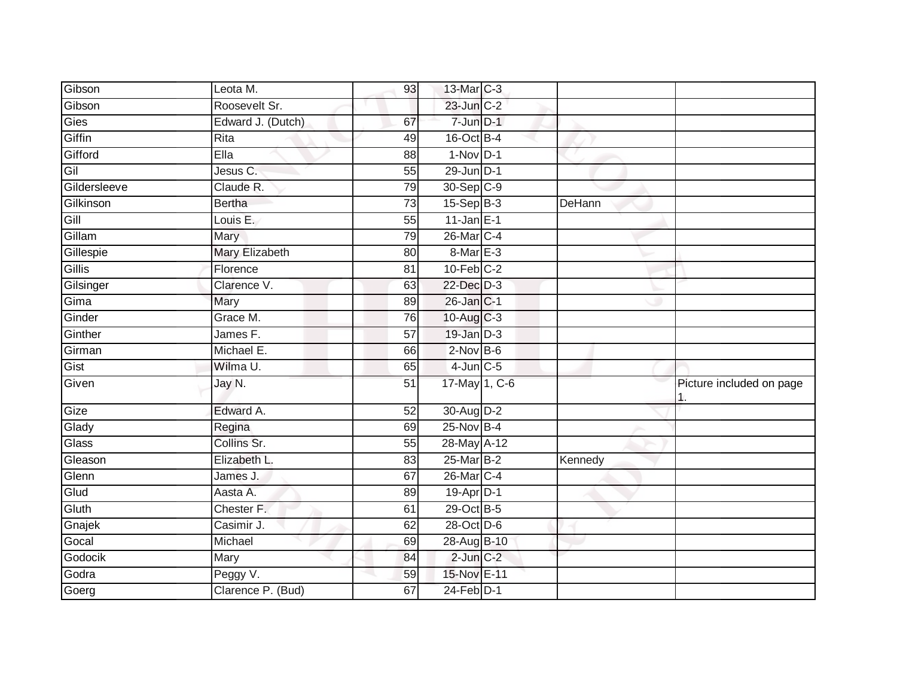| | | | | | | |
|---|---|---|---|---|---|---|
| Gibson | Leota M. | 93 | 13-Mar | C-3 | | |
| Gibson | Roosevelt Sr. | | 23-Jun | C-2 | | |
| Gies | Edward J. (Dutch) | 67 | 7-Jun | D-1 | | |
| Giffin | Rita | 49 | 16-Oct | B-4 | | |
| Gifford | Ella | 88 | 1-Nov | D-1 | | |
| Gil | Jesus C. | 55 | 29-Jun | D-1 | | |
| Gildersleeve | Claude R. | 79 | 30-Sep | C-9 | | |
| Gilkinson | Bertha | 73 | 15-Sep | B-3 | DeHann | |
| Gill | Louis E. | 55 | 11-Jan | E-1 | | |
| Gillam | Mary | 79 | 26-Mar | C-4 | | |
| Gillespie | Mary Elizabeth | 80 | 8-Mar | E-3 | | |
| Gillis | Florence | 81 | 10-Feb | C-2 | | |
| Gilsinger | Clarence V. | 63 | 22-Dec | D-3 | | |
| Gima | Mary | 89 | 26-Jan | C-1 | | |
| Ginder | Grace M. | 76 | 10-Aug | C-3 | | |
| Ginther | James F. | 57 | 19-Jan | D-3 | | |
| Girman | Michael E. | 66 | 2-Nov | B-6 | | |
| Gist | Wilma U. | 65 | 4-Jun | C-5 | | |
| Given | Jay N. | 51 | 17-May | 1, C-6 | | Picture included on page 1. |
| Gize | Edward A. | 52 | 30-Aug | D-2 | | |
| Glady | Regina | 69 | 25-Nov | B-4 | | |
| Glass | Collins Sr. | 55 | 28-May | A-12 | | |
| Gleason | Elizabeth L. | 83 | 25-Mar | B-2 | Kennedy | |
| Glenn | James J. | 67 | 26-Mar | C-4 | | |
| Glud | Aasta A. | 89 | 19-Apr | D-1 | | |
| Gluth | Chester F. | 61 | 29-Oct | B-5 | | |
| Gnajek | Casimir J. | 62 | 28-Oct | D-6 | | |
| Gocal | Michael | 69 | 28-Aug | B-10 | | |
| Godocik | Mary | 84 | 2-Jun | C-2 | | |
| Godra | Peggy V. | 59 | 15-Nov | E-11 | | |
| Goerg | Clarence P. (Bud) | 67 | 24-Feb | D-1 | | |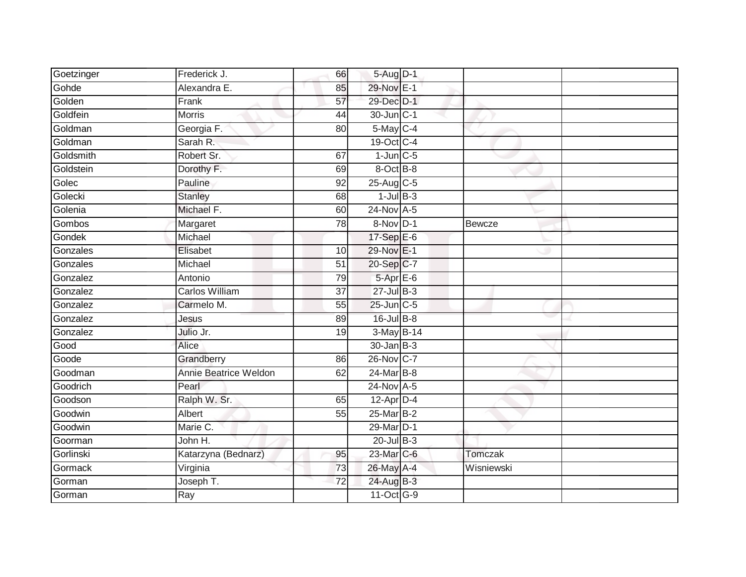| Goetzinger | Frederick J. | 66 | 5-Aug | D-1 | | |
|---|---|---|---|---|---|---|
| Gohde | Alexandra E. | 85 | 29-Nov | E-1 | | |
| Golden | Frank | 57 | 29-Dec | D-1 | | |
| Goldfein | Morris | 44 | 30-Jun | C-1 | | |
| Goldman | Georgia F. | 80 | 5-May | C-4 | | |
| Goldman | Sarah R. | | 19-Oct | C-4 | | |
| Goldsmith | Robert Sr. | 67 | 1-Jun | C-5 | | |
| Goldstein | Dorothy F. | 69 | 8-Oct | B-8 | | |
| Golec | Pauline | 92 | 25-Aug | C-5 | | |
| Golecki | Stanley | 68 | 1-Jul | B-3 | | |
| Golenia | Michael F. | 60 | 24-Nov | A-5 | | |
| Gombos | Margaret | 78 | 8-Nov | D-1 | Bewcze | |
| Gondek | Michael | | 17-Sep | E-6 | | |
| Gonzales | Elisabet | 10 | 29-Nov | E-1 | | |
| Gonzales | Michael | 51 | 20-Sep | C-7 | | |
| Gonzalez | Antonio | 79 | 5-Apr | E-6 | | |
| Gonzalez | Carlos William | 37 | 27-Jul | B-3 | | |
| Gonzalez | Carmelo M. | 55 | 25-Jun | C-5 | | |
| Gonzalez | Jesus | 89 | 16-Jul | B-8 | | |
| Gonzalez | Julio Jr. | 19 | 3-May | B-14 | | |
| Good | Alice | | 30-Jan | B-3 | | |
| Goode | Grandberry | 86 | 26-Nov | C-7 | | |
| Goodman | Annie Beatrice Weldon | 62 | 24-Mar | B-8 | | |
| Goodrich | Pearl | | 24-Nov | A-5 | | |
| Goodson | Ralph W. Sr. | 65 | 12-Apr | D-4 | | |
| Goodwin | Albert | 55 | 25-Mar | B-2 | | |
| Goodwin | Marie C. | | 29-Mar | D-1 | | |
| Goorman | John H. | | 20-Jul | B-3 | | |
| Gorlinski | Katarzyna (Bednarz) | 95 | 23-Mar | C-6 | Tomczak | |
| Gormack | Virginia | 73 | 26-May | A-4 | Wisniewski | |
| Gorman | Joseph T. | 72 | 24-Aug | B-3 | | |
| Gorman | Ray | | 11-Oct | G-9 | | |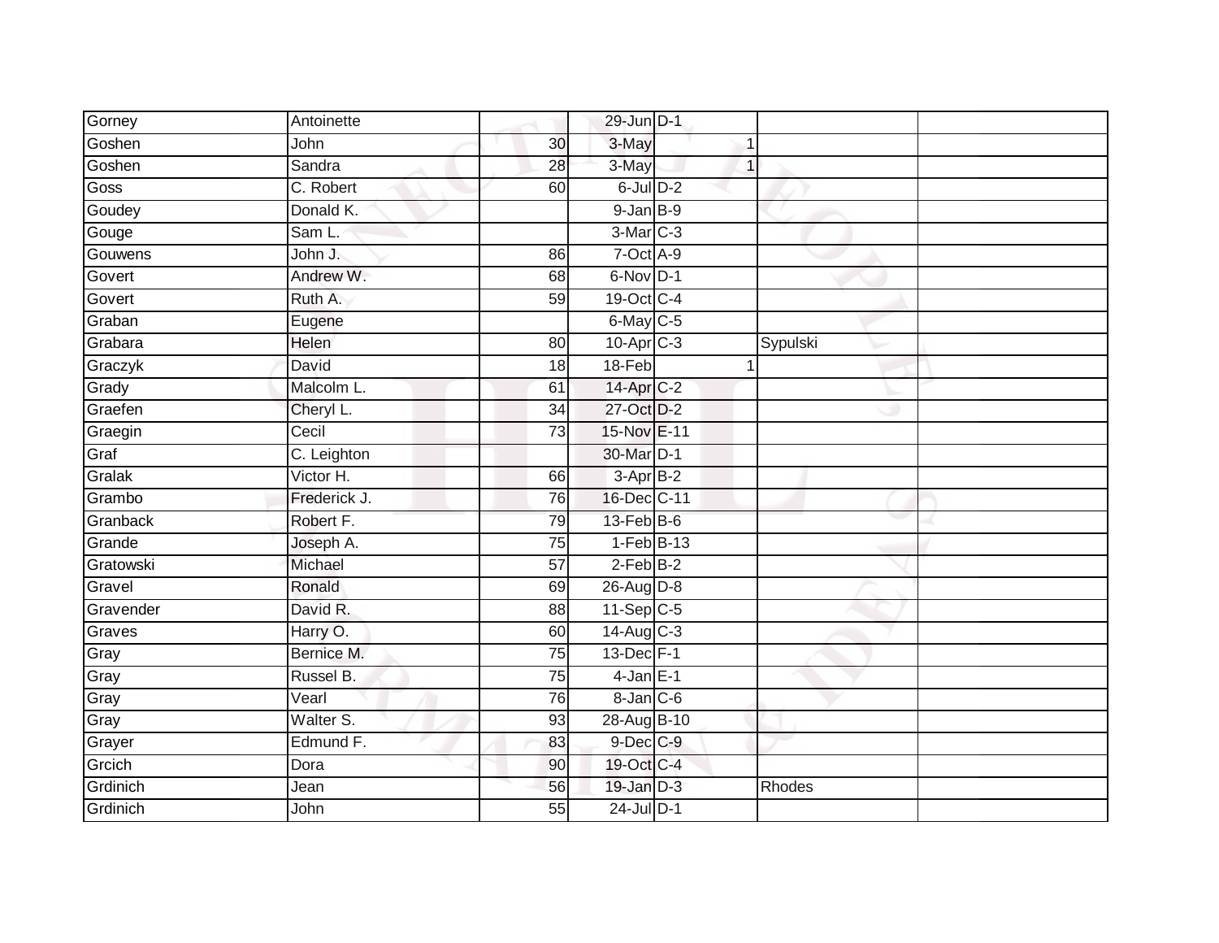| | | | | | | |
|---|---|---|---|---|---|---|
| Gorney | Antoinette | | 29-Jun | D-1 | | |
| Goshen | John | 30 | 3-May | 1 | | |
| Goshen | Sandra | 28 | 3-May | 1 | | |
| Goss | C. Robert | 60 | 6-Jul | D-2 | | |
| Goudey | Donald K. | | 9-Jan | B-9 | | |
| Gouge | Sam L. | | 3-Mar | C-3 | | |
| Gouwens | John J. | 86 | 7-Oct | A-9 | | |
| Govert | Andrew W. | 68 | 6-Nov | D-1 | | |
| Govert | Ruth A. | 59 | 19-Oct | C-4 | | |
| Graban | Eugene | | 6-May | C-5 | | |
| Grabara | Helen | 80 | 10-Apr | C-3 | Sypulski | |
| Graczyk | David | 18 | 18-Feb | 1 | | |
| Grady | Malcolm L. | 61 | 14-Apr | C-2 | | |
| Graefen | Cheryl L. | 34 | 27-Oct | D-2 | | |
| Graegin | Cecil | 73 | 15-Nov | E-11 | | |
| Graf | C. Leighton | | 30-Mar | D-1 | | |
| Gralak | Victor H. | 66 | 3-Apr | B-2 | | |
| Grambo | Frederick J. | 76 | 16-Dec | C-11 | | |
| Granback | Robert F. | 79 | 13-Feb | B-6 | | |
| Grande | Joseph A. | 75 | 1-Feb | B-13 | | |
| Gratowski | Michael | 57 | 2-Feb | B-2 | | |
| Gravel | Ronald | 69 | 26-Aug | D-8 | | |
| Gravender | David R. | 88 | 11-Sep | C-5 | | |
| Graves | Harry O. | 60 | 14-Aug | C-3 | | |
| Gray | Bernice M. | 75 | 13-Dec | F-1 | | |
| Gray | Russel B. | 75 | 4-Jan | E-1 | | |
| Gray | Vearl | 76 | 8-Jan | C-6 | | |
| Gray | Walter S. | 93 | 28-Aug | B-10 | | |
| Grayer | Edmund F. | 83 | 9-Dec | C-9 | | |
| Grcich | Dora | 90 | 19-Oct | C-4 | | |
| Grdinich | Jean | 56 | 19-Jan | D-3 | Rhodes | |
| Grdinich | John | 55 | 24-Jul | D-1 | | |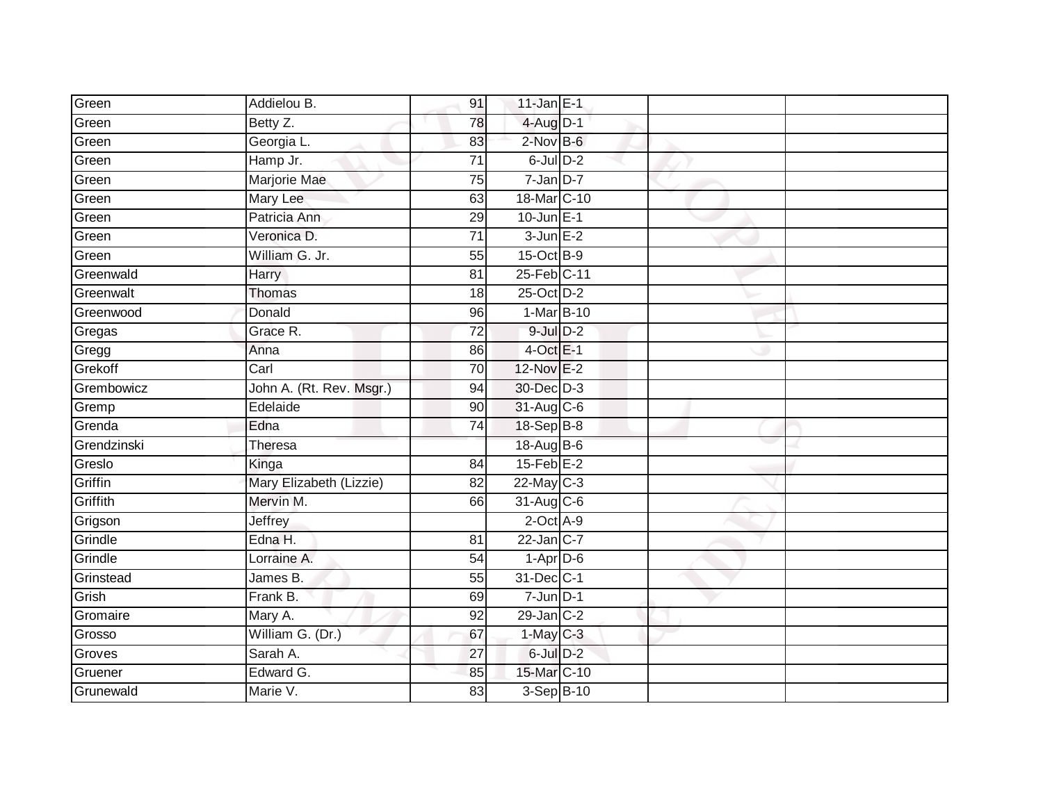| Green | Addielou B. | 91 | 11-Jan | E-1 | | |
|---|---|---|---|---|---|---|
| Green | Betty Z. | 78 | 4-Aug | D-1 | | |
| Green | Georgia L. | 83 | 2-Nov | B-6 | | |
| Green | Hamp Jr. | 71 | 6-Jul | D-2 | | |
| Green | Marjorie Mae | 75 | 7-Jan | D-7 | | |
| Green | Mary Lee | 63 | 18-Mar | C-10 | | |
| Green | Patricia Ann | 29 | 10-Jun | E-1 | | |
| Green | Veronica D. | 71 | 3-Jun | E-2 | | |
| Green | William G. Jr. | 55 | 15-Oct | B-9 | | |
| Greenwald | Harry | 81 | 25-Feb | C-11 | | |
| Greenwalt | Thomas | 18 | 25-Oct | D-2 | | |
| Greenwood | Donald | 96 | 1-Mar | B-10 | | |
| Gregas | Grace R. | 72 | 9-Jul | D-2 | | |
| Gregg | Anna | 86 | 4-Oct | E-1 | | |
| Grekoff | Carl | 70 | 12-Nov | E-2 | | |
| Grembowicz | John A. (Rt. Rev. Msgr.) | 94 | 30-Dec | D-3 | | |
| Gremp | Edelaide | 90 | 31-Aug | C-6 | | |
| Grenda | Edna | 74 | 18-Sep | B-8 | | |
| Grendzinski | Theresa | | 18-Aug | B-6 | | |
| Greslo | Kinga | 84 | 15-Feb | E-2 | | |
| Griffin | Mary Elizabeth (Lizzie) | 82 | 22-May | C-3 | | |
| Griffith | Mervin M. | 66 | 31-Aug | C-6 | | |
| Grigson | Jeffrey | | 2-Oct | A-9 | | |
| Grindle | Edna H. | 81 | 22-Jan | C-7 | | |
| Grindle | Lorraine A. | 54 | 1-Apr | D-6 | | |
| Grinstead | James B. | 55 | 31-Dec | C-1 | | |
| Grish | Frank B. | 69 | 7-Jun | D-1 | | |
| Gromaire | Mary A. | 92 | 29-Jan | C-2 | | |
| Grosso | William G. (Dr.) | 67 | 1-May | C-3 | | |
| Groves | Sarah A. | 27 | 6-Jul | D-2 | | |
| Gruener | Edward G. | 85 | 15-Mar | C-10 | | |
| Grunewald | Marie V. | 83 | 3-Sep | B-10 | | |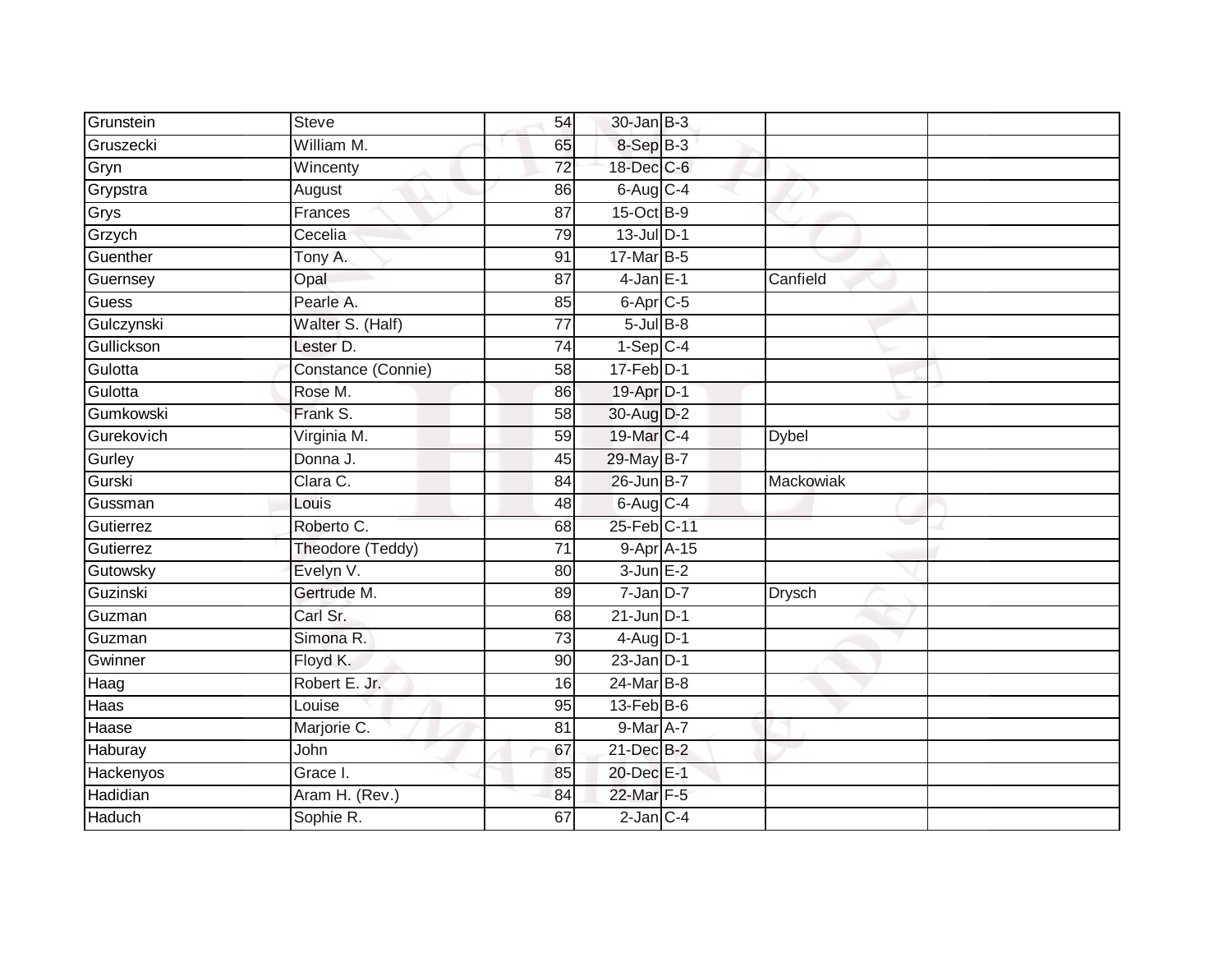| | | | | | | |
|---|---|---|---|---|---|---|
| Grunstein | Steve | 54 | 30-Jan | B-3 | | |
| Gruszecki | William M. | 65 | 8-Sep | B-3 | | |
| Gryn | Wincenty | 72 | 18-Dec | C-6 | | |
| Grypstra | August | 86 | 6-Aug | C-4 | | |
| Grys | Frances | 87 | 15-Oct | B-9 | | |
| Grzych | Cecelia | 79 | 13-Jul | D-1 | | |
| Guenther | Tony A. | 91 | 17-Mar | B-5 | | |
| Guernsey | Opal | 87 | 4-Jan | E-1 | Canfield | |
| Guess | Pearle A. | 85 | 6-Apr | C-5 | | |
| Gulczynski | Walter S. (Half) | 77 | 5-Jul | B-8 | | |
| Gullickson | Lester D. | 74 | 1-Sep | C-4 | | |
| Gulotta | Constance (Connie) | 58 | 17-Feb | D-1 | | |
| Gulotta | Rose M. | 86 | 19-Apr | D-1 | | |
| Gumkowski | Frank S. | 58 | 30-Aug | D-2 | | |
| Gurekovich | Virginia M. | 59 | 19-Mar | C-4 | Dybel | |
| Gurley | Donna J. | 45 | 29-May | B-7 | | |
| Gurski | Clara C. | 84 | 26-Jun | B-7 | Mackowiak | |
| Gussman | Louis | 48 | 6-Aug | C-4 | | |
| Gutierrez | Roberto C. | 68 | 25-Feb | C-11 | | |
| Gutierrez | Theodore (Teddy) | 71 | 9-Apr | A-15 | | |
| Gutowsky | Evelyn V. | 80 | 3-Jun | E-2 | | |
| Guzinski | Gertrude M. | 89 | 7-Jan | D-7 | Drysch | |
| Guzman | Carl Sr. | 68 | 21-Jun | D-1 | | |
| Guzman | Simona R. | 73 | 4-Aug | D-1 | | |
| Gwinner | Floyd K. | 90 | 23-Jan | D-1 | | |
| Haag | Robert E. Jr. | 16 | 24-Mar | B-8 | | |
| Haas | Louise | 95 | 13-Feb | B-6 | | |
| Haase | Marjorie C. | 81 | 9-Mar | A-7 | | |
| Haburay | John | 67 | 21-Dec | B-2 | | |
| Hackenyos | Grace I. | 85 | 20-Dec | E-1 | | |
| Hadidian | Aram H. (Rev.) | 84 | 22-Mar | F-5 | | |
| Haduch | Sophie R. | 67 | 2-Jan | C-4 | | |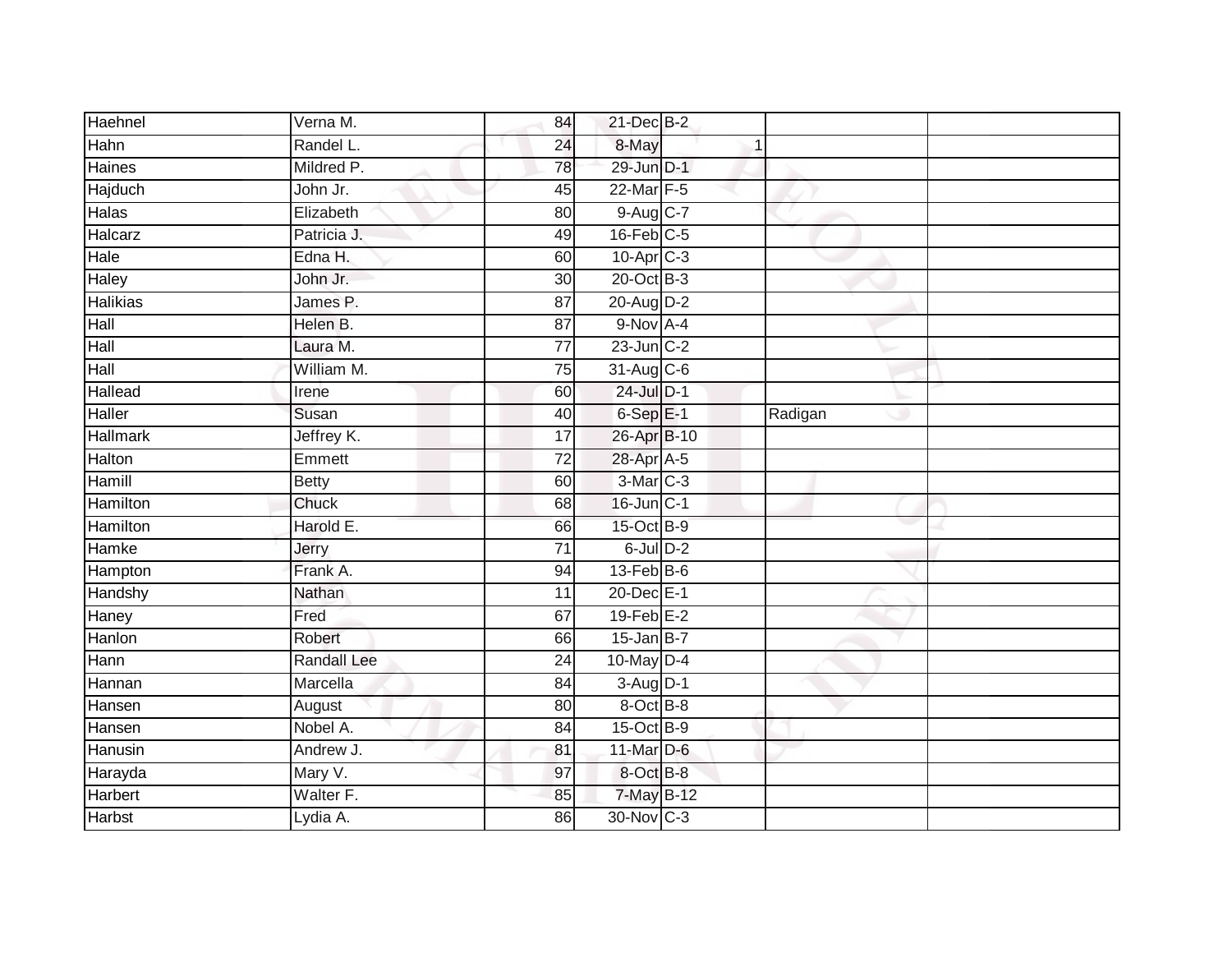| | | | | | | |
|---|---|---|---|---|---|---|
| Haehnel | Verna M. | 84 | 21-Dec | B-2 | | |
| Hahn | Randel L. | 24 | 8-May | 1 | | |
| Haines | Mildred P. | 78 | 29-Jun | D-1 | | |
| Hajduch | John Jr. | 45 | 22-Mar | F-5 | | |
| Halas | Elizabeth | 80 | 9-Aug | C-7 | | |
| Halcarz | Patricia J. | 49 | 16-Feb | C-5 | | |
| Hale | Edna H. | 60 | 10-Apr | C-3 | | |
| Haley | John Jr. | 30 | 20-Oct | B-3 | | |
| Halikias | James P. | 87 | 20-Aug | D-2 | | |
| Hall | Helen B. | 87 | 9-Nov | A-4 | | |
| Hall | Laura M. | 77 | 23-Jun | C-2 | | |
| Hall | William M. | 75 | 31-Aug | C-6 | | |
| Hallead | Irene | 60 | 24-Jul | D-1 | | |
| Haller | Susan | 40 | 6-Sep | E-1 | Radigan | |
| Hallmark | Jeffrey K. | 17 | 26-Apr | B-10 | | |
| Halton | Emmett | 72 | 28-Apr | A-5 | | |
| Hamill | Betty | 60 | 3-Mar | C-3 | | |
| Hamilton | Chuck | 68 | 16-Jun | C-1 | | |
| Hamilton | Harold E. | 66 | 15-Oct | B-9 | | |
| Hamke | Jerry | 71 | 6-Jul | D-2 | | |
| Hampton | Frank A. | 94 | 13-Feb | B-6 | | |
| Handshy | Nathan | 11 | 20-Dec | E-1 | | |
| Haney | Fred | 67 | 19-Feb | E-2 | | |
| Hanlon | Robert | 66 | 15-Jan | B-7 | | |
| Hann | Randall Lee | 24 | 10-May | D-4 | | |
| Hannan | Marcella | 84 | 3-Aug | D-1 | | |
| Hansen | August | 80 | 8-Oct | B-8 | | |
| Hansen | Nobel A. | 84 | 15-Oct | B-9 | | |
| Hanusin | Andrew J. | 81 | 11-Mar | D-6 | | |
| Harayda | Mary V. | 97 | 8-Oct | B-8 | | |
| Harbert | Walter F. | 85 | 7-May | B-12 | | |
| Harbst | Lydia A. | 86 | 30-Nov | C-3 | | |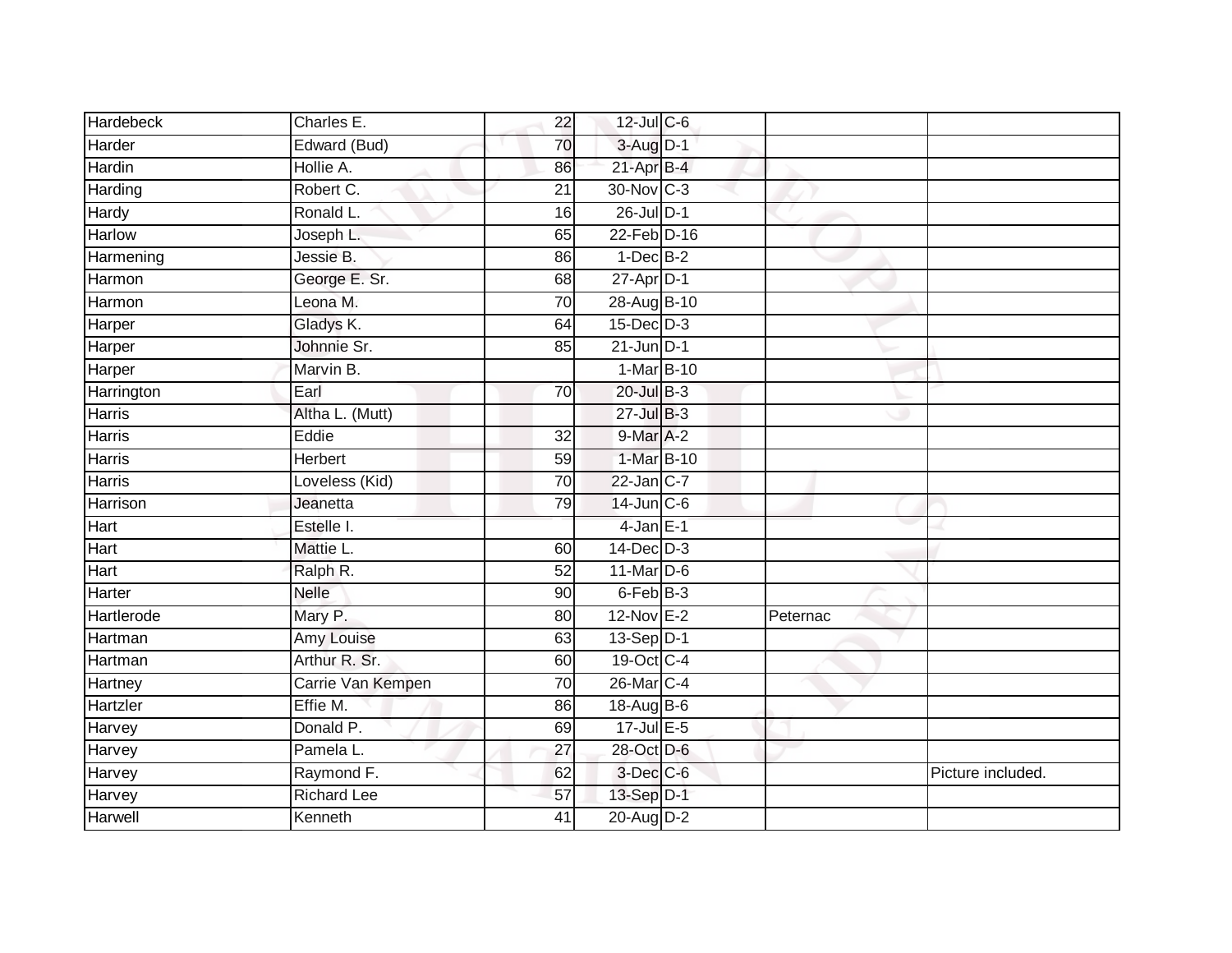| | | | | | | |
|---|---|---|---|---|---|---|
| Hardebeck | Charles E. | 22 | 12-Jul | C-6 | | |
| Harder | Edward (Bud) | 70 | 3-Aug | D-1 | | |
| Hardin | Hollie A. | 86 | 21-Apr | B-4 | | |
| Harding | Robert C. | 21 | 30-Nov | C-3 | | |
| Hardy | Ronald L. | 16 | 26-Jul | D-1 | | |
| Harlow | Joseph L. | 65 | 22-Feb | D-16 | | |
| Harmening | Jessie B. | 86 | 1-Dec | B-2 | | |
| Harmon | George E. Sr. | 68 | 27-Apr | D-1 | | |
| Harmon | Leona M. | 70 | 28-Aug | B-10 | | |
| Harper | Gladys K. | 64 | 15-Dec | D-3 | | |
| Harper | Johnnie Sr. | 85 | 21-Jun | D-1 | | |
| Harper | Marvin B. | | 1-Mar | B-10 | | |
| Harrington | Earl | 70 | 20-Jul | B-3 | | |
| Harris | Altha L. (Mutt) | | 27-Jul | B-3 | | |
| Harris | Eddie | 32 | 9-Mar | A-2 | | |
| Harris | Herbert | 59 | 1-Mar | B-10 | | |
| Harris | Loveless (Kid) | 70 | 22-Jan | C-7 | | |
| Harrison | Jeanetta | 79 | 14-Jun | C-6 | | |
| Hart | Estelle I. | | 4-Jan | E-1 | | |
| Hart | Mattie L. | 60 | 14-Dec | D-3 | | |
| Hart | Ralph R. | 52 | 11-Mar | D-6 | | |
| Harter | Nelle | 90 | 6-Feb | B-3 | | |
| Hartlerode | Mary P. | 80 | 12-Nov | E-2 | Peternac | |
| Hartman | Amy Louise | 63 | 13-Sep | D-1 | | |
| Hartman | Arthur R. Sr. | 60 | 19-Oct | C-4 | | |
| Hartney | Carrie Van Kempen | 70 | 26-Mar | C-4 | | |
| Hartzler | Effie M. | 86 | 18-Aug | B-6 | | |
| Harvey | Donald P. | 69 | 17-Jul | E-5 | | |
| Harvey | Pamela L. | 27 | 28-Oct | D-6 | | |
| Harvey | Raymond F. | 62 | 3-Dec | C-6 | | Picture included. |
| Harvey | Richard Lee | 57 | 13-Sep | D-1 | | |
| Harwell | Kenneth | 41 | 20-Aug | D-2 | | |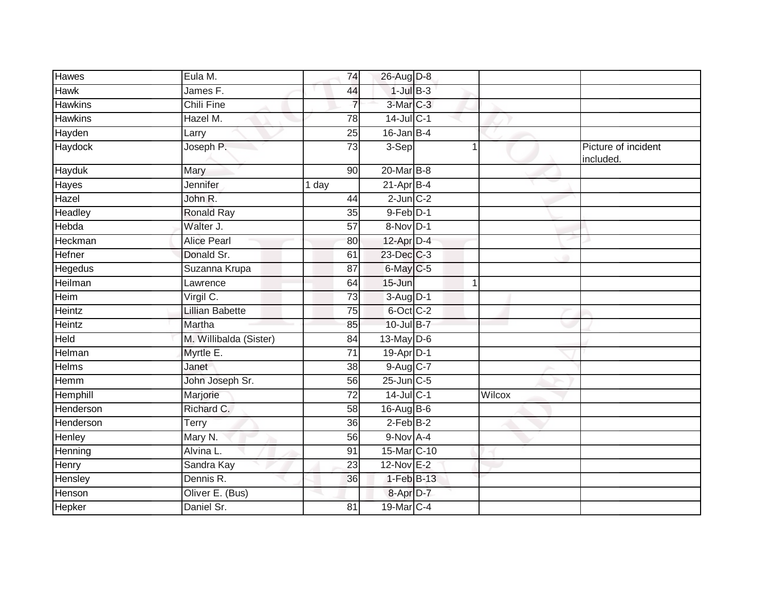| Hawes | Eula M. | 74 | 26-Aug | D-8 | | | |
|---|---|---|---|---|---|---|---|
| Hawk | James F. | 44 | 1-Jul | B-3 | | | |
| Hawkins | Chili Fine | 7 | 3-Mar | C-3 | | | |
| Hawkins | Hazel M. | 78 | 14-Jul | C-1 | | | |
| Hayden | Larry | 25 | 16-Jan | B-4 | | | |
| Haydock | Joseph P. | 73 | 3-Sep | | 1 | | Picture of incident included. |
| Hayduk | Mary | 90 | 20-Mar | B-8 | | | |
| Hayes | Jennifer | 1 day | 21-Apr | B-4 | | | |
| Hazel | John R. | 44 | 2-Jun | C-2 | | | |
| Headley | Ronald Ray | 35 | 9-Feb | D-1 | | | |
| Hebda | Walter J. | 57 | 8-Nov | D-1 | | | |
| Heckman | Alice Pearl | 80 | 12-Apr | D-4 | | | |
| Hefner | Donald Sr. | 61 | 23-Dec | C-3 | | | |
| Hegedus | Suzanna Krupa | 87 | 6-May | C-5 | | | |
| Heilman | Lawrence | 64 | 15-Jun | | 1 | | |
| Heim | Virgil C. | 73 | 3-Aug | D-1 | | | |
| Heintz | Lillian Babette | 75 | 6-Oct | C-2 | | | |
| Heintz | Martha | 85 | 10-Jul | B-7 | | | |
| Held | M. Willibalda (Sister) | 84 | 13-May | D-6 | | | |
| Helman | Myrtle E. | 71 | 19-Apr | D-1 | | | |
| Helms | Janet | 38 | 9-Aug | C-7 | | | |
| Hemm | John Joseph Sr. | 56 | 25-Jun | C-5 | | | |
| Hemphill | Marjorie | 72 | 14-Jul | C-1 | | Wilcox | |
| Henderson | Richard C. | 58 | 16-Aug | B-6 | | | |
| Henderson | Terry | 36 | 2-Feb | B-2 | | | |
| Henley | Mary N. | 56 | 9-Nov | A-4 | | | |
| Henning | Alvina L. | 91 | 15-Mar | C-10 | | | |
| Henry | Sandra Kay | 23 | 12-Nov | E-2 | | | |
| Hensley | Dennis R. | 36 | 1-Feb | B-13 | | | |
| Henson | Oliver E. (Bus) | | 8-Apr | D-7 | | | |
| Hepker | Daniel Sr. | 81 | 19-Mar | C-4 | | | |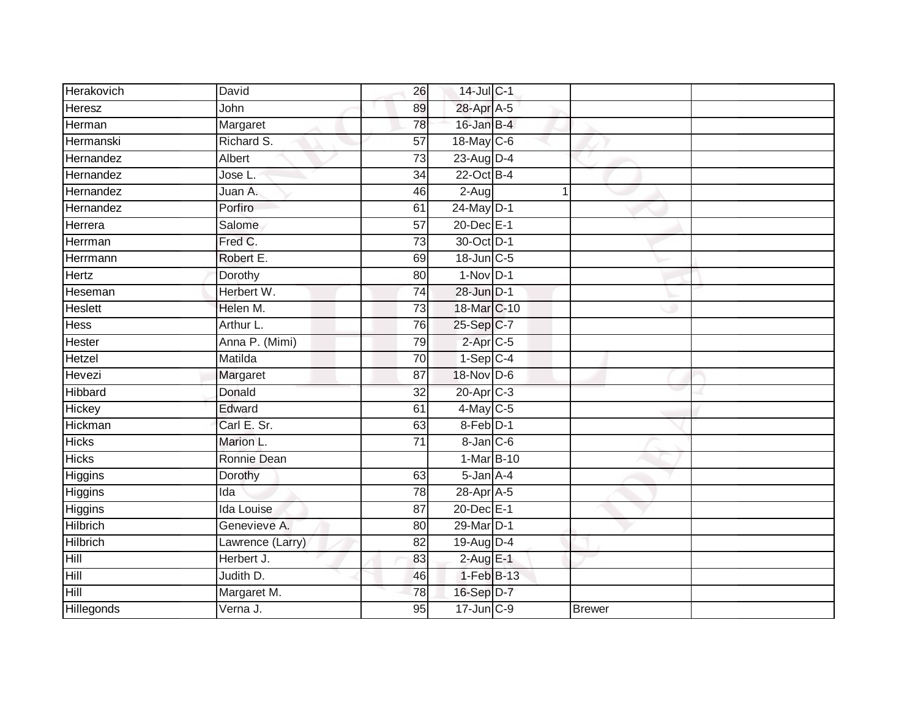| | | | | | | | |
|---|---|---|---|---|---|---|---|
| Herakovich | David | 26 | 14-Jul | C-1 | | | |
| Heresz | John | 89 | 28-Apr | A-5 | | | |
| Herman | Margaret | 78 | 16-Jan | B-4 | | | |
| Hermanski | Richard S. | 57 | 18-May | C-6 | | | |
| Hernandez | Albert | 73 | 23-Aug | D-4 | | | |
| Hernandez | Jose L. | 34 | 22-Oct | B-4 | | | |
| Hernandez | Juan A. | 46 | 2-Aug | | 1 | | |
| Hernandez | Porfiro | 61 | 24-May | D-1 | | | |
| Herrera | Salome | 57 | 20-Dec | E-1 | | | |
| Herrman | Fred C. | 73 | 30-Oct | D-1 | | | |
| Herrmann | Robert E. | 69 | 18-Jun | C-5 | | | |
| Hertz | Dorothy | 80 | 1-Nov | D-1 | | | |
| Heseman | Herbert W. | 74 | 28-Jun | D-1 | | | |
| Heslett | Helen M. | 73 | 18-Mar | C-10 | | | |
| Hess | Arthur L. | 76 | 25-Sep | C-7 | | | |
| Hester | Anna P. (Mimi) | 79 | 2-Apr | C-5 | | | |
| Hetzel | Matilda | 70 | 1-Sep | C-4 | | | |
| Hevezi | Margaret | 87 | 18-Nov | D-6 | | | |
| Hibbard | Donald | 32 | 20-Apr | C-3 | | | |
| Hickey | Edward | 61 | 4-May | C-5 | | | |
| Hickman | Carl E. Sr. | 63 | 8-Feb | D-1 | | | |
| Hicks | Marion L. | 71 | 8-Jan | C-6 | | | |
| Hicks | Ronnie Dean | | 1-Mar | B-10 | | | |
| Higgins | Dorothy | 63 | 5-Jan | A-4 | | | |
| Higgins | Ida | 78 | 28-Apr | A-5 | | | |
| Higgins | Ida Louise | 87 | 20-Dec | E-1 | | | |
| Hilbrich | Genevieve A. | 80 | 29-Mar | D-1 | | | |
| Hilbrich | Lawrence (Larry) | 82 | 19-Aug | D-4 | | | |
| Hill | Herbert J. | 83 | 2-Aug | E-1 | | | |
| Hill | Judith D. | 46 | 1-Feb | B-13 | | | |
| Hill | Margaret M. | 78 | 16-Sep | D-7 | | | |
| Hillegonds | Verna J. | 95 | 17-Jun | C-9 | | Brewer | |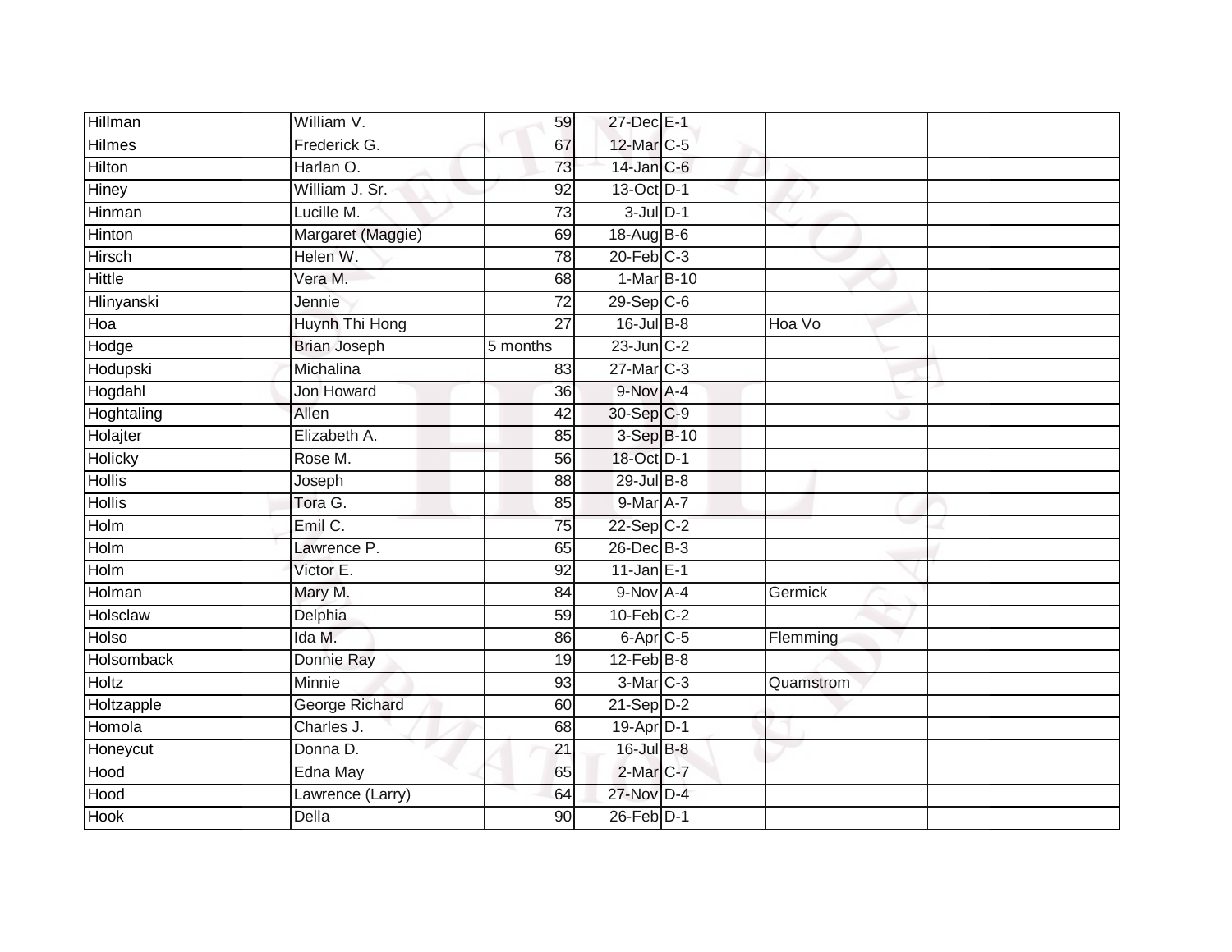| | | | | | | |
|---|---|---|---|---|---|---|
| Hillman | William V. | 59 | 27-Dec | E-1 | | |
| Hilmes | Frederick G. | 67 | 12-Mar | C-5 | | |
| Hilton | Harlan O. | 73 | 14-Jan | C-6 | | |
| Hiney | William J. Sr. | 92 | 13-Oct | D-1 | | |
| Hinman | Lucille M. | 73 | 3-Jul | D-1 | | |
| Hinton | Margaret (Maggie) | 69 | 18-Aug | B-6 | | |
| Hirsch | Helen W. | 78 | 20-Feb | C-3 | | |
| Hittle | Vera M. | 68 | 1-Mar | B-10 | | |
| Hlinyanski | Jennie | 72 | 29-Sep | C-6 | | |
| Hoa | Huynh Thi Hong | 27 | 16-Jul | B-8 | Hoa Vo | |
| Hodge | Brian Joseph | 5 months | 23-Jun | C-2 | | |
| Hodupski | Michalina | 83 | 27-Mar | C-3 | | |
| Hogdahl | Jon Howard | 36 | 9-Nov | A-4 | | |
| Hoghtaling | Allen | 42 | 30-Sep | C-9 | | |
| Holajter | Elizabeth A. | 85 | 3-Sep | B-10 | | |
| Holicky | Rose M. | 56 | 18-Oct | D-1 | | |
| Hollis | Joseph | 88 | 29-Jul | B-8 | | |
| Hollis | Tora G. | 85 | 9-Mar | A-7 | | |
| Holm | Emil C. | 75 | 22-Sep | C-2 | | |
| Holm | Lawrence P. | 65 | 26-Dec | B-3 | | |
| Holm | Victor E. | 92 | 11-Jan | E-1 | | |
| Holman | Mary M. | 84 | 9-Nov | A-4 | Germick | |
| Holsclaw | Delphia | 59 | 10-Feb | C-2 | | |
| Holso | Ida M. | 86 | 6-Apr | C-5 | Flemming | |
| Holsomback | Donnie Ray | 19 | 12-Feb | B-8 | | |
| Holtz | Minnie | 93 | 3-Mar | C-3 | Quamstrom | |
| Holtzapple | George Richard | 60 | 21-Sep | D-2 | | |
| Homola | Charles J. | 68 | 19-Apr | D-1 | | |
| Honeycut | Donna D. | 21 | 16-Jul | B-8 | | |
| Hood | Edna May | 65 | 2-Mar | C-7 | | |
| Hood | Lawrence (Larry) | 64 | 27-Nov | D-4 | | |
| Hook | Della | 90 | 26-Feb | D-1 | | |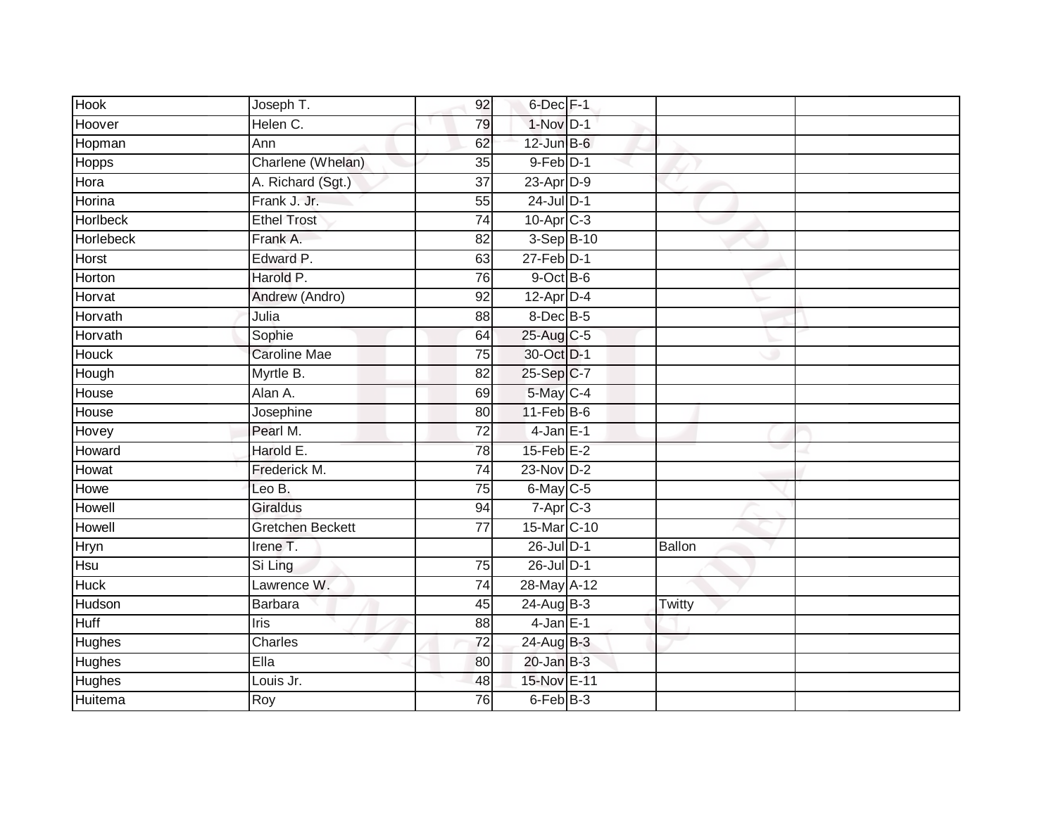| | | | | | | |
|---|---|---|---|---|---|---|
| Hook | Joseph T. | 92 | 6-Dec | F-1 | | |
| Hoover | Helen C. | 79 | 1-Nov | D-1 | | |
| Hopman | Ann | 62 | 12-Jun | B-6 | | |
| Hopps | Charlene (Whelan) | 35 | 9-Feb | D-1 | | |
| Hora | A. Richard (Sgt.) | 37 | 23-Apr | D-9 | | |
| Horina | Frank J. Jr. | 55 | 24-Jul | D-1 | | |
| Horlbeck | Ethel Trost | 74 | 10-Apr | C-3 | | |
| Horlebeck | Frank A. | 82 | 3-Sep | B-10 | | |
| Horst | Edward P. | 63 | 27-Feb | D-1 | | |
| Horton | Harold P. | 76 | 9-Oct | B-6 | | |
| Horvat | Andrew (Andro) | 92 | 12-Apr | D-4 | | |
| Horvath | Julia | 88 | 8-Dec | B-5 | | |
| Horvath | Sophie | 64 | 25-Aug | C-5 | | |
| Houck | Caroline Mae | 75 | 30-Oct | D-1 | | |
| Hough | Myrtle B. | 82 | 25-Sep | C-7 | | |
| House | Alan A. | 69 | 5-May | C-4 | | |
| House | Josephine | 80 | 11-Feb | B-6 | | |
| Hovey | Pearl M. | 72 | 4-Jan | E-1 | | |
| Howard | Harold E. | 78 | 15-Feb | E-2 | | |
| Howat | Frederick M. | 74 | 23-Nov | D-2 | | |
| Howe | Leo B. | 75 | 6-May | C-5 | | |
| Howell | Giraldus | 94 | 7-Apr | C-3 | | |
| Howell | Gretchen Beckett | 77 | 15-Mar | C-10 | | |
| Hryn | Irene T. | | 26-Jul | D-1 | Ballon | |
| Hsu | Si Ling | 75 | 26-Jul | D-1 | | |
| Huck | Lawrence W. | 74 | 28-May | A-12 | | |
| Hudson | Barbara | 45 | 24-Aug | B-3 | Twitty | |
| Huff | Iris | 88 | 4-Jan | E-1 | | |
| Hughes | Charles | 72 | 24-Aug | B-3 | | |
| Hughes | Ella | 80 | 20-Jan | B-3 | | |
| Hughes | Louis Jr. | 48 | 15-Nov | E-11 | | |
| Huitema | Roy | 76 | 6-Feb | B-3 | | |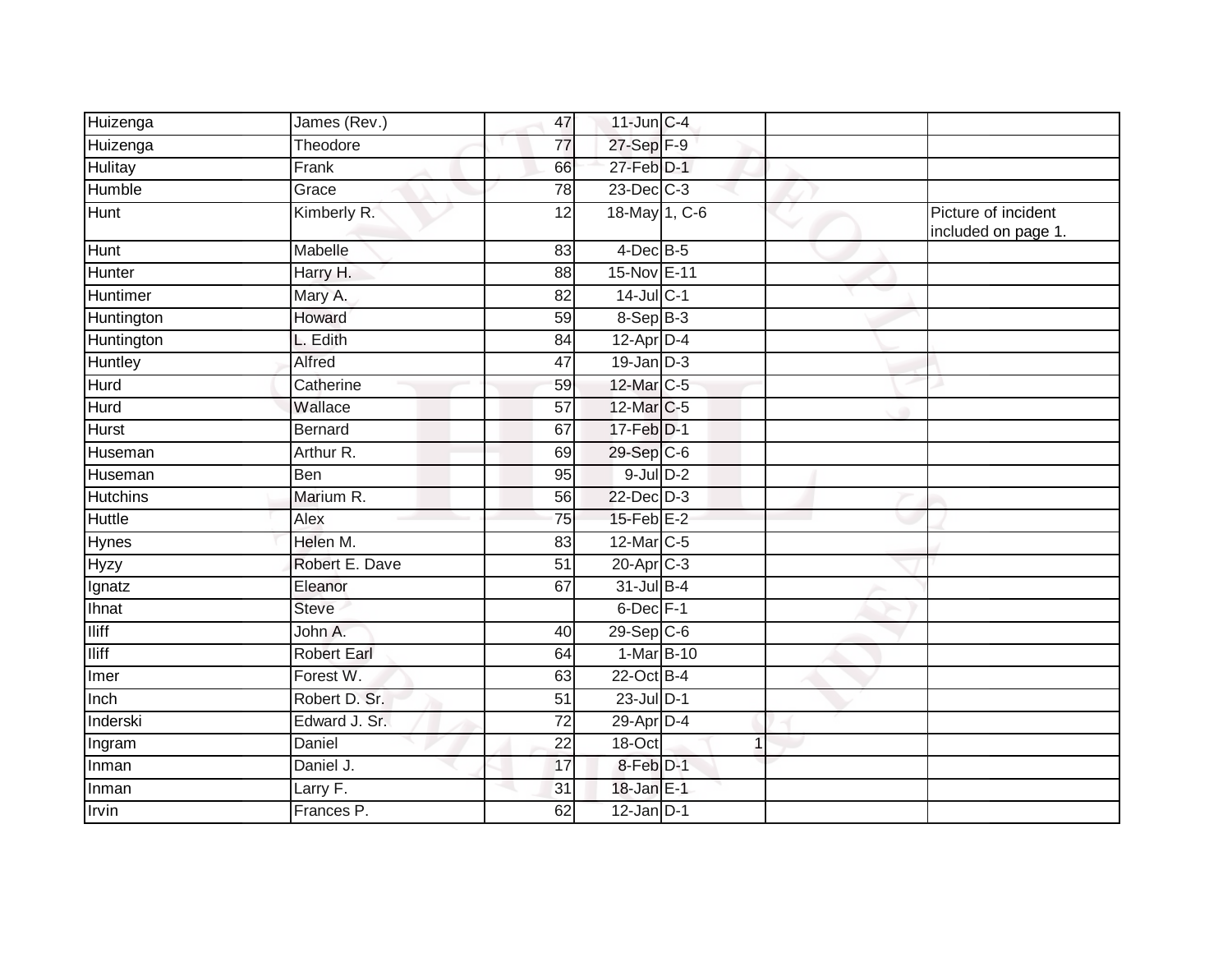| | | | | | | |
|---|---|---|---|---|---|---|
| Huizenga | James (Rev.) | 47 | 11-Jun | C-4 | | |
| Huizenga | Theodore | 77 | 27-Sep | F-9 | | |
| Hulitay | Frank | 66 | 27-Feb | D-1 | | |
| Humble | Grace | 78 | 23-Dec | C-3 | | |
| Hunt | Kimberly R. | 12 | 18-May | 1, C-6 | | Picture of incident included on page 1. |
| Hunt | Mabelle | 83 | 4-Dec | B-5 | | |
| Hunter | Harry H. | 88 | 15-Nov | E-11 | | |
| Huntimer | Mary A. | 82 | 14-Jul | C-1 | | |
| Huntington | Howard | 59 | 8-Sep | B-3 | | |
| Huntington | L. Edith | 84 | 12-Apr | D-4 | | |
| Huntley | Alfred | 47 | 19-Jan | D-3 | | |
| Hurd | Catherine | 59 | 12-Mar | C-5 | | |
| Hurd | Wallace | 57 | 12-Mar | C-5 | | |
| Hurst | Bernard | 67 | 17-Feb | D-1 | | |
| Huseman | Arthur R. | 69 | 29-Sep | C-6 | | |
| Huseman | Ben | 95 | 9-Jul | D-2 | | |
| Hutchins | Marium R. | 56 | 22-Dec | D-3 | | |
| Huttle | Alex | 75 | 15-Feb | E-2 | | |
| Hynes | Helen M. | 83 | 12-Mar | C-5 | | |
| Hyzy | Robert E. Dave | 51 | 20-Apr | C-3 | | |
| Ignatz | Eleanor | 67 | 31-Jul | B-4 | | |
| Ihnat | Steve | | 6-Dec | F-1 | | |
| Iliff | John A. | 40 | 29-Sep | C-6 | | |
| Iliff | Robert Earl | 64 | 1-Mar | B-10 | | |
| Imer | Forest W. | 63 | 22-Oct | B-4 | | |
| Inch | Robert D. Sr. | 51 | 23-Jul | D-1 | | |
| Inderski | Edward J. Sr. | 72 | 29-Apr | D-4 | | |
| Ingram | Daniel | 22 | 18-Oct | 1 | | |
| Inman | Daniel J. | 17 | 8-Feb | D-1 | | |
| Inman | Larry F. | 31 | 18-Jan | E-1 | | |
| Irvin | Frances P. | 62 | 12-Jan | D-1 | | |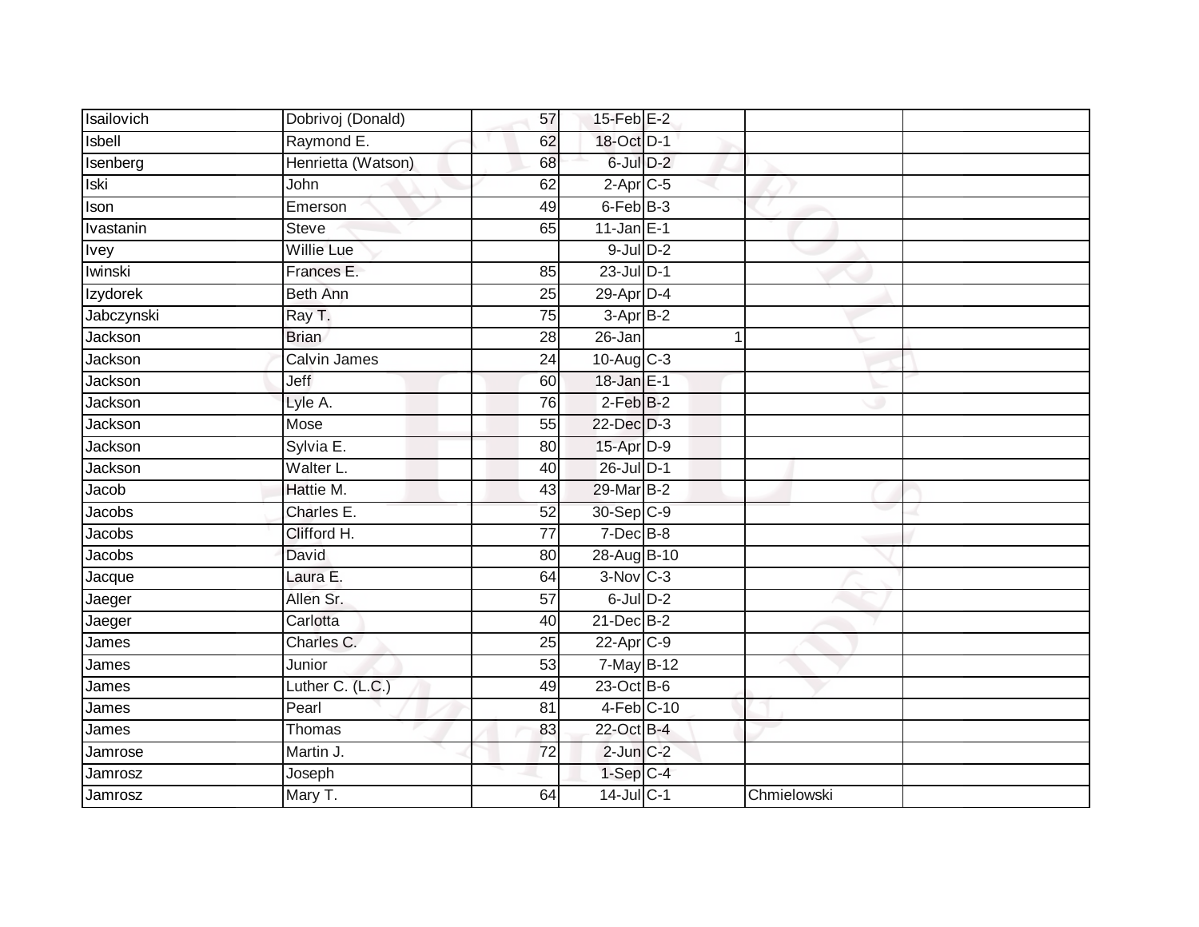| | | | | | | |
|---|---|---|---|---|---|---|
| Isailovich | Dobrivoj (Donald) | 57 | 15-Feb | E-2 | | |
| Isbell | Raymond E. | 62 | 18-Oct | D-1 | | |
| Isenberg | Henrietta (Watson) | 68 | 6-Jul | D-2 | | |
| Iski | John | 62 | 2-Apr | C-5 | | |
| Ison | Emerson | 49 | 6-Feb | B-3 | | |
| Ivastanin | Steve | 65 | 11-Jan | E-1 | | |
| Ivey | Willie Lue | | 9-Jul | D-2 | | |
| Iwinski | Frances E. | 85 | 23-Jul | D-1 | | |
| Izydorek | Beth Ann | 25 | 29-Apr | D-4 | | |
| Jabczynski | Ray T. | 75 | 3-Apr | B-2 | | |
| Jackson | Brian | 28 | 26-Jan | 1 | | |
| Jackson | Calvin James | 24 | 10-Aug | C-3 | | |
| Jackson | Jeff | 60 | 18-Jan | E-1 | | |
| Jackson | Lyle A. | 76 | 2-Feb | B-2 | | |
| Jackson | Mose | 55 | 22-Dec | D-3 | | |
| Jackson | Sylvia E. | 80 | 15-Apr | D-9 | | |
| Jackson | Walter L. | 40 | 26-Jul | D-1 | | |
| Jacob | Hattie M. | 43 | 29-Mar | B-2 | | |
| Jacobs | Charles E. | 52 | 30-Sep | C-9 | | |
| Jacobs | Clifford H. | 77 | 7-Dec | B-8 | | |
| Jacobs | David | 80 | 28-Aug | B-10 | | |
| Jacque | Laura E. | 64 | 3-Nov | C-3 | | |
| Jaeger | Allen Sr. | 57 | 6-Jul | D-2 | | |
| Jaeger | Carlotta | 40 | 21-Dec | B-2 | | |
| James | Charles C. | 25 | 22-Apr | C-9 | | |
| James | Junior | 53 | 7-May | B-12 | | |
| James | Luther C. (L.C.) | 49 | 23-Oct | B-6 | | |
| James | Pearl | 81 | 4-Feb | C-10 | | |
| James | Thomas | 83 | 22-Oct | B-4 | | |
| Jamrose | Martin J. | 72 | 2-Jun | C-2 | | |
| Jamrosz | Joseph | | 1-Sep | C-4 | | |
| Jamrosz | Mary T. | 64 | 14-Jul | C-1 | Chmielowski | |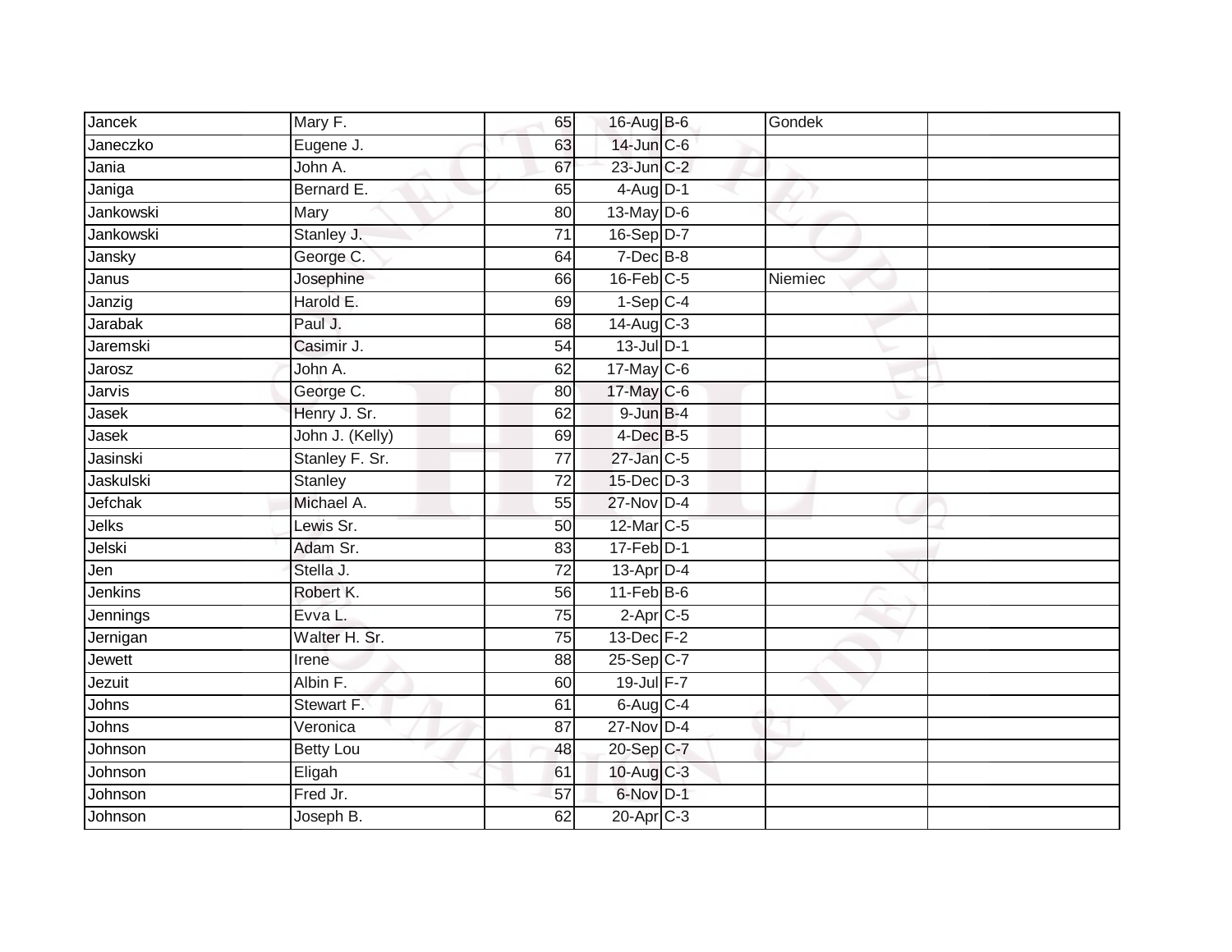| | | | | | | |
|---|---|---|---|---|---|---|
| Jancek | Mary F. | 65 | 16-Aug | B-6 | Gondek | |
| Janeczko | Eugene J. | 63 | 14-Jun | C-6 | | |
| Jania | John A. | 67 | 23-Jun | C-2 | | |
| Janiga | Bernard E. | 65 | 4-Aug | D-1 | | |
| Jankowski | Mary | 80 | 13-May | D-6 | | |
| Jankowski | Stanley J. | 71 | 16-Sep | D-7 | | |
| Jansky | George C. | 64 | 7-Dec | B-8 | | |
| Janus | Josephine | 66 | 16-Feb | C-5 | Niemiec | |
| Janzig | Harold E. | 69 | 1-Sep | C-4 | | |
| Jarabak | Paul J. | 68 | 14-Aug | C-3 | | |
| Jaremski | Casimir J. | 54 | 13-Jul | D-1 | | |
| Jarosz | John A. | 62 | 17-May | C-6 | | |
| Jarvis | George C. | 80 | 17-May | C-6 | | |
| Jasek | Henry J. Sr. | 62 | 9-Jun | B-4 | | |
| Jasek | John J. (Kelly) | 69 | 4-Dec | B-5 | | |
| Jasinski | Stanley F. Sr. | 77 | 27-Jan | C-5 | | |
| Jaskulski | Stanley | 72 | 15-Dec | D-3 | | |
| Jefchak | Michael A. | 55 | 27-Nov | D-4 | | |
| Jelks | Lewis Sr. | 50 | 12-Mar | C-5 | | |
| Jelski | Adam Sr. | 83 | 17-Feb | D-1 | | |
| Jen | Stella J. | 72 | 13-Apr | D-4 | | |
| Jenkins | Robert K. | 56 | 11-Feb | B-6 | | |
| Jennings | Evva L. | 75 | 2-Apr | C-5 | | |
| Jernigan | Walter H. Sr. | 75 | 13-Dec | F-2 | | |
| Jewett | Irene | 88 | 25-Sep | C-7 | | |
| Jezuit | Albin F. | 60 | 19-Jul | F-7 | | |
| Johns | Stewart F. | 61 | 6-Aug | C-4 | | |
| Johns | Veronica | 87 | 27-Nov | D-4 | | |
| Johnson | Betty Lou | 48 | 20-Sep | C-7 | | |
| Johnson | Eligah | 61 | 10-Aug | C-3 | | |
| Johnson | Fred Jr. | 57 | 6-Nov | D-1 | | |
| Johnson | Joseph B. | 62 | 20-Apr | C-3 | | |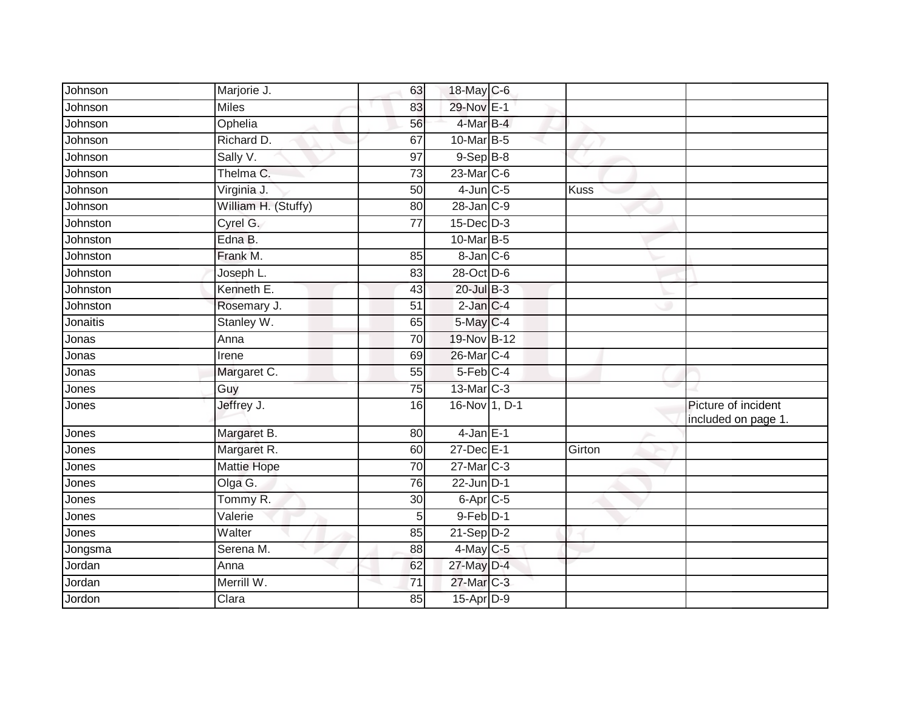| | | | | | | |
|---|---|---|---|---|---|---|
| Johnson | Marjorie J. | 63 | 18-May | C-6 | | |
| Johnson | Miles | 83 | 29-Nov | E-1 | | |
| Johnson | Ophelia | 56 | 4-Mar | B-4 | | |
| Johnson | Richard D. | 67 | 10-Mar | B-5 | | |
| Johnson | Sally V. | 97 | 9-Sep | B-8 | | |
| Johnson | Thelma C. | 73 | 23-Mar | C-6 | | |
| Johnson | Virginia J. | 50 | 4-Jun | C-5 | Kuss | |
| Johnson | William H. (Stuffy) | 80 | 28-Jan | C-9 | | |
| Johnston | Cyrel G. | 77 | 15-Dec | D-3 | | |
| Johnston | Edna B. | | 10-Mar | B-5 | | |
| Johnston | Frank M. | 85 | 8-Jan | C-6 | | |
| Johnston | Joseph L. | 83 | 28-Oct | D-6 | | |
| Johnston | Kenneth E. | 43 | 20-Jul | B-3 | | |
| Johnston | Rosemary J. | 51 | 2-Jan | C-4 | | |
| Jonaitis | Stanley W. | 65 | 5-May | C-4 | | |
| Jonas | Anna | 70 | 19-Nov | B-12 | | |
| Jonas | Irene | 69 | 26-Mar | C-4 | | |
| Jonas | Margaret C. | 55 | 5-Feb | C-4 | | |
| Jones | Guy | 75 | 13-Mar | C-3 | | |
| Jones | Jeffrey J. | 16 | 16-Nov | 1, D-1 | | Picture of incident included on page 1. |
| Jones | Margaret B. | 80 | 4-Jan | E-1 | | |
| Jones | Margaret R. | 60 | 27-Dec | E-1 | Girton | |
| Jones | Mattie Hope | 70 | 27-Mar | C-3 | | |
| Jones | Olga G. | 76 | 22-Jun | D-1 | | |
| Jones | Tommy R. | 30 | 6-Apr | C-5 | | |
| Jones | Valerie | 5 | 9-Feb | D-1 | | |
| Jones | Walter | 85 | 21-Sep | D-2 | | |
| Jongsma | Serena M. | 88 | 4-May | C-5 | | |
| Jordan | Anna | 62 | 27-May | D-4 | | |
| Jordan | Merrill W. | 71 | 27-Mar | C-3 | | |
| Jordon | Clara | 85 | 15-Apr | D-9 | | |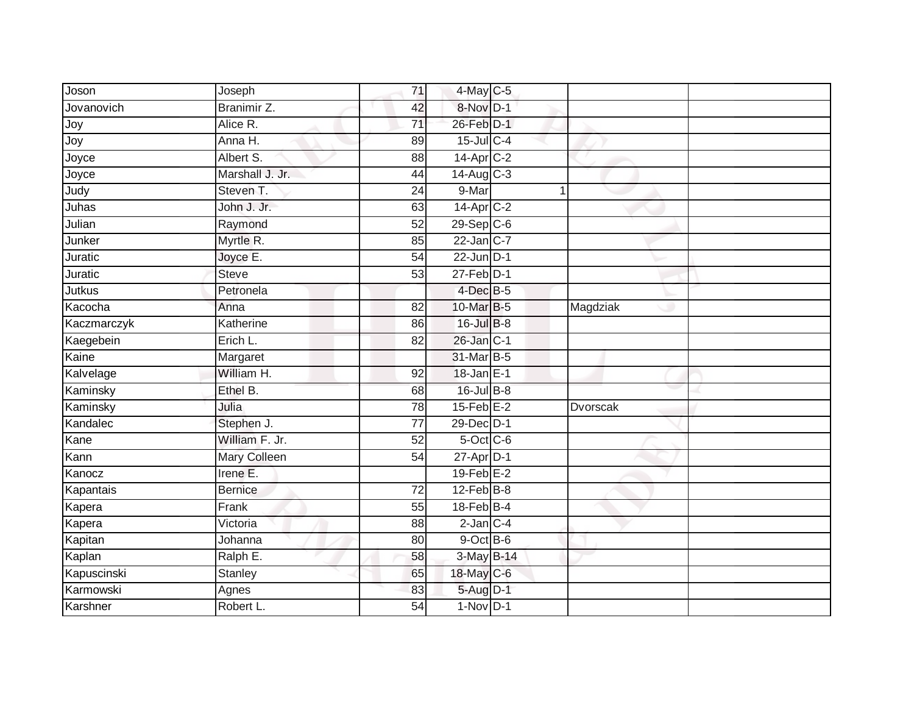| | | | | | | |
|---|---|---|---|---|---|---|
| Joson | Joseph | 71 | 4-May | C-5 | | |
| Jovanovich | Branimir Z. | 42 | 8-Nov | D-1 | | |
| Joy | Alice R. | 71 | 26-Feb | D-1 | | |
| Joy | Anna H. | 89 | 15-Jul | C-4 | | |
| Joyce | Albert S. | 88 | 14-Apr | C-2 | | |
| Joyce | Marshall J. Jr. | 44 | 14-Aug | C-3 | | |
| Judy | Steven T. | 24 | 9-Mar | 1 | | |
| Juhas | John J. Jr. | 63 | 14-Apr | C-2 | | |
| Julian | Raymond | 52 | 29-Sep | C-6 | | |
| Junker | Myrtle R. | 85 | 22-Jan | C-7 | | |
| Juratic | Joyce E. | 54 | 22-Jun | D-1 | | |
| Juratic | Steve | 53 | 27-Feb | D-1 | | |
| Jutkus | Petronela | | 4-Dec | B-5 | | |
| Kacocha | Anna | 82 | 10-Mar | B-5 | Magdziak | |
| Kaczmarczyk | Katherine | 86 | 16-Jul | B-8 | | |
| Kaegebein | Erich L. | 82 | 26-Jan | C-1 | | |
| Kaine | Margaret | | 31-Mar | B-5 | | |
| Kalvelage | William H. | 92 | 18-Jan | E-1 | | |
| Kaminsky | Ethel B. | 68 | 16-Jul | B-8 | | |
| Kaminsky | Julia | 78 | 15-Feb | E-2 | Dvorscak | |
| Kandalec | Stephen J. | 77 | 29-Dec | D-1 | | |
| Kane | William F. Jr. | 52 | 5-Oct | C-6 | | |
| Kann | Mary Colleen | 54 | 27-Apr | D-1 | | |
| Kanocz | Irene E. | | 19-Feb | E-2 | | |
| Kapantais | Bernice | 72 | 12-Feb | B-8 | | |
| Kapera | Frank | 55 | 18-Feb | B-4 | | |
| Kapera | Victoria | 88 | 2-Jan | C-4 | | |
| Kapitan | Johanna | 80 | 9-Oct | B-6 | | |
| Kaplan | Ralph E. | 58 | 3-May | B-14 | | |
| Kapuscinski | Stanley | 65 | 18-May | C-6 | | |
| Karmowski | Agnes | 83 | 5-Aug | D-1 | | |
| Karshner | Robert L. | 54 | 1-Nov | D-1 | | |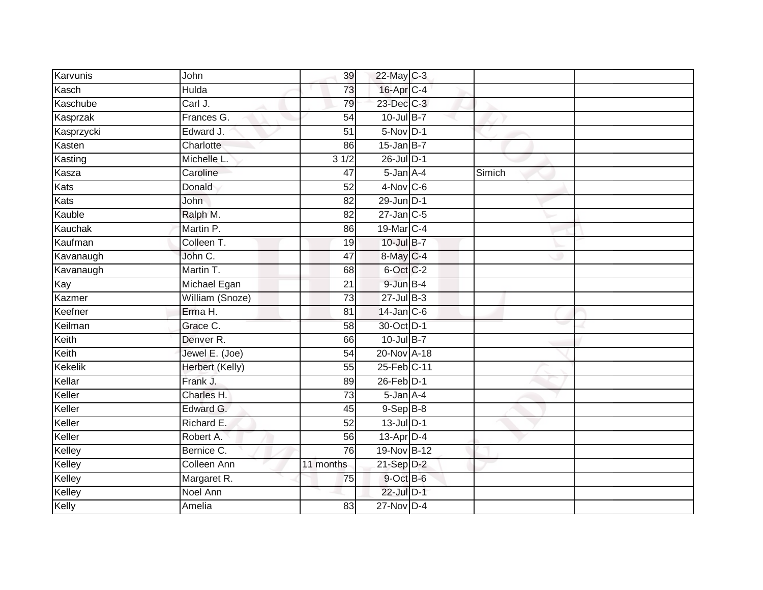| | | | | | | |
|---|---|---|---|---|---|---|
| Karvunis | John | 39 | 22-May | C-3 | | |
| Kasch | Hulda | 73 | 16-Apr | C-4 | | |
| Kaschube | Carl J. | 79 | 23-Dec | C-3 | | |
| Kasprzak | Frances G. | 54 | 10-Jul | B-7 | | |
| Kasprzycki | Edward J. | 51 | 5-Nov | D-1 | | |
| Kasten | Charlotte | 86 | 15-Jan | B-7 | | |
| Kasting | Michelle L. | 3 1/2 | 26-Jul | D-1 | | |
| Kasza | Caroline | 47 | 5-Jan | A-4 | Simich | |
| Kats | Donald | 52 | 4-Nov | C-6 | | |
| Kats | John | 82 | 29-Jun | D-1 | | |
| Kauble | Ralph M. | 82 | 27-Jan | C-5 | | |
| Kauchak | Martin P. | 86 | 19-Mar | C-4 | | |
| Kaufman | Colleen T. | 19 | 10-Jul | B-7 | | |
| Kavanaugh | John C. | 47 | 8-May | C-4 | | |
| Kavanaugh | Martin T. | 68 | 6-Oct | C-2 | | |
| Kay | Michael Egan | 21 | 9-Jun | B-4 | | |
| Kazmer | William (Snoze) | 73 | 27-Jul | B-3 | | |
| Keefner | Erma H. | 81 | 14-Jan | C-6 | | |
| Keilman | Grace C. | 58 | 30-Oct | D-1 | | |
| Keith | Denver R. | 66 | 10-Jul | B-7 | | |
| Keith | Jewel E. (Joe) | 54 | 20-Nov | A-18 | | |
| Kekelik | Herbert (Kelly) | 55 | 25-Feb | C-11 | | |
| Kellar | Frank J. | 89 | 26-Feb | D-1 | | |
| Keller | Charles H. | 73 | 5-Jan | A-4 | | |
| Keller | Edward G. | 45 | 9-Sep | B-8 | | |
| Keller | Richard E. | 52 | 13-Jul | D-1 | | |
| Keller | Robert A. | 56 | 13-Apr | D-4 | | |
| Kelley | Bernice C. | 76 | 19-Nov | B-12 | | |
| Kelley | Colleen Ann | 11 months | 21-Sep | D-2 | | |
| Kelley | Margaret R. | 75 | 9-Oct | B-6 | | |
| Kelley | Noel Ann | | 22-Jul | D-1 | | |
| Kelly | Amelia | 83 | 27-Nov | D-4 | | |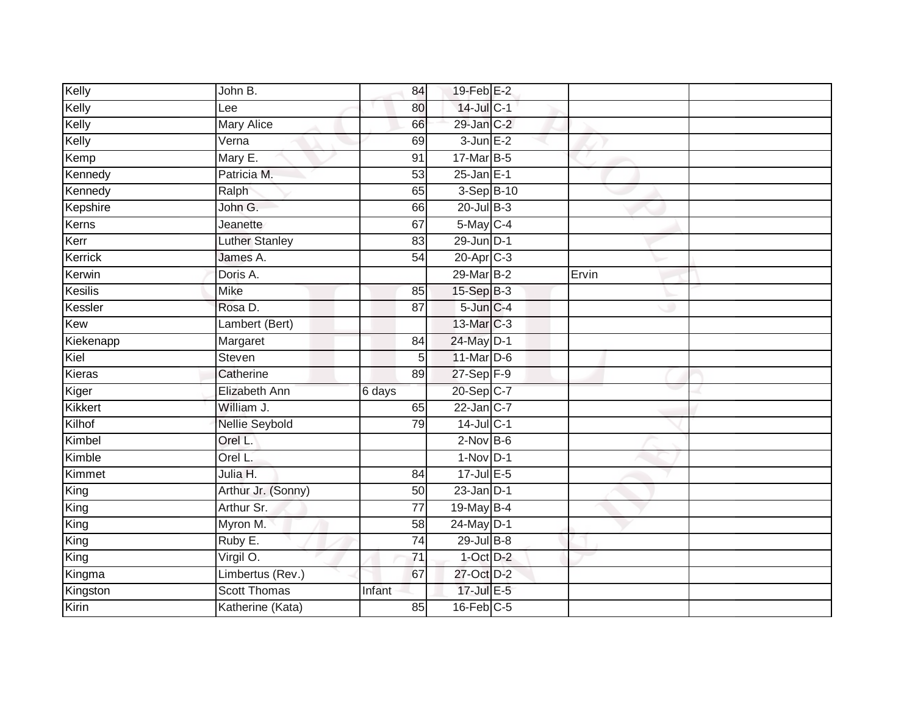| | | | | | | |
|---|---|---|---|---|---|---|
| Kelly | John B. | 84 | 19-Feb | E-2 | | |
| Kelly | Lee | 80 | 14-Jul | C-1 | | |
| Kelly | Mary Alice | 66 | 29-Jan | C-2 | | |
| Kelly | Verna | 69 | 3-Jun | E-2 | | |
| Kemp | Mary E. | 91 | 17-Mar | B-5 | | |
| Kennedy | Patricia M. | 53 | 25-Jan | E-1 | | |
| Kennedy | Ralph | 65 | 3-Sep | B-10 | | |
| Kepshire | John G. | 66 | 20-Jul | B-3 | | |
| Kerns | Jeanette | 67 | 5-May | C-4 | | |
| Kerr | Luther Stanley | 83 | 29-Jun | D-1 | | |
| Kerrick | James A. | 54 | 20-Apr | C-3 | | |
| Kerwin | Doris A. | | 29-Mar | B-2 | Ervin | |
| Kesilis | Mike | 85 | 15-Sep | B-3 | | |
| Kessler | Rosa D. | 87 | 5-Jun | C-4 | | |
| Kew | Lambert (Bert) | | 13-Mar | C-3 | | |
| Kiekenapp | Margaret | 84 | 24-May | D-1 | | |
| Kiel | Steven | 5 | 11-Mar | D-6 | | |
| Kieras | Catherine | 89 | 27-Sep | F-9 | | |
| Kiger | Elizabeth Ann | 6 days | 20-Sep | C-7 | | |
| Kikkert | William J. | 65 | 22-Jan | C-7 | | |
| Kilhof | Nellie Seybold | 79 | 14-Jul | C-1 | | |
| Kimbel | Orel L. | | 2-Nov | B-6 | | |
| Kimble | Orel L. | | 1-Nov | D-1 | | |
| Kimmet | Julia H. | 84 | 17-Jul | E-5 | | |
| King | Arthur Jr. (Sonny) | 50 | 23-Jan | D-1 | | |
| King | Arthur Sr. | 77 | 19-May | B-4 | | |
| King | Myron M. | 58 | 24-May | D-1 | | |
| King | Ruby E. | 74 | 29-Jul | B-8 | | |
| King | Virgil O. | 71 | 1-Oct | D-2 | | |
| Kingma | Limbertus (Rev.) | 67 | 27-Oct | D-2 | | |
| Kingston | Scott Thomas | Infant | 17-Jul | E-5 | | |
| Kirin | Katherine (Kata) | 85 | 16-Feb | C-5 | | |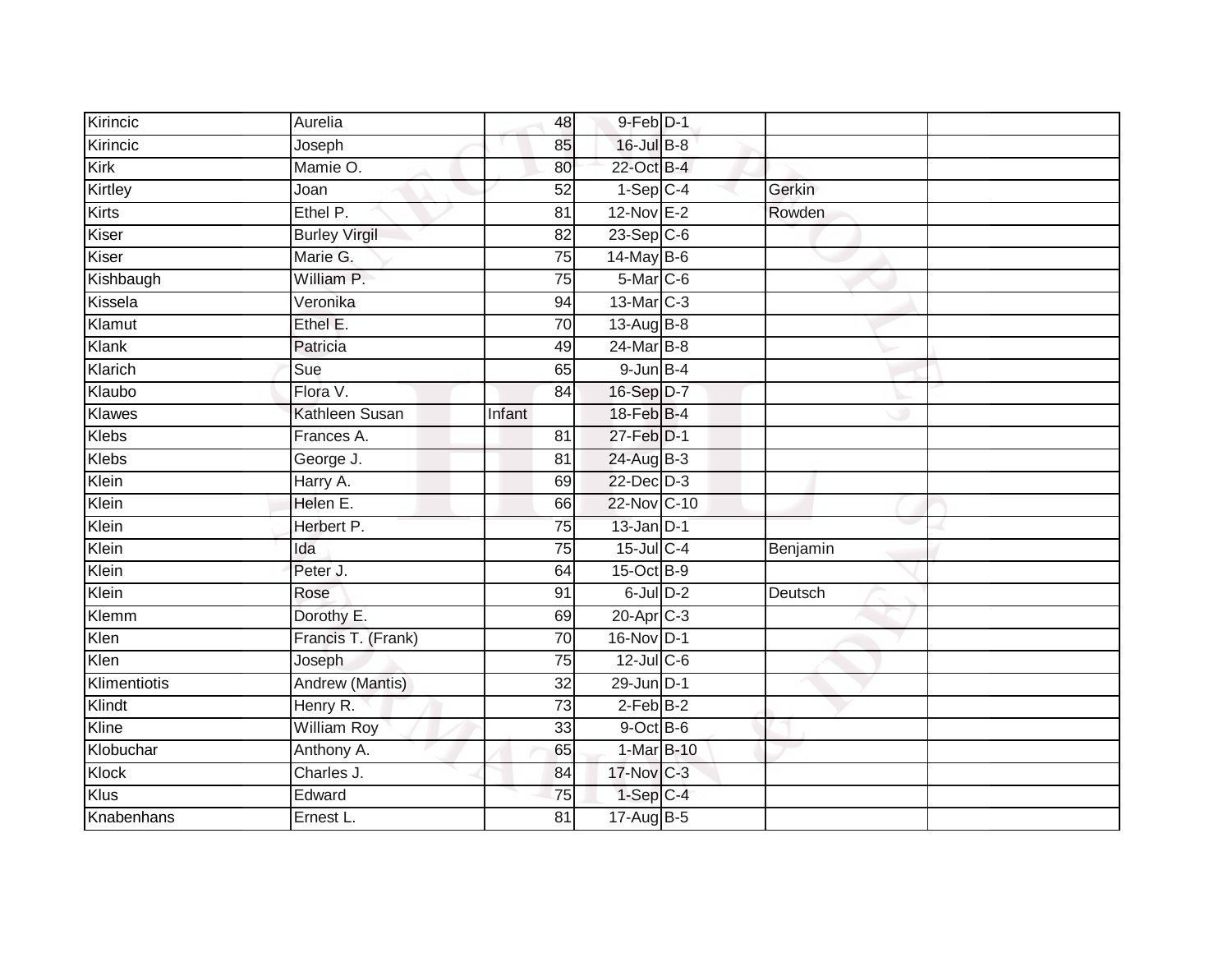| | | | | | | |
|---|---|---|---|---|---|---|
| Kirincic | Aurelia | 48 | 9-Feb | D-1 | | |
| Kirincic | Joseph | 85 | 16-Jul | B-8 | | |
| Kirk | Mamie O. | 80 | 22-Oct | B-4 | | |
| Kirtley | Joan | 52 | 1-Sep | C-4 | Gerkin | |
| Kirts | Ethel P. | 81 | 12-Nov | E-2 | Rowden | |
| Kiser | Burley Virgil | 82 | 23-Sep | C-6 | | |
| Kiser | Marie G. | 75 | 14-May | B-6 | | |
| Kishbaugh | William P. | 75 | 5-Mar | C-6 | | |
| Kissela | Veronika | 94 | 13-Mar | C-3 | | |
| Klamut | Ethel E. | 70 | 13-Aug | B-8 | | |
| Klank | Patricia | 49 | 24-Mar | B-8 | | |
| Klarich | Sue | 65 | 9-Jun | B-4 | | |
| Klaubo | Flora V. | 84 | 16-Sep | D-7 | | |
| Klawes | Kathleen Susan | Infant | 18-Feb | B-4 | | |
| Klebs | Frances A. | 81 | 27-Feb | D-1 | | |
| Klebs | George J. | 81 | 24-Aug | B-3 | | |
| Klein | Harry A. | 69 | 22-Dec | D-3 | | |
| Klein | Helen E. | 66 | 22-Nov | C-10 | | |
| Klein | Herbert P. | 75 | 13-Jan | D-1 | | |
| Klein | Ida | 75 | 15-Jul | C-4 | Benjamin | |
| Klein | Peter J. | 64 | 15-Oct | B-9 | | |
| Klein | Rose | 91 | 6-Jul | D-2 | Deutsch | |
| Klemm | Dorothy E. | 69 | 20-Apr | C-3 | | |
| Klen | Francis T. (Frank) | 70 | 16-Nov | D-1 | | |
| Klen | Joseph | 75 | 12-Jul | C-6 | | |
| Klimentiotis | Andrew (Mantis) | 32 | 29-Jun | D-1 | | |
| Klindt | Henry R. | 73 | 2-Feb | B-2 | | |
| Kline | William Roy | 33 | 9-Oct | B-6 | | |
| Klobuchar | Anthony A. | 65 | 1-Mar | B-10 | | |
| Klock | Charles J. | 84 | 17-Nov | C-3 | | |
| Klus | Edward | 75 | 1-Sep | C-4 | | |
| Knabenhans | Ernest L. | 81 | 17-Aug | B-5 | | |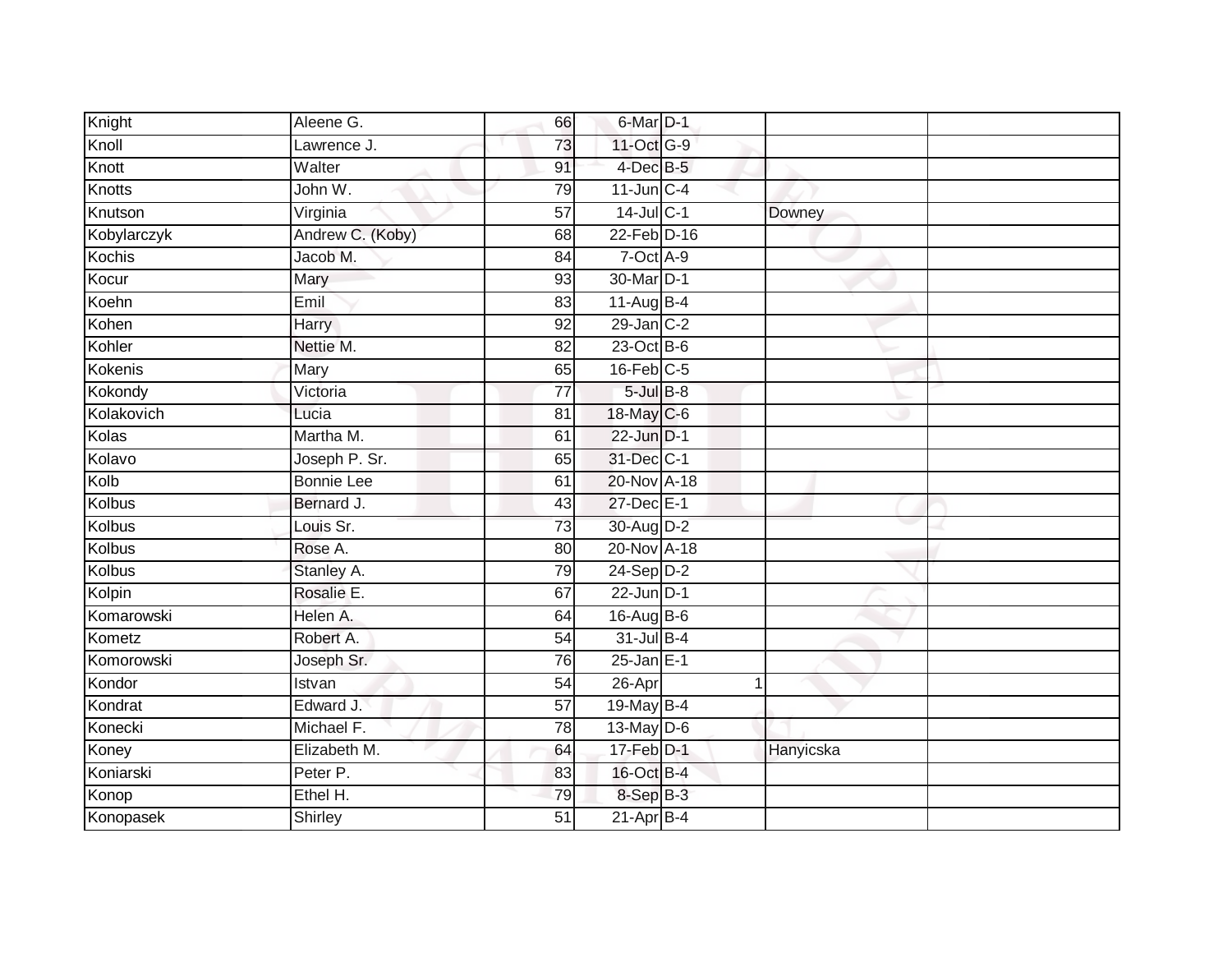| | | | | | | |
|---|---|---|---|---|---|---|
| Knight | Aleene G. | 66 | 6-Mar | D-1 | | |
| Knoll | Lawrence J. | 73 | 11-Oct | G-9 | | |
| Knott | Walter | 91 | 4-Dec | B-5 | | |
| Knotts | John W. | 79 | 11-Jun | C-4 | | |
| Knutson | Virginia | 57 | 14-Jul | C-1 | Downey | |
| Kobylarczyk | Andrew C. (Koby) | 68 | 22-Feb | D-16 | | |
| Kochis | Jacob M. | 84 | 7-Oct | A-9 | | |
| Kocur | Mary | 93 | 30-Mar | D-1 | | |
| Koehn | Emil | 83 | 11-Aug | B-4 | | |
| Kohen | Harry | 92 | 29-Jan | C-2 | | |
| Kohler | Nettie M. | 82 | 23-Oct | B-6 | | |
| Kokenis | Mary | 65 | 16-Feb | C-5 | | |
| Kokondy | Victoria | 77 | 5-Jul | B-8 | | |
| Kolakovich | Lucia | 81 | 18-May | C-6 | | |
| Kolas | Martha M. | 61 | 22-Jun | D-1 | | |
| Kolavo | Joseph P. Sr. | 65 | 31-Dec | C-1 | | |
| Kolb | Bonnie Lee | 61 | 20-Nov | A-18 | | |
| Kolbus | Bernard J. | 43 | 27-Dec | E-1 | | |
| Kolbus | Louis Sr. | 73 | 30-Aug | D-2 | | |
| Kolbus | Rose A. | 80 | 20-Nov | A-18 | | |
| Kolbus | Stanley A. | 79 | 24-Sep | D-2 | | |
| Kolpin | Rosalie E. | 67 | 22-Jun | D-1 | | |
| Komarowski | Helen A. | 64 | 16-Aug | B-6 | | |
| Kometz | Robert A. | 54 | 31-Jul | B-4 | | |
| Komorowski | Joseph Sr. | 76 | 25-Jan | E-1 | | |
| Kondor | Istvan | 54 | 26-Apr | 1 | | |
| Kondrat | Edward J. | 57 | 19-May | B-4 | | |
| Konecki | Michael F. | 78 | 13-May | D-6 | | |
| Koney | Elizabeth M. | 64 | 17-Feb | D-1 | Hanyicska | |
| Koniarski | Peter P. | 83 | 16-Oct | B-4 | | |
| Konop | Ethel H. | 79 | 8-Sep | B-3 | | |
| Konopasek | Shirley | 51 | 21-Apr | B-4 | | |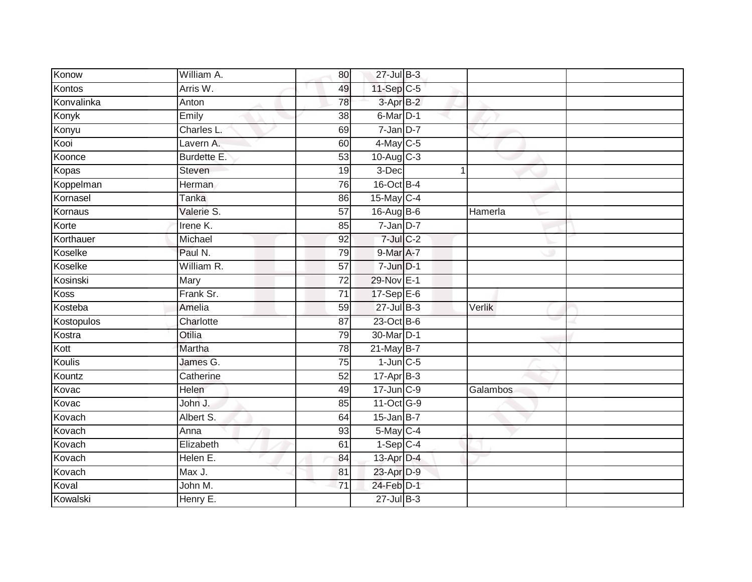| | | | | | | |
|---|---|---|---|---|---|---|
| Konow | William A. | 80 | 27-Jul | B-3 | | |
| Kontos | Arris W. | 49 | 11-Sep | C-5 | | |
| Konvalinka | Anton | 78 | 3-Apr | B-2 | | |
| Konyk | Emily | 38 | 6-Mar | D-1 | | |
| Konyu | Charles L. | 69 | 7-Jan | D-7 | | |
| Kooi | Lavern A. | 60 | 4-May | C-5 | | |
| Koonce | Burdette E. | 53 | 10-Aug | C-3 | | |
| Kopas | Steven | 19 | 3-Dec | 1 | | |
| Koppelman | Herman | 76 | 16-Oct | B-4 | | |
| Kornasel | Tanka | 86 | 15-May | C-4 | | |
| Kornaus | Valerie S. | 57 | 16-Aug | B-6 | Hamerla | |
| Korte | Irene K. | 85 | 7-Jan | D-7 | | |
| Korthauer | Michael | 92 | 7-Jul | C-2 | | |
| Koselke | Paul N. | 79 | 9-Mar | A-7 | | |
| Koselke | William R. | 57 | 7-Jun | D-1 | | |
| Kosinski | Mary | 72 | 29-Nov | E-1 | | |
| Koss | Frank Sr. | 71 | 17-Sep | E-6 | | |
| Kosteba | Amelia | 59 | 27-Jul | B-3 | Verlik | |
| Kostopulos | Charlotte | 87 | 23-Oct | B-6 | | |
| Kostra | Otilia | 79 | 30-Mar | D-1 | | |
| Kott | Martha | 78 | 21-May | B-7 | | |
| Koulis | James G. | 75 | 1-Jun | C-5 | | |
| Kountz | Catherine | 52 | 17-Apr | B-3 | | |
| Kovac | Helen | 49 | 17-Jun | C-9 | Galambos | |
| Kovac | John J. | 85 | 11-Oct | G-9 | | |
| Kovach | Albert S. | 64 | 15-Jan | B-7 | | |
| Kovach | Anna | 93 | 5-May | C-4 | | |
| Kovach | Elizabeth | 61 | 1-Sep | C-4 | | |
| Kovach | Helen E. | 84 | 13-Apr | D-4 | | |
| Kovach | Max J. | 81 | 23-Apr | D-9 | | |
| Koval | John M. | 71 | 24-Feb | D-1 | | |
| Kowalski | Henry E. | | 27-Jul | B-3 | | |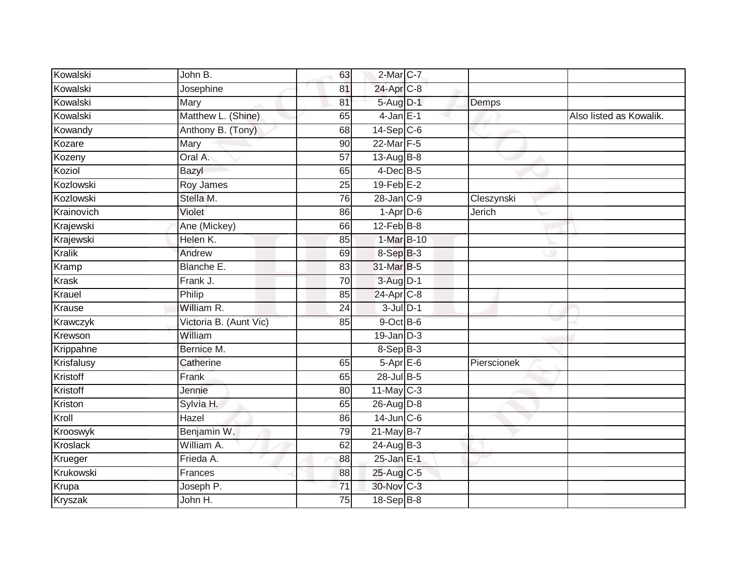| | | | | | | |
|---|---|---|---|---|---|---|
| Kowalski | John B. | 63 | 2-Mar | C-7 | | |
| Kowalski | Josephine | 81 | 24-Apr | C-8 | | |
| Kowalski | Mary | 81 | 5-Aug | D-1 | Demps | |
| Kowalski | Matthew L. (Shine) | 65 | 4-Jan | E-1 | | Also listed as Kowalik. |
| Kowandy | Anthony B. (Tony) | 68 | 14-Sep | C-6 | | |
| Kozare | Mary | 90 | 22-Mar | F-5 | | |
| Kozeny | Oral A. | 57 | 13-Aug | B-8 | | |
| Koziol | Bazyl | 65 | 4-Dec | B-5 | | |
| Kozlowski | Roy James | 25 | 19-Feb | E-2 | | |
| Kozlowski | Stella M. | 76 | 28-Jan | C-9 | Cleszynski | |
| Krainovich | Violet | 86 | 1-Apr | D-6 | Jerich | |
| Krajewski | Ane (Mickey) | 66 | 12-Feb | B-8 | | |
| Krajewski | Helen K. | 85 | 1-Mar | B-10 | | |
| Kralik | Andrew | 69 | 8-Sep | B-3 | | |
| Kramp | Blanche E. | 83 | 31-Mar | B-5 | | |
| Krask | Frank J. | 70 | 3-Aug | D-1 | | |
| Krauel | Philip | 85 | 24-Apr | C-8 | | |
| Krause | William R. | 24 | 3-Jul | D-1 | | |
| Krawczyk | Victoria B. (Aunt Vic) | 85 | 9-Oct | B-6 | | |
| Krewson | William | | 19-Jan | D-3 | | |
| Krippahne | Bernice M. | | 8-Sep | B-3 | | |
| Krisfalusy | Catherine | 65 | 5-Apr | E-6 | Pierscionek | |
| Kristoff | Frank | 65 | 28-Jul | B-5 | | |
| Kristoff | Jennie | 80 | 11-May | C-3 | | |
| Kriston | Sylvia H. | 65 | 26-Aug | D-8 | | |
| Kroll | Hazel | 86 | 14-Jun | C-6 | | |
| Krooswyk | Benjamin W. | 79 | 21-May | B-7 | | |
| Kroslack | William A. | 62 | 24-Aug | B-3 | | |
| Krueger | Frieda A. | 88 | 25-Jan | E-1 | | |
| Krukowski | Frances | 88 | 25-Aug | C-5 | | |
| Krupa | Joseph P. | 71 | 30-Nov | C-3 | | |
| Kryszak | John H. | 75 | 18-Sep | B-8 | | |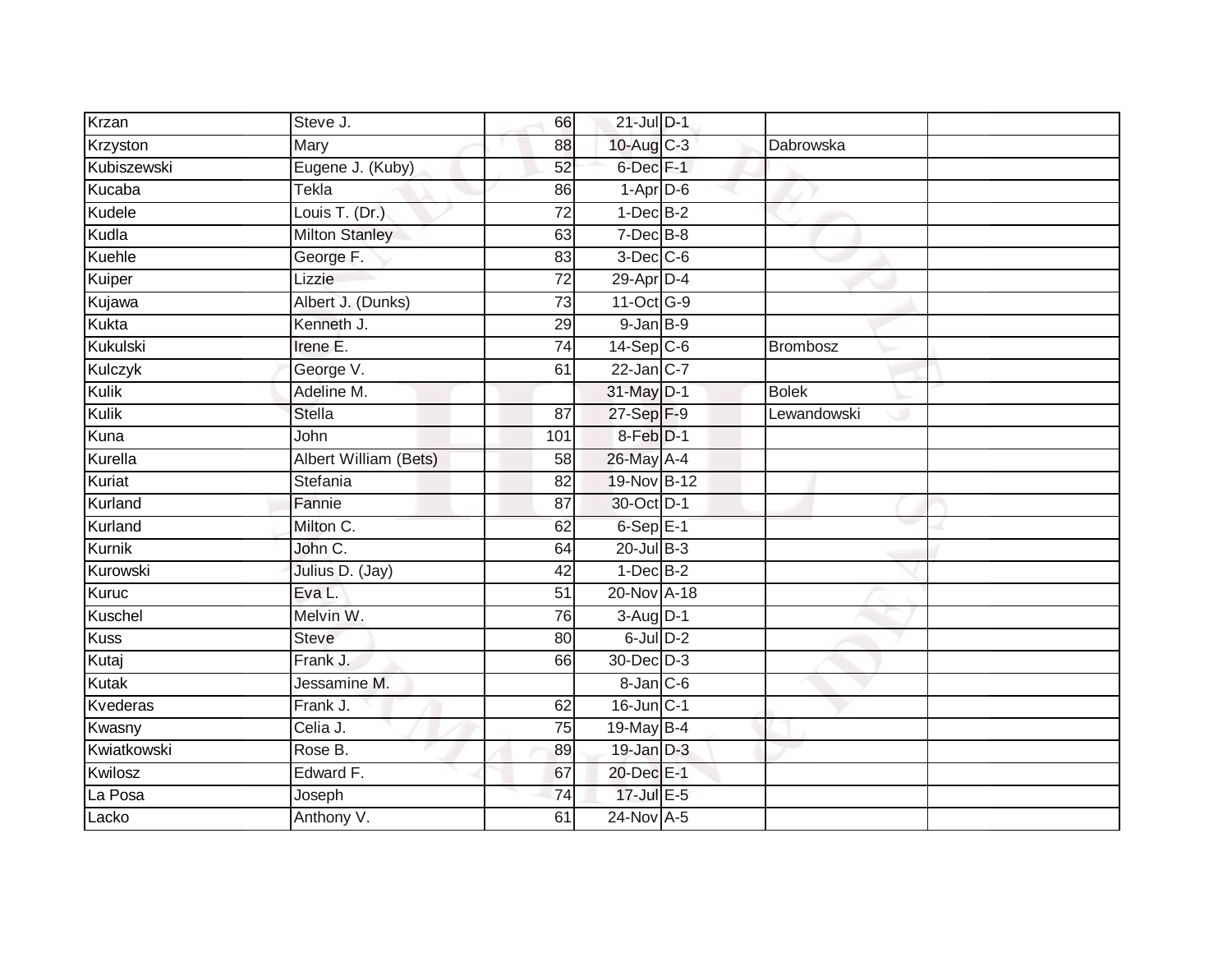| Krzan | Steve J. | 66 | 21-Jul | D-1 | | |
|---|---|---|---|---|---|---|
| Krzyston | Mary | 88 | 10-Aug | C-3 | Dabrowska | |
| Kubiszewski | Eugene J. (Kuby) | 52 | 6-Dec | F-1 | | |
| Kucaba | Tekla | 86 | 1-Apr | D-6 | | |
| Kudele | Louis T. (Dr.) | 72 | 1-Dec | B-2 | | |
| Kudla | Milton Stanley | 63 | 7-Dec | B-8 | | |
| Kuehle | George F. | 83 | 3-Dec | C-6 | | |
| Kuiper | Lizzie | 72 | 29-Apr | D-4 | | |
| Kujawa | Albert J. (Dunks) | 73 | 11-Oct | G-9 | | |
| Kukta | Kenneth J. | 29 | 9-Jan | B-9 | | |
| Kukulski | Irene E. | 74 | 14-Sep | C-6 | Brombosz | |
| Kulczyk | George V. | 61 | 22-Jan | C-7 | | |
| Kulik | Adeline M. | | 31-May | D-1 | Bolek | |
| Kulik | Stella | 87 | 27-Sep | F-9 | Lewandowski | |
| Kuna | John | 101 | 8-Feb | D-1 | | |
| Kurella | Albert William (Bets) | 58 | 26-May | A-4 | | |
| Kuriat | Stefania | 82 | 19-Nov | B-12 | | |
| Kurland | Fannie | 87 | 30-Oct | D-1 | | |
| Kurland | Milton C. | 62 | 6-Sep | E-1 | | |
| Kurnik | John C. | 64 | 20-Jul | B-3 | | |
| Kurowski | Julius D. (Jay) | 42 | 1-Dec | B-2 | | |
| Kuruc | Eva L. | 51 | 20-Nov | A-18 | | |
| Kuschel | Melvin W. | 76 | 3-Aug | D-1 | | |
| Kuss | Steve | 80 | 6-Jul | D-2 | | |
| Kutaj | Frank J. | 66 | 30-Dec | D-3 | | |
| Kutak | Jessamine M. | | 8-Jan | C-6 | | |
| Kvederas | Frank J. | 62 | 16-Jun | C-1 | | |
| Kwasny | Celia J. | 75 | 19-May | B-4 | | |
| Kwiatkowski | Rose B. | 89 | 19-Jan | D-3 | | |
| Kwilosz | Edward F. | 67 | 20-Dec | E-1 | | |
| La Posa | Joseph | 74 | 17-Jul | E-5 | | |
| Lacko | Anthony V. | 61 | 24-Nov | A-5 | | |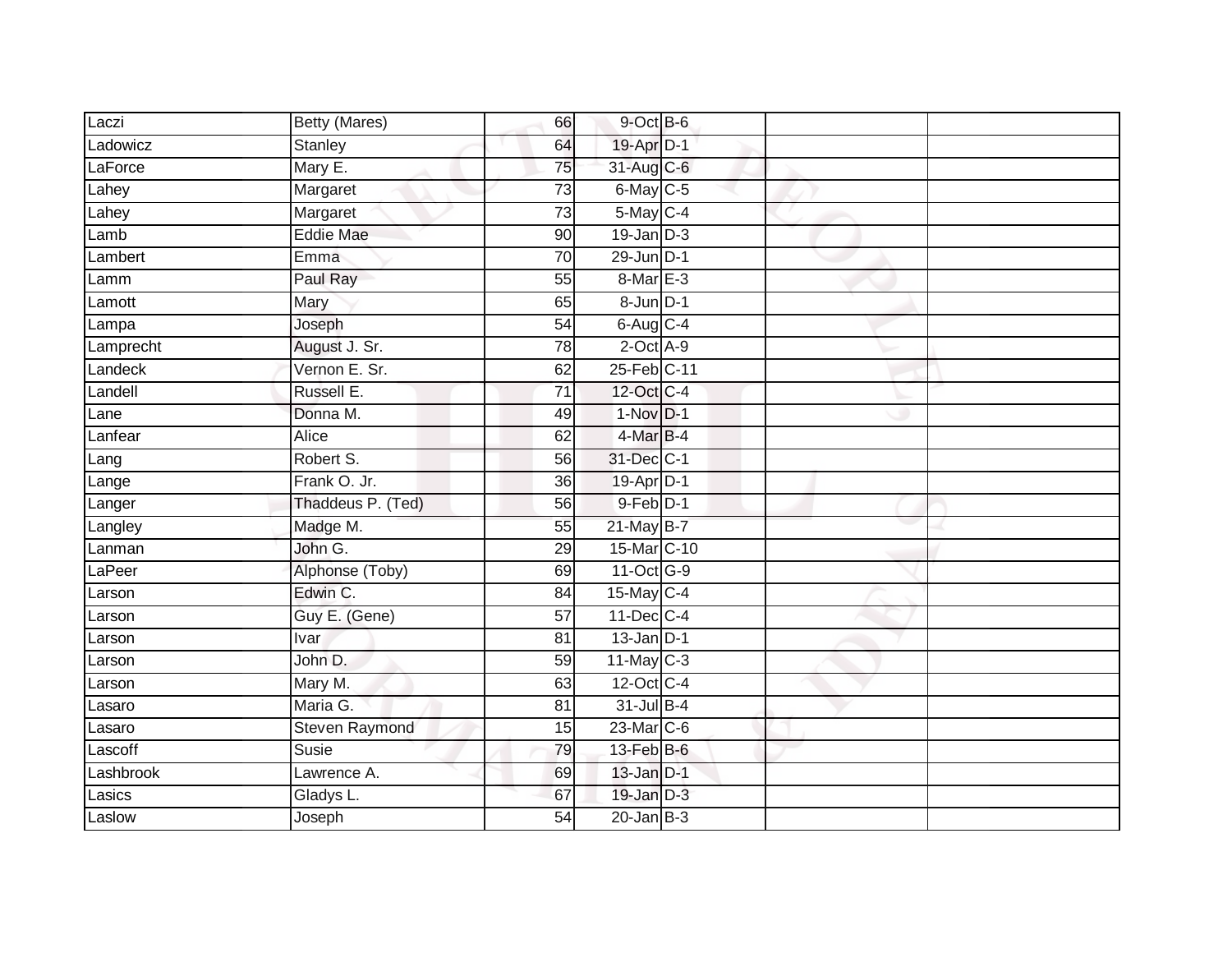| | | | | | | |
|---|---|---|---|---|---|---|
| Laczi | Betty (Mares) | 66 | 9-Oct | B-6 | | |
| Ladowicz | Stanley | 64 | 19-Apr | D-1 | | |
| LaForce | Mary E. | 75 | 31-Aug | C-6 | | |
| Lahey | Margaret | 73 | 6-May | C-5 | | |
| Lahey | Margaret | 73 | 5-May | C-4 | | |
| Lamb | Eddie Mae | 90 | 19-Jan | D-3 | | |
| Lambert | Emma | 70 | 29-Jun | D-1 | | |
| Lamm | Paul Ray | 55 | 8-Mar | E-3 | | |
| Lamott | Mary | 65 | 8-Jun | D-1 | | |
| Lampa | Joseph | 54 | 6-Aug | C-4 | | |
| Lamprecht | August J. Sr. | 78 | 2-Oct | A-9 | | |
| Landeck | Vernon E. Sr. | 62 | 25-Feb | C-11 | | |
| Landell | Russell E. | 71 | 12-Oct | C-4 | | |
| Lane | Donna M. | 49 | 1-Nov | D-1 | | |
| Lanfear | Alice | 62 | 4-Mar | B-4 | | |
| Lang | Robert S. | 56 | 31-Dec | C-1 | | |
| Lange | Frank O. Jr. | 36 | 19-Apr | D-1 | | |
| Langer | Thaddeus P. (Ted) | 56 | 9-Feb | D-1 | | |
| Langley | Madge M. | 55 | 21-May | B-7 | | |
| Lanman | John G. | 29 | 15-Mar | C-10 | | |
| LaPeer | Alphonse (Toby) | 69 | 11-Oct | G-9 | | |
| Larson | Edwin C. | 84 | 15-May | C-4 | | |
| Larson | Guy E. (Gene) | 57 | 11-Dec | C-4 | | |
| Larson | Ivar | 81 | 13-Jan | D-1 | | |
| Larson | John D. | 59 | 11-May | C-3 | | |
| Larson | Mary M. | 63 | 12-Oct | C-4 | | |
| Lasaro | Maria G. | 81 | 31-Jul | B-4 | | |
| Lasaro | Steven Raymond | 15 | 23-Mar | C-6 | | |
| Lascoff | Susie | 79 | 13-Feb | B-6 | | |
| Lashbrook | Lawrence A. | 69 | 13-Jan | D-1 | | |
| Lasics | Gladys L. | 67 | 19-Jan | D-3 | | |
| Laslow | Joseph | 54 | 20-Jan | B-3 | | |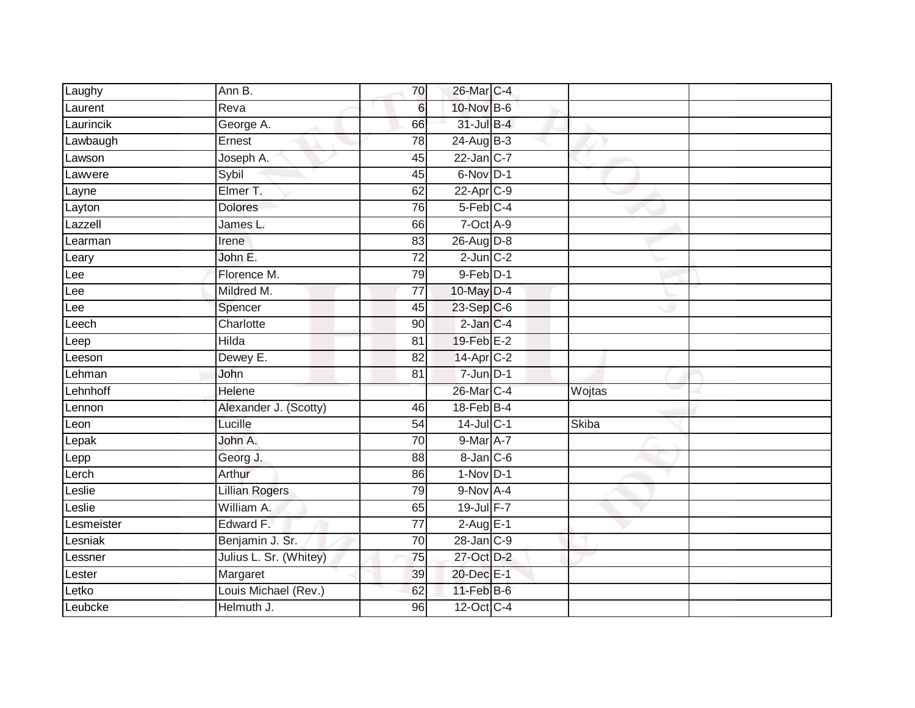| | | | | | | |
|---|---|---|---|---|---|---|
| Laughy | Ann B. | 70 | 26-Mar | C-4 | | |
| Laurent | Reva | 6 | 10-Nov | B-6 | | |
| Laurincik | George A. | 66 | 31-Jul | B-4 | | |
| Lawbaugh | Ernest | 78 | 24-Aug | B-3 | | |
| Lawson | Joseph A. | 45 | 22-Jan | C-7 | | |
| Lawvere | Sybil | 45 | 6-Nov | D-1 | | |
| Layne | Elmer T. | 62 | 22-Apr | C-9 | | |
| Layton | Dolores | 76 | 5-Feb | C-4 | | |
| Lazzell | James L. | 66 | 7-Oct | A-9 | | |
| Learman | Irene | 83 | 26-Aug | D-8 | | |
| Leary | John E. | 72 | 2-Jun | C-2 | | |
| Lee | Florence M. | 79 | 9-Feb | D-1 | | |
| Lee | Mildred M. | 77 | 10-May | D-4 | | |
| Lee | Spencer | 45 | 23-Sep | C-6 | | |
| Leech | Charlotte | 90 | 2-Jan | C-4 | | |
| Leep | Hilda | 81 | 19-Feb | E-2 | | |
| Leeson | Dewey E. | 82 | 14-Apr | C-2 | | |
| Lehman | John | 81 | 7-Jun | D-1 | | |
| Lehnhoff | Helene | | 26-Mar | C-4 | Wojtas | |
| Lennon | Alexander J. (Scotty) | 46 | 18-Feb | B-4 | | |
| Leon | Lucille | 54 | 14-Jul | C-1 | Skiba | |
| Lepak | John A. | 70 | 9-Mar | A-7 | | |
| Lepp | Georg J. | 88 | 8-Jan | C-6 | | |
| Lerch | Arthur | 86 | 1-Nov | D-1 | | |
| Leslie | Lillian Rogers | 79 | 9-Nov | A-4 | | |
| Leslie | William A. | 65 | 19-Jul | F-7 | | |
| Lesmeister | Edward F. | 77 | 2-Aug | E-1 | | |
| Lesniak | Benjamin J. Sr. | 70 | 28-Jan | C-9 | | |
| Lessner | Julius L. Sr. (Whitey) | 75 | 27-Oct | D-2 | | |
| Lester | Margaret | 39 | 20-Dec | E-1 | | |
| Letko | Louis Michael (Rev.) | 62 | 11-Feb | B-6 | | |
| Leubcke | Helmuth J. | 96 | 12-Oct | C-4 | | |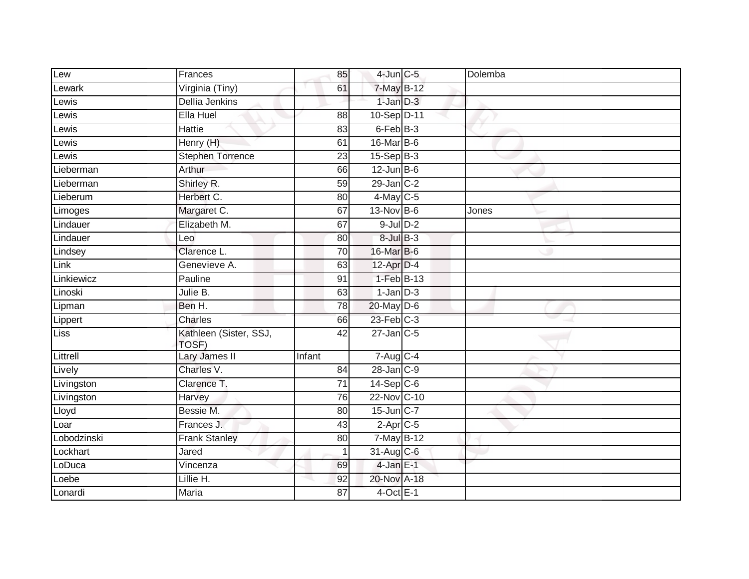| | | | | | | |
|---|---|---|---|---|---|---|
| Lew | Frances | 85 | 4-Jun | C-5 | Dolemba | |
| Lewark | Virginia (Tiny) | 61 | 7-May | B-12 | | |
| Lewis | Dellia Jenkins | | 1-Jan | D-3 | | |
| Lewis | Ella Huel | 88 | 10-Sep | D-11 | | |
| Lewis | Hattie | 83 | 6-Feb | B-3 | | |
| Lewis | Henry (H) | 61 | 16-Mar | B-6 | | |
| Lewis | Stephen Torrence | 23 | 15-Sep | B-3 | | |
| Lieberman | Arthur | 66 | 12-Jun | B-6 | | |
| Lieberman | Shirley R. | 59 | 29-Jan | C-2 | | |
| Lieberum | Herbert C. | 80 | 4-May | C-5 | | |
| Limoges | Margaret C. | 67 | 13-Nov | B-6 | Jones | |
| Lindauer | Elizabeth M. | 67 | 9-Jul | D-2 | | |
| Lindauer | Leo | 80 | 8-Jul | B-3 | | |
| Lindsey | Clarence L. | 70 | 16-Mar | B-6 | | |
| Link | Genevieve A. | 63 | 12-Apr | D-4 | | |
| Linkiewicz | Pauline | 91 | 1-Feb | B-13 | | |
| Linoski | Julie B. | 63 | 1-Jan | D-3 | | |
| Lipman | Ben H. | 78 | 20-May | D-6 | | |
| Lippert | Charles | 66 | 23-Feb | C-3 | | |
| Liss | Kathleen (Sister, SSJ, TOSF) | 42 | 27-Jan | C-5 | | |
| Littrell | Lary James II | Infant | 7-Aug | C-4 | | |
| Lively | Charles V. | 84 | 28-Jan | C-9 | | |
| Livingston | Clarence T. | 71 | 14-Sep | C-6 | | |
| Livingston | Harvey | 76 | 22-Nov | C-10 | | |
| Lloyd | Bessie M. | 80 | 15-Jun | C-7 | | |
| Loar | Frances J. | 43 | 2-Apr | C-5 | | |
| Lobodzinski | Frank Stanley | 80 | 7-May | B-12 | | |
| Lockhart | Jared | 1 | 31-Aug | C-6 | | |
| LoDuca | Vincenza | 69 | 4-Jan | E-1 | | |
| Loebe | Lillie H. | 92 | 20-Nov | A-18 | | |
| Lonardi | Maria | 87 | 4-Oct | E-1 | | |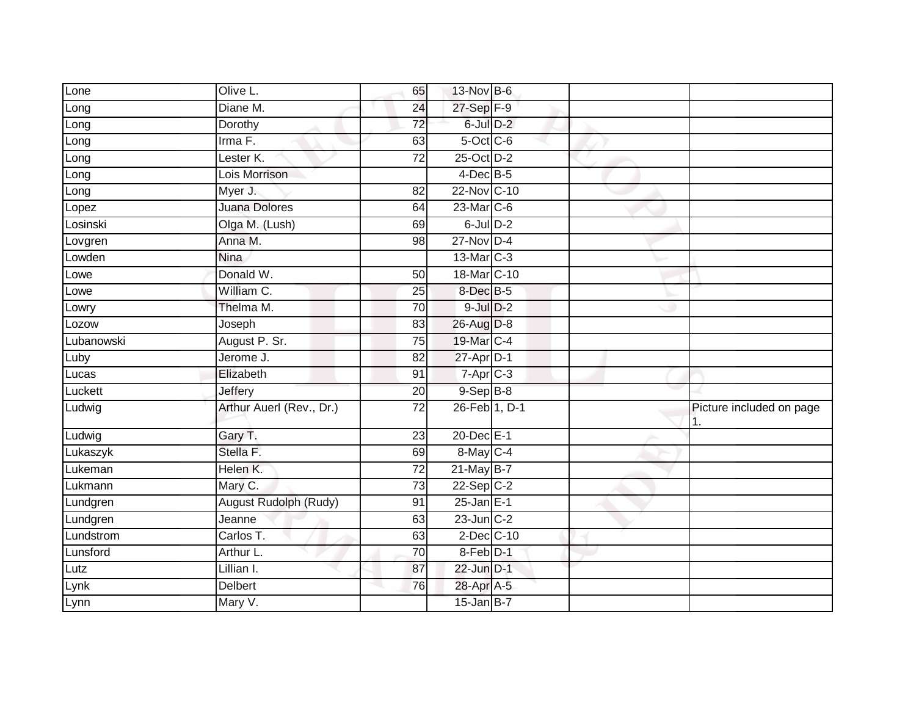| | | | | | | |
|---|---|---|---|---|---|---|
| Lone | Olive L. | 65 | 13-Nov | B-6 | | |
| Long | Diane M. | 24 | 27-Sep | F-9 | | |
| Long | Dorothy | 72 | 6-Jul | D-2 | | |
| Long | Irma F. | 63 | 5-Oct | C-6 | | |
| Long | Lester K. | 72 | 25-Oct | D-2 | | |
| Long | Lois Morrison | | 4-Dec | B-5 | | |
| Long | Myer J. | 82 | 22-Nov | C-10 | | |
| Lopez | Juana Dolores | 64 | 23-Mar | C-6 | | |
| Losinski | Olga M. (Lush) | 69 | 6-Jul | D-2 | | |
| Lovgren | Anna M. | 98 | 27-Nov | D-4 | | |
| Lowden | Nina | | 13-Mar | C-3 | | |
| Lowe | Donald W. | 50 | 18-Mar | C-10 | | |
| Lowe | William C. | 25 | 8-Dec | B-5 | | |
| Lowry | Thelma M. | 70 | 9-Jul | D-2 | | |
| Lozow | Joseph | 83 | 26-Aug | D-8 | | |
| Lubanowski | August P. Sr. | 75 | 19-Mar | C-4 | | |
| Luby | Jerome J. | 82 | 27-Apr | D-1 | | |
| Lucas | Elizabeth | 91 | 7-Apr | C-3 | | |
| Luckett | Jeffery | 20 | 9-Sep | B-8 | | |
| Ludwig | Arthur Auerl (Rev., Dr.) | 72 | 26-Feb | 1, D-1 | | Picture included on page 1. |
| Ludwig | Gary T. | 23 | 20-Dec | E-1 | | |
| Lukaszyk | Stella F. | 69 | 8-May | C-4 | | |
| Lukeman | Helen K. | 72 | 21-May | B-7 | | |
| Lukmann | Mary C. | 73 | 22-Sep | C-2 | | |
| Lundgren | August Rudolph (Rudy) | 91 | 25-Jan | E-1 | | |
| Lundgren | Jeanne | 63 | 23-Jun | C-2 | | |
| Lundstrom | Carlos T. | 63 | 2-Dec | C-10 | | |
| Lunsford | Arthur L. | 70 | 8-Feb | D-1 | | |
| Lutz | Lillian I. | 87 | 22-Jun | D-1 | | |
| Lynk | Delbert | 76 | 28-Apr | A-5 | | |
| Lynn | Mary V. | | 15-Jan | B-7 | | |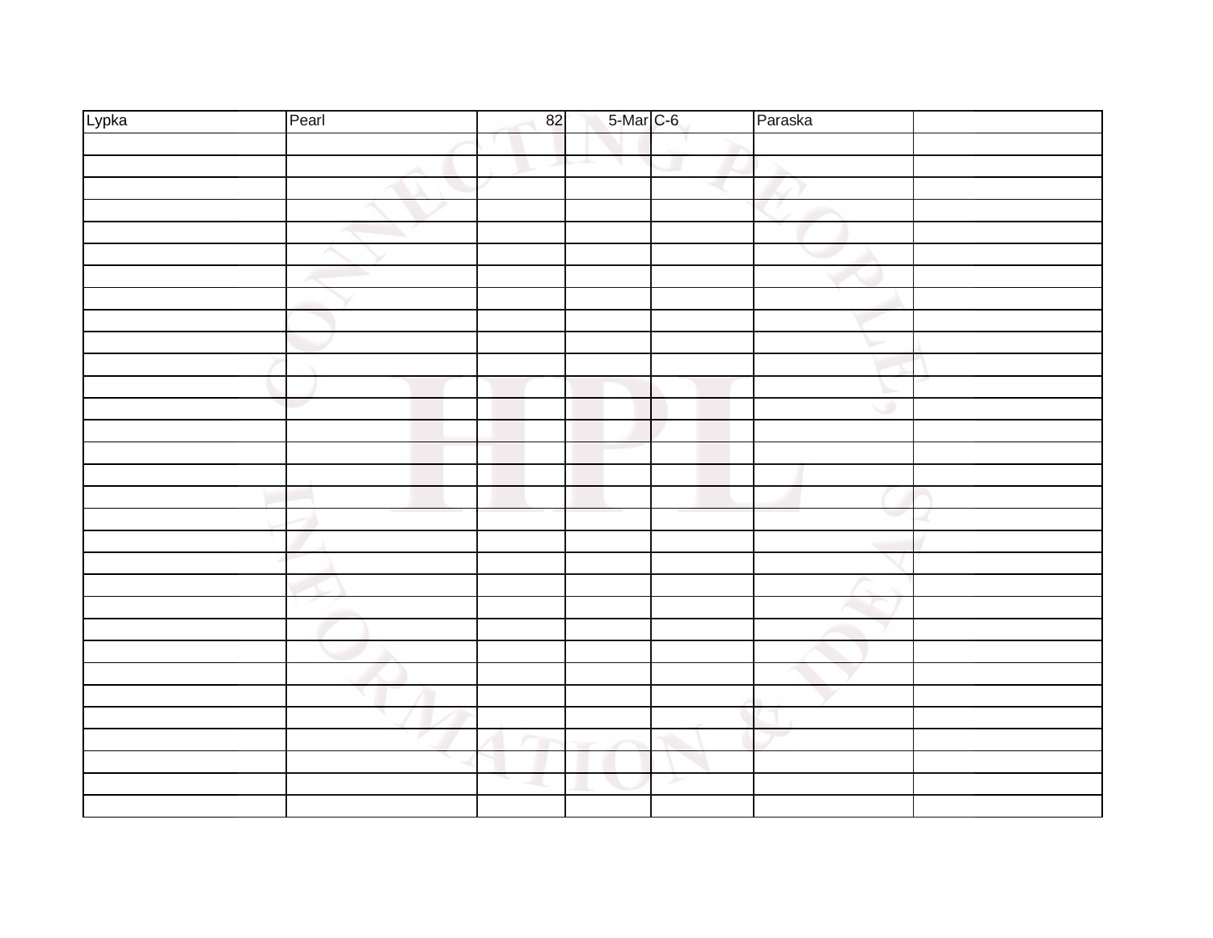| Lypka | Pearl | 82 | 5-Mar | C-6 | Paraska | |
|---|---|---|---|---|---|---|
| | | | | | | |
| | | | | | | |
| | | | | | | |
| | | | | | | |
| | | | | | | |
| | | | | | | |
| | | | | | | |
| | | | | | | |
| | | | | | | |
| | | | | | | |
| | | | | | | |
| | | | | | | |
| | | | | | | |
| | | | | | | |
| | | | | | | |
| | | | | | | |
| | | | | | | |
| | | | | | | |
| | | | | | | |
| | | | | | | |
| | | | | | | |
| | | | | | | |
| | | | | | | |
| | | | | | | |
| | | | | | | |
| | | | | | | |
| | | | | | | |
| | | | | | | |
| | | | | | | |
| | | | | | | |
| | | | | | | |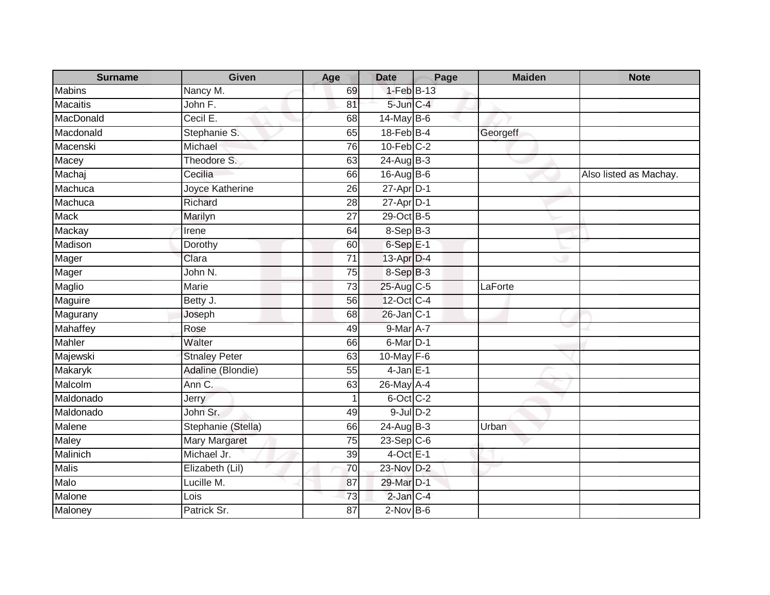| Surname | Given | Age | Date | Page | Maiden | Note |
|---|---|---|---|---|---|---|
| Mabins | Nancy M. | 69 | 1-Feb | B-13 | | |
| Macaitis | John F. | 81 | 5-Jun | C-4 | | |
| MacDonald | Cecil E. | 68 | 14-May | B-6 | | |
| Macdonald | Stephanie S. | 65 | 18-Feb | B-4 | Georgeff | |
| Macenski | Michael | 76 | 10-Feb | C-2 | | |
| Macey | Theodore S. | 63 | 24-Aug | B-3 | | |
| Machaj | Cecilia | 66 | 16-Aug | B-6 | | Also listed as Machay. |
| Machuca | Joyce Katherine | 26 | 27-Apr | D-1 | | |
| Machuca | Richard | 28 | 27-Apr | D-1 | | |
| Mack | Marilyn | 27 | 29-Oct | B-5 | | |
| Mackay | Irene | 64 | 8-Sep | B-3 | | |
| Madison | Dorothy | 60 | 6-Sep | E-1 | | |
| Mager | Clara | 71 | 13-Apr | D-4 | | |
| Mager | John N. | 75 | 8-Sep | B-3 | | |
| Maglio | Marie | 73 | 25-Aug | C-5 | LaForte | |
| Maguire | Betty J. | 56 | 12-Oct | C-4 | | |
| Magurany | Joseph | 68 | 26-Jan | C-1 | | |
| Mahaffey | Rose | 49 | 9-Mar | A-7 | | |
| Mahler | Walter | 66 | 6-Mar | D-1 | | |
| Majewski | Stnaley Peter | 63 | 10-May | F-6 | | |
| Makaryk | Adaline (Blondie) | 55 | 4-Jan | E-1 | | |
| Malcolm | Ann C. | 63 | 26-May | A-4 | | |
| Maldonado | Jerry | 1 | 6-Oct | C-2 | | |
| Maldonado | John Sr. | 49 | 9-Jul | D-2 | | |
| Malene | Stephanie (Stella) | 66 | 24-Aug | B-3 | Urban | |
| Maley | Mary Margaret | 75 | 23-Sep | C-6 | | |
| Malinich | Michael Jr. | 39 | 4-Oct | E-1 | | |
| Malis | Elizabeth (Lil) | 70 | 23-Nov | D-2 | | |
| Malo | Lucille M. | 87 | 29-Mar | D-1 | | |
| Malone | Lois | 73 | 2-Jan | C-4 | | |
| Maloney | Patrick Sr. | 87 | 2-Nov | B-6 | | |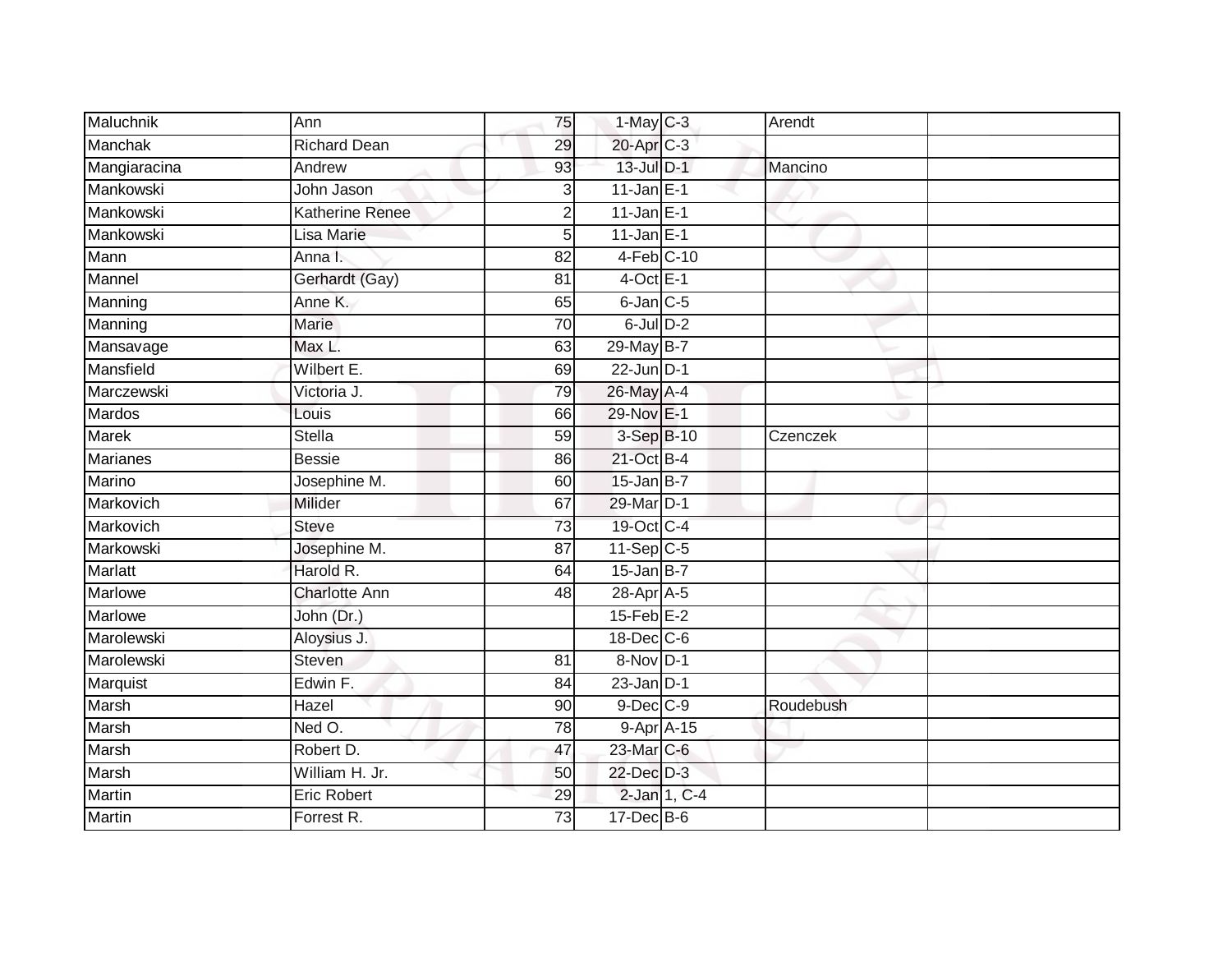| | | | | | | |
|---|---|---|---|---|---|---|
| Maluchnik | Ann | 75 | 1-May | C-3 | Arendt | |
| Manchak | Richard Dean | 29 | 20-Apr | C-3 | | |
| Mangiaracina | Andrew | 93 | 13-Jul | D-1 | Mancino | |
| Mankowski | John Jason | 3 | 11-Jan | E-1 | | |
| Mankowski | Katherine Renee | 2 | 11-Jan | E-1 | | |
| Mankowski | Lisa Marie | 5 | 11-Jan | E-1 | | |
| Mann | Anna I. | 82 | 4-Feb | C-10 | | |
| Mannel | Gerhardt (Gay) | 81 | 4-Oct | E-1 | | |
| Manning | Anne K. | 65 | 6-Jan | C-5 | | |
| Manning | Marie | 70 | 6-Jul | D-2 | | |
| Mansavage | Max L. | 63 | 29-May | B-7 | | |
| Mansfield | Wilbert E. | 69 | 22-Jun | D-1 | | |
| Marczewski | Victoria J. | 79 | 26-May | A-4 | | |
| Mardos | Louis | 66 | 29-Nov | E-1 | | |
| Marek | Stella | 59 | 3-Sep | B-10 | Czenczek | |
| Marianes | Bessie | 86 | 21-Oct | B-4 | | |
| Marino | Josephine M. | 60 | 15-Jan | B-7 | | |
| Markovich | Milider | 67 | 29-Mar | D-1 | | |
| Markovich | Steve | 73 | 19-Oct | C-4 | | |
| Markowski | Josephine M. | 87 | 11-Sep | C-5 | | |
| Marlatt | Harold R. | 64 | 15-Jan | B-7 | | |
| Marlowe | Charlotte Ann | 48 | 28-Apr | A-5 | | |
| Marlowe | John (Dr.) | | 15-Feb | E-2 | | |
| Marolewski | Aloysius J. | | 18-Dec | C-6 | | |
| Marolewski | Steven | 81 | 8-Nov | D-1 | | |
| Marquist | Edwin F. | 84 | 23-Jan | D-1 | | |
| Marsh | Hazel | 90 | 9-Dec | C-9 | Roudebush | |
| Marsh | Ned O. | 78 | 9-Apr | A-15 | | |
| Marsh | Robert D. | 47 | 23-Mar | C-6 | | |
| Marsh | William H. Jr. | 50 | 22-Dec | D-3 | | |
| Martin | Eric Robert | 29 | 2-Jan | 1, C-4 | | |
| Martin | Forrest R. | 73 | 17-Dec | B-6 | | |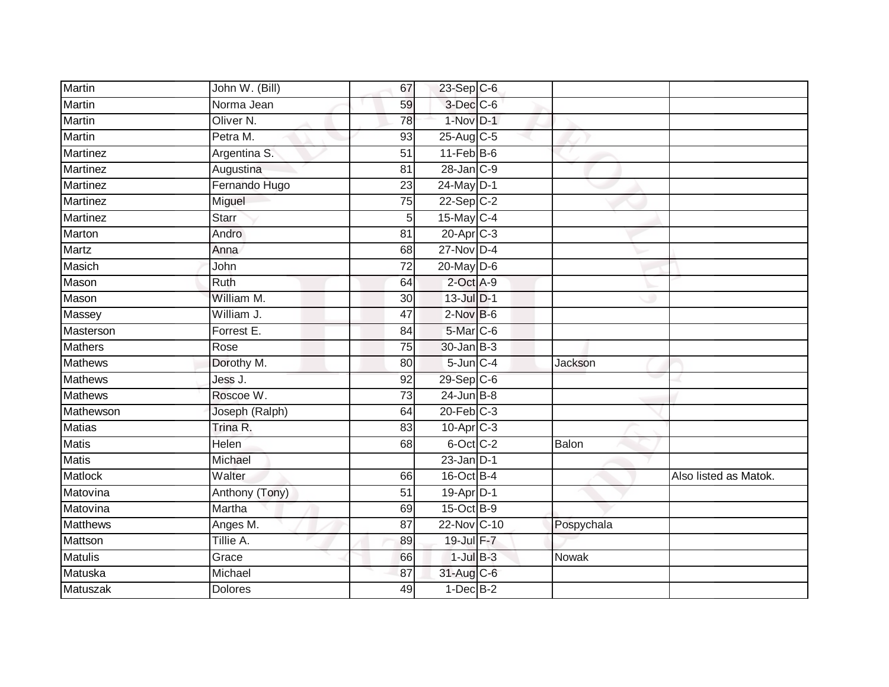| | | | | | | |
|---|---|---|---|---|---|---|
| Martin | John W. (Bill) | 67 | 23-Sep | C-6 | | |
| Martin | Norma Jean | 59 | 3-Dec | C-6 | | |
| Martin | Oliver N. | 78 | 1-Nov | D-1 | | |
| Martin | Petra M. | 93 | 25-Aug | C-5 | | |
| Martinez | Argentina S. | 51 | 11-Feb | B-6 | | |
| Martinez | Augustina | 81 | 28-Jan | C-9 | | |
| Martinez | Fernando Hugo | 23 | 24-May | D-1 | | |
| Martinez | Miguel | 75 | 22-Sep | C-2 | | |
| Martinez | Starr | 5 | 15-May | C-4 | | |
| Marton | Andro | 81 | 20-Apr | C-3 | | |
| Martz | Anna | 68 | 27-Nov | D-4 | | |
| Masich | John | 72 | 20-May | D-6 | | |
| Mason | Ruth | 64 | 2-Oct | A-9 | | |
| Mason | William M. | 30 | 13-Jul | D-1 | | |
| Massey | William J. | 47 | 2-Nov | B-6 | | |
| Masterson | Forrest E. | 84 | 5-Mar | C-6 | | |
| Mathers | Rose | 75 | 30-Jan | B-3 | | |
| Mathews | Dorothy M. | 80 | 5-Jun | C-4 | Jackson | |
| Mathews | Jess J. | 92 | 29-Sep | C-6 | | |
| Mathews | Roscoe W. | 73 | 24-Jun | B-8 | | |
| Mathewson | Joseph (Ralph) | 64 | 20-Feb | C-3 | | |
| Matias | Trina R. | 83 | 10-Apr | C-3 | | |
| Matis | Helen | 68 | 6-Oct | C-2 | Balon | |
| Matis | Michael | | 23-Jan | D-1 | | |
| Matlock | Walter | 66 | 16-Oct | B-4 | | Also listed as Matok. |
| Matovina | Anthony (Tony) | 51 | 19-Apr | D-1 | | |
| Matovina | Martha | 69 | 15-Oct | B-9 | | |
| Matthews | Anges M. | 87 | 22-Nov | C-10 | Pospychala | |
| Mattson | Tillie A. | 89 | 19-Jul | F-7 | | |
| Matulis | Grace | 66 | 1-Jul | B-3 | Nowak | |
| Matuska | Michael | 87 | 31-Aug | C-6 | | |
| Matuszak | Dolores | 49 | 1-Dec | B-2 | | |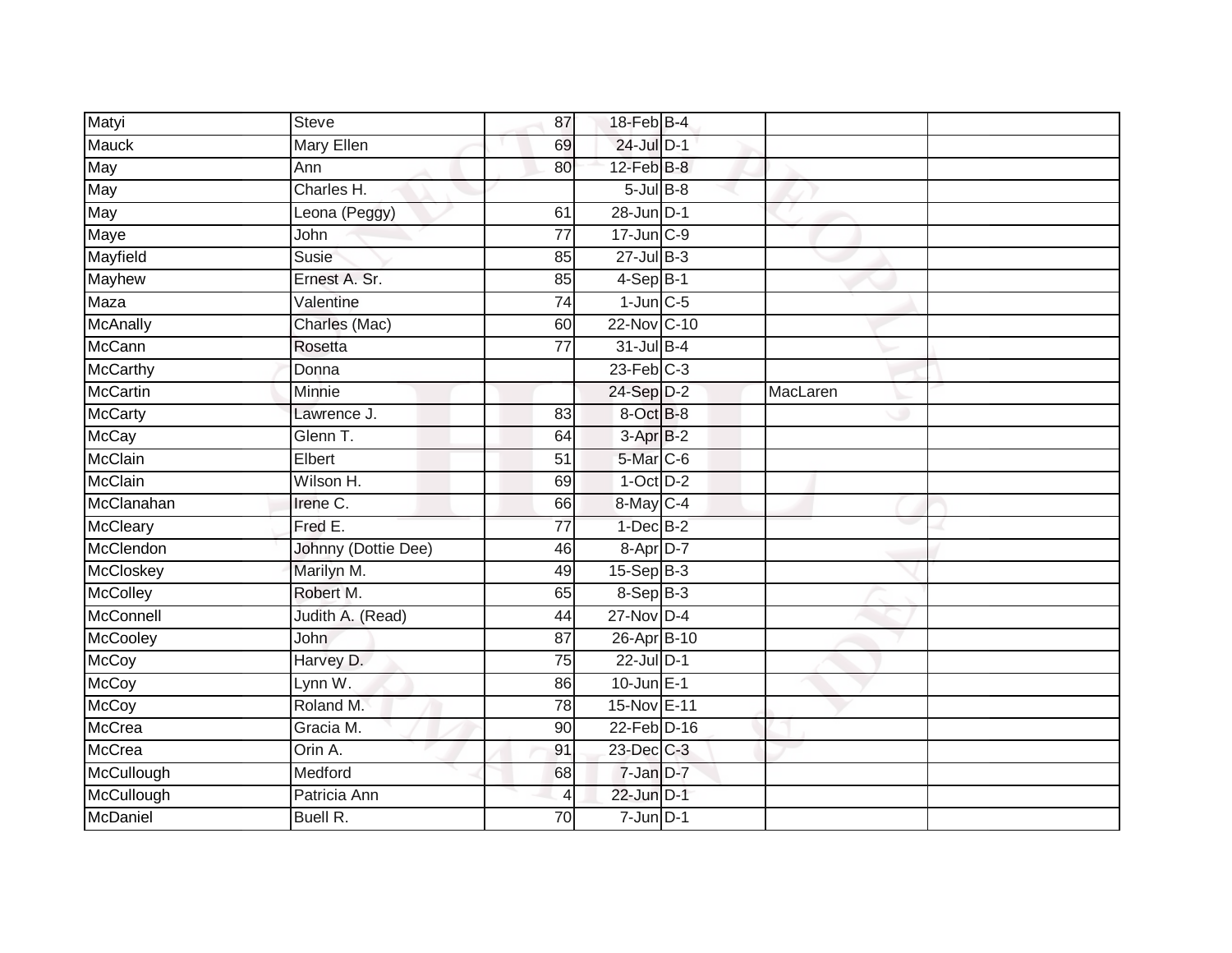| Matyi | Steve | 87 | 18-Feb | B-4 | | |
|---|---|---|---|---|---|---|
| Mauck | Mary Ellen | 69 | 24-Jul | D-1 | | |
| May | Ann | 80 | 12-Feb | B-8 | | |
| May | Charles H. | | 5-Jul | B-8 | | |
| May | Leona (Peggy) | 61 | 28-Jun | D-1 | | |
| Maye | John | 77 | 17-Jun | C-9 | | |
| Mayfield | Susie | 85 | 27-Jul | B-3 | | |
| Mayhew | Ernest A. Sr. | 85 | 4-Sep | B-1 | | |
| Maza | Valentine | 74 | 1-Jun | C-5 | | |
| McAnally | Charles (Mac) | 60 | 22-Nov | C-10 | | |
| McCann | Rosetta | 77 | 31-Jul | B-4 | | |
| McCarthy | Donna | | 23-Feb | C-3 | | |
| McCartin | Minnie | | 24-Sep | D-2 | MacLaren | |
| McCarty | Lawrence J. | 83 | 8-Oct | B-8 | | |
| McCay | Glenn T. | 64 | 3-Apr | B-2 | | |
| McClain | Elbert | 51 | 5-Mar | C-6 | | |
| McClain | Wilson H. | 69 | 1-Oct | D-2 | | |
| McClanahan | Irene C. | 66 | 8-May | C-4 | | |
| McCleary | Fred E. | 77 | 1-Dec | B-2 | | |
| McClendon | Johnny (Dottie Dee) | 46 | 8-Apr | D-7 | | |
| McCloskey | Marilyn M. | 49 | 15-Sep | B-3 | | |
| McColley | Robert M. | 65 | 8-Sep | B-3 | | |
| McConnell | Judith A. (Read) | 44 | 27-Nov | D-4 | | |
| McCooley | John | 87 | 26-Apr | B-10 | | |
| McCoy | Harvey D. | 75 | 22-Jul | D-1 | | |
| McCoy | Lynn W. | 86 | 10-Jun | E-1 | | |
| McCoy | Roland M. | 78 | 15-Nov | E-11 | | |
| McCrea | Gracia M. | 90 | 22-Feb | D-16 | | |
| McCrea | Orin A. | 91 | 23-Dec | C-3 | | |
| McCullough | Medford | 68 | 7-Jan | D-7 | | |
| McCullough | Patricia Ann | 4 | 22-Jun | D-1 | | |
| McDaniel | Buell R. | 70 | 7-Jun | D-1 | | |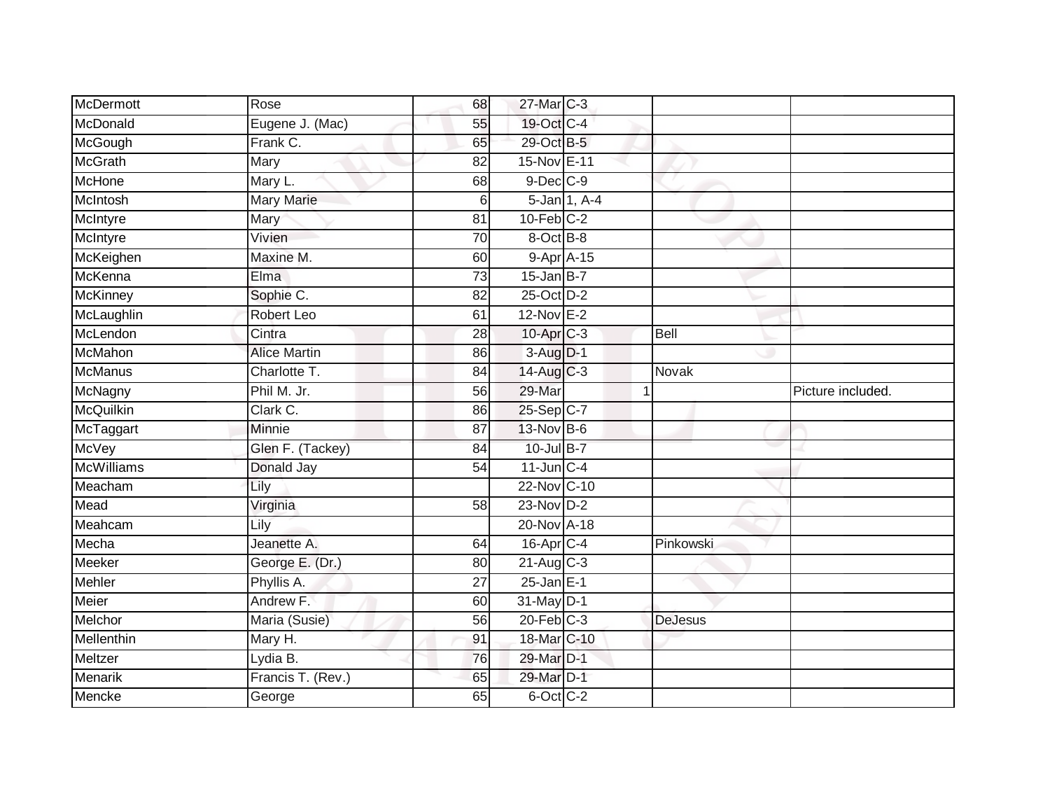| | | | | | | |
|---|---|---|---|---|---|---|
| McDermott | Rose | 68 | 27-Mar | C-3 | | |
| McDonald | Eugene J. (Mac) | 55 | 19-Oct | C-4 | | |
| McGough | Frank C. | 65 | 29-Oct | B-5 | | |
| McGrath | Mary | 82 | 15-Nov | E-11 | | |
| McHone | Mary L. | 68 | 9-Dec | C-9 | | |
| McIntosh | Mary Marie | 6 | 5-Jan | 1, A-4 | | |
| McIntyre | Mary | 81 | 10-Feb | C-2 | | |
| McIntyre | Vivien | 70 | 8-Oct | B-8 | | |
| McKeighen | Maxine M. | 60 | 9-Apr | A-15 | | |
| McKenna | Elma | 73 | 15-Jan | B-7 | | |
| McKinney | Sophie C. | 82 | 25-Oct | D-2 | | |
| McLaughlin | Robert Leo | 61 | 12-Nov | E-2 | | |
| McLendon | Cintra | 28 | 10-Apr | C-3 | Bell | |
| McMahon | Alice Martin | 86 | 3-Aug | D-1 | | |
| McManus | Charlotte T. | 84 | 14-Aug | C-3 | Novak | |
| McNagny | Phil M. Jr. | 56 | 29-Mar | 1 | | Picture included. |
| McQuilkin | Clark C. | 86 | 25-Sep | C-7 | | |
| McTaggart | Minnie | 87 | 13-Nov | B-6 | | |
| McVey | Glen F. (Tackey) | 84 | 10-Jul | B-7 | | |
| McWilliams | Donald Jay | 54 | 11-Jun | C-4 | | |
| Meacham | Lily | | 22-Nov | C-10 | | |
| Mead | Virginia | 58 | 23-Nov | D-2 | | |
| Meahcam | Lily | | 20-Nov | A-18 | | |
| Mecha | Jeanette A. | 64 | 16-Apr | C-4 | Pinkowski | |
| Meeker | George E. (Dr.) | 80 | 21-Aug | C-3 | | |
| Mehler | Phyllis A. | 27 | 25-Jan | E-1 | | |
| Meier | Andrew F. | 60 | 31-May | D-1 | | |
| Melchor | Maria (Susie) | 56 | 20-Feb | C-3 | DeJesus | |
| Mellenthin | Mary H. | 91 | 18-Mar | C-10 | | |
| Meltzer | Lydia B. | 76 | 29-Mar | D-1 | | |
| Menarik | Francis T. (Rev.) | 65 | 29-Mar | D-1 | | |
| Mencke | George | 65 | 6-Oct | C-2 | | |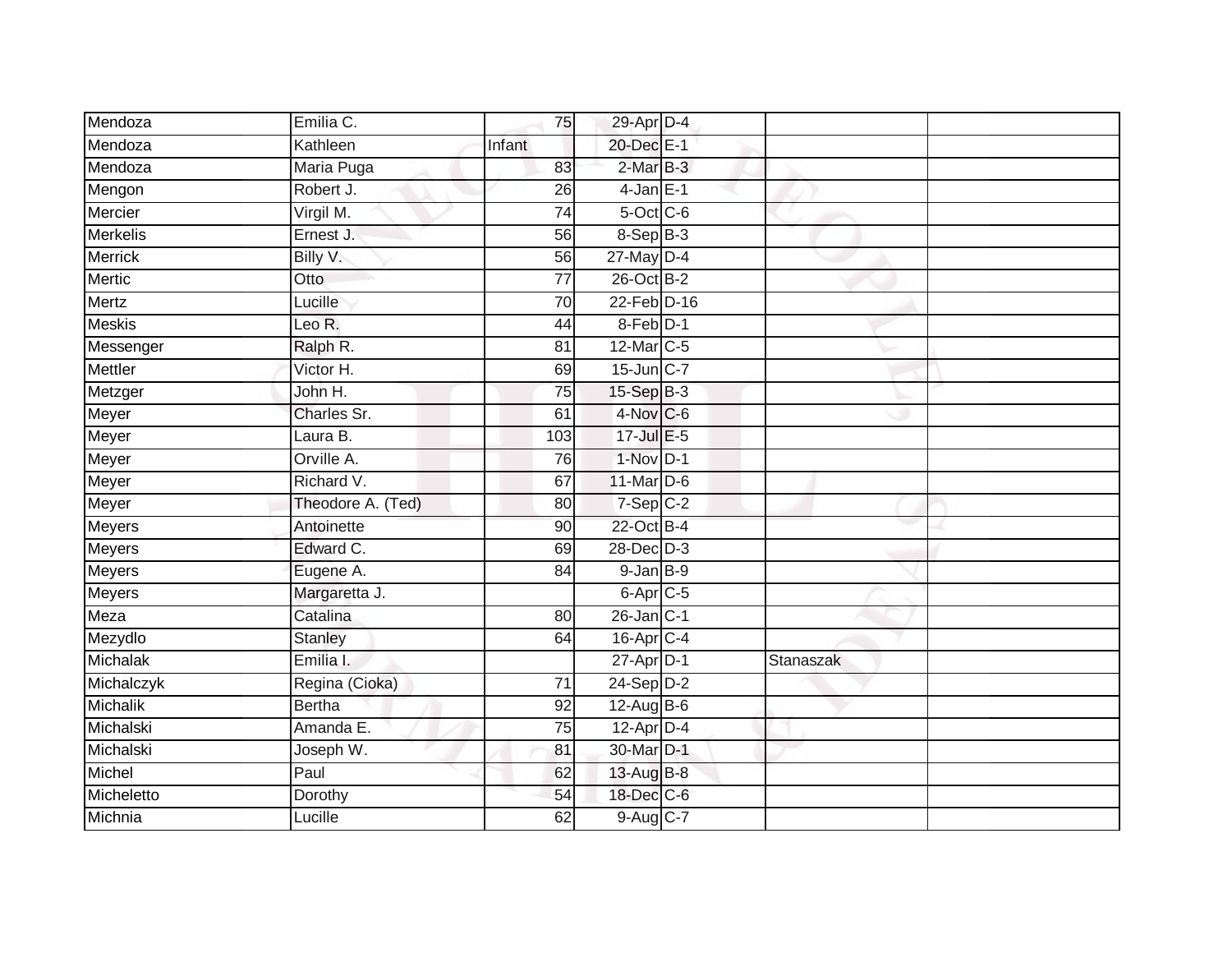| | | | | | | |
|---|---|---|---|---|---|---|
| Mendoza | Emilia C. | 75 | 29-Apr | D-4 | | |
| Mendoza | Kathleen | Infant | 20-Dec | E-1 | | |
| Mendoza | Maria Puga | 83 | 2-Mar | B-3 | | |
| Mengon | Robert J. | 26 | 4-Jan | E-1 | | |
| Mercier | Virgil M. | 74 | 5-Oct | C-6 | | |
| Merkelis | Ernest J. | 56 | 8-Sep | B-3 | | |
| Merrick | Billy V. | 56 | 27-May | D-4 | | |
| Mertic | Otto | 77 | 26-Oct | B-2 | | |
| Mertz | Lucille | 70 | 22-Feb | D-16 | | |
| Meskis | Leo R. | 44 | 8-Feb | D-1 | | |
| Messenger | Ralph R. | 81 | 12-Mar | C-5 | | |
| Mettler | Victor H. | 69 | 15-Jun | C-7 | | |
| Metzger | John H. | 75 | 15-Sep | B-3 | | |
| Meyer | Charles Sr. | 61 | 4-Nov | C-6 | | |
| Meyer | Laura B. | 103 | 17-Jul | E-5 | | |
| Meyer | Orville A. | 76 | 1-Nov | D-1 | | |
| Meyer | Richard V. | 67 | 11-Mar | D-6 | | |
| Meyer | Theodore A. (Ted) | 80 | 7-Sep | C-2 | | |
| Meyers | Antoinette | 90 | 22-Oct | B-4 | | |
| Meyers | Edward C. | 69 | 28-Dec | D-3 | | |
| Meyers | Eugene A. | 84 | 9-Jan | B-9 | | |
| Meyers | Margaretta J. | | 6-Apr | C-5 | | |
| Meza | Catalina | 80 | 26-Jan | C-1 | | |
| Mezydlo | Stanley | 64 | 16-Apr | C-4 | | |
| Michalak | Emilia I. | | 27-Apr | D-1 | Stanaszak | |
| Michalczyk | Regina (Cioka) | 71 | 24-Sep | D-2 | | |
| Michalik | Bertha | 92 | 12-Aug | B-6 | | |
| Michalski | Amanda E. | 75 | 12-Apr | D-4 | | |
| Michalski | Joseph W. | 81 | 30-Mar | D-1 | | |
| Michel | Paul | 62 | 13-Aug | B-8 | | |
| Micheletto | Dorothy | 54 | 18-Dec | C-6 | | |
| Michnia | Lucille | 62 | 9-Aug | C-7 | | |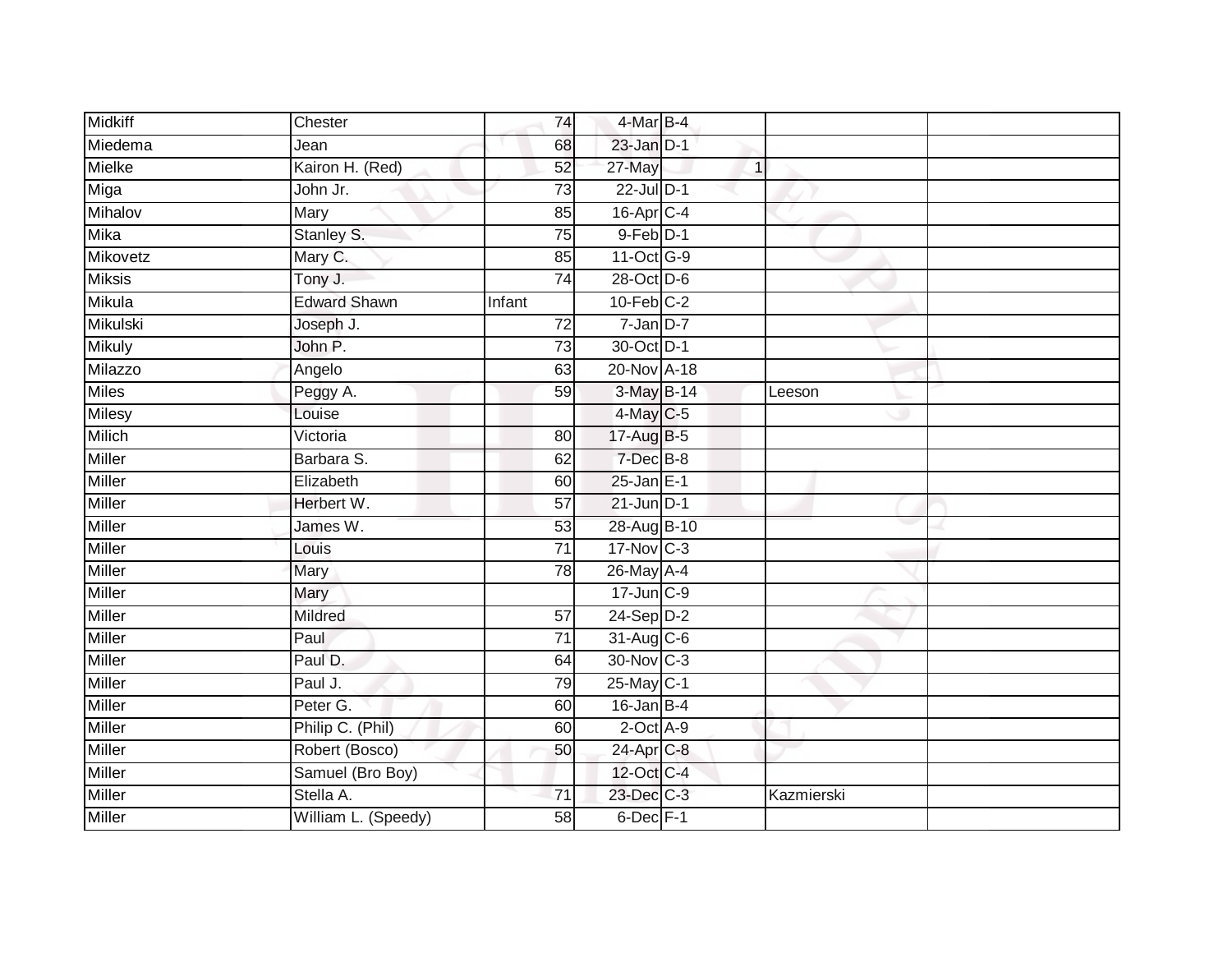| Midkiff | Chester | 74 | 4-Mar | B-4 | | | |
|---|---|---|---|---|---|---|---|
| Miedema | Jean | 68 | 23-Jan | D-1 | | | |
| Mielke | Kairon H. (Red) | 52 | 27-May | | 1 | | |
| Miga | John Jr. | 73 | 22-Jul | D-1 | | | |
| Mihalov | Mary | 85 | 16-Apr | C-4 | | | |
| Mika | Stanley S. | 75 | 9-Feb | D-1 | | | |
| Mikovetz | Mary C. | 85 | 11-Oct | G-9 | | | |
| Miksis | Tony J. | 74 | 28-Oct | D-6 | | | |
| Mikula | Edward Shawn | Infant | 10-Feb | C-2 | | | |
| Mikulski | Joseph J. | 72 | 7-Jan | D-7 | | | |
| Mikuly | John P. | 73 | 30-Oct | D-1 | | | |
| Milazzo | Angelo | 63 | 20-Nov | A-18 | | | |
| Miles | Peggy A. | 59 | 3-May | B-14 | | Leeson | |
| Milesy | Louise | | 4-May | C-5 | | | |
| Milich | Victoria | 80 | 17-Aug | B-5 | | | |
| Miller | Barbara S. | 62 | 7-Dec | B-8 | | | |
| Miller | Elizabeth | 60 | 25-Jan | E-1 | | | |
| Miller | Herbert W. | 57 | 21-Jun | D-1 | | | |
| Miller | James W. | 53 | 28-Aug | B-10 | | | |
| Miller | Louis | 71 | 17-Nov | C-3 | | | |
| Miller | Mary | 78 | 26-May | A-4 | | | |
| Miller | Mary | | 17-Jun | C-9 | | | |
| Miller | Mildred | 57 | 24-Sep | D-2 | | | |
| Miller | Paul | 71 | 31-Aug | C-6 | | | |
| Miller | Paul D. | 64 | 30-Nov | C-3 | | | |
| Miller | Paul J. | 79 | 25-May | C-1 | | | |
| Miller | Peter G. | 60 | 16-Jan | B-4 | | | |
| Miller | Philip C. (Phil) | 60 | 2-Oct | A-9 | | | |
| Miller | Robert (Bosco) | 50 | 24-Apr | C-8 | | | |
| Miller | Samuel (Bro Boy) | | 12-Oct | C-4 | | | |
| Miller | Stella A. | 71 | 23-Dec | C-3 | | Kazmierski | |
| Miller | William L. (Speedy) | 58 | 6-Dec | F-1 | | | |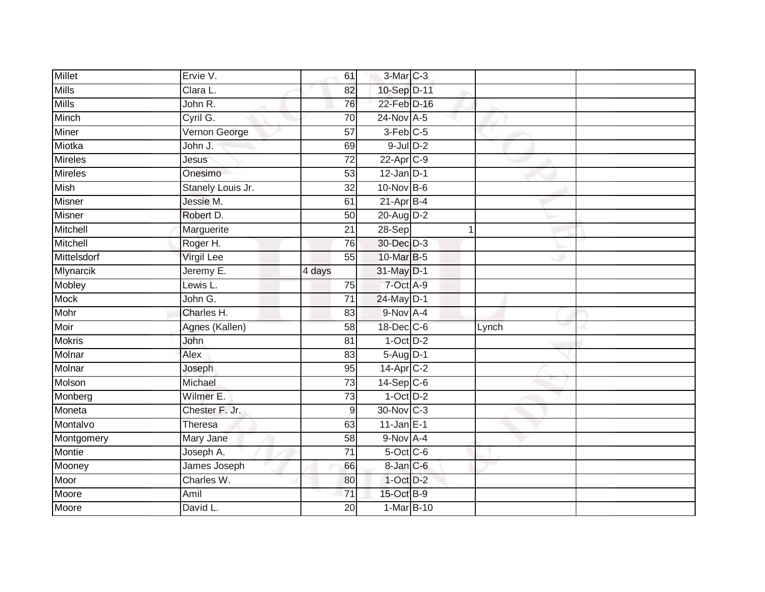| Millet | Ervie V. | 61 | 3-Mar | C-3 | | |
|---|---|---|---|---|---|---|
| Mills | Clara L. | 82 | 10-Sep | D-11 | | |
| Mills | John R. | 76 | 22-Feb | D-16 | | |
| Minch | Cyril G. | 70 | 24-Nov | A-5 | | |
| Miner | Vernon George | 57 | 3-Feb | C-5 | | |
| Miotka | John J. | 69 | 9-Jul | D-2 | | |
| Mireles | Jesus | 72 | 22-Apr | C-9 | | |
| Mireles | Onesimo | 53 | 12-Jan | D-1 | | |
| Mish | Stanely Louis Jr. | 32 | 10-Nov | B-6 | | |
| Misner | Jessie M. | 61 | 21-Apr | B-4 | | |
| Misner | Robert D. | 50 | 20-Aug | D-2 | | |
| Mitchell | Marguerite | 21 | 28-Sep | 1 | | |
| Mitchell | Roger H. | 76 | 30-Dec | D-3 | | |
| Mittelsdorf | Virgil Lee | 55 | 10-Mar | B-5 | | |
| Mlynarcik | Jeremy E. | 4 days | 31-May | D-1 | | |
| Mobley | Lewis L. | 75 | 7-Oct | A-9 | | |
| Mock | John G. | 71 | 24-May | D-1 | | |
| Mohr | Charles H. | 83 | 9-Nov | A-4 | | |
| Moir | Agnes (Kallen) | 58 | 18-Dec | C-6 | Lynch | |
| Mokris | John | 81 | 1-Oct | D-2 | | |
| Molnar | Alex | 83 | 5-Aug | D-1 | | |
| Molnar | Joseph | 95 | 14-Apr | C-2 | | |
| Molson | Michael | 73 | 14-Sep | C-6 | | |
| Monberg | Wilmer E. | 73 | 1-Oct | D-2 | | |
| Moneta | Chester F. Jr. | 9 | 30-Nov | C-3 | | |
| Montalvo | Theresa | 63 | 11-Jan | E-1 | | |
| Montgomery | Mary Jane | 58 | 9-Nov | A-4 | | |
| Montie | Joseph A. | 71 | 5-Oct | C-6 | | |
| Mooney | James Joseph | 66 | 8-Jan | C-6 | | |
| Moor | Charles W. | 80 | 1-Oct | D-2 | | |
| Moore | Amil | 71 | 15-Oct | B-9 | | |
| Moore | David L. | 20 | 1-Mar | B-10 | | |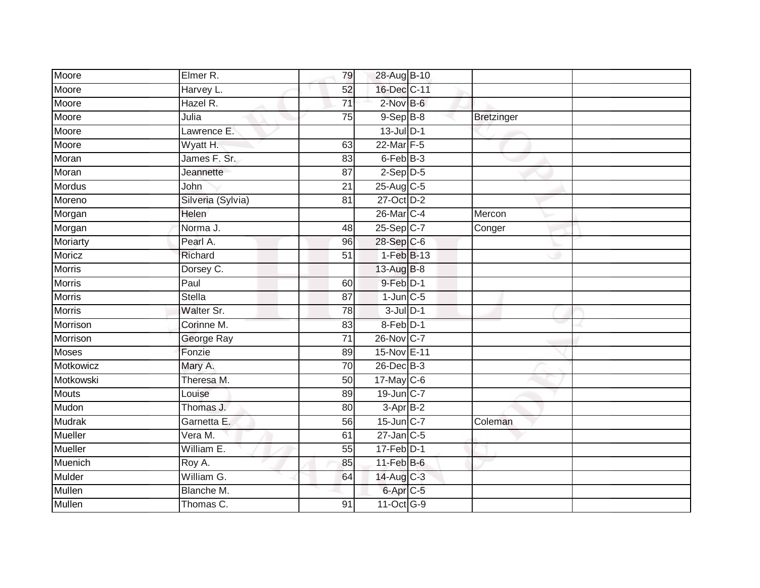| Moore | Elmer R. | 79 | 28-Aug | B-10 | | |
|---|---|---|---|---|---|---|
| Moore | Harvey L. | 52 | 16-Dec | C-11 | | |
| Moore | Hazel R. | 71 | 2-Nov | B-6 | | |
| Moore | Julia | 75 | 9-Sep | B-8 | Bretzinger | |
| Moore | Lawrence E. | | 13-Jul | D-1 | | |
| Moore | Wyatt H. | 63 | 22-Mar | F-5 | | |
| Moran | James F. Sr. | 83 | 6-Feb | B-3 | | |
| Moran | Jeannette | 87 | 2-Sep | D-5 | | |
| Mordus | John | 21 | 25-Aug | C-5 | | |
| Moreno | Silveria (Sylvia) | 81 | 27-Oct | D-2 | | |
| Morgan | Helen | | 26-Mar | C-4 | Mercon | |
| Morgan | Norma J. | 48 | 25-Sep | C-7 | Conger | |
| Moriarty | Pearl A. | 96 | 28-Sep | C-6 | | |
| Moricz | Richard | 51 | 1-Feb | B-13 | | |
| Morris | Dorsey C. | | 13-Aug | B-8 | | |
| Morris | Paul | 60 | 9-Feb | D-1 | | |
| Morris | Stella | 87 | 1-Jun | C-5 | | |
| Morris | Walter Sr. | 78 | 3-Jul | D-1 | | |
| Morrison | Corinne M. | 83 | 8-Feb | D-1 | | |
| Morrison | George Ray | 71 | 26-Nov | C-7 | | |
| Moses | Fonzie | 89 | 15-Nov | E-11 | | |
| Motkowicz | Mary A. | 70 | 26-Dec | B-3 | | |
| Motkowski | Theresa M. | 50 | 17-May | C-6 | | |
| Mouts | Louise | 89 | 19-Jun | C-7 | | |
| Mudon | Thomas J. | 80 | 3-Apr | B-2 | | |
| Mudrak | Garnetta E. | 56 | 15-Jun | C-7 | Coleman | |
| Mueller | Vera M. | 61 | 27-Jan | C-5 | | |
| Mueller | William E. | 55 | 17-Feb | D-1 | | |
| Muenich | Roy A. | 85 | 11-Feb | B-6 | | |
| Mulder | William G. | 64 | 14-Aug | C-3 | | |
| Mullen | Blanche M. | | 6-Apr | C-5 | | |
| Mullen | Thomas C. | 91 | 11-Oct | G-9 | | |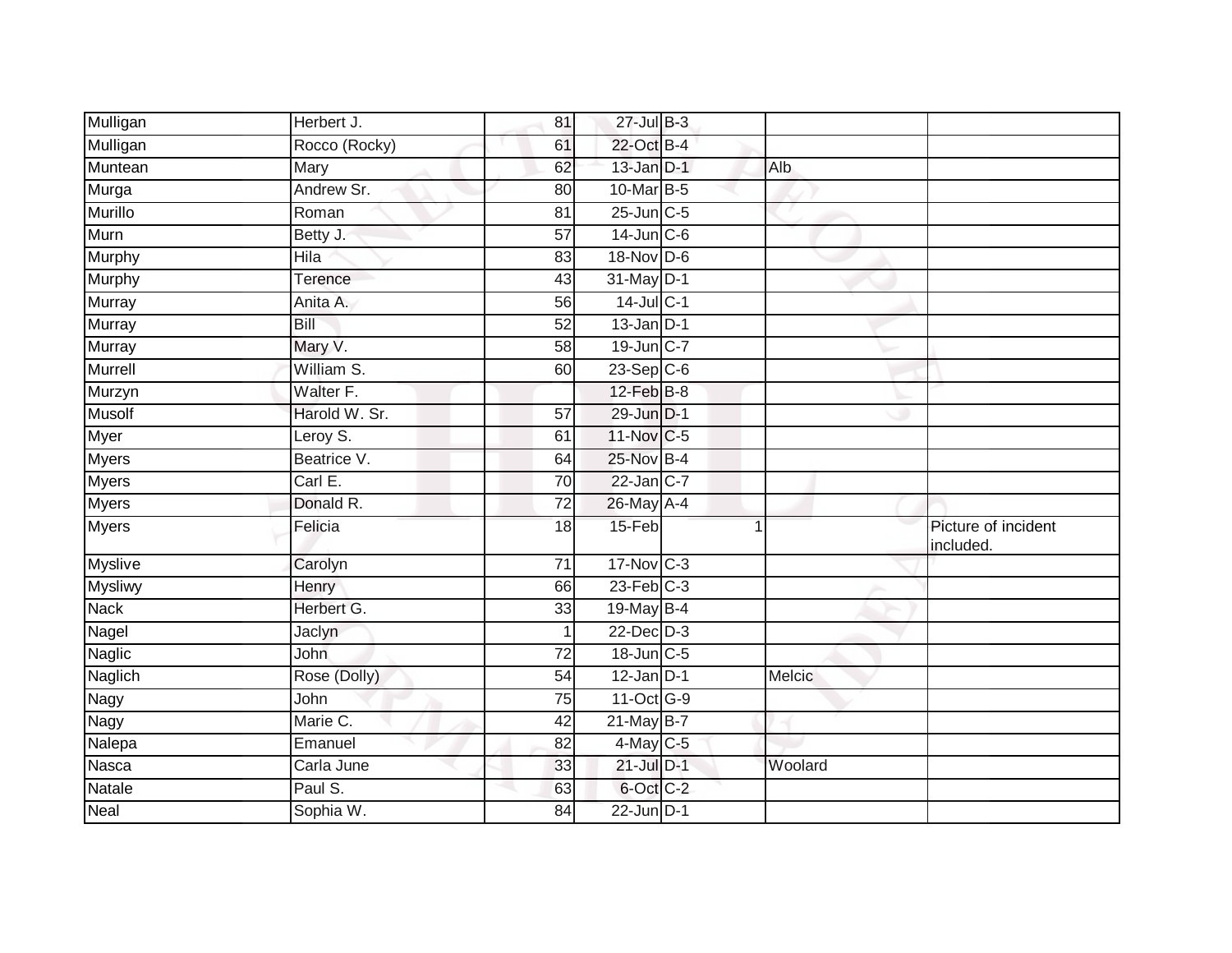| | | | | | | |
|---|---|---|---|---|---|---|
| Mulligan | Herbert J. | 81 | 27-Jul | B-3 | | |
| Mulligan | Rocco (Rocky) | 61 | 22-Oct | B-4 | | |
| Muntean | Mary | 62 | 13-Jan | D-1 | Alb | |
| Murga | Andrew Sr. | 80 | 10-Mar | B-5 | | |
| Murillo | Roman | 81 | 25-Jun | C-5 | | |
| Murn | Betty J. | 57 | 14-Jun | C-6 | | |
| Murphy | Hila | 83 | 18-Nov | D-6 | | |
| Murphy | Terence | 43 | 31-May | D-1 | | |
| Murray | Anita A. | 56 | 14-Jul | C-1 | | |
| Murray | Bill | 52 | 13-Jan | D-1 | | |
| Murray | Mary V. | 58 | 19-Jun | C-7 | | |
| Murrell | William S. | 60 | 23-Sep | C-6 | | |
| Murzyn | Walter F. | | 12-Feb | B-8 | | |
| Musolf | Harold W. Sr. | 57 | 29-Jun | D-1 | | |
| Myer | Leroy S. | 61 | 11-Nov | C-5 | | |
| Myers | Beatrice V. | 64 | 25-Nov | B-4 | | |
| Myers | Carl E. | 70 | 22-Jan | C-7 | | |
| Myers | Donald R. | 72 | 26-May | A-4 | | |
| Myers | Felicia | 18 | 15-Feb | 1 | | Picture of incident included. |
| Myslive | Carolyn | 71 | 17-Nov | C-3 | | |
| Mysliwy | Henry | 66 | 23-Feb | C-3 | | |
| Nack | Herbert G. | 33 | 19-May | B-4 | | |
| Nagel | Jaclyn | 1 | 22-Dec | D-3 | | |
| Naglic | John | 72 | 18-Jun | C-5 | | |
| Naglich | Rose (Dolly) | 54 | 12-Jan | D-1 | Melcic | |
| Nagy | John | 75 | 11-Oct | G-9 | | |
| Nagy | Marie C. | 42 | 21-May | B-7 | | |
| Nalepa | Emanuel | 82 | 4-May | C-5 | | |
| Nasca | Carla June | 33 | 21-Jul | D-1 | Woolard | |
| Natale | Paul S. | 63 | 6-Oct | C-2 | | |
| Neal | Sophia W. | 84 | 22-Jun | D-1 | | |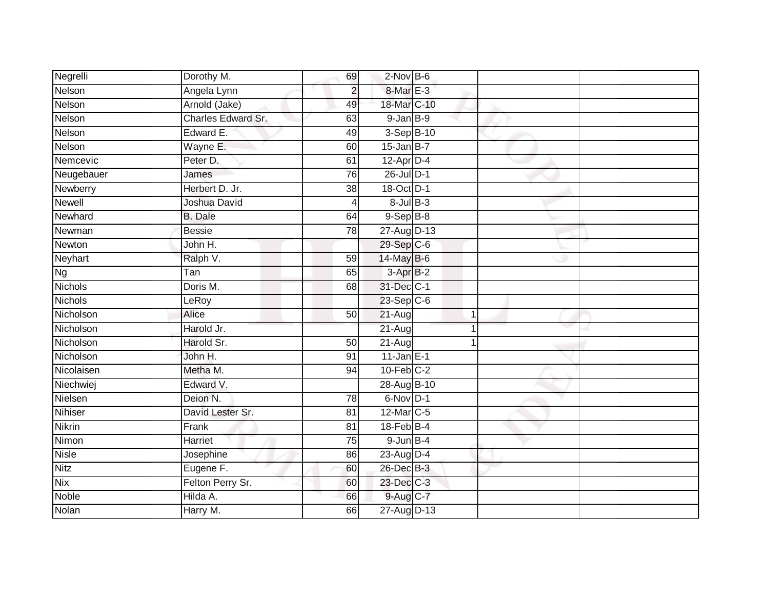| | | | | | | | |
|---|---|---|---|---|---|---|---|
| Negrelli | Dorothy M. | 69 | 2-Nov | B-6 | | | |
| Nelson | Angela Lynn | 2 | 8-Mar | E-3 | | | |
| Nelson | Arnold (Jake) | 49 | 18-Mar | C-10 | | | |
| Nelson | Charles Edward Sr. | 63 | 9-Jan | B-9 | | | |
| Nelson | Edward E. | 49 | 3-Sep | B-10 | | | |
| Nelson | Wayne E. | 60 | 15-Jan | B-7 | | | |
| Nemcevic | Peter D. | 61 | 12-Apr | D-4 | | | |
| Neugebauer | James | 76 | 26-Jul | D-1 | | | |
| Newberry | Herbert D. Jr. | 38 | 18-Oct | D-1 | | | |
| Newell | Joshua David | 4 | 8-Jul | B-3 | | | |
| Newhard | B. Dale | 64 | 9-Sep | B-8 | | | |
| Newman | Bessie | 78 | 27-Aug | D-13 | | | |
| Newton | John H. | | 29-Sep | C-6 | | | |
| Neyhart | Ralph V. | 59 | 14-May | B-6 | | | |
| Ng | Tan | 65 | 3-Apr | B-2 | | | |
| Nichols | Doris M. | 68 | 31-Dec | C-1 | | | |
| Nichols | LeRoy | | 23-Sep | C-6 | | | |
| Nicholson | Alice | 50 | 21-Aug | | 1 | | |
| Nicholson | Harold Jr. | | 21-Aug | | 1 | | |
| Nicholson | Harold Sr. | 50 | 21-Aug | | 1 | | |
| Nicholson | John H. | 91 | 11-Jan | E-1 | | | |
| Nicolaisen | Metha M. | 94 | 10-Feb | C-2 | | | |
| Niechwiej | Edward V. | | 28-Aug | B-10 | | | |
| Nielsen | Deion N. | 78 | 6-Nov | D-1 | | | |
| Nihiser | David Lester Sr. | 81 | 12-Mar | C-5 | | | |
| Nikrin | Frank | 81 | 18-Feb | B-4 | | | |
| Nimon | Harriet | 75 | 9-Jun | B-4 | | | |
| Nisle | Josephine | 86 | 23-Aug | D-4 | | | |
| Nitz | Eugene F. | 60 | 26-Dec | B-3 | | | |
| Nix | Felton Perry Sr. | 60 | 23-Dec | C-3 | | | |
| Noble | Hilda A. | 66 | 9-Aug | C-7 | | | |
| Nolan | Harry M. | 66 | 27-Aug | D-13 | | | |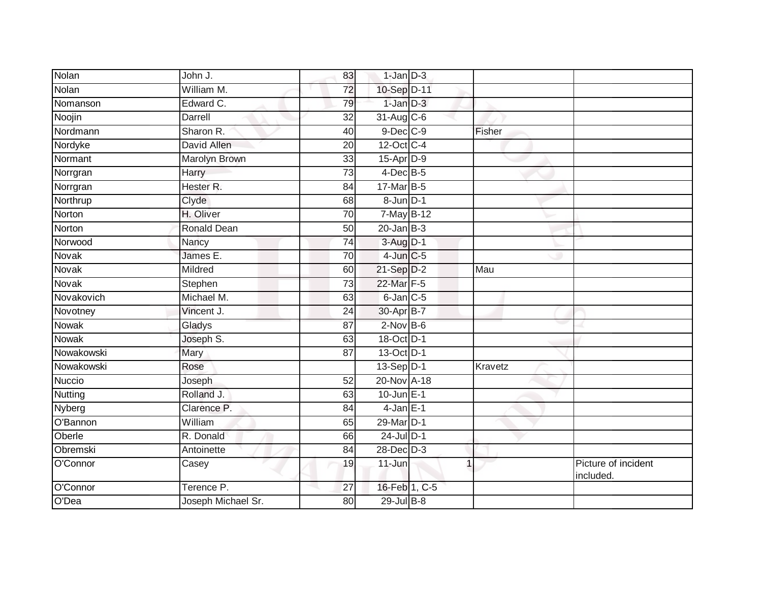| | | | | | | |
|---|---|---|---|---|---|---|
| Nolan | John J. | 83 | 1-Jan | D-3 | | |
| Nolan | William M. | 72 | 10-Sep | D-11 | | |
| Nomanson | Edward C. | 79 | 1-Jan | D-3 | | |
| Noojin | Darrell | 32 | 31-Aug | C-6 | | |
| Nordmann | Sharon R. | 40 | 9-Dec | C-9 | Fisher | |
| Nordyke | David Allen | 20 | 12-Oct | C-4 | | |
| Normant | Marolyn Brown | 33 | 15-Apr | D-9 | | |
| Norrgran | Harry | 73 | 4-Dec | B-5 | | |
| Norrgran | Hester R. | 84 | 17-Mar | B-5 | | |
| Northrup | Clyde | 68 | 8-Jun | D-1 | | |
| Norton | H. Oliver | 70 | 7-May | B-12 | | |
| Norton | Ronald Dean | 50 | 20-Jan | B-3 | | |
| Norwood | Nancy | 74 | 3-Aug | D-1 | | |
| Novak | James E. | 70 | 4-Jun | C-5 | | |
| Novak | Mildred | 60 | 21-Sep | D-2 | Mau | |
| Novak | Stephen | 73 | 22-Mar | F-5 | | |
| Novakovich | Michael M. | 63 | 6-Jan | C-5 | | |
| Novotney | Vincent J. | 24 | 30-Apr | B-7 | | |
| Nowak | Gladys | 87 | 2-Nov | B-6 | | |
| Nowak | Joseph S. | 63 | 18-Oct | D-1 | | |
| Nowakowski | Mary | 87 | 13-Oct | D-1 | | |
| Nowakowski | Rose | | 13-Sep | D-1 | Kravetz | |
| Nuccio | Joseph | 52 | 20-Nov | A-18 | | |
| Nutting | Rolland J. | 63 | 10-Jun | E-1 | | |
| Nyberg | Clarence P. | 84 | 4-Jan | E-1 | | |
| O'Bannon | William | 65 | 29-Mar | D-1 | | |
| Oberle | R. Donald | 66 | 24-Jul | D-1 | | |
| Obremski | Antoinette | 84 | 28-Dec | D-3 | | |
| O'Connor | Casey | 19 | 11-Jun | 1 | | Picture of incident included. |
| O'Connor | Terence P. | 27 | 16-Feb | 1, C-5 | | |
| O'Dea | Joseph Michael Sr. | 80 | 29-Jul | B-8 | | |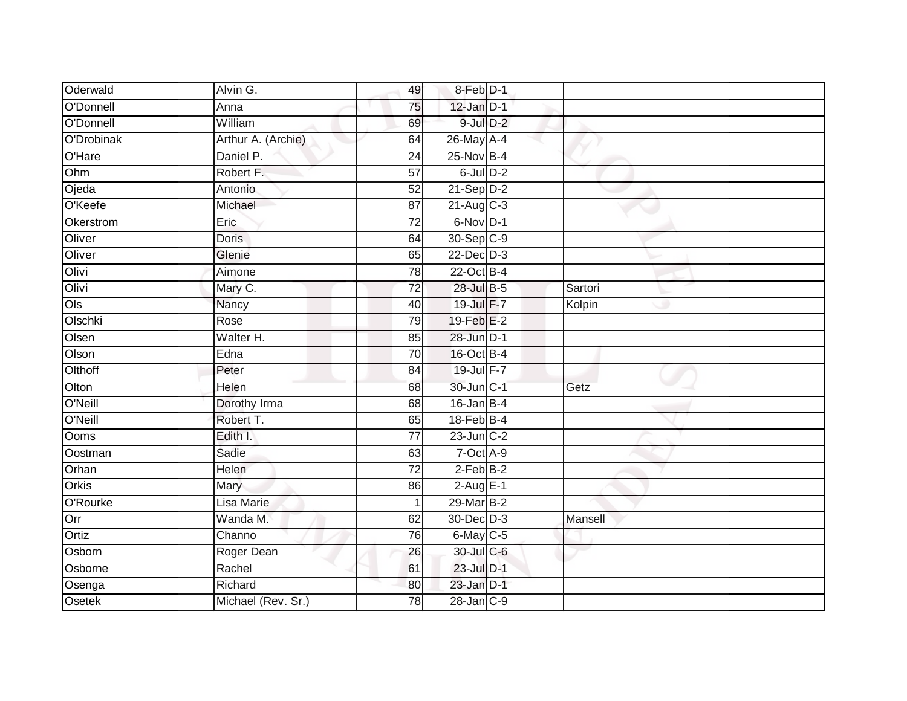| Oderwald | Alvin G. | 49 | 8-Feb | D-1 | | |
|---|---|---|---|---|---|---|
| O'Donnell | Anna | 75 | 12-Jan | D-1 | | |
| O'Donnell | William | 69 | 9-Jul | D-2 | | |
| O'Drobinak | Arthur A. (Archie) | 64 | 26-May | A-4 | | |
| O'Hare | Daniel P. | 24 | 25-Nov | B-4 | | |
| Ohm | Robert F. | 57 | 6-Jul | D-2 | | |
| Ojeda | Antonio | 52 | 21-Sep | D-2 | | |
| O'Keefe | Michael | 87 | 21-Aug | C-3 | | |
| Okerstrom | Eric | 72 | 6-Nov | D-1 | | |
| Oliver | Doris | 64 | 30-Sep | C-9 | | |
| Oliver | Glenie | 65 | 22-Dec | D-3 | | |
| Olivi | Aimone | 78 | 22-Oct | B-4 | | |
| Olivi | Mary C. | 72 | 28-Jul | B-5 | Sartori | |
| Ols | Nancy | 40 | 19-Jul | F-7 | Kolpin | |
| Olschki | Rose | 79 | 19-Feb | E-2 | | |
| Olsen | Walter H. | 85 | 28-Jun | D-1 | | |
| Olson | Edna | 70 | 16-Oct | B-4 | | |
| Olthoff | Peter | 84 | 19-Jul | F-7 | | |
| Olton | Helen | 68 | 30-Jun | C-1 | Getz | |
| O'Neill | Dorothy Irma | 68 | 16-Jan | B-4 | | |
| O'Neill | Robert T. | 65 | 18-Feb | B-4 | | |
| Ooms | Edith I. | 77 | 23-Jun | C-2 | | |
| Oostman | Sadie | 63 | 7-Oct | A-9 | | |
| Orhan | Helen | 72 | 2-Feb | B-2 | | |
| Orkis | Mary | 86 | 2-Aug | E-1 | | |
| O'Rourke | Lisa Marie | 1 | 29-Mar | B-2 | | |
| Orr | Wanda M. | 62 | 30-Dec | D-3 | Mansell | |
| Ortiz | Channo | 76 | 6-May | C-5 | | |
| Osborn | Roger Dean | 26 | 30-Jul | C-6 | | |
| Osborne | Rachel | 61 | 23-Jul | D-1 | | |
| Osenga | Richard | 80 | 23-Jan | D-1 | | |
| Osetek | Michael (Rev. Sr.) | 78 | 28-Jan | C-9 | | |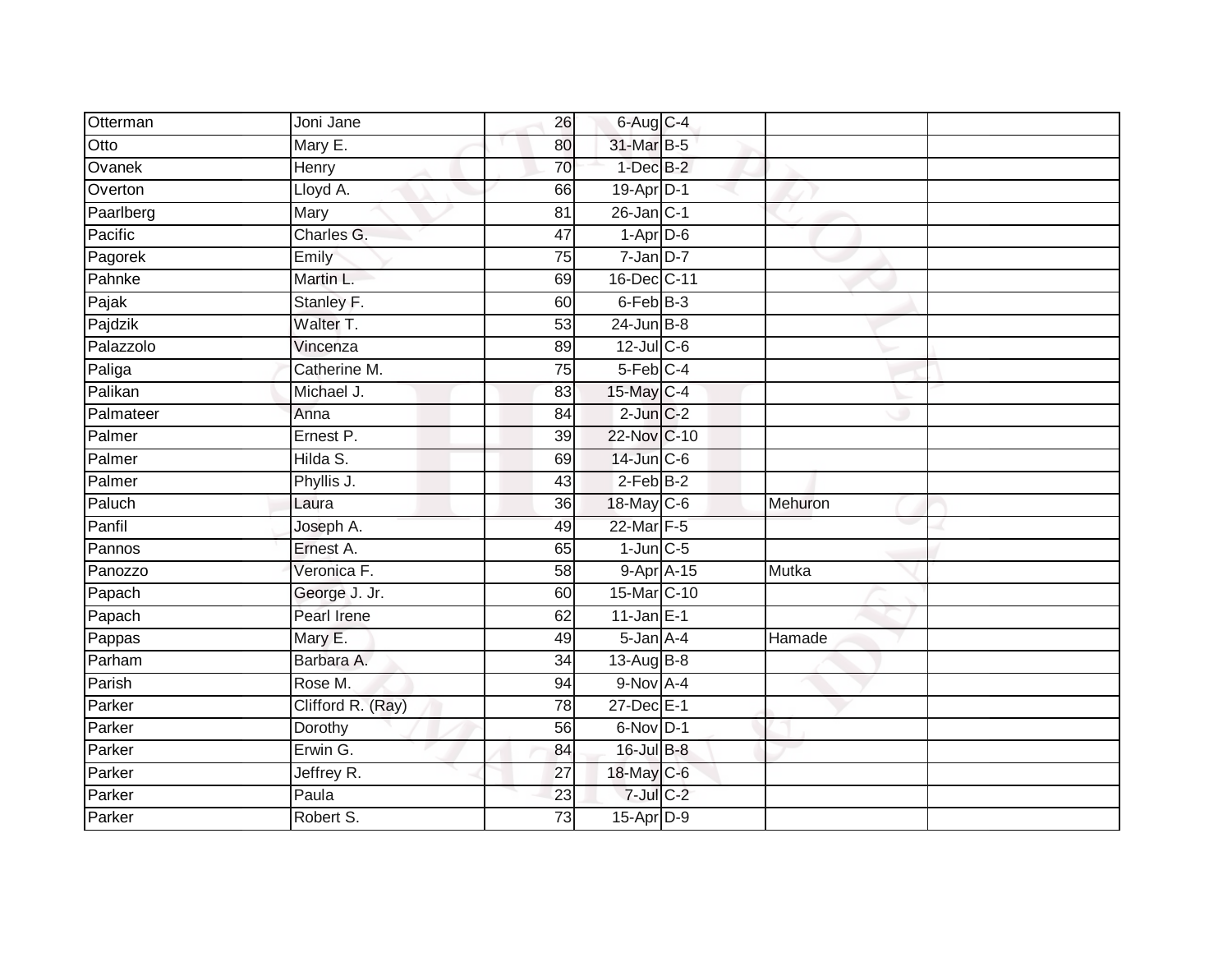| | | | | | | |
|---|---|---|---|---|---|---|
| Otterman | Joni Jane | 26 | 6-Aug | C-4 | | |
| Otto | Mary E. | 80 | 31-Mar | B-5 | | |
| Ovanek | Henry | 70 | 1-Dec | B-2 | | |
| Overton | Lloyd A. | 66 | 19-Apr | D-1 | | |
| Paarlberg | Mary | 81 | 26-Jan | C-1 | | |
| Pacific | Charles G. | 47 | 1-Apr | D-6 | | |
| Pagorek | Emily | 75 | 7-Jan | D-7 | | |
| Pahnke | Martin L. | 69 | 16-Dec | C-11 | | |
| Pajak | Stanley F. | 60 | 6-Feb | B-3 | | |
| Pajdzik | Walter T. | 53 | 24-Jun | B-8 | | |
| Palazzolo | Vincenza | 89 | 12-Jul | C-6 | | |
| Paliga | Catherine M. | 75 | 5-Feb | C-4 | | |
| Palikan | Michael J. | 83 | 15-May | C-4 | | |
| Palmateer | Anna | 84 | 2-Jun | C-2 | | |
| Palmer | Ernest P. | 39 | 22-Nov | C-10 | | |
| Palmer | Hilda S. | 69 | 14-Jun | C-6 | | |
| Palmer | Phyllis J. | 43 | 2-Feb | B-2 | | |
| Paluch | Laura | 36 | 18-May | C-6 | Mehuron | |
| Panfil | Joseph A. | 49 | 22-Mar | F-5 | | |
| Pannos | Ernest A. | 65 | 1-Jun | C-5 | | |
| Panozzo | Veronica F. | 58 | 9-Apr | A-15 | Mutka | |
| Papach | George J. Jr. | 60 | 15-Mar | C-10 | | |
| Papach | Pearl Irene | 62 | 11-Jan | E-1 | | |
| Pappas | Mary E. | 49 | 5-Jan | A-4 | Hamade | |
| Parham | Barbara A. | 34 | 13-Aug | B-8 | | |
| Parish | Rose M. | 94 | 9-Nov | A-4 | | |
| Parker | Clifford R. (Ray) | 78 | 27-Dec | E-1 | | |
| Parker | Dorothy | 56 | 6-Nov | D-1 | | |
| Parker | Erwin G. | 84 | 16-Jul | B-8 | | |
| Parker | Jeffrey R. | 27 | 18-May | C-6 | | |
| Parker | Paula | 23 | 7-Jul | C-2 | | |
| Parker | Robert S. | 73 | 15-Apr | D-9 | | |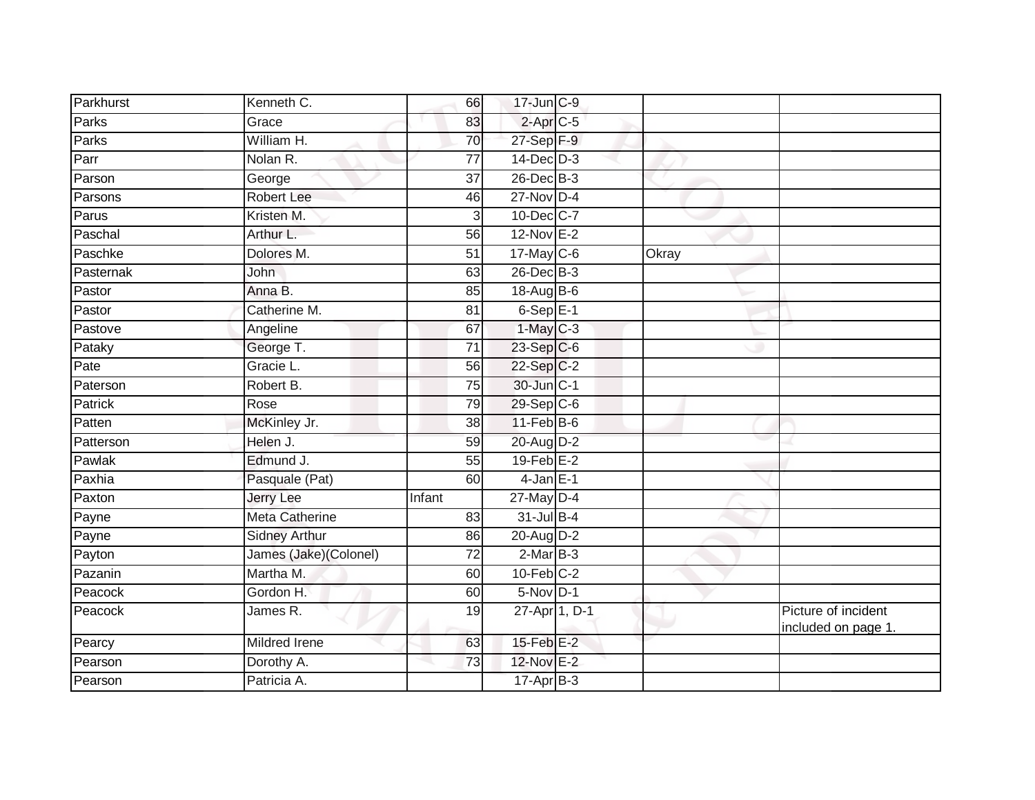| Parkhurst | Kenneth C. | 66 | 17-Jun | C-9 | | |
|---|---|---|---|---|---|---|
| Parks | Grace | 83 | 2-Apr | C-5 | | |
| Parks | William H. | 70 | 27-Sep | F-9 | | |
| Parr | Nolan R. | 77 | 14-Dec | D-3 | | |
| Parson | George | 37 | 26-Dec | B-3 | | |
| Parsons | Robert Lee | 46 | 27-Nov | D-4 | | |
| Parus | Kristen M. | 3 | 10-Dec | C-7 | | |
| Paschal | Arthur L. | 56 | 12-Nov | E-2 | | |
| Paschke | Dolores M. | 51 | 17-May | C-6 | Okray | |
| Pasternak | John | 63 | 26-Dec | B-3 | | |
| Pastor | Anna B. | 85 | 18-Aug | B-6 | | |
| Pastor | Catherine M. | 81 | 6-Sep | E-1 | | |
| Pastove | Angeline | 67 | 1-May | C-3 | | |
| Pataky | George T. | 71 | 23-Sep | C-6 | | |
| Pate | Gracie L. | 56 | 22-Sep | C-2 | | |
| Paterson | Robert B. | 75 | 30-Jun | C-1 | | |
| Patrick | Rose | 79 | 29-Sep | C-6 | | |
| Patten | McKinley Jr. | 38 | 11-Feb | B-6 | | |
| Patterson | Helen J. | 59 | 20-Aug | D-2 | | |
| Pawlak | Edmund J. | 55 | 19-Feb | E-2 | | |
| Paxhia | Pasquale (Pat) | 60 | 4-Jan | E-1 | | |
| Paxton | Jerry Lee | Infant | 27-May | D-4 | | |
| Payne | Meta Catherine | 83 | 31-Jul | B-4 | | |
| Payne | Sidney Arthur | 86 | 20-Aug | D-2 | | |
| Payton | James (Jake)(Colonel) | 72 | 2-Mar | B-3 | | |
| Pazanin | Martha M. | 60 | 10-Feb | C-2 | | |
| Peacock | Gordon H. | 60 | 5-Nov | D-1 | | |
| Peacock | James R. | 19 | 27-Apr | 1, D-1 | | Picture of incident included on page 1. |
| Pearcy | Mildred Irene | 63 | 15-Feb | E-2 | | |
| Pearson | Dorothy A. | 73 | 12-Nov | E-2 | | |
| Pearson | Patricia A. | | 17-Apr | B-3 | | |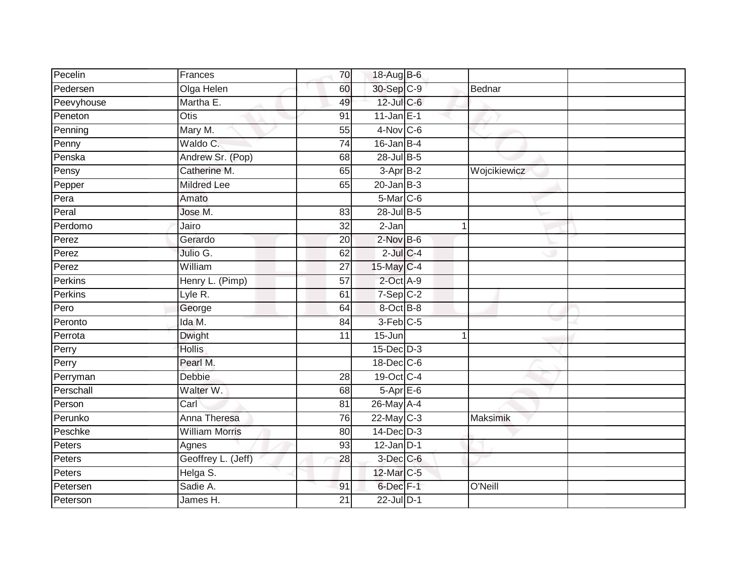| | | | | | | | |
|---|---|---|---|---|---|---|---|
| Pecelin | Frances | 70 | 18-Aug | B-6 | | | |
| Pedersen | Olga Helen | 60 | 30-Sep | C-9 | | Bednar | |
| Peevyhouse | Martha E. | 49 | 12-Jul | C-6 | | | |
| Peneton | Otis | 91 | 11-Jan | E-1 | | | |
| Penning | Mary M. | 55 | 4-Nov | C-6 | | | |
| Penny | Waldo C. | 74 | 16-Jan | B-4 | | | |
| Penska | Andrew Sr. (Pop) | 68 | 28-Jul | B-5 | | | |
| Pensy | Catherine M. | 65 | 3-Apr | B-2 | | Wojcikiewicz | |
| Pepper | Mildred Lee | 65 | 20-Jan | B-3 | | | |
| Pera | Amato | | 5-Mar | C-6 | | | |
| Peral | Jose M. | 83 | 28-Jul | B-5 | | | |
| Perdomo | Jairo | 32 | 2-Jan | | 1 | | |
| Perez | Gerardo | 20 | 2-Nov | B-6 | | | |
| Perez | Julio G. | 62 | 2-Jul | C-4 | | | |
| Perez | William | 27 | 15-May | C-4 | | | |
| Perkins | Henry L. (Pimp) | 57 | 2-Oct | A-9 | | | |
| Perkins | Lyle R. | 61 | 7-Sep | C-2 | | | |
| Pero | George | 64 | 8-Oct | B-8 | | | |
| Peronto | Ida M. | 84 | 3-Feb | C-5 | | | |
| Perrota | Dwight | 11 | 15-Jun | | 1 | | |
| Perry | Hollis | | 15-Dec | D-3 | | | |
| Perry | Pearl M. | | 18-Dec | C-6 | | | |
| Perryman | Debbie | 28 | 19-Oct | C-4 | | | |
| Perschall | Walter W. | 68 | 5-Apr | E-6 | | | |
| Person | Carl | 81 | 26-May | A-4 | | | |
| Perunko | Anna Theresa | 76 | 22-May | C-3 | | Maksimik | |
| Peschke | William Morris | 80 | 14-Dec | D-3 | | | |
| Peters | Agnes | 93 | 12-Jan | D-1 | | | |
| Peters | Geoffrey L. (Jeff) | 28 | 3-Dec | C-6 | | | |
| Peters | Helga S. | | 12-Mar | C-5 | | | |
| Petersen | Sadie A. | 91 | 6-Dec | F-1 | | O'Neill | |
| Peterson | James H. | 21 | 22-Jul | D-1 | | | |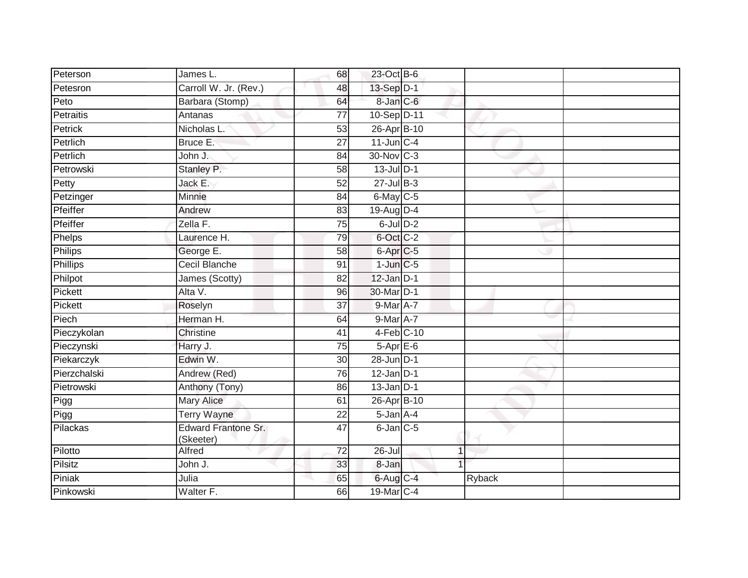| | | | | | | | |
|---|---|---|---|---|---|---|---|
| Peterson | James L. | 68 | 23-Oct | B-6 | | | |
| Petesron | Carroll W. Jr. (Rev.) | 48 | 13-Sep | D-1 | | | |
| Peto | Barbara (Stomp) | 64 | 8-Jan | C-6 | | | |
| Petraitis | Antanas | 77 | 10-Sep | D-11 | | | |
| Petrick | Nicholas L. | 53 | 26-Apr | B-10 | | | |
| Petrlich | Bruce E. | 27 | 11-Jun | C-4 | | | |
| Petrlich | John J. | 84 | 30-Nov | C-3 | | | |
| Petrowski | Stanley P. | 58 | 13-Jul | D-1 | | | |
| Petty | Jack E. | 52 | 27-Jul | B-3 | | | |
| Petzinger | Minnie | 84 | 6-May | C-5 | | | |
| Pfeiffer | Andrew | 83 | 19-Aug | D-4 | | | |
| Pfeiffer | Zella F. | 75 | 6-Jul | D-2 | | | |
| Phelps | Laurence H. | 79 | 6-Oct | C-2 | | | |
| Philips | George E. | 58 | 6-Apr | C-5 | | | |
| Phillips | Cecil Blanche | 91 | 1-Jun | C-5 | | | |
| Philpot | James (Scotty) | 82 | 12-Jan | D-1 | | | |
| Pickett | Alta V. | 96 | 30-Mar | D-1 | | | |
| Pickett | Roselyn | 37 | 9-Mar | A-7 | | | |
| Piech | Herman H. | 64 | 9-Mar | A-7 | | | |
| Pieczykolan | Christine | 41 | 4-Feb | C-10 | | | |
| Pieczynski | Harry J. | 75 | 5-Apr | E-6 | | | |
| Piekarczyk | Edwin W. | 30 | 28-Jun | D-1 | | | |
| Pierzchalski | Andrew (Red) | 76 | 12-Jan | D-1 | | | |
| Pietrowski | Anthony (Tony) | 86 | 13-Jan | D-1 | | | |
| Pigg | Mary Alice | 61 | 26-Apr | B-10 | | | |
| Pigg | Terry Wayne | 22 | 5-Jan | A-4 | | | |
| Pilackas | Edward Frantone Sr. (Skeeter) | 47 | 6-Jan | C-5 | | | |
| Pilotto | Alfred | 72 | 26-Jul | | 1 | | |
| Pilsitz | John J. | 33 | 8-Jan | | 1 | | |
| Piniak | Julia | 65 | 6-Aug | C-4 | | Ryback | |
| Pinkowski | Walter F. | 66 | 19-Mar | C-4 | | | |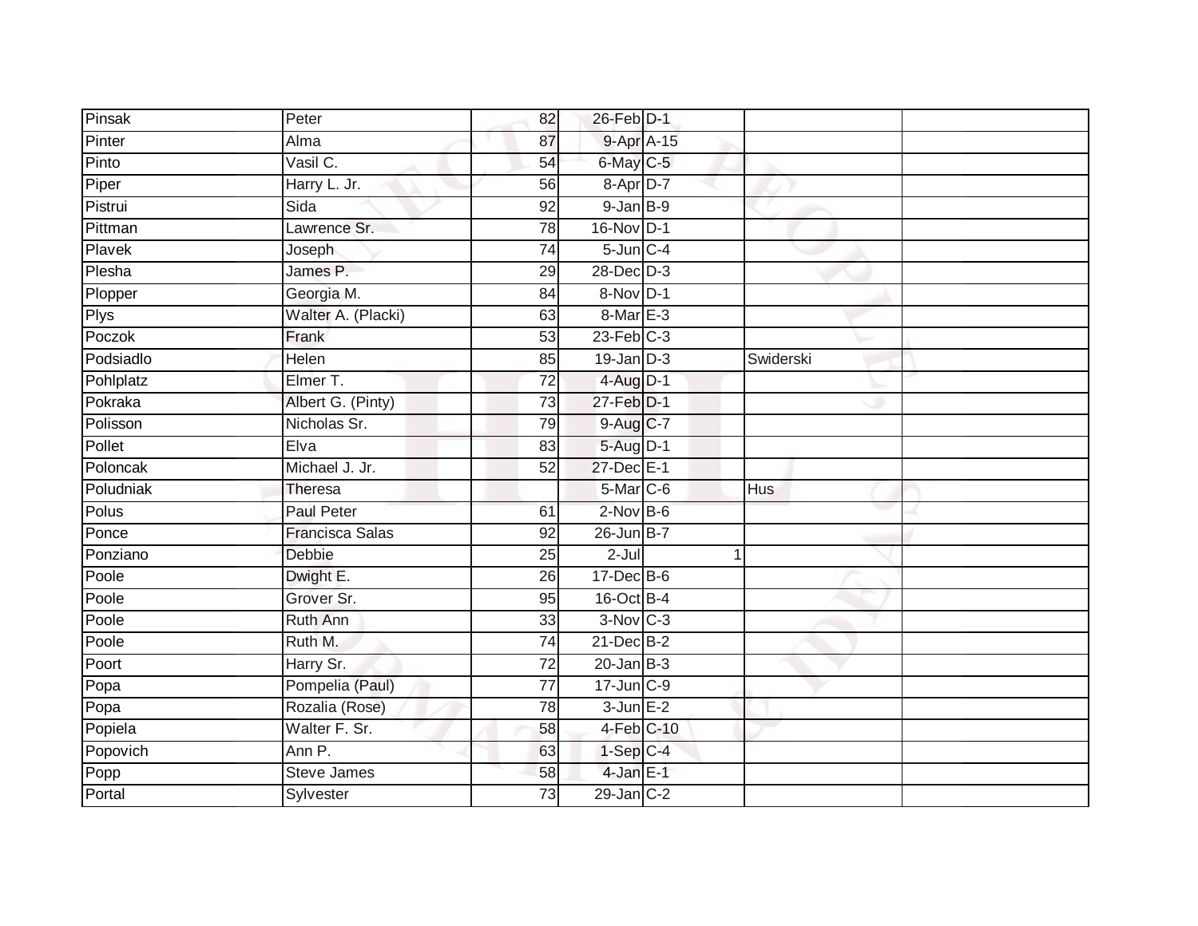| | | | | | | |
|---|---|---|---|---|---|---|
| Pinsak | Peter | 82 | 26-Feb | D-1 | | |
| Pinter | Alma | 87 | 9-Apr | A-15 | | |
| Pinto | Vasil C. | 54 | 6-May | C-5 | | |
| Piper | Harry L. Jr. | 56 | 8-Apr | D-7 | | |
| Pistrui | Sida | 92 | 9-Jan | B-9 | | |
| Pittman | Lawrence Sr. | 78 | 16-Nov | D-1 | | |
| Plavek | Joseph | 74 | 5-Jun | C-4 | | |
| Plesha | James P. | 29 | 28-Dec | D-3 | | |
| Plopper | Georgia M. | 84 | 8-Nov | D-1 | | |
| Plys | Walter A. (Placki) | 63 | 8-Mar | E-3 | | |
| Poczok | Frank | 53 | 23-Feb | C-3 | | |
| Podsiadlo | Helen | 85 | 19-Jan | D-3 | Swiderski | |
| Pohlplatz | Elmer T. | 72 | 4-Aug | D-1 | | |
| Pokraka | Albert G. (Pinty) | 73 | 27-Feb | D-1 | | |
| Polisson | Nicholas Sr. | 79 | 9-Aug | C-7 | | |
| Pollet | Elva | 83 | 5-Aug | D-1 | | |
| Poloncak | Michael J. Jr. | 52 | 27-Dec | E-1 | | |
| Poludniak | Theresa | | 5-Mar | C-6 | Hus | |
| Polus | Paul Peter | 61 | 2-Nov | B-6 | | |
| Ponce | Francisca Salas | 92 | 26-Jun | B-7 | | |
| Ponziano | Debbie | 25 | 2-Jul | 1 | | |
| Poole | Dwight E. | 26 | 17-Dec | B-6 | | |
| Poole | Grover Sr. | 95 | 16-Oct | B-4 | | |
| Poole | Ruth Ann | 33 | 3-Nov | C-3 | | |
| Poole | Ruth M. | 74 | 21-Dec | B-2 | | |
| Poort | Harry Sr. | 72 | 20-Jan | B-3 | | |
| Popa | Pompelia (Paul) | 77 | 17-Jun | C-9 | | |
| Popa | Rozalia (Rose) | 78 | 3-Jun | E-2 | | |
| Popiela | Walter F. Sr. | 58 | 4-Feb | C-10 | | |
| Popovich | Ann P. | 63 | 1-Sep | C-4 | | |
| Popp | Steve James | 58 | 4-Jan | E-1 | | |
| Portal | Sylvester | 73 | 29-Jan | C-2 | | |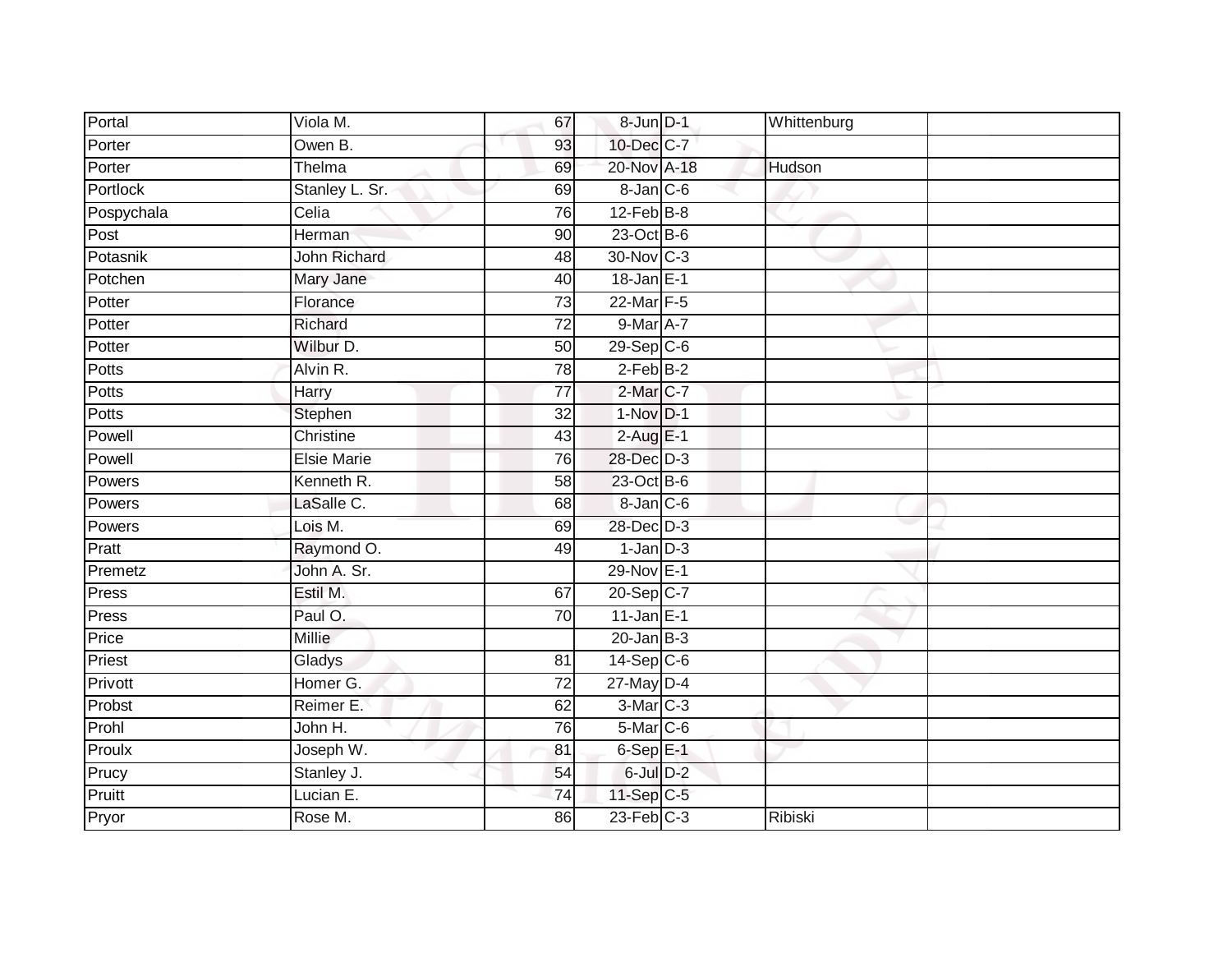| Portal | Viola M. | 67 | 8-Jun | D-1 | Whittenburg | |
|---|---|---|---|---|---|---|
| Porter | Owen B. | 93 | 10-Dec | C-7 | | |
| Porter | Thelma | 69 | 20-Nov | A-18 | Hudson | |
| Portlock | Stanley L. Sr. | 69 | 8-Jan | C-6 | | |
| Pospychala | Celia | 76 | 12-Feb | B-8 | | |
| Post | Herman | 90 | 23-Oct | B-6 | | |
| Potasnik | John Richard | 48 | 30-Nov | C-3 | | |
| Potchen | Mary Jane | 40 | 18-Jan | E-1 | | |
| Potter | Florance | 73 | 22-Mar | F-5 | | |
| Potter | Richard | 72 | 9-Mar | A-7 | | |
| Potter | Wilbur D. | 50 | 29-Sep | C-6 | | |
| Potts | Alvin R. | 78 | 2-Feb | B-2 | | |
| Potts | Harry | 77 | 2-Mar | C-7 | | |
| Potts | Stephen | 32 | 1-Nov | D-1 | | |
| Powell | Christine | 43 | 2-Aug | E-1 | | |
| Powell | Elsie Marie | 76 | 28-Dec | D-3 | | |
| Powers | Kenneth R. | 58 | 23-Oct | B-6 | | |
| Powers | LaSalle C. | 68 | 8-Jan | C-6 | | |
| Powers | Lois M. | 69 | 28-Dec | D-3 | | |
| Pratt | Raymond O. | 49 | 1-Jan | D-3 | | |
| Premetz | John A. Sr. | | 29-Nov | E-1 | | |
| Press | Estil M. | 67 | 20-Sep | C-7 | | |
| Press | Paul O. | 70 | 11-Jan | E-1 | | |
| Price | Millie | | 20-Jan | B-3 | | |
| Priest | Gladys | 81 | 14-Sep | C-6 | | |
| Privott | Homer G. | 72 | 27-May | D-4 | | |
| Probst | Reimer E. | 62 | 3-Mar | C-3 | | |
| Prohl | John H. | 76 | 5-Mar | C-6 | | |
| Proulx | Joseph W. | 81 | 6-Sep | E-1 | | |
| Prucy | Stanley J. | 54 | 6-Jul | D-2 | | |
| Pruitt | Lucian E. | 74 | 11-Sep | C-5 | | |
| Pryor | Rose M. | 86 | 23-Feb | C-3 | Ribiski | |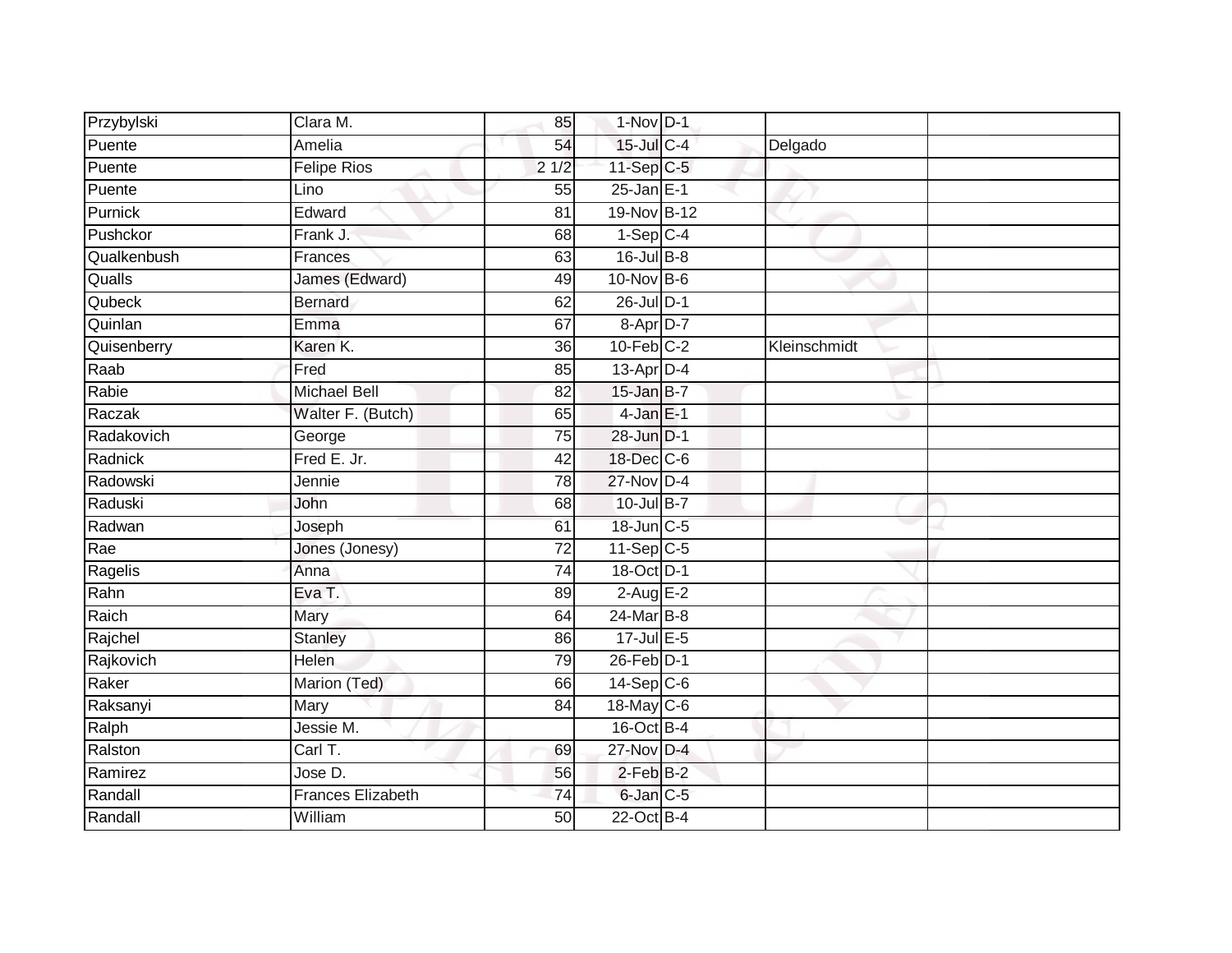| Przybylski | Clara M. | 85 | 1-Nov | D-1 | | |
|---|---|---|---|---|---|---|
| Puente | Amelia | 54 | 15-Jul | C-4 | Delgado | |
| Puente | Felipe Rios | 2 1/2 | 11-Sep | C-5 | | |
| Puente | Lino | 55 | 25-Jan | E-1 | | |
| Purnick | Edward | 81 | 19-Nov | B-12 | | |
| Pushckor | Frank J. | 68 | 1-Sep | C-4 | | |
| Qualkenbush | Frances | 63 | 16-Jul | B-8 | | |
| Qualls | James (Edward) | 49 | 10-Nov | B-6 | | |
| Qubeck | Bernard | 62 | 26-Jul | D-1 | | |
| Quinlan | Emma | 67 | 8-Apr | D-7 | | |
| Quisenberry | Karen K. | 36 | 10-Feb | C-2 | Kleinschmidt | |
| Raab | Fred | 85 | 13-Apr | D-4 | | |
| Rabie | Michael Bell | 82 | 15-Jan | B-7 | | |
| Raczak | Walter F. (Butch) | 65 | 4-Jan | E-1 | | |
| Radakovich | George | 75 | 28-Jun | D-1 | | |
| Radnick | Fred E. Jr. | 42 | 18-Dec | C-6 | | |
| Radowski | Jennie | 78 | 27-Nov | D-4 | | |
| Raduski | John | 68 | 10-Jul | B-7 | | |
| Radwan | Joseph | 61 | 18-Jun | C-5 | | |
| Rae | Jones (Jonesy) | 72 | 11-Sep | C-5 | | |
| Ragelis | Anna | 74 | 18-Oct | D-1 | | |
| Rahn | Eva T. | 89 | 2-Aug | E-2 | | |
| Raich | Mary | 64 | 24-Mar | B-8 | | |
| Rajchel | Stanley | 86 | 17-Jul | E-5 | | |
| Rajkovich | Helen | 79 | 26-Feb | D-1 | | |
| Raker | Marion (Ted) | 66 | 14-Sep | C-6 | | |
| Raksanyi | Mary | 84 | 18-May | C-6 | | |
| Ralph | Jessie M. | | 16-Oct | B-4 | | |
| Ralston | Carl T. | 69 | 27-Nov | D-4 | | |
| Ramirez | Jose D. | 56 | 2-Feb | B-2 | | |
| Randall | Frances Elizabeth | 74 | 6-Jan | C-5 | | |
| Randall | William | 50 | 22-Oct | B-4 | | |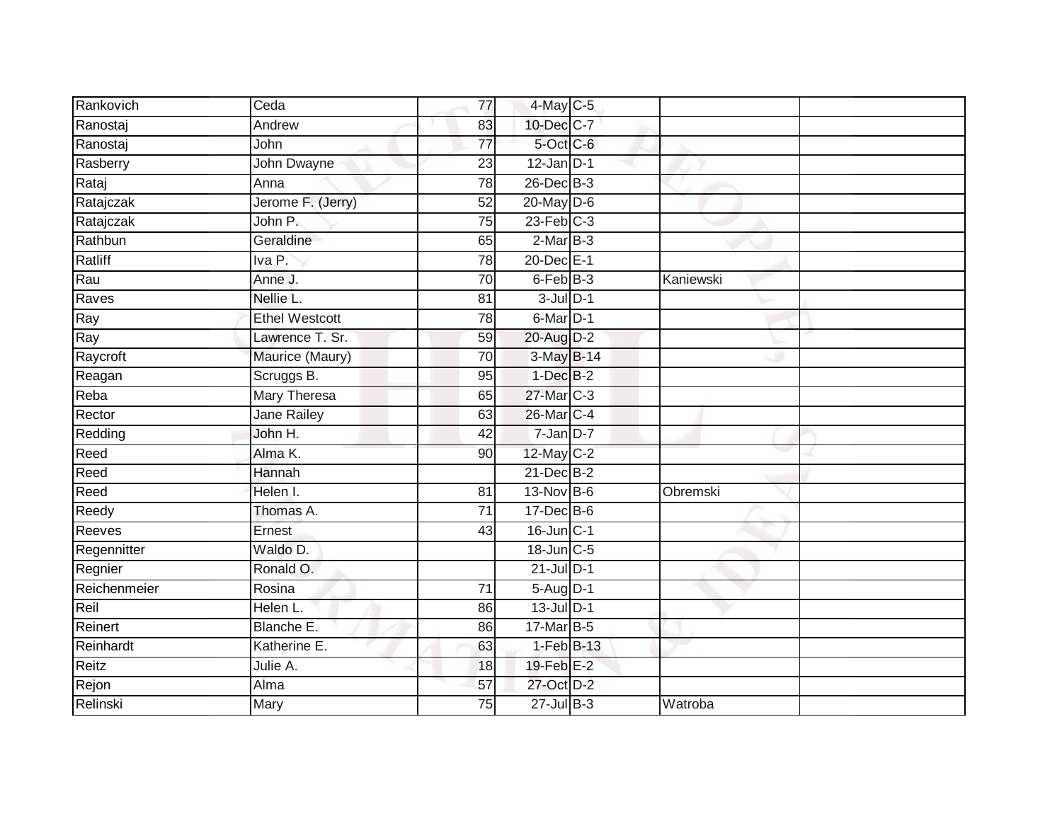| | | | | | | |
|---|---|---|---|---|---|---|
| Rankovich | Ceda | 77 | 4-May | C-5 | | |
| Ranostaj | Andrew | 83 | 10-Dec | C-7 | | |
| Ranostaj | John | 77 | 5-Oct | C-6 | | |
| Rasberry | John Dwayne | 23 | 12-Jan | D-1 | | |
| Rataj | Anna | 78 | 26-Dec | B-3 | | |
| Ratajczak | Jerome F. (Jerry) | 52 | 20-May | D-6 | | |
| Ratajczak | John P. | 75 | 23-Feb | C-3 | | |
| Rathbun | Geraldine | 65 | 2-Mar | B-3 | | |
| Ratliff | Iva P. | 78 | 20-Dec | E-1 | | |
| Rau | Anne J. | 70 | 6-Feb | B-3 | Kaniewski | |
| Raves | Nellie L. | 81 | 3-Jul | D-1 | | |
| Ray | Ethel Westcott | 78 | 6-Mar | D-1 | | |
| Ray | Lawrence T. Sr. | 59 | 20-Aug | D-2 | | |
| Raycroft | Maurice (Maury) | 70 | 3-May | B-14 | | |
| Reagan | Scruggs B. | 95 | 1-Dec | B-2 | | |
| Reba | Mary Theresa | 65 | 27-Mar | C-3 | | |
| Rector | Jane Railey | 63 | 26-Mar | C-4 | | |
| Redding | John H. | 42 | 7-Jan | D-7 | | |
| Reed | Alma K. | 90 | 12-May | C-2 | | |
| Reed | Hannah | | 21-Dec | B-2 | | |
| Reed | Helen I. | 81 | 13-Nov | B-6 | Obremski | |
| Reedy | Thomas A. | 71 | 17-Dec | B-6 | | |
| Reeves | Ernest | 43 | 16-Jun | C-1 | | |
| Regennitter | Waldo D. | | 18-Jun | C-5 | | |
| Regnier | Ronald O. | | 21-Jul | D-1 | | |
| Reichenmeier | Rosina | 71 | 5-Aug | D-1 | | |
| Reil | Helen L. | 86 | 13-Jul | D-1 | | |
| Reinert | Blanche E. | 86 | 17-Mar | B-5 | | |
| Reinhardt | Katherine E. | 63 | 1-Feb | B-13 | | |
| Reitz | Julie A. | 18 | 19-Feb | E-2 | | |
| Rejon | Alma | 57 | 27-Oct | D-2 | | |
| Relinski | Mary | 75 | 27-Jul | B-3 | Watroba | |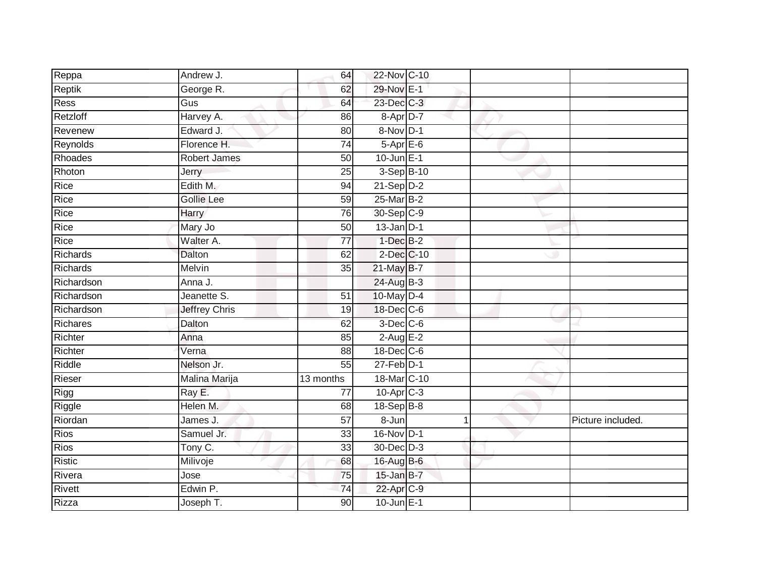| | | | | | | |
|---|---|---|---|---|---|---|
| Reppa | Andrew J. | 64 | 22-Nov | C-10 | | |
| Reptik | George R. | 62 | 29-Nov | E-1 | | |
| Ress | Gus | 64 | 23-Dec | C-3 | | |
| Retzloff | Harvey A. | 86 | 8-Apr | D-7 | | |
| Revenew | Edward J. | 80 | 8-Nov | D-1 | | |
| Reynolds | Florence H. | 74 | 5-Apr | E-6 | | |
| Rhoades | Robert James | 50 | 10-Jun | E-1 | | |
| Rhoton | Jerry | 25 | 3-Sep | B-10 | | |
| Rice | Edith M. | 94 | 21-Sep | D-2 | | |
| Rice | Gollie Lee | 59 | 25-Mar | B-2 | | |
| Rice | Harry | 76 | 30-Sep | C-9 | | |
| Rice | Mary Jo | 50 | 13-Jan | D-1 | | |
| Rice | Walter A. | 77 | 1-Dec | B-2 | | |
| Richards | Dalton | 62 | 2-Dec | C-10 | | |
| Richards | Melvin | 35 | 21-May | B-7 | | |
| Richardson | Anna J. | | 24-Aug | B-3 | | |
| Richardson | Jeanette S. | 51 | 10-May | D-4 | | |
| Richardson | Jeffrey Chris | 19 | 18-Dec | C-6 | | |
| Richares | Dalton | 62 | 3-Dec | C-6 | | |
| Richter | Anna | 85 | 2-Aug | E-2 | | |
| Richter | Verna | 88 | 18-Dec | C-6 | | |
| Riddle | Nelson Jr. | 55 | 27-Feb | D-1 | | |
| Rieser | Malina Marija | 13 months | 18-Mar | C-10 | | |
| Rigg | Ray E. | 77 | 10-Apr | C-3 | | |
| Riggle | Helen M. | 68 | 18-Sep | B-8 | | |
| Riordan | James J. | 57 | 8-Jun | 1 | | Picture included. |
| Rios | Samuel Jr. | 33 | 16-Nov | D-1 | | |
| Rios | Tony C. | 33 | 30-Dec | D-3 | | |
| Ristic | Milivoje | 68 | 16-Aug | B-6 | | |
| Rivera | Jose | 75 | 15-Jan | B-7 | | |
| Rivett | Edwin P. | 74 | 22-Apr | C-9 | | |
| Rizza | Joseph T. | 90 | 10-Jun | E-1 | | |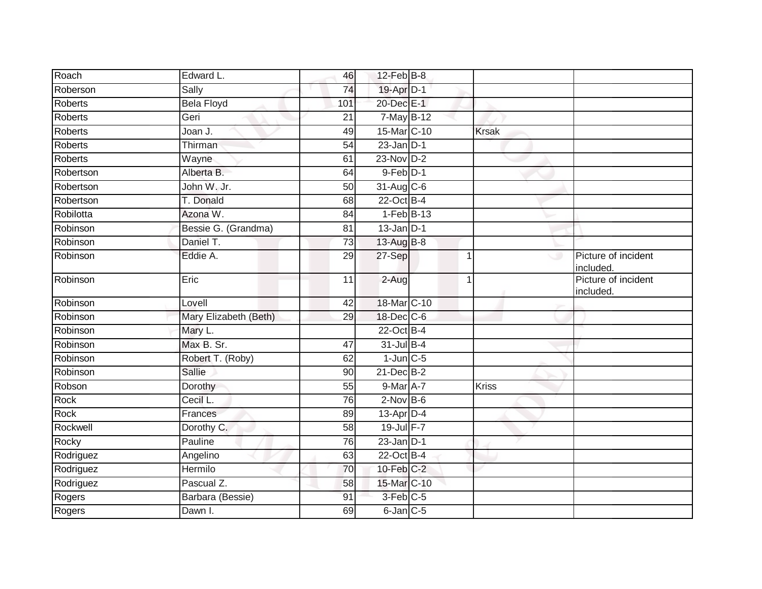| | | | | | | | |
|---|---|---|---|---|---|---|---|
| Roach | Edward L. | 46 | 12-Feb | B-8 | | | |
| Roberson | Sally | 74 | 19-Apr | D-1 | | | |
| Roberts | Bela Floyd | 101 | 20-Dec | E-1 | | | |
| Roberts | Geri | 21 | 7-May | B-12 | | | |
| Roberts | Joan J. | 49 | 15-Mar | C-10 | | Krsak | |
| Roberts | Thirman | 54 | 23-Jan | D-1 | | | |
| Roberts | Wayne | 61 | 23-Nov | D-2 | | | |
| Robertson | Alberta B. | 64 | 9-Feb | D-1 | | | |
| Robertson | John W. Jr. | 50 | 31-Aug | C-6 | | | |
| Robertson | T. Donald | 68 | 22-Oct | B-4 | | | |
| Robilotta | Azona W. | 84 | 1-Feb | B-13 | | | |
| Robinson | Bessie G. (Grandma) | 81 | 13-Jan | D-1 | | | |
| Robinson | Daniel T. | 73 | 13-Aug | B-8 | | | |
| Robinson | Eddie A. | 29 | 27-Sep | | 1 | | Picture of incident included. |
| Robinson | Eric | 11 | 2-Aug | | 1 | | Picture of incident included. |
| Robinson | Lovell | 42 | 18-Mar | C-10 | | | |
| Robinson | Mary Elizabeth (Beth) | 29 | 18-Dec | C-6 | | | |
| Robinson | Mary L. | | 22-Oct | B-4 | | | |
| Robinson | Max B. Sr. | 47 | 31-Jul | B-4 | | | |
| Robinson | Robert T. (Roby) | 62 | 1-Jun | C-5 | | | |
| Robinson | Sallie | 90 | 21-Dec | B-2 | | | |
| Robson | Dorothy | 55 | 9-Mar | A-7 | | Kriss | |
| Rock | Cecil L. | 76 | 2-Nov | B-6 | | | |
| Rock | Frances | 89 | 13-Apr | D-4 | | | |
| Rockwell | Dorothy C. | 58 | 19-Jul | F-7 | | | |
| Rocky | Pauline | 76 | 23-Jan | D-1 | | | |
| Rodriguez | Angelino | 63 | 22-Oct | B-4 | | | |
| Rodriguez | Hermilo | 70 | 10-Feb | C-2 | | | |
| Rodriguez | Pascual Z. | 58 | 15-Mar | C-10 | | | |
| Rogers | Barbara (Bessie) | 91 | 3-Feb | C-5 | | | |
| Rogers | Dawn I. | 69 | 6-Jan | C-5 | | | |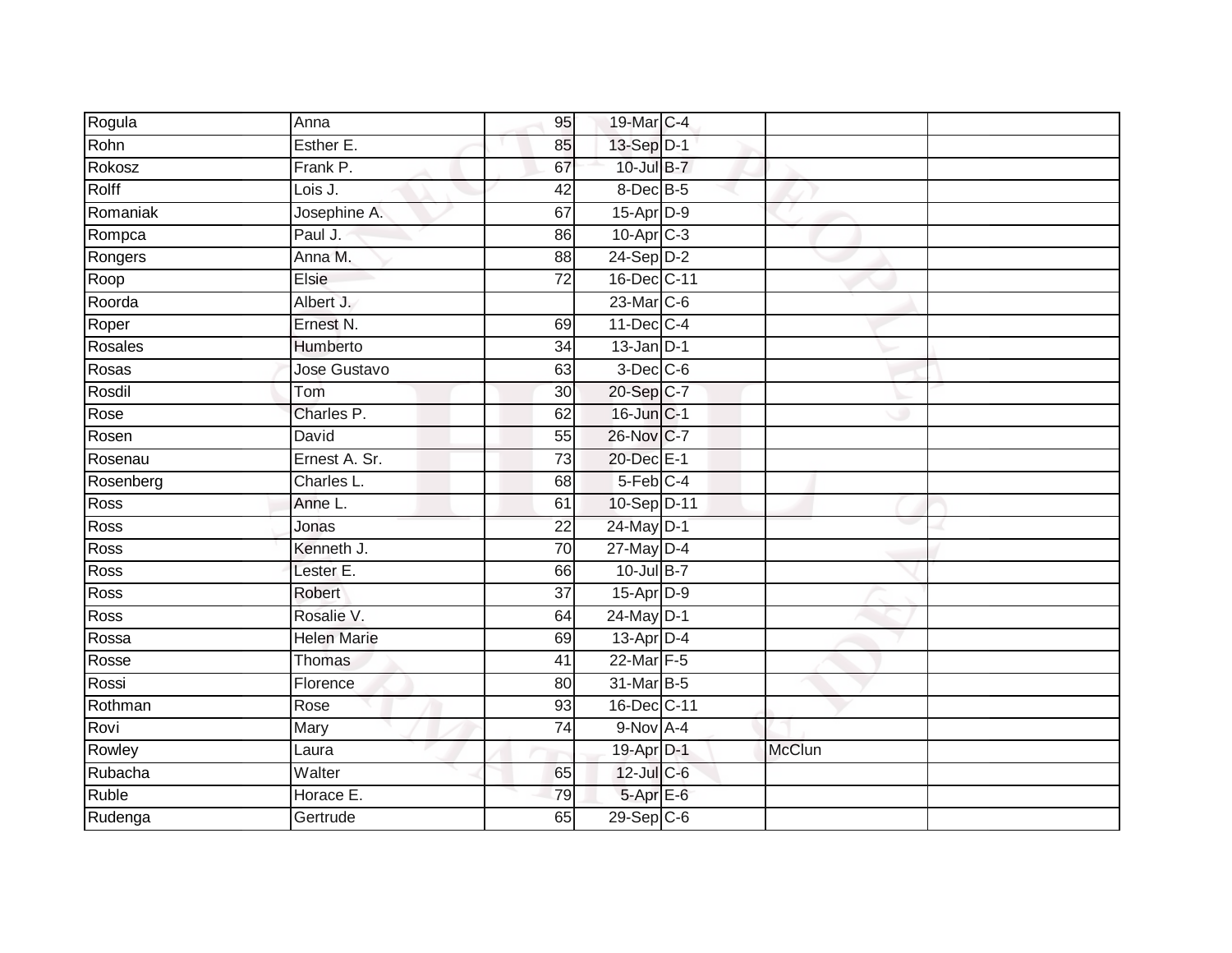| | | | | | | |
|---|---|---|---|---|---|---|
| Rogula | Anna | 95 | 19-Mar | C-4 | | |
| Rohn | Esther E. | 85 | 13-Sep | D-1 | | |
| Rokosz | Frank P. | 67 | 10-Jul | B-7 | | |
| Rolff | Lois J. | 42 | 8-Dec | B-5 | | |
| Romaniak | Josephine A. | 67 | 15-Apr | D-9 | | |
| Rompca | Paul J. | 86 | 10-Apr | C-3 | | |
| Rongers | Anna M. | 88 | 24-Sep | D-2 | | |
| Roop | Elsie | 72 | 16-Dec | C-11 | | |
| Roorda | Albert J. | | 23-Mar | C-6 | | |
| Roper | Ernest N. | 69 | 11-Dec | C-4 | | |
| Rosales | Humberto | 34 | 13-Jan | D-1 | | |
| Rosas | Jose Gustavo | 63 | 3-Dec | C-6 | | |
| Rosdil | Tom | 30 | 20-Sep | C-7 | | |
| Rose | Charles P. | 62 | 16-Jun | C-1 | | |
| Rosen | David | 55 | 26-Nov | C-7 | | |
| Rosenau | Ernest A. Sr. | 73 | 20-Dec | E-1 | | |
| Rosenberg | Charles L. | 68 | 5-Feb | C-4 | | |
| Ross | Anne L. | 61 | 10-Sep | D-11 | | |
| Ross | Jonas | 22 | 24-May | D-1 | | |
| Ross | Kenneth J. | 70 | 27-May | D-4 | | |
| Ross | Lester E. | 66 | 10-Jul | B-7 | | |
| Ross | Robert | 37 | 15-Apr | D-9 | | |
| Ross | Rosalie V. | 64 | 24-May | D-1 | | |
| Rossa | Helen Marie | 69 | 13-Apr | D-4 | | |
| Rosse | Thomas | 41 | 22-Mar | F-5 | | |
| Rossi | Florence | 80 | 31-Mar | B-5 | | |
| Rothman | Rose | 93 | 16-Dec | C-11 | | |
| Rovi | Mary | 74 | 9-Nov | A-4 | | |
| Rowley | Laura | | 19-Apr | D-1 | McClun | |
| Rubacha | Walter | 65 | 12-Jul | C-6 | | |
| Ruble | Horace E. | 79 | 5-Apr | E-6 | | |
| Rudenga | Gertrude | 65 | 29-Sep | C-6 | | |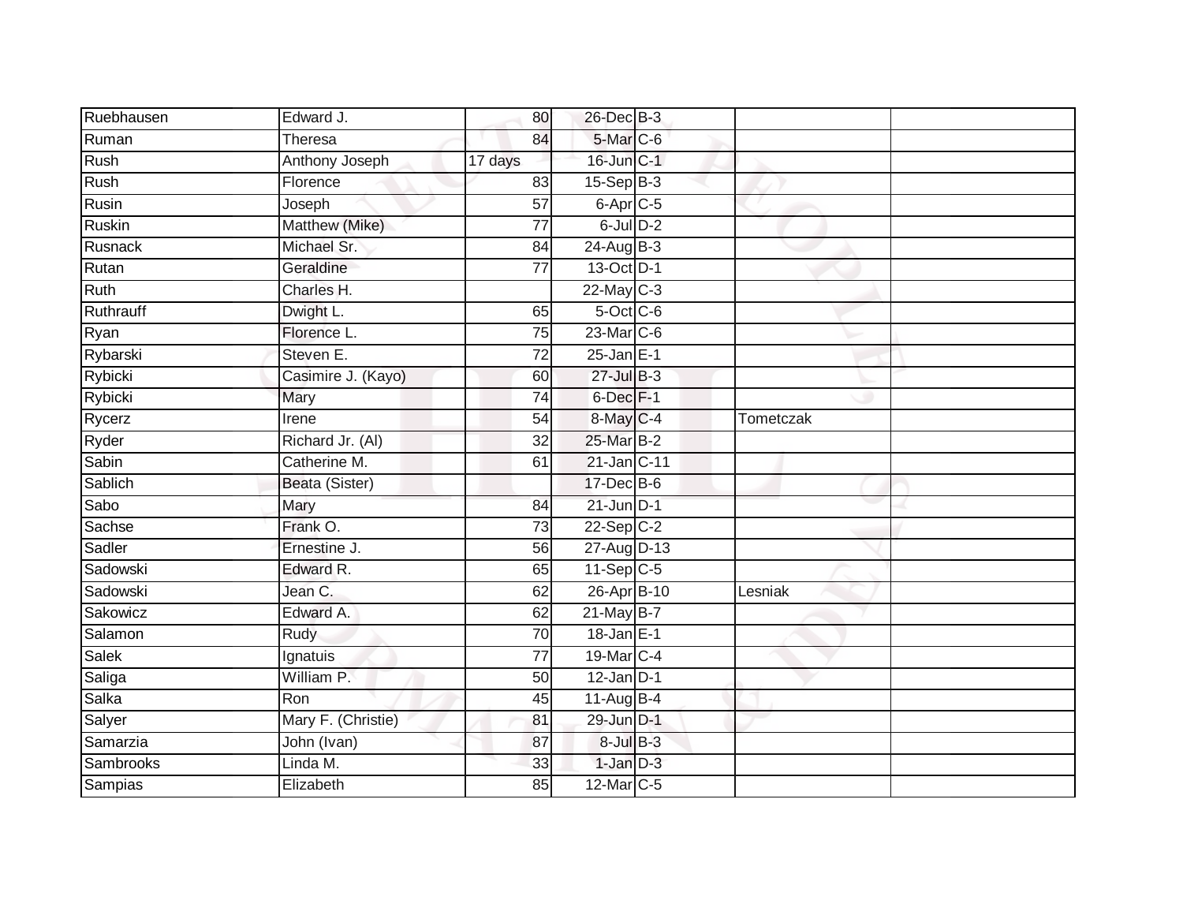| | | | | | | |
|---|---|---|---|---|---|---|
| Ruebhausen | Edward J. | 80 | 26-Dec | B-3 | | |
| Ruman | Theresa | 84 | 5-Mar | C-6 | | |
| Rush | Anthony Joseph | 17 days | 16-Jun | C-1 | | |
| Rush | Florence | 83 | 15-Sep | B-3 | | |
| Rusin | Joseph | 57 | 6-Apr | C-5 | | |
| Ruskin | Matthew (Mike) | 77 | 6-Jul | D-2 | | |
| Rusnack | Michael Sr. | 84 | 24-Aug | B-3 | | |
| Rutan | Geraldine | 77 | 13-Oct | D-1 | | |
| Ruth | Charles H. | | 22-May | C-3 | | |
| Ruthrauff | Dwight L. | 65 | 5-Oct | C-6 | | |
| Ryan | Florence L. | 75 | 23-Mar | C-6 | | |
| Rybarski | Steven E. | 72 | 25-Jan | E-1 | | |
| Rybicki | Casimire J. (Kayo) | 60 | 27-Jul | B-3 | | |
| Rybicki | Mary | 74 | 6-Dec | F-1 | | |
| Rycerz | Irene | 54 | 8-May | C-4 | Tometczak | |
| Ryder | Richard Jr. (Al) | 32 | 25-Mar | B-2 | | |
| Sabin | Catherine M. | 61 | 21-Jan | C-11 | | |
| Sablich | Beata (Sister) | | 17-Dec | B-6 | | |
| Sabo | Mary | 84 | 21-Jun | D-1 | | |
| Sachse | Frank O. | 73 | 22-Sep | C-2 | | |
| Sadler | Ernestine J. | 56 | 27-Aug | D-13 | | |
| Sadowski | Edward R. | 65 | 11-Sep | C-5 | | |
| Sadowski | Jean C. | 62 | 26-Apr | B-10 | Lesniak | |
| Sakowicz | Edward A. | 62 | 21-May | B-7 | | |
| Salamon | Rudy | 70 | 18-Jan | E-1 | | |
| Salek | Ignatuis | 77 | 19-Mar | C-4 | | |
| Saliga | William P. | 50 | 12-Jan | D-1 | | |
| Salka | Ron | 45 | 11-Aug | B-4 | | |
| Salyer | Mary F. (Christie) | 81 | 29-Jun | D-1 | | |
| Samarzia | John (Ivan) | 87 | 8-Jul | B-3 | | |
| Sambrooks | Linda M. | 33 | 1-Jan | D-3 | | |
| Sampias | Elizabeth | 85 | 12-Mar | C-5 | | |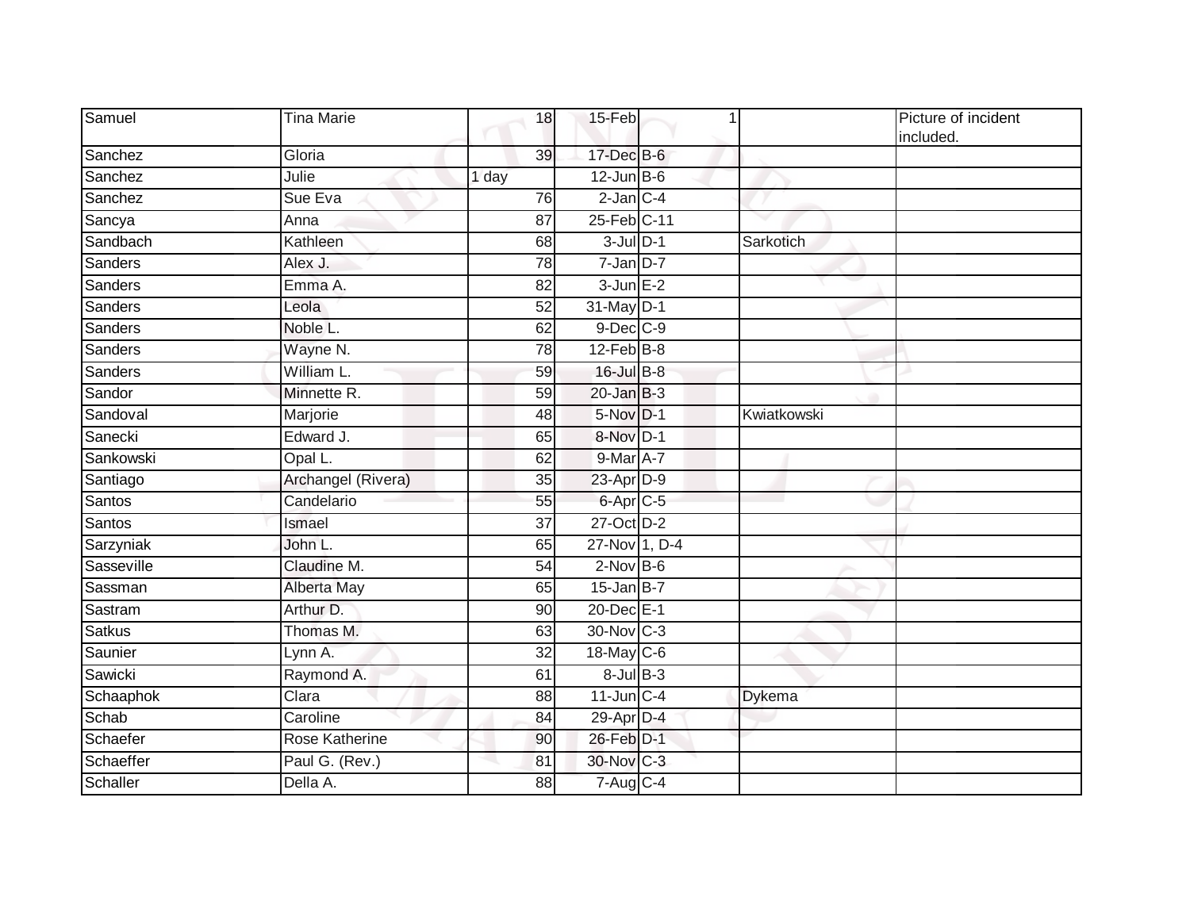| | | | | | | |
|---|---|---|---|---|---|---|
| Samuel | Tina Marie | 18 | 15-Feb | 1 | | Picture of incident included. |
| Sanchez | Gloria | 39 | 17-Dec | B-6 | | |
| Sanchez | Julie | 1 day | 12-Jun | B-6 | | |
| Sanchez | Sue Eva | 76 | 2-Jan | C-4 | | |
| Sancya | Anna | 87 | 25-Feb | C-11 | | |
| Sandbach | Kathleen | 68 | 3-Jul | D-1 | Sarkotich | |
| Sanders | Alex J. | 78 | 7-Jan | D-7 | | |
| Sanders | Emma A. | 82 | 3-Jun | E-2 | | |
| Sanders | Leola | 52 | 31-May | D-1 | | |
| Sanders | Noble L. | 62 | 9-Dec | C-9 | | |
| Sanders | Wayne N. | 78 | 12-Feb | B-8 | | |
| Sanders | William L. | 59 | 16-Jul | B-8 | | |
| Sandor | Minnette R. | 59 | 20-Jan | B-3 | | |
| Sandoval | Marjorie | 48 | 5-Nov | D-1 | Kwiatkowski | |
| Sanecki | Edward J. | 65 | 8-Nov | D-1 | | |
| Sankowski | Opal L. | 62 | 9-Mar | A-7 | | |
| Santiago | Archangel (Rivera) | 35 | 23-Apr | D-9 | | |
| Santos | Candelario | 55 | 6-Apr | C-5 | | |
| Santos | Ismael | 37 | 27-Oct | D-2 | | |
| Sarzyniak | John L. | 65 | 27-Nov | 1, D-4 | | |
| Sasseville | Claudine M. | 54 | 2-Nov | B-6 | | |
| Sassman | Alberta May | 65 | 15-Jan | B-7 | | |
| Sastram | Arthur D. | 90 | 20-Dec | E-1 | | |
| Satkus | Thomas M. | 63 | 30-Nov | C-3 | | |
| Saunier | Lynn A. | 32 | 18-May | C-6 | | |
| Sawicki | Raymond A. | 61 | 8-Jul | B-3 | | |
| Schaaphok | Clara | 88 | 11-Jun | C-4 | Dykema | |
| Schab | Caroline | 84 | 29-Apr | D-4 | | |
| Schaefer | Rose Katherine | 90 | 26-Feb | D-1 | | |
| Schaeffer | Paul G. (Rev.) | 81 | 30-Nov | C-3 | | |
| Schaller | Della A. | 88 | 7-Aug | C-4 | | |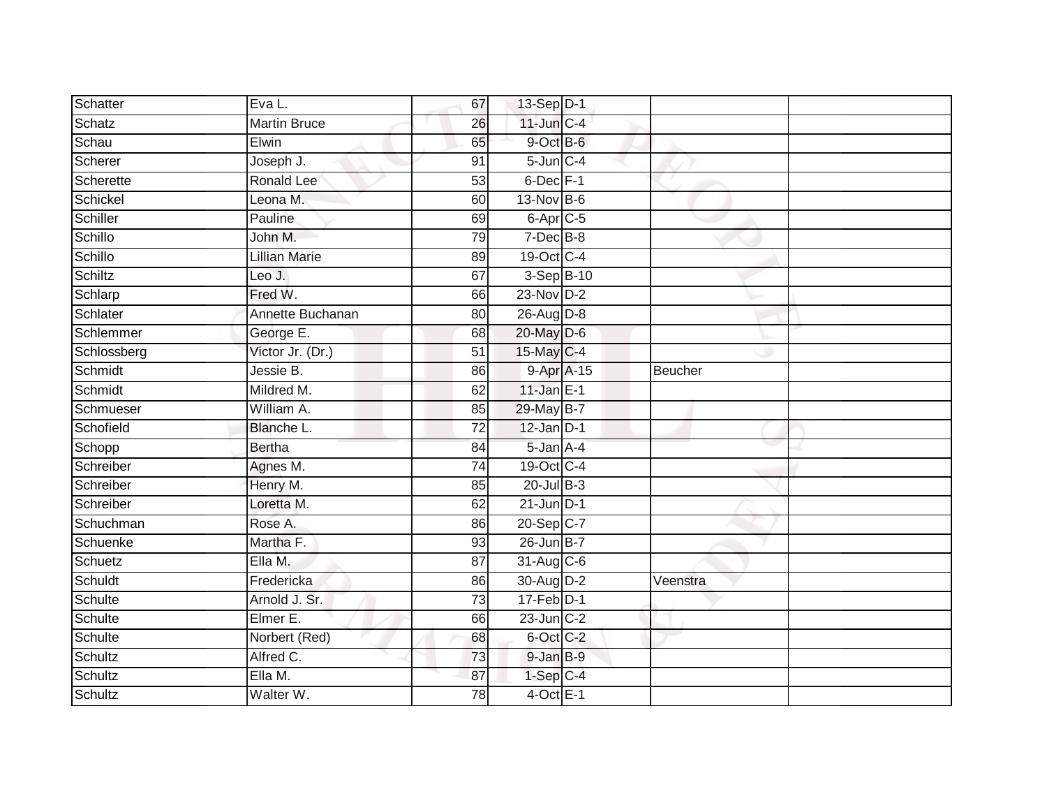| Schatter | Eva L. | 67 | 13-Sep | D-1 | | |
|---|---|---|---|---|---|---|
| Schatz | Martin Bruce | 26 | 11-Jun | C-4 | | |
| Schau | Elwin | 65 | 9-Oct | B-6 | | |
| Scherer | Joseph J. | 91 | 5-Jun | C-4 | | |
| Scherette | Ronald Lee | 53 | 6-Dec | F-1 | | |
| Schickel | Leona M. | 60 | 13-Nov | B-6 | | |
| Schiller | Pauline | 69 | 6-Apr | C-5 | | |
| Schillo | John M. | 79 | 7-Dec | B-8 | | |
| Schillo | Lillian Marie | 89 | 19-Oct | C-4 | | |
| Schiltz | Leo J. | 67 | 3-Sep | B-10 | | |
| Schlarp | Fred W. | 66 | 23-Nov | D-2 | | |
| Schlater | Annette Buchanan | 80 | 26-Aug | D-8 | | |
| Schlemmer | George E. | 68 | 20-May | D-6 | | |
| Schlossberg | Victor Jr. (Dr.) | 51 | 15-May | C-4 | | |
| Schmidt | Jessie B. | 86 | 9-Apr | A-15 | Beucher | |
| Schmidt | Mildred M. | 62 | 11-Jan | E-1 | | |
| Schmueser | William A. | 85 | 29-May | B-7 | | |
| Schofield | Blanche L. | 72 | 12-Jan | D-1 | | |
| Schopp | Bertha | 84 | 5-Jan | A-4 | | |
| Schreiber | Agnes M. | 74 | 19-Oct | C-4 | | |
| Schreiber | Henry M. | 85 | 20-Jul | B-3 | | |
| Schreiber | Loretta M. | 62 | 21-Jun | D-1 | | |
| Schuchman | Rose A. | 86 | 20-Sep | C-7 | | |
| Schuenke | Martha F. | 93 | 26-Jun | B-7 | | |
| Schuetz | Ella M. | 87 | 31-Aug | C-6 | | |
| Schuldt | Fredericka | 86 | 30-Aug | D-2 | Veenstra | |
| Schulte | Arnold J. Sr. | 73 | 17-Feb | D-1 | | |
| Schulte | Elmer E. | 66 | 23-Jun | C-2 | | |
| Schulte | Norbert (Red) | 68 | 6-Oct | C-2 | | |
| Schultz | Alfred C. | 73 | 9-Jan | B-9 | | |
| Schultz | Ella M. | 87 | 1-Sep | C-4 | | |
| Schultz | Walter W. | 78 | 4-Oct | E-1 | | |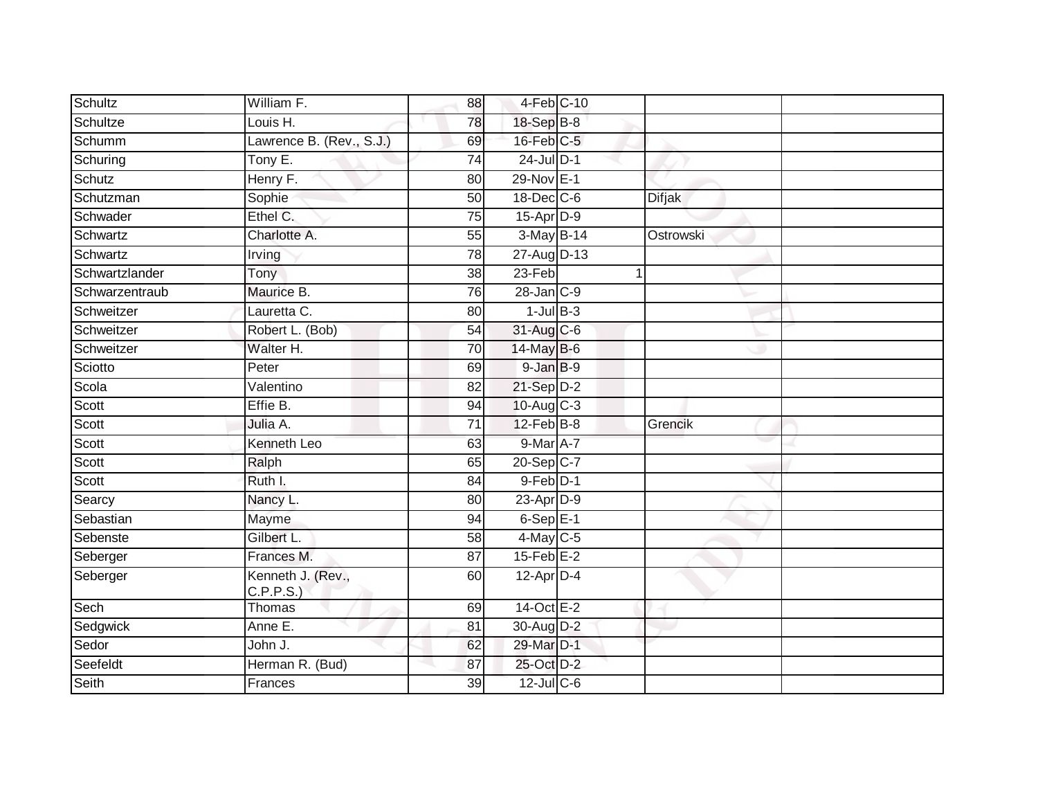| | | | | | | | |
|---|---|---|---|---|---|---|---|
| Schultz | William F. | 88 | 4-Feb | C-10 | | | |
| Schultze | Louis H. | 78 | 18-Sep | B-8 | | | |
| Schumm | Lawrence B. (Rev., S.J.) | 69 | 16-Feb | C-5 | | | |
| Schuring | Tony E. | 74 | 24-Jul | D-1 | | | |
| Schutz | Henry F. | 80 | 29-Nov | E-1 | | | |
| Schutzman | Sophie | 50 | 18-Dec | C-6 | | Difjak | |
| Schwader | Ethel C. | 75 | 15-Apr | D-9 | | | |
| Schwartz | Charlotte A. | 55 | 3-May | B-14 | | Ostrowski | |
| Schwartz | Irving | 78 | 27-Aug | D-13 | | | |
| Schwartzlander | Tony | 38 | 23-Feb | | 1 | | |
| Schwarzentraub | Maurice B. | 76 | 28-Jan | C-9 | | | |
| Schweitzer | Lauretta C. | 80 | 1-Jul | B-3 | | | |
| Schweitzer | Robert L. (Bob) | 54 | 31-Aug | C-6 | | | |
| Schweitzer | Walter H. | 70 | 14-May | B-6 | | | |
| Sciotto | Peter | 69 | 9-Jan | B-9 | | | |
| Scola | Valentino | 82 | 21-Sep | D-2 | | | |
| Scott | Effie B. | 94 | 10-Aug | C-3 | | | |
| Scott | Julia A. | 71 | 12-Feb | B-8 | | Grencik | |
| Scott | Kenneth Leo | 63 | 9-Mar | A-7 | | | |
| Scott | Ralph | 65 | 20-Sep | C-7 | | | |
| Scott | Ruth I. | 84 | 9-Feb | D-1 | | | |
| Searcy | Nancy L. | 80 | 23-Apr | D-9 | | | |
| Sebastian | Mayme | 94 | 6-Sep | E-1 | | | |
| Sebenste | Gilbert L. | 58 | 4-May | C-5 | | | |
| Seberger | Frances M. | 87 | 15-Feb | E-2 | | | |
| Seberger | Kenneth J. (Rev., C.P.P.S.) | 60 | 12-Apr | D-4 | | | |
| Sech | Thomas | 69 | 14-Oct | E-2 | | | |
| Sedgwick | Anne E. | 81 | 30-Aug | D-2 | | | |
| Sedor | John J. | 62 | 29-Mar | D-1 | | | |
| Seefeldt | Herman R. (Bud) | 87 | 25-Oct | D-2 | | | |
| Seith | Frances | 39 | 12-Jul | C-6 | | | |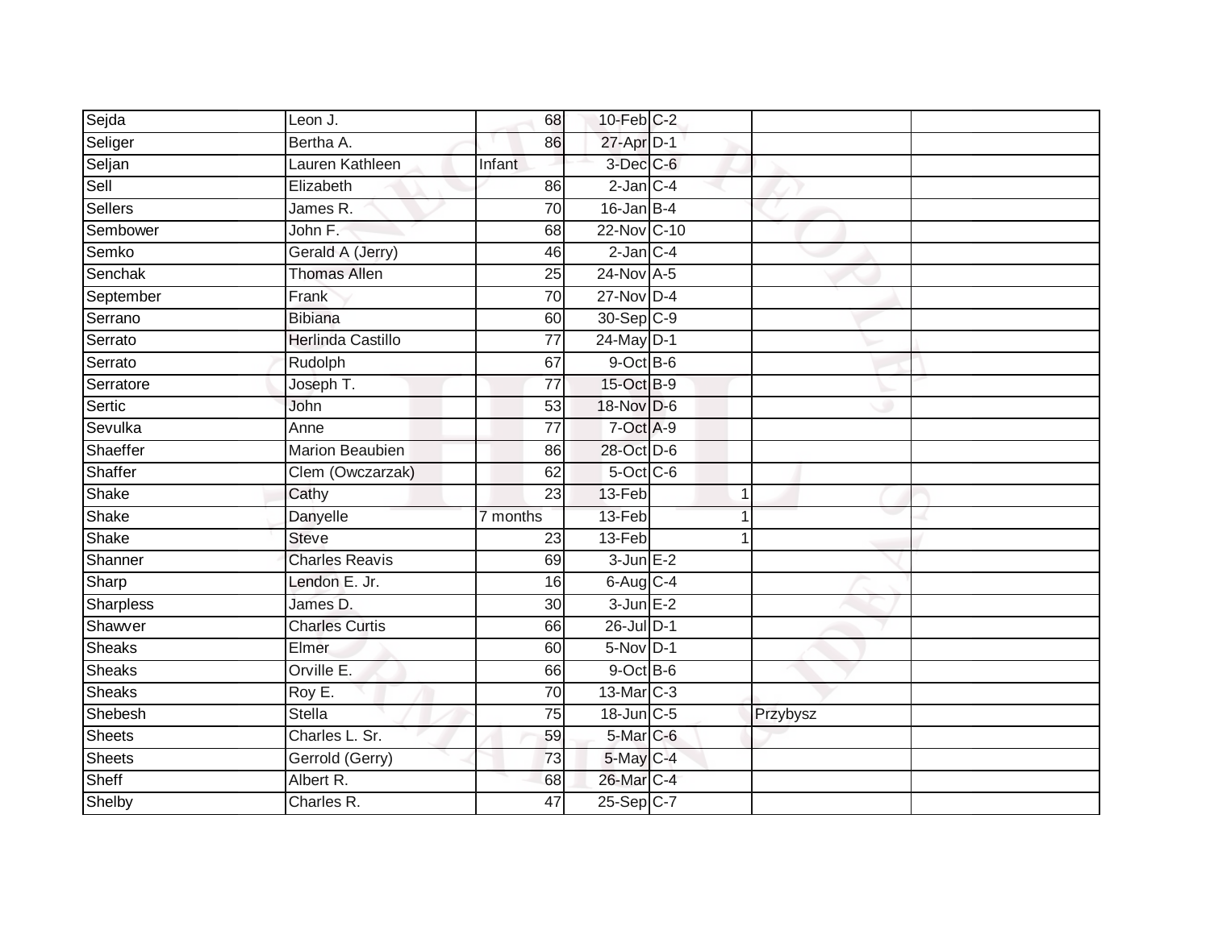| | | | | | | | |
|---|---|---|---|---|---|---|---|
| Sejda | Leon J. | 68 | 10-Feb | C-2 | | | |
| Seliger | Bertha A. | 86 | 27-Apr | D-1 | | | |
| Seljan | Lauren Kathleen | Infant | 3-Dec | C-6 | | | |
| Sell | Elizabeth | 86 | 2-Jan | C-4 | | | |
| Sellers | James R. | 70 | 16-Jan | B-4 | | | |
| Sembower | John F. | 68 | 22-Nov | C-10 | | | |
| Semko | Gerald A (Jerry) | 46 | 2-Jan | C-4 | | | |
| Senchak | Thomas Allen | 25 | 24-Nov | A-5 | | | |
| September | Frank | 70 | 27-Nov | D-4 | | | |
| Serrano | Bibiana | 60 | 30-Sep | C-9 | | | |
| Serrato | Herlinda Castillo | 77 | 24-May | D-1 | | | |
| Serrato | Rudolph | 67 | 9-Oct | B-6 | | | |
| Serratore | Joseph T. | 77 | 15-Oct | B-9 | | | |
| Sertic | John | 53 | 18-Nov | D-6 | | | |
| Sevulka | Anne | 77 | 7-Oct | A-9 | | | |
| Shaeffer | Marion Beaubien | 86 | 28-Oct | D-6 | | | |
| Shaffer | Clem (Owczarzak) | 62 | 5-Oct | C-6 | | | |
| Shake | Cathy | 23 | 13-Feb | | 1 | | |
| Shake | Danyelle | 7 months | 13-Feb | | 1 | | |
| Shake | Steve | 23 | 13-Feb | | 1 | | |
| Shanner | Charles Reavis | 69 | 3-Jun | E-2 | | | |
| Sharp | Lendon E. Jr. | 16 | 6-Aug | C-4 | | | |
| Sharpless | James D. | 30 | 3-Jun | E-2 | | | |
| Shawver | Charles Curtis | 66 | 26-Jul | D-1 | | | |
| Sheaks | Elmer | 60 | 5-Nov | D-1 | | | |
| Sheaks | Orville E. | 66 | 9-Oct | B-6 | | | |
| Sheaks | Roy E. | 70 | 13-Mar | C-3 | | | |
| Shebesh | Stella | 75 | 18-Jun | C-5 | | Przybysz | |
| Sheets | Charles L. Sr. | 59 | 5-Mar | C-6 | | | |
| Sheets | Gerrold (Gerry) | 73 | 5-May | C-4 | | | |
| Sheff | Albert R. | 68 | 26-Mar | C-4 | | | |
| Shelby | Charles R. | 47 | 25-Sep | C-7 | | | |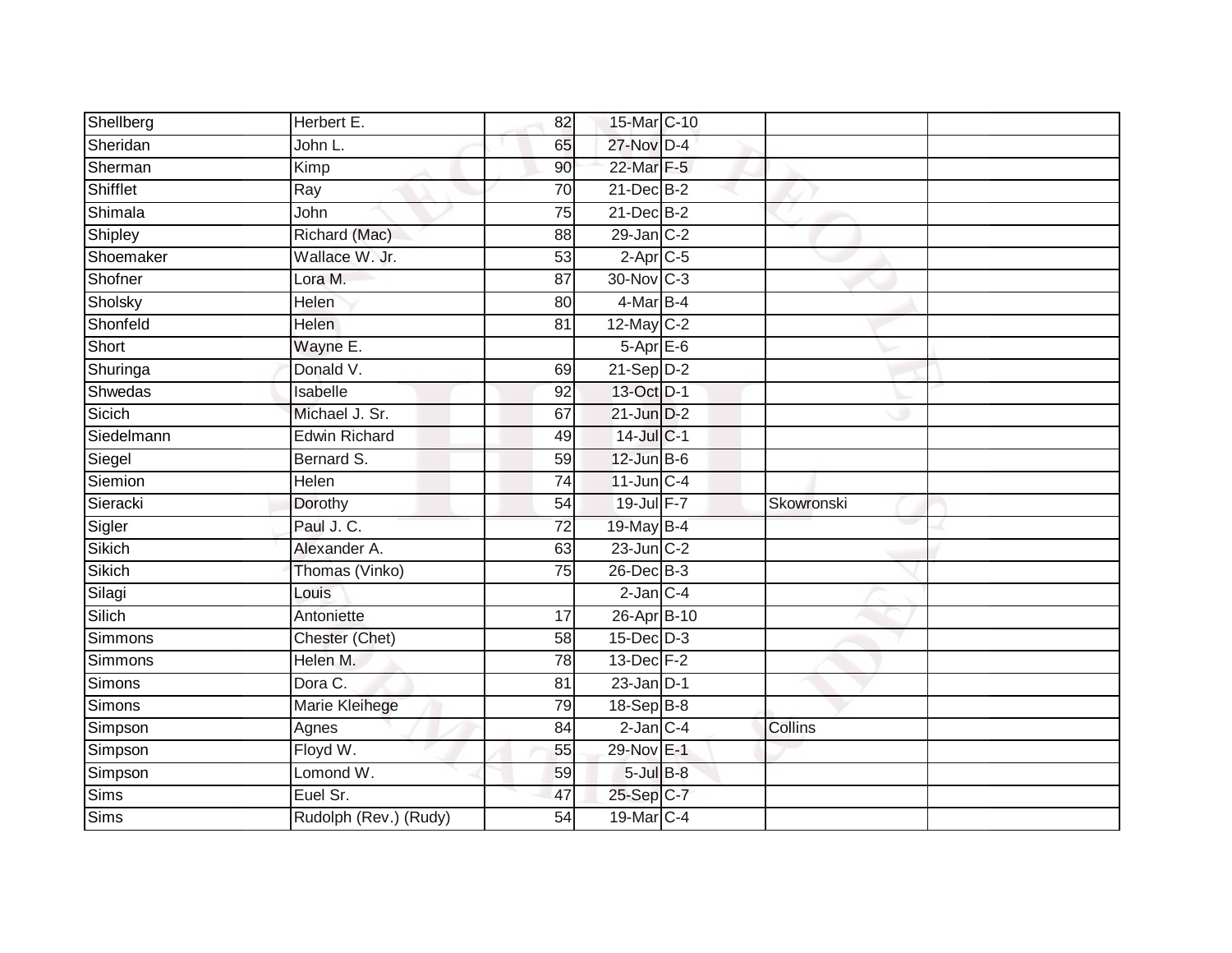| | | | | | | |
|---|---|---|---|---|---|---|
| Shellberg | Herbert E. | 82 | 15-Mar | C-10 | | |
| Sheridan | John L. | 65 | 27-Nov | D-4 | | |
| Sherman | Kimp | 90 | 22-Mar | F-5 | | |
| Shifflet | Ray | 70 | 21-Dec | B-2 | | |
| Shimala | John | 75 | 21-Dec | B-2 | | |
| Shipley | Richard (Mac) | 88 | 29-Jan | C-2 | | |
| Shoemaker | Wallace W. Jr. | 53 | 2-Apr | C-5 | | |
| Shofner | Lora M. | 87 | 30-Nov | C-3 | | |
| Sholsky | Helen | 80 | 4-Mar | B-4 | | |
| Shonfeld | Helen | 81 | 12-May | C-2 | | |
| Short | Wayne E. | | 5-Apr | E-6 | | |
| Shuringa | Donald V. | 69 | 21-Sep | D-2 | | |
| Shwedas | Isabelle | 92 | 13-Oct | D-1 | | |
| Sicich | Michael J. Sr. | 67 | 21-Jun | D-2 | | |
| Siedelmann | Edwin Richard | 49 | 14-Jul | C-1 | | |
| Siegel | Bernard S. | 59 | 12-Jun | B-6 | | |
| Siemion | Helen | 74 | 11-Jun | C-4 | | |
| Sieracki | Dorothy | 54 | 19-Jul | F-7 | Skowronski | |
| Sigler | Paul J. C. | 72 | 19-May | B-4 | | |
| Sikich | Alexander A. | 63 | 23-Jun | C-2 | | |
| Sikich | Thomas (Vinko) | 75 | 26-Dec | B-3 | | |
| Silagi | Louis | | 2-Jan | C-4 | | |
| Silich | Antoniette | 17 | 26-Apr | B-10 | | |
| Simmons | Chester (Chet) | 58 | 15-Dec | D-3 | | |
| Simmons | Helen M. | 78 | 13-Dec | F-2 | | |
| Simons | Dora C. | 81 | 23-Jan | D-1 | | |
| Simons | Marie Kleihege | 79 | 18-Sep | B-8 | | |
| Simpson | Agnes | 84 | 2-Jan | C-4 | Collins | |
| Simpson | Floyd W. | 55 | 29-Nov | E-1 | | |
| Simpson | Lomond W. | 59 | 5-Jul | B-8 | | |
| Sims | Euel Sr. | 47 | 25-Sep | C-7 | | |
| Sims | Rudolph (Rev.) (Rudy) | 54 | 19-Mar | C-4 | | |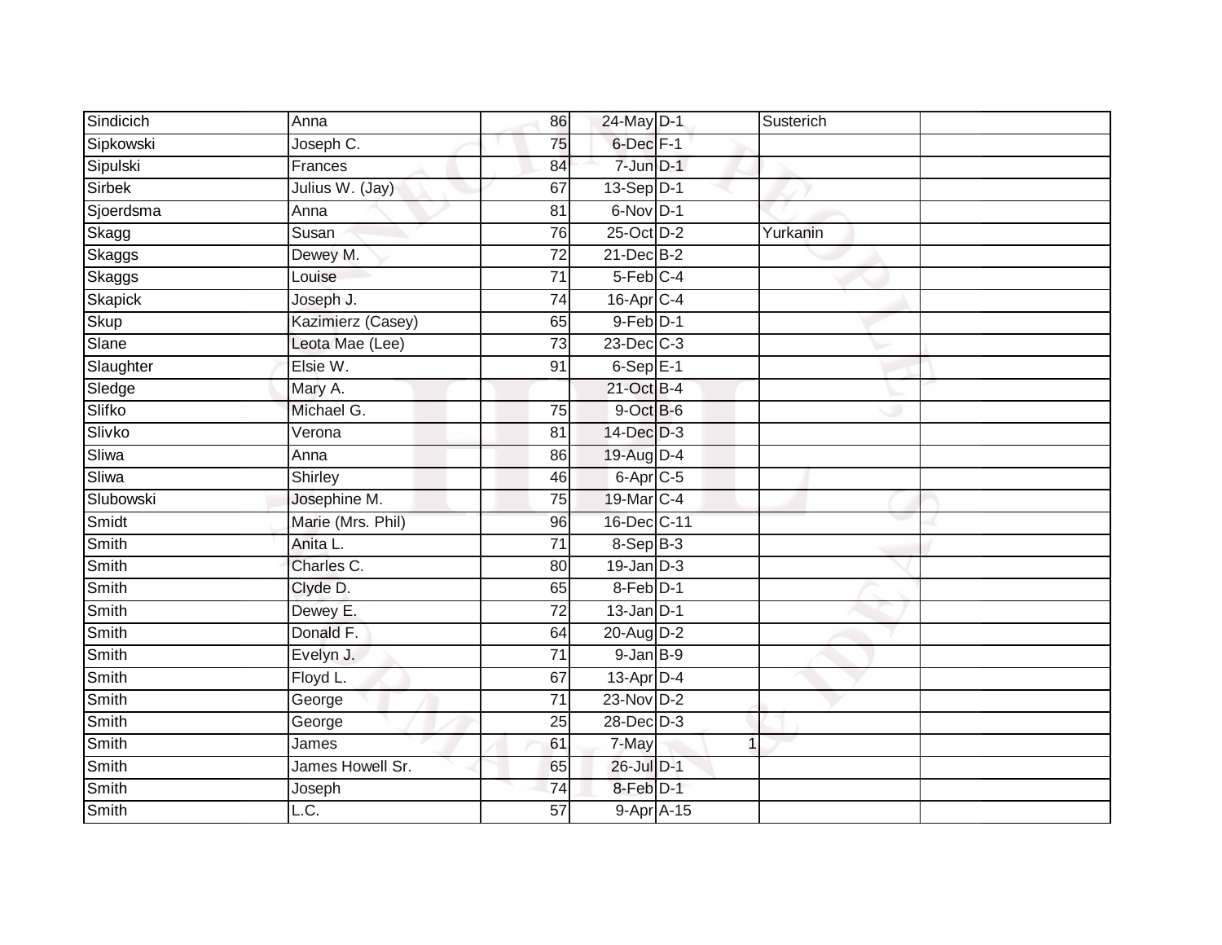| | | | | | | | |
|---|---|---|---|---|---|---|---|
| Sindicich | Anna | 86 | 24-May | D-1 | | Susterich | |
| Sipkowski | Joseph C. | 75 | 6-Dec | F-1 | | | |
| Sipulski | Frances | 84 | 7-Jun | D-1 | | | |
| Sirbek | Julius W. (Jay) | 67 | 13-Sep | D-1 | | | |
| Sjoerdsma | Anna | 81 | 6-Nov | D-1 | | | |
| Skagg | Susan | 76 | 25-Oct | D-2 | | Yurkanin | |
| Skaggs | Dewey M. | 72 | 21-Dec | B-2 | | | |
| Skaggs | Louise | 71 | 5-Feb | C-4 | | | |
| Skapick | Joseph J. | 74 | 16-Apr | C-4 | | | |
| Skup | Kazimierz (Casey) | 65 | 9-Feb | D-1 | | | |
| Slane | Leota Mae (Lee) | 73 | 23-Dec | C-3 | | | |
| Slaughter | Elsie W. | 91 | 6-Sep | E-1 | | | |
| Sledge | Mary A. | | 21-Oct | B-4 | | | |
| Slifko | Michael G. | 75 | 9-Oct | B-6 | | | |
| Slivko | Verona | 81 | 14-Dec | D-3 | | | |
| Sliwa | Anna | 86 | 19-Aug | D-4 | | | |
| Sliwa | Shirley | 46 | 6-Apr | C-5 | | | |
| Slubowski | Josephine M. | 75 | 19-Mar | C-4 | | | |
| Smidt | Marie (Mrs. Phil) | 96 | 16-Dec | C-11 | | | |
| Smith | Anita L. | 71 | 8-Sep | B-3 | | | |
| Smith | Charles C. | 80 | 19-Jan | D-3 | | | |
| Smith | Clyde D. | 65 | 8-Feb | D-1 | | | |
| Smith | Dewey E. | 72 | 13-Jan | D-1 | | | |
| Smith | Donald F. | 64 | 20-Aug | D-2 | | | |
| Smith | Evelyn J. | 71 | 9-Jan | B-9 | | | |
| Smith | Floyd L. | 67 | 13-Apr | D-4 | | | |
| Smith | George | 71 | 23-Nov | D-2 | | | |
| Smith | George | 25 | 28-Dec | D-3 | | | |
| Smith | James | 61 | 7-May | | 1 | | |
| Smith | James Howell Sr. | 65 | 26-Jul | D-1 | | | |
| Smith | Joseph | 74 | 8-Feb | D-1 | | | |
| Smith | L.C. | 57 | 9-Apr | A-15 | | | |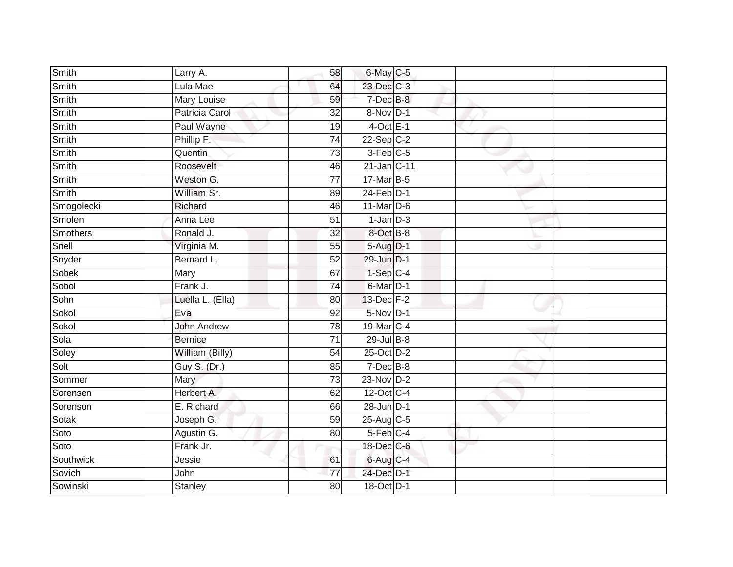| | | | | | | |
|---|---|---|---|---|---|---|
| Smith | Larry A. | 58 | 6-May | C-5 | | |
| Smith | Lula Mae | 64 | 23-Dec | C-3 | | |
| Smith | Mary Louise | 59 | 7-Dec | B-8 | | |
| Smith | Patricia Carol | 32 | 8-Nov | D-1 | | |
| Smith | Paul Wayne | 19 | 4-Oct | E-1 | | |
| Smith | Phillip F. | 74 | 22-Sep | C-2 | | |
| Smith | Quentin | 73 | 3-Feb | C-5 | | |
| Smith | Roosevelt | 46 | 21-Jan | C-11 | | |
| Smith | Weston G. | 77 | 17-Mar | B-5 | | |
| Smith | William Sr. | 89 | 24-Feb | D-1 | | |
| Smogolecki | Richard | 46 | 11-Mar | D-6 | | |
| Smolen | Anna Lee | 51 | 1-Jan | D-3 | | |
| Smothers | Ronald J. | 32 | 8-Oct | B-8 | | |
| Snell | Virginia M. | 55 | 5-Aug | D-1 | | |
| Snyder | Bernard L. | 52 | 29-Jun | D-1 | | |
| Sobek | Mary | 67 | 1-Sep | C-4 | | |
| Sobol | Frank J. | 74 | 6-Mar | D-1 | | |
| Sohn | Luella L. (Ella) | 80 | 13-Dec | F-2 | | |
| Sokol | Eva | 92 | 5-Nov | D-1 | | |
| Sokol | John Andrew | 78 | 19-Mar | C-4 | | |
| Sola | Bernice | 71 | 29-Jul | B-8 | | |
| Soley | William (Billy) | 54 | 25-Oct | D-2 | | |
| Solt | Guy S. (Dr.) | 85 | 7-Dec | B-8 | | |
| Sommer | Mary | 73 | 23-Nov | D-2 | | |
| Sorensen | Herbert A. | 62 | 12-Oct | C-4 | | |
| Sorenson | E. Richard | 66 | 28-Jun | D-1 | | |
| Sotak | Joseph G. | 59 | 25-Aug | C-5 | | |
| Soto | Agustin G. | 80 | 5-Feb | C-4 | | |
| Soto | Frank Jr. | | 18-Dec | C-6 | | |
| Southwick | Jessie | 61 | 6-Aug | C-4 | | |
| Sovich | John | 77 | 24-Dec | D-1 | | |
| Sowinski | Stanley | 80 | 18-Oct | D-1 | | |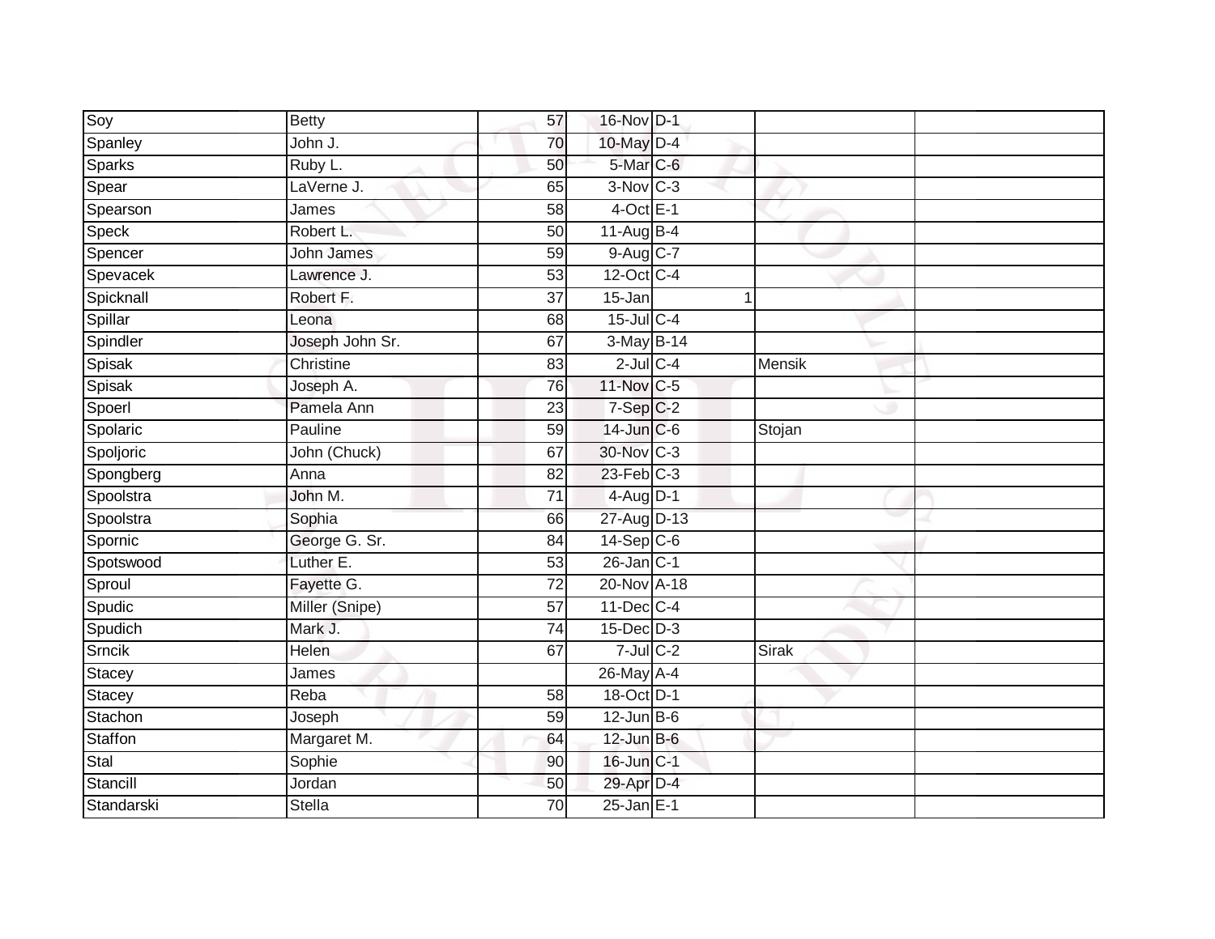| | | | | | | |
|---|---|---|---|---|---|---|
| Soy | Betty | 57 | 16-Nov | D-1 | | |
| Spanley | John J. | 70 | 10-May | D-4 | | |
| Sparks | Ruby L. | 50 | 5-Mar | C-6 | | |
| Spear | LaVerne J. | 65 | 3-Nov | C-3 | | |
| Spearson | James | 58 | 4-Oct | E-1 | | |
| Speck | Robert L. | 50 | 11-Aug | B-4 | | |
| Spencer | John James | 59 | 9-Aug | C-7 | | |
| Spevacek | Lawrence J. | 53 | 12-Oct | C-4 | | |
| Spicknall | Robert F. | 37 | 15-Jan | 1 | | |
| Spillar | Leona | 68 | 15-Jul | C-4 | | |
| Spindler | Joseph John Sr. | 67 | 3-May | B-14 | | |
| Spisak | Christine | 83 | 2-Jul | C-4 | Mensik | |
| Spisak | Joseph A. | 76 | 11-Nov | C-5 | | |
| Spoerl | Pamela Ann | 23 | 7-Sep | C-2 | | |
| Spolaric | Pauline | 59 | 14-Jun | C-6 | Stojan | |
| Spoljoric | John (Chuck) | 67 | 30-Nov | C-3 | | |
| Spongberg | Anna | 82 | 23-Feb | C-3 | | |
| Spoolstra | John M. | 71 | 4-Aug | D-1 | | |
| Spoolstra | Sophia | 66 | 27-Aug | D-13 | | |
| Spornic | George G. Sr. | 84 | 14-Sep | C-6 | | |
| Spotswood | Luther E. | 53 | 26-Jan | C-1 | | |
| Sproul | Fayette G. | 72 | 20-Nov | A-18 | | |
| Spudic | Miller (Snipe) | 57 | 11-Dec | C-4 | | |
| Spudich | Mark J. | 74 | 15-Dec | D-3 | | |
| Srncik | Helen | 67 | 7-Jul | C-2 | Sirak | |
| Stacey | James | | 26-May | A-4 | | |
| Stacey | Reba | 58 | 18-Oct | D-1 | | |
| Stachon | Joseph | 59 | 12-Jun | B-6 | | |
| Staffon | Margaret M. | 64 | 12-Jun | B-6 | | |
| Stal | Sophie | 90 | 16-Jun | C-1 | | |
| Stancill | Jordan | 50 | 29-Apr | D-4 | | |
| Standarski | Stella | 70 | 25-Jan | E-1 | | |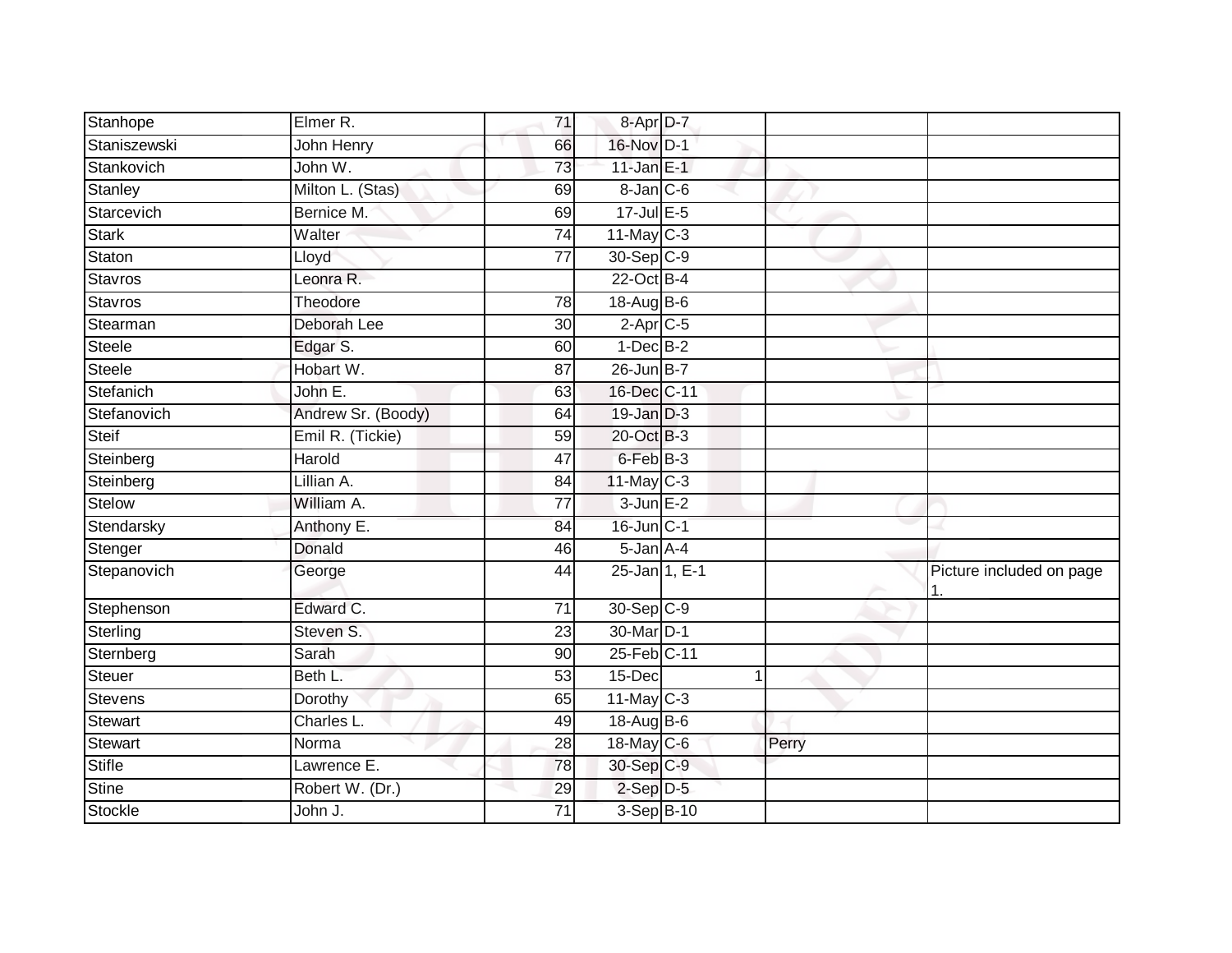| | | | | | | |
|---|---|---|---|---|---|---|
| Stanhope | Elmer R. | 71 | 8-Apr | D-7 | | |
| Staniszewski | John Henry | 66 | 16-Nov | D-1 | | |
| Stankovich | John W. | 73 | 11-Jan | E-1 | | |
| Stanley | Milton L. (Stas) | 69 | 8-Jan | C-6 | | |
| Starcevich | Bernice M. | 69 | 17-Jul | E-5 | | |
| Stark | Walter | 74 | 11-May | C-3 | | |
| Staton | Lloyd | 77 | 30-Sep | C-9 | | |
| Stavros | Leonra R. | | 22-Oct | B-4 | | |
| Stavros | Theodore | 78 | 18-Aug | B-6 | | |
| Stearman | Deborah Lee | 30 | 2-Apr | C-5 | | |
| Steele | Edgar S. | 60 | 1-Dec | B-2 | | |
| Steele | Hobart W. | 87 | 26-Jun | B-7 | | |
| Stefanich | John E. | 63 | 16-Dec | C-11 | | |
| Stefanovich | Andrew Sr. (Boody) | 64 | 19-Jan | D-3 | | |
| Steif | Emil R. (Tickie) | 59 | 20-Oct | B-3 | | |
| Steinberg | Harold | 47 | 6-Feb | B-3 | | |
| Steinberg | Lillian A. | 84 | 11-May | C-3 | | |
| Stelow | William A. | 77 | 3-Jun | E-2 | | |
| Stendarsky | Anthony E. | 84 | 16-Jun | C-1 | | |
| Stenger | Donald | 46 | 5-Jan | A-4 | | |
| Stepanovich | George | 44 | 25-Jan | 1, E-1 | | Picture included on page 1. |
| Stephenson | Edward C. | 71 | 30-Sep | C-9 | | |
| Sterling | Steven S. | 23 | 30-Mar | D-1 | | |
| Sternberg | Sarah | 90 | 25-Feb | C-11 | | |
| Steuer | Beth L. | 53 | 15-Dec | 1 | | |
| Stevens | Dorothy | 65 | 11-May | C-3 | | |
| Stewart | Charles L. | 49 | 18-Aug | B-6 | | |
| Stewart | Norma | 28 | 18-May | C-6 | Perry | |
| Stifle | Lawrence E. | 78 | 30-Sep | C-9 | | |
| Stine | Robert W. (Dr.) | 29 | 2-Sep | D-5 | | |
| Stockle | John J. | 71 | 3-Sep | B-10 | | |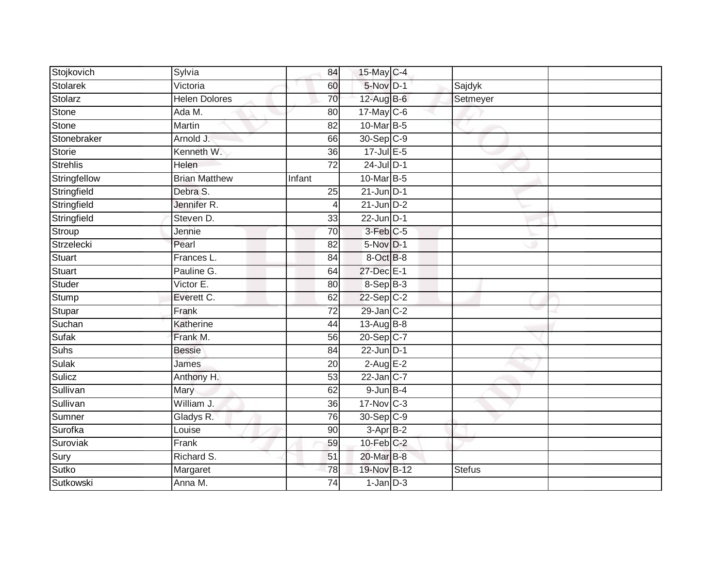| | | | | | | |
|---|---|---|---|---|---|---|
| Stojkovich | Sylvia | 84 | 15-May | C-4 | | |
| Stolarek | Victoria | 60 | 5-Nov | D-1 | Sajdyk | |
| Stolarz | Helen Dolores | 70 | 12-Aug | B-6 | Setmeyer | |
| Stone | Ada M. | 80 | 17-May | C-6 | | |
| Stone | Martin | 82 | 10-Mar | B-5 | | |
| Stonebraker | Arnold J. | 66 | 30-Sep | C-9 | | |
| Storie | Kenneth W. | 36 | 17-Jul | E-5 | | |
| Strehlis | Helen | 72 | 24-Jul | D-1 | | |
| Stringfellow | Brian Matthew | Infant | 10-Mar | B-5 | | |
| Stringfield | Debra S. | 25 | 21-Jun | D-1 | | |
| Stringfield | Jennifer R. | 4 | 21-Jun | D-2 | | |
| Stringfield | Steven D. | 33 | 22-Jun | D-1 | | |
| Stroup | Jennie | 70 | 3-Feb | C-5 | | |
| Strzelecki | Pearl | 82 | 5-Nov | D-1 | | |
| Stuart | Frances L. | 84 | 8-Oct | B-8 | | |
| Stuart | Pauline G. | 64 | 27-Dec | E-1 | | |
| Studer | Victor E. | 80 | 8-Sep | B-3 | | |
| Stump | Everett C. | 62 | 22-Sep | C-2 | | |
| Stupar | Frank | 72 | 29-Jan | C-2 | | |
| Suchan | Katherine | 44 | 13-Aug | B-8 | | |
| Sufak | Frank M. | 56 | 20-Sep | C-7 | | |
| Suhs | Bessie | 84 | 22-Jun | D-1 | | |
| Sulak | James | 20 | 2-Aug | E-2 | | |
| Sulicz | Anthony H. | 53 | 22-Jan | C-7 | | |
| Sullivan | Mary | 62 | 9-Jun | B-4 | | |
| Sullivan | William J. | 36 | 17-Nov | C-3 | | |
| Sumner | Gladys R. | 76 | 30-Sep | C-9 | | |
| Surofka | Louise | 90 | 3-Apr | B-2 | | |
| Suroviak | Frank | 59 | 10-Feb | C-2 | | |
| Sury | Richard S. | 51 | 20-Mar | B-8 | | |
| Sutko | Margaret | 78 | 19-Nov | B-12 | Stefus | |
| Sutkowski | Anna M. | 74 | 1-Jan | D-3 | | |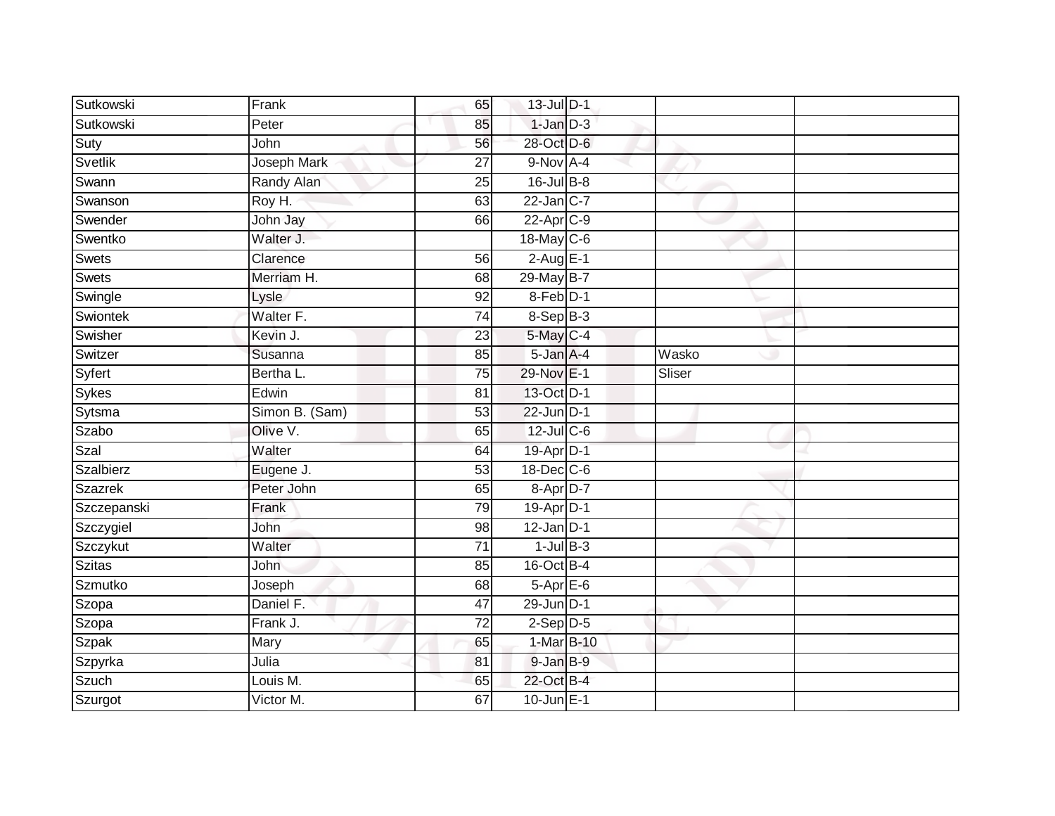| | | | | | | |
|---|---|---|---|---|---|---|
| Sutkowski | Frank | 65 | 13-Jul | D-1 | | |
| Sutkowski | Peter | 85 | 1-Jan | D-3 | | |
| Suty | John | 56 | 28-Oct | D-6 | | |
| Svetlik | Joseph Mark | 27 | 9-Nov | A-4 | | |
| Swann | Randy Alan | 25 | 16-Jul | B-8 | | |
| Swanson | Roy H. | 63 | 22-Jan | C-7 | | |
| Swender | John Jay | 66 | 22-Apr | C-9 | | |
| Swentko | Walter J. | | 18-May | C-6 | | |
| Swets | Clarence | 56 | 2-Aug | E-1 | | |
| Swets | Merriam H. | 68 | 29-May | B-7 | | |
| Swingle | Lysle | 92 | 8-Feb | D-1 | | |
| Swiontek | Walter F. | 74 | 8-Sep | B-3 | | |
| Swisher | Kevin J. | 23 | 5-May | C-4 | | |
| Switzer | Susanna | 85 | 5-Jan | A-4 | Wasko | |
| Syfert | Bertha L. | 75 | 29-Nov | E-1 | Sliser | |
| Sykes | Edwin | 81 | 13-Oct | D-1 | | |
| Sytsma | Simon B. (Sam) | 53 | 22-Jun | D-1 | | |
| Szabo | Olive V. | 65 | 12-Jul | C-6 | | |
| Szal | Walter | 64 | 19-Apr | D-1 | | |
| Szalbierz | Eugene J. | 53 | 18-Dec | C-6 | | |
| Szazrek | Peter John | 65 | 8-Apr | D-7 | | |
| Szczepanski | Frank | 79 | 19-Apr | D-1 | | |
| Szczygiel | John | 98 | 12-Jan | D-1 | | |
| Szczykut | Walter | 71 | 1-Jul | B-3 | | |
| Szitas | John | 85 | 16-Oct | B-4 | | |
| Szmutko | Joseph | 68 | 5-Apr | E-6 | | |
| Szopa | Daniel F. | 47 | 29-Jun | D-1 | | |
| Szopa | Frank J. | 72 | 2-Sep | D-5 | | |
| Szpak | Mary | 65 | 1-Mar | B-10 | | |
| Szpyrka | Julia | 81 | 9-Jan | B-9 | | |
| Szuch | Louis M. | 65 | 22-Oct | B-4 | | |
| Szurgot | Victor M. | 67 | 10-Jun | E-1 | | |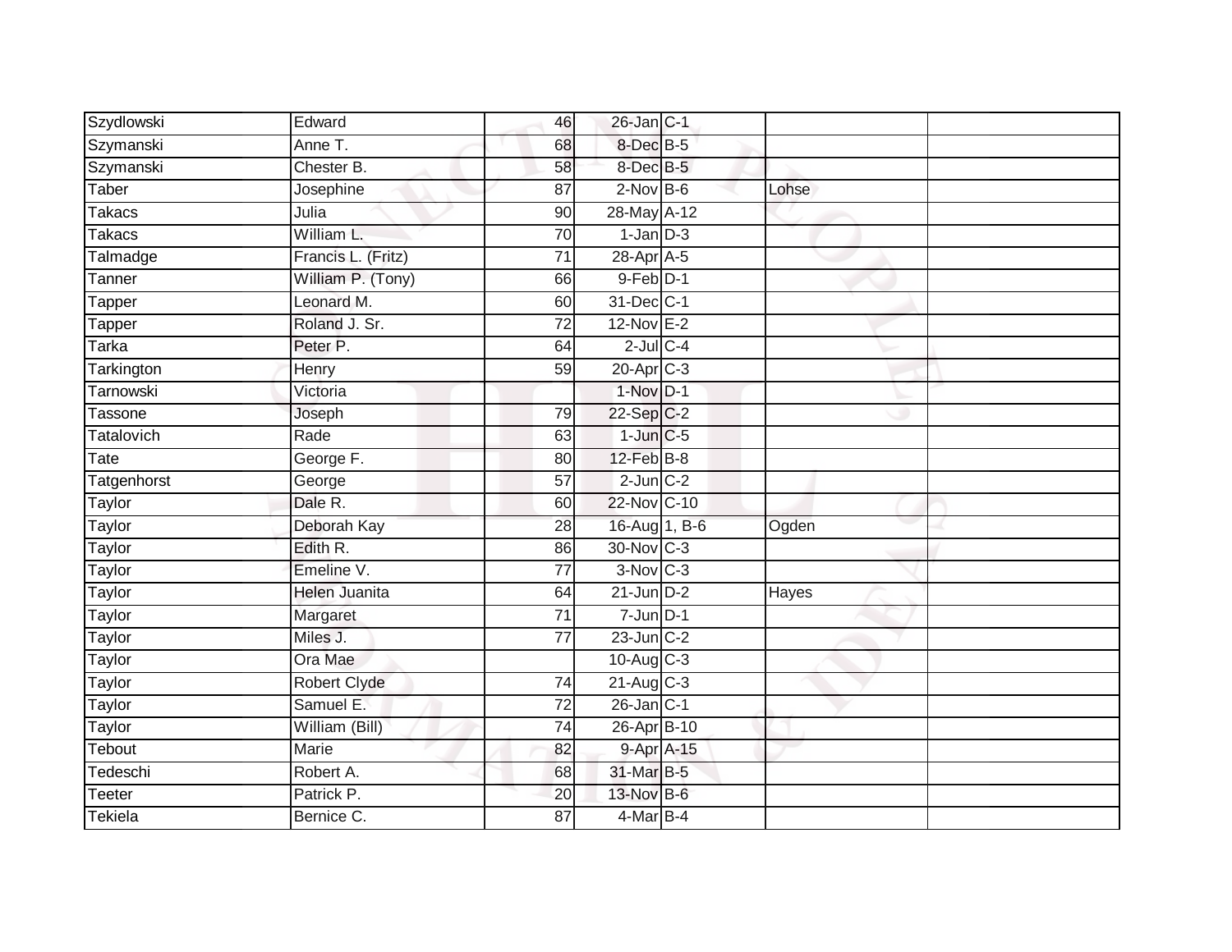| Szydlowski | Edward | 46 | 26-Jan | C-1 | | |
|---|---|---|---|---|---|---|
| Szymanski | Anne T. | 68 | 8-Dec | B-5 | | |
| Szymanski | Chester B. | 58 | 8-Dec | B-5 | | |
| Taber | Josephine | 87 | 2-Nov | B-6 | Lohse | |
| Takacs | Julia | 90 | 28-May | A-12 | | |
| Takacs | William L. | 70 | 1-Jan | D-3 | | |
| Talmadge | Francis L. (Fritz) | 71 | 28-Apr | A-5 | | |
| Tanner | William P. (Tony) | 66 | 9-Feb | D-1 | | |
| Tapper | Leonard M. | 60 | 31-Dec | C-1 | | |
| Tapper | Roland J. Sr. | 72 | 12-Nov | E-2 | | |
| Tarka | Peter P. | 64 | 2-Jul | C-4 | | |
| Tarkington | Henry | 59 | 20-Apr | C-3 | | |
| Tarnowski | Victoria | | 1-Nov | D-1 | | |
| Tassone | Joseph | 79 | 22-Sep | C-2 | | |
| Tatalovich | Rade | 63 | 1-Jun | C-5 | | |
| Tate | George F. | 80 | 12-Feb | B-8 | | |
| Tatgenhorst | George | 57 | 2-Jun | C-2 | | |
| Taylor | Dale R. | 60 | 22-Nov | C-10 | | |
| Taylor | Deborah Kay | 28 | 16-Aug | 1, B-6 | Ogden | |
| Taylor | Edith R. | 86 | 30-Nov | C-3 | | |
| Taylor | Emeline V. | 77 | 3-Nov | C-3 | | |
| Taylor | Helen Juanita | 64 | 21-Jun | D-2 | Hayes | |
| Taylor | Margaret | 71 | 7-Jun | D-1 | | |
| Taylor | Miles J. | 77 | 23-Jun | C-2 | | |
| Taylor | Ora Mae | | 10-Aug | C-3 | | |
| Taylor | Robert Clyde | 74 | 21-Aug | C-3 | | |
| Taylor | Samuel E. | 72 | 26-Jan | C-1 | | |
| Taylor | William (Bill) | 74 | 26-Apr | B-10 | | |
| Tebout | Marie | 82 | 9-Apr | A-15 | | |
| Tedeschi | Robert A. | 68 | 31-Mar | B-5 | | |
| Teeter | Patrick P. | 20 | 13-Nov | B-6 | | |
| Tekiela | Bernice C. | 87 | 4-Mar | B-4 | | |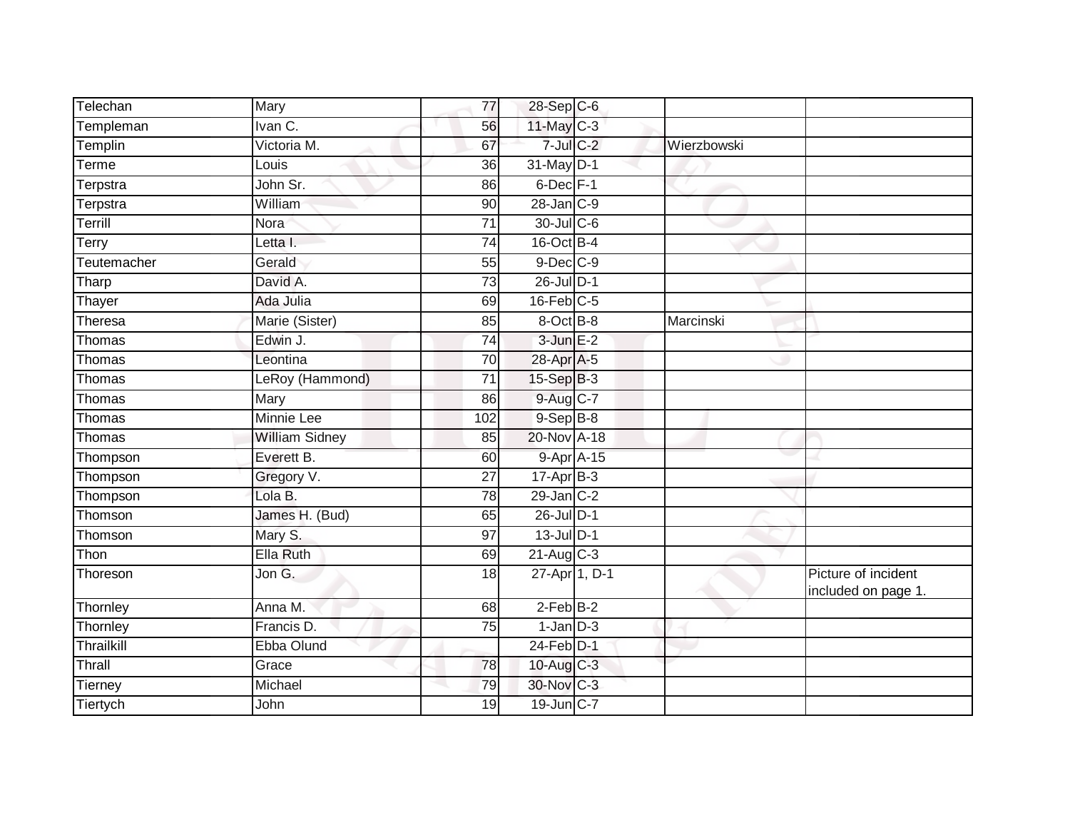| | | | | | | |
|---|---|---|---|---|---|---|
| Telechan | Mary | 77 | 28-Sep | C-6 | | |
| Templeman | Ivan C. | 56 | 11-May | C-3 | | |
| Templin | Victoria M. | 67 | 7-Jul | C-2 | Wierzbowski | |
| Terme | Louis | 36 | 31-May | D-1 | | |
| Terpstra | John Sr. | 86 | 6-Dec | F-1 | | |
| Terpstra | William | 90 | 28-Jan | C-9 | | |
| Terrill | Nora | 71 | 30-Jul | C-6 | | |
| Terry | Letta I. | 74 | 16-Oct | B-4 | | |
| Teutemacher | Gerald | 55 | 9-Dec | C-9 | | |
| Tharp | David A. | 73 | 26-Jul | D-1 | | |
| Thayer | Ada Julia | 69 | 16-Feb | C-5 | | |
| Theresa | Marie (Sister) | 85 | 8-Oct | B-8 | Marcinski | |
| Thomas | Edwin J. | 74 | 3-Jun | E-2 | | |
| Thomas | Leontina | 70 | 28-Apr | A-5 | | |
| Thomas | LeRoy (Hammond) | 71 | 15-Sep | B-3 | | |
| Thomas | Mary | 86 | 9-Aug | C-7 | | |
| Thomas | Minnie Lee | 102 | 9-Sep | B-8 | | |
| Thomas | William Sidney | 85 | 20-Nov | A-18 | | |
| Thompson | Everett B. | 60 | 9-Apr | A-15 | | |
| Thompson | Gregory V. | 27 | 17-Apr | B-3 | | |
| Thompson | Lola B. | 78 | 29-Jan | C-2 | | |
| Thomson | James H. (Bud) | 65 | 26-Jul | D-1 | | |
| Thomson | Mary S. | 97 | 13-Jul | D-1 | | |
| Thon | Ella Ruth | 69 | 21-Aug | C-3 | | |
| Thoreson | Jon G. | 18 | 27-Apr | 1, D-1 | | Picture of incident included on page 1. |
| Thornley | Anna M. | 68 | 2-Feb | B-2 | | |
| Thornley | Francis D. | 75 | 1-Jan | D-3 | | |
| Thrailkill | Ebba Olund | | 24-Feb | D-1 | | |
| Thrall | Grace | 78 | 10-Aug | C-3 | | |
| Tierney | Michael | 79 | 30-Nov | C-3 | | |
| Tiertych | John | 19 | 19-Jun | C-7 | | |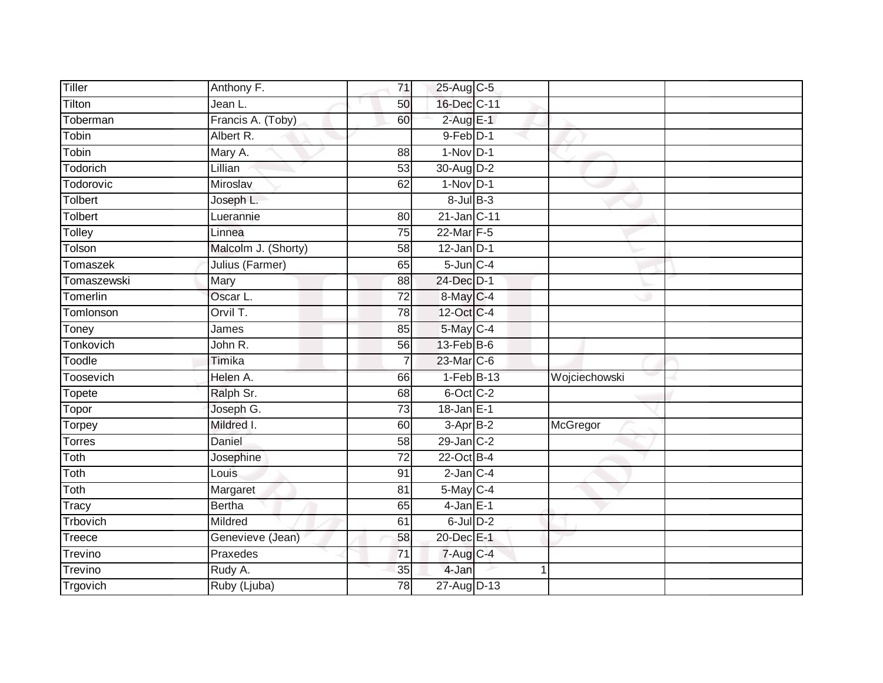| | | | | | | |
|---|---|---|---|---|---|---|
| Tiller | Anthony F. | 71 | 25-Aug | C-5 | | |
| Tilton | Jean L. | 50 | 16-Dec | C-11 | | |
| Toberman | Francis A. (Toby) | 60 | 2-Aug | E-1 | | |
| Tobin | Albert R. | | 9-Feb | D-1 | | |
| Tobin | Mary A. | 88 | 1-Nov | D-1 | | |
| Todorich | Lillian | 53 | 30-Aug | D-2 | | |
| Todorovic | Miroslav | 62 | 1-Nov | D-1 | | |
| Tolbert | Joseph L. | | 8-Jul | B-3 | | |
| Tolbert | Luerannie | 80 | 21-Jan | C-11 | | |
| Tolley | Linnea | 75 | 22-Mar | F-5 | | |
| Tolson | Malcolm J. (Shorty) | 58 | 12-Jan | D-1 | | |
| Tomaszek | Julius (Farmer) | 65 | 5-Jun | C-4 | | |
| Tomaszewski | Mary | 88 | 24-Dec | D-1 | | |
| Tomerlin | Oscar L. | 72 | 8-May | C-4 | | |
| Tomlonson | Orvil T. | 78 | 12-Oct | C-4 | | |
| Toney | James | 85 | 5-May | C-4 | | |
| Tonkovich | John R. | 56 | 13-Feb | B-6 | | |
| Toodle | Timika | 7 | 23-Mar | C-6 | | |
| Toosevich | Helen A. | 66 | 1-Feb | B-13 | Wojciechowski | |
| Topete | Ralph Sr. | 68 | 6-Oct | C-2 | | |
| Topor | Joseph G. | 73 | 18-Jan | E-1 | | |
| Torpey | Mildred I. | 60 | 3-Apr | B-2 | McGregor | |
| Torres | Daniel | 58 | 29-Jan | C-2 | | |
| Toth | Josephine | 72 | 22-Oct | B-4 | | |
| Toth | Louis | 91 | 2-Jan | C-4 | | |
| Toth | Margaret | 81 | 5-May | C-4 | | |
| Tracy | Bertha | 65 | 4-Jan | E-1 | | |
| Trbovich | Mildred | 61 | 6-Jul | D-2 | | |
| Treece | Genevieve (Jean) | 58 | 20-Dec | E-1 | | |
| Trevino | Praxedes | 71 | 7-Aug | C-4 | | |
| Trevino | Rudy A. | 35 | 4-Jan | 1 | | |
| Trgovich | Ruby (Ljuba) | 78 | 27-Aug | D-13 | | |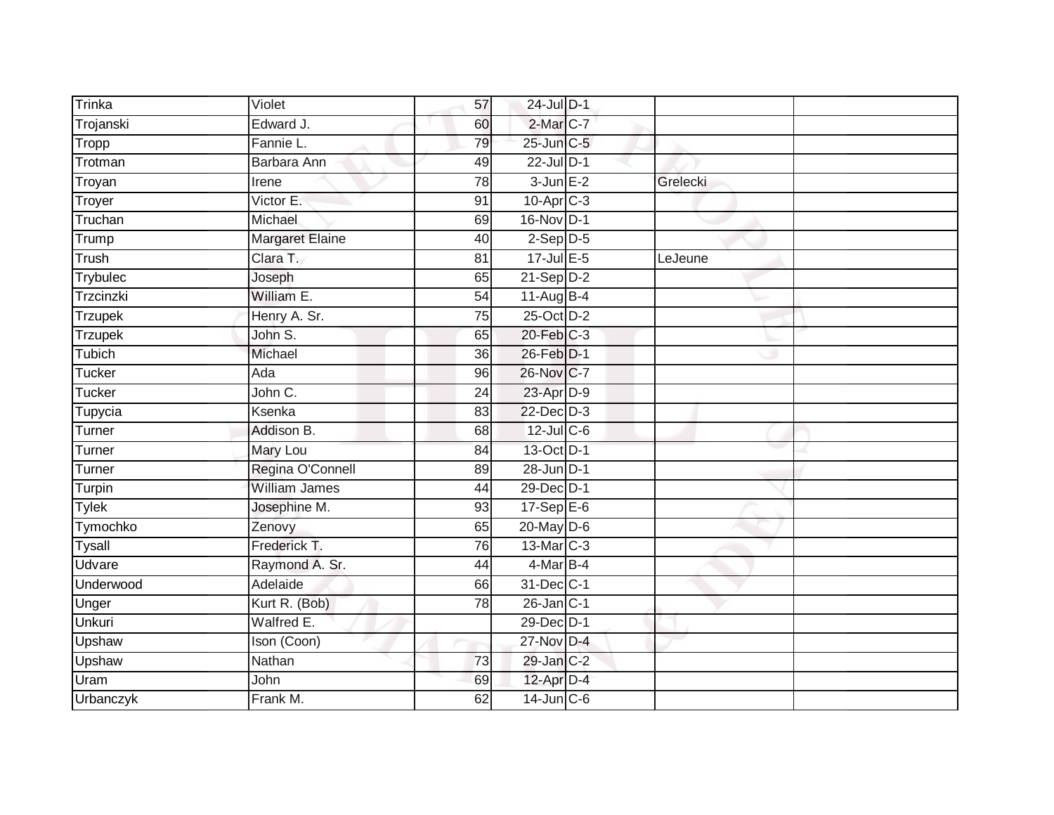| | | | | | | |
|---|---|---|---|---|---|---|
| Trinka | Violet | 57 | 24-Jul | D-1 | | |
| Trojanski | Edward J. | 60 | 2-Mar | C-7 | | |
| Tropp | Fannie L. | 79 | 25-Jun | C-5 | | |
| Trotman | Barbara Ann | 49 | 22-Jul | D-1 | | |
| Troyan | Irene | 78 | 3-Jun | E-2 | Grelecki | |
| Troyer | Victor E. | 91 | 10-Apr | C-3 | | |
| Truchan | Michael | 69 | 16-Nov | D-1 | | |
| Trump | Margaret Elaine | 40 | 2-Sep | D-5 | | |
| Trush | Clara T. | 81 | 17-Jul | E-5 | LeJeune | |
| Trybulec | Joseph | 65 | 21-Sep | D-2 | | |
| Trzcinzki | William E. | 54 | 11-Aug | B-4 | | |
| Trzupek | Henry A. Sr. | 75 | 25-Oct | D-2 | | |
| Trzupek | John S. | 65 | 20-Feb | C-3 | | |
| Tubich | Michael | 36 | 26-Feb | D-1 | | |
| Tucker | Ada | 96 | 26-Nov | C-7 | | |
| Tucker | John C. | 24 | 23-Apr | D-9 | | |
| Tupycia | Ksenka | 83 | 22-Dec | D-3 | | |
| Turner | Addison B. | 68 | 12-Jul | C-6 | | |
| Turner | Mary Lou | 84 | 13-Oct | D-1 | | |
| Turner | Regina O'Connell | 89 | 28-Jun | D-1 | | |
| Turpin | William James | 44 | 29-Dec | D-1 | | |
| Tylek | Josephine M. | 93 | 17-Sep | E-6 | | |
| Tymochko | Zenovy | 65 | 20-May | D-6 | | |
| Tysall | Frederick T. | 76 | 13-Mar | C-3 | | |
| Udvare | Raymond A. Sr. | 44 | 4-Mar | B-4 | | |
| Underwood | Adelaide | 66 | 31-Dec | C-1 | | |
| Unger | Kurt R. (Bob) | 78 | 26-Jan | C-1 | | |
| Unkuri | Walfred E. | | 29-Dec | D-1 | | |
| Upshaw | Ison (Coon) | | 27-Nov | D-4 | | |
| Upshaw | Nathan | 73 | 29-Jan | C-2 | | |
| Uram | John | 69 | 12-Apr | D-4 | | |
| Urbanczyk | Frank M. | 62 | 14-Jun | C-6 | | |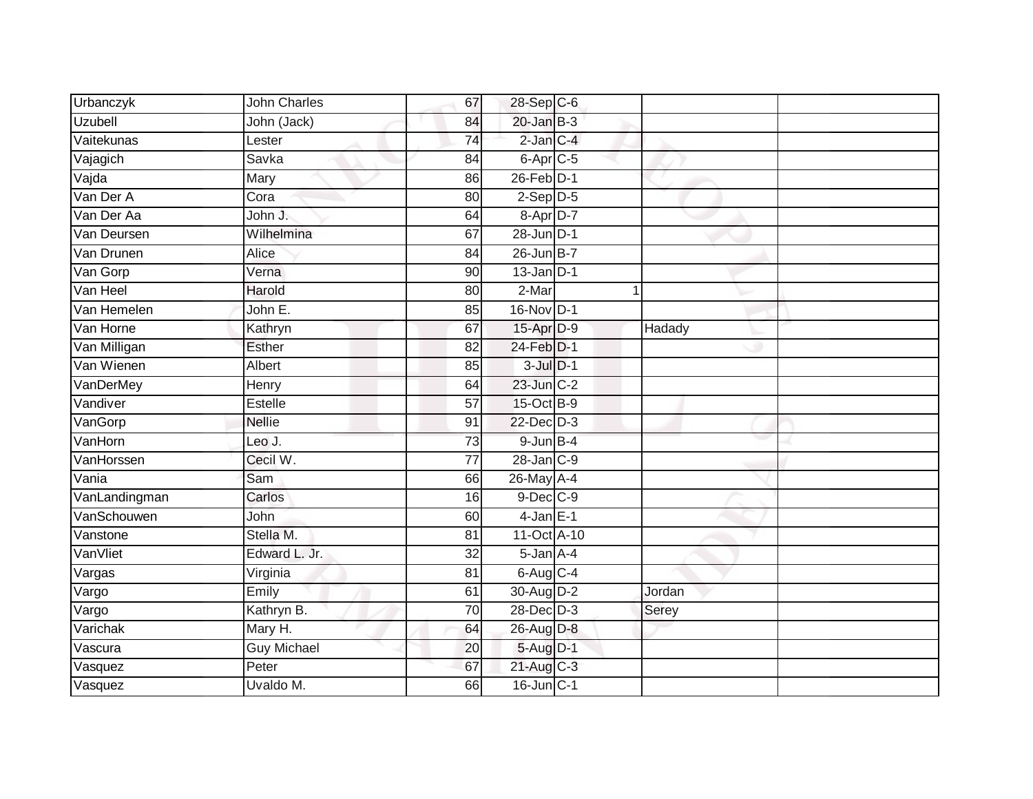| | | | | | | | |
|---|---|---|---|---|---|---|---|
| Urbanczyk | John Charles | 67 | 28-Sep | C-6 | | | |
| Uzubell | John (Jack) | 84 | 20-Jan | B-3 | | | |
| Vaitekunas | Lester | 74 | 2-Jan | C-4 | | | |
| Vajagich | Savka | 84 | 6-Apr | C-5 | | | |
| Vajda | Mary | 86 | 26-Feb | D-1 | | | |
| Van Der A | Cora | 80 | 2-Sep | D-5 | | | |
| Van Der Aa | John J. | 64 | 8-Apr | D-7 | | | |
| Van Deursen | Wilhelmina | 67 | 28-Jun | D-1 | | | |
| Van Drunen | Alice | 84 | 26-Jun | B-7 | | | |
| Van Gorp | Verna | 90 | 13-Jan | D-1 | | | |
| Van Heel | Harold | 80 | 2-Mar | | 1 | | |
| Van Hemelen | John E. | 85 | 16-Nov | D-1 | | | |
| Van Horne | Kathryn | 67 | 15-Apr | D-9 | | Hadady | |
| Van Milligan | Esther | 82 | 24-Feb | D-1 | | | |
| Van Wienen | Albert | 85 | 3-Jul | D-1 | | | |
| VanDerMey | Henry | 64 | 23-Jun | C-2 | | | |
| Vandiver | Estelle | 57 | 15-Oct | B-9 | | | |
| VanGorp | Nellie | 91 | 22-Dec | D-3 | | | |
| VanHorn | Leo J. | 73 | 9-Jun | B-4 | | | |
| VanHorssen | Cecil W. | 77 | 28-Jan | C-9 | | | |
| Vania | Sam | 66 | 26-May | A-4 | | | |
| VanLandingman | Carlos | 16 | 9-Dec | C-9 | | | |
| VanSchouwen | John | 60 | 4-Jan | E-1 | | | |
| Vanstone | Stella M. | 81 | 11-Oct | A-10 | | | |
| VanVliet | Edward L. Jr. | 32 | 5-Jan | A-4 | | | |
| Vargas | Virginia | 81 | 6-Aug | C-4 | | | |
| Vargo | Emily | 61 | 30-Aug | D-2 | | Jordan | |
| Vargo | Kathryn B. | 70 | 28-Dec | D-3 | | Serey | |
| Varichak | Mary H. | 64 | 26-Aug | D-8 | | | |
| Vascura | Guy Michael | 20 | 5-Aug | D-1 | | | |
| Vasquez | Peter | 67 | 21-Aug | C-3 | | | |
| Vasquez | Uvaldo M. | 66 | 16-Jun | C-1 | | | |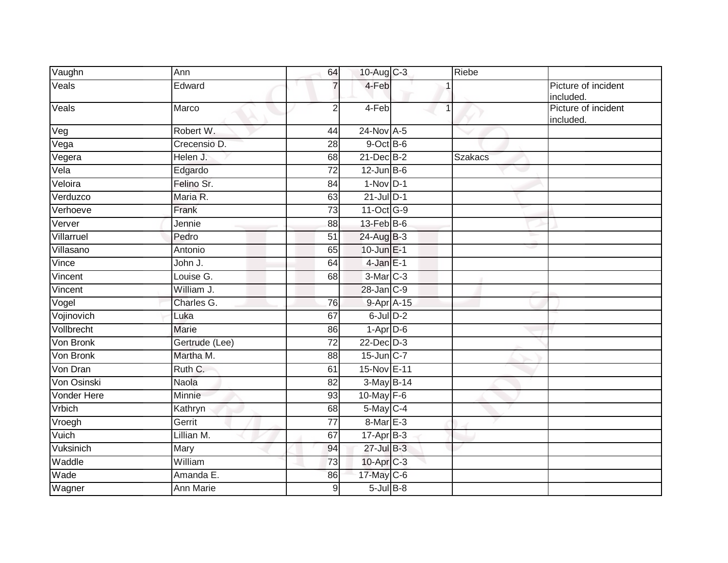| | | | | | | |
|---|---|---|---|---|---|---|
| Vaughn | Ann | 64 | 10-Aug | C-3 | Riebe | |
| Veals | Edward | 7 | 4-Feb | 1 | | Picture of incident included. |
| Veals | Marco | 2 | 4-Feb | 1 | | Picture of incident included. |
| Veg | Robert W. | 44 | 24-Nov | A-5 | | |
| Vega | Crecensio D. | 28 | 9-Oct | B-6 | | |
| Vegera | Helen J. | 68 | 21-Dec | B-2 | Szakacs | |
| Vela | Edgardo | 72 | 12-Jun | B-6 | | |
| Veloira | Felino Sr. | 84 | 1-Nov | D-1 | | |
| Verduzco | Maria R. | 63 | 21-Jul | D-1 | | |
| Verhoeve | Frank | 73 | 11-Oct | G-9 | | |
| Verver | Jennie | 88 | 13-Feb | B-6 | | |
| Villarruel | Pedro | 51 | 24-Aug | B-3 | | |
| Villasano | Antonio | 65 | 10-Jun | E-1 | | |
| Vince | John J. | 64 | 4-Jan | E-1 | | |
| Vincent | Louise G. | 68 | 3-Mar | C-3 | | |
| Vincent | William J. | | 28-Jan | C-9 | | |
| Vogel | Charles G. | 76 | 9-Apr | A-15 | | |
| Vojinovich | Luka | 67 | 6-Jul | D-2 | | |
| Vollbrecht | Marie | 86 | 1-Apr | D-6 | | |
| Von Bronk | Gertrude (Lee) | 72 | 22-Dec | D-3 | | |
| Von Bronk | Martha M. | 88 | 15-Jun | C-7 | | |
| Von Dran | Ruth C. | 61 | 15-Nov | E-11 | | |
| Von Osinski | Naola | 82 | 3-May | B-14 | | |
| Vonder Here | Minnie | 93 | 10-May | F-6 | | |
| Vrbich | Kathryn | 68 | 5-May | C-4 | | |
| Vroegh | Gerrit | 77 | 8-Mar | E-3 | | |
| Vuich | Lillian M. | 67 | 17-Apr | B-3 | | |
| Vuksinich | Mary | 94 | 27-Jul | B-3 | | |
| Waddle | William | 73 | 10-Apr | C-3 | | |
| Wade | Amanda E. | 86 | 17-May | C-6 | | |
| Wagner | Ann Marie | 9 | 5-Jul | B-8 | | |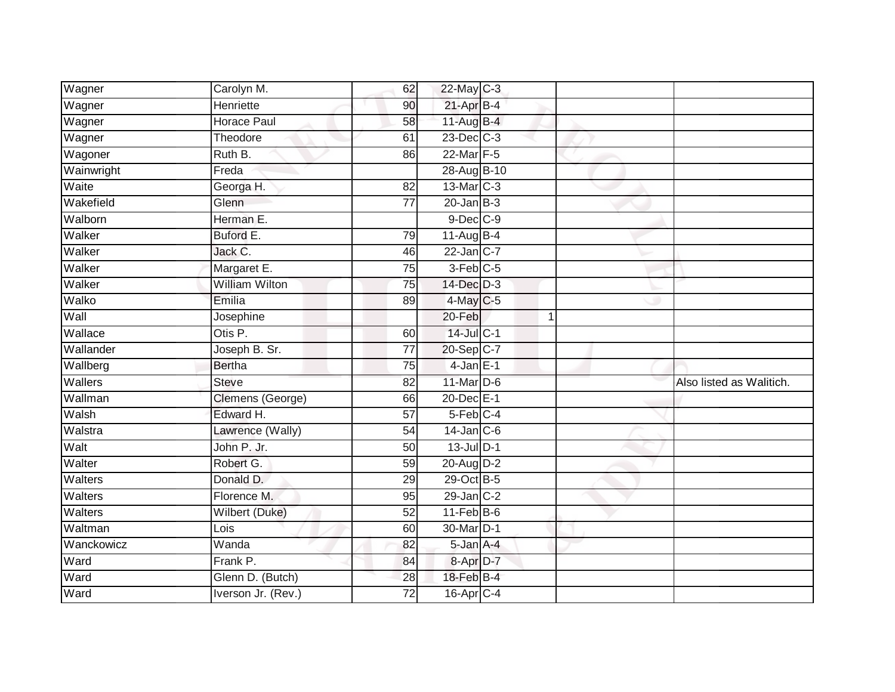| | | | | | | | |
|---|---|---|---|---|---|---|---|
| Wagner | Carolyn M. | 62 | 22-May | C-3 | | | |
| Wagner | Henriette | 90 | 21-Apr | B-4 | | | |
| Wagner | Horace Paul | 58 | 11-Aug | B-4 | | | |
| Wagner | Theodore | 61 | 23-Dec | C-3 | | | |
| Wagoner | Ruth B. | 86 | 22-Mar | F-5 | | | |
| Wainwright | Freda | | 28-Aug | B-10 | | | |
| Waite | Georga H. | 82 | 13-Mar | C-3 | | | |
| Wakefield | Glenn | 77 | 20-Jan | B-3 | | | |
| Walborn | Herman E. | | 9-Dec | C-9 | | | |
| Walker | Buford E. | 79 | 11-Aug | B-4 | | | |
| Walker | Jack C. | 46 | 22-Jan | C-7 | | | |
| Walker | Margaret E. | 75 | 3-Feb | C-5 | | | |
| Walker | William Wilton | 75 | 14-Dec | D-3 | | | |
| Walko | Emilia | 89 | 4-May | C-5 | | | |
| Wall | Josephine | | 20-Feb | | 1 | | |
| Wallace | Otis P. | 60 | 14-Jul | C-1 | | | |
| Wallander | Joseph B. Sr. | 77 | 20-Sep | C-7 | | | |
| Wallberg | Bertha | 75 | 4-Jan | E-1 | | | |
| Wallers | Steve | 82 | 11-Mar | D-6 | | | Also listed as Walitich. |
| Wallman | Clemens (George) | 66 | 20-Dec | E-1 | | | |
| Walsh | Edward H. | 57 | 5-Feb | C-4 | | | |
| Walstra | Lawrence (Wally) | 54 | 14-Jan | C-6 | | | |
| Walt | John P. Jr. | 50 | 13-Jul | D-1 | | | |
| Walter | Robert G. | 59 | 20-Aug | D-2 | | | |
| Walters | Donald D. | 29 | 29-Oct | B-5 | | | |
| Walters | Florence M. | 95 | 29-Jan | C-2 | | | |
| Walters | Wilbert (Duke) | 52 | 11-Feb | B-6 | | | |
| Waltman | Lois | 60 | 30-Mar | D-1 | | | |
| Wanckowicz | Wanda | 82 | 5-Jan | A-4 | | | |
| Ward | Frank P. | 84 | 8-Apr | D-7 | | | |
| Ward | Glenn D. (Butch) | 28 | 18-Feb | B-4 | | | |
| Ward | Iverson Jr. (Rev.) | 72 | 16-Apr | C-4 | | | |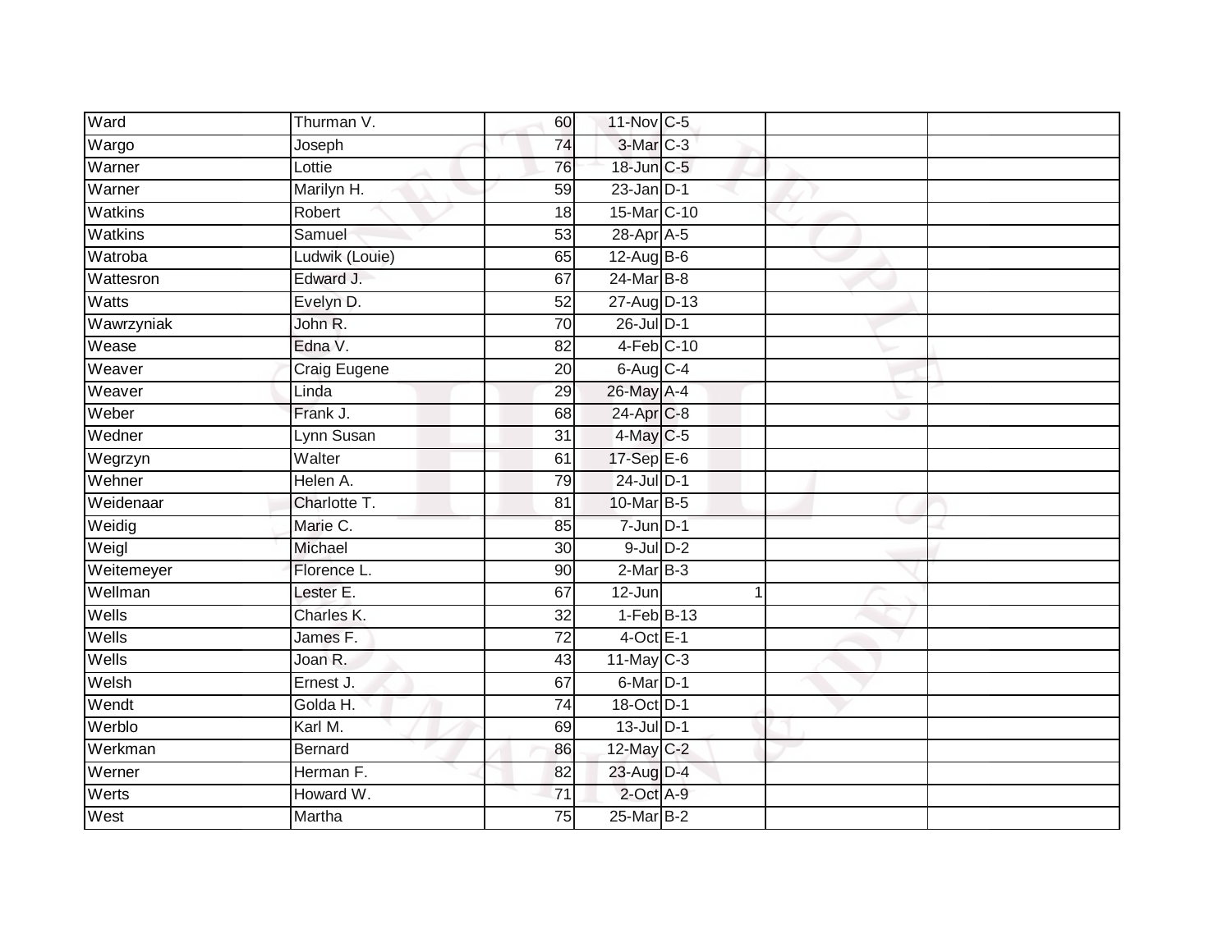| Ward | Thurman V. | 60 | 11-Nov | C-5 | | |
|---|---|---|---|---|---|---|
| Wargo | Joseph | 74 | 3-Mar | C-3 | | |
| Warner | Lottie | 76 | 18-Jun | C-5 | | |
| Warner | Marilyn H. | 59 | 23-Jan | D-1 | | |
| Watkins | Robert | 18 | 15-Mar | C-10 | | |
| Watkins | Samuel | 53 | 28-Apr | A-5 | | |
| Watroba | Ludwik (Louie) | 65 | 12-Aug | B-6 | | |
| Wattesron | Edward J. | 67 | 24-Mar | B-8 | | |
| Watts | Evelyn D. | 52 | 27-Aug | D-13 | | |
| Wawrzyniak | John R. | 70 | 26-Jul | D-1 | | |
| Wease | Edna V. | 82 | 4-Feb | C-10 | | |
| Weaver | Craig Eugene | 20 | 6-Aug | C-4 | | |
| Weaver | Linda | 29 | 26-May | A-4 | | |
| Weber | Frank J. | 68 | 24-Apr | C-8 | | |
| Wedner | Lynn Susan | 31 | 4-May | C-5 | | |
| Wegrzyn | Walter | 61 | 17-Sep | E-6 | | |
| Wehner | Helen A. | 79 | 24-Jul | D-1 | | |
| Weidenaar | Charlotte T. | 81 | 10-Mar | B-5 | | |
| Weidig | Marie C. | 85 | 7-Jun | D-1 | | |
| Weigl | Michael | 30 | 9-Jul | D-2 | | |
| Weitemeyer | Florence L. | 90 | 2-Mar | B-3 | | |
| Wellman | Lester E. | 67 | 12-Jun | 1 | | |
| Wells | Charles K. | 32 | 1-Feb | B-13 | | |
| Wells | James F. | 72 | 4-Oct | E-1 | | |
| Wells | Joan R. | 43 | 11-May | C-3 | | |
| Welsh | Ernest J. | 67 | 6-Mar | D-1 | | |
| Wendt | Golda H. | 74 | 18-Oct | D-1 | | |
| Werblo | Karl M. | 69 | 13-Jul | D-1 | | |
| Werkman | Bernard | 86 | 12-May | C-2 | | |
| Werner | Herman F. | 82 | 23-Aug | D-4 | | |
| Werts | Howard W. | 71 | 2-Oct | A-9 | | |
| West | Martha | 75 | 25-Mar | B-2 | | |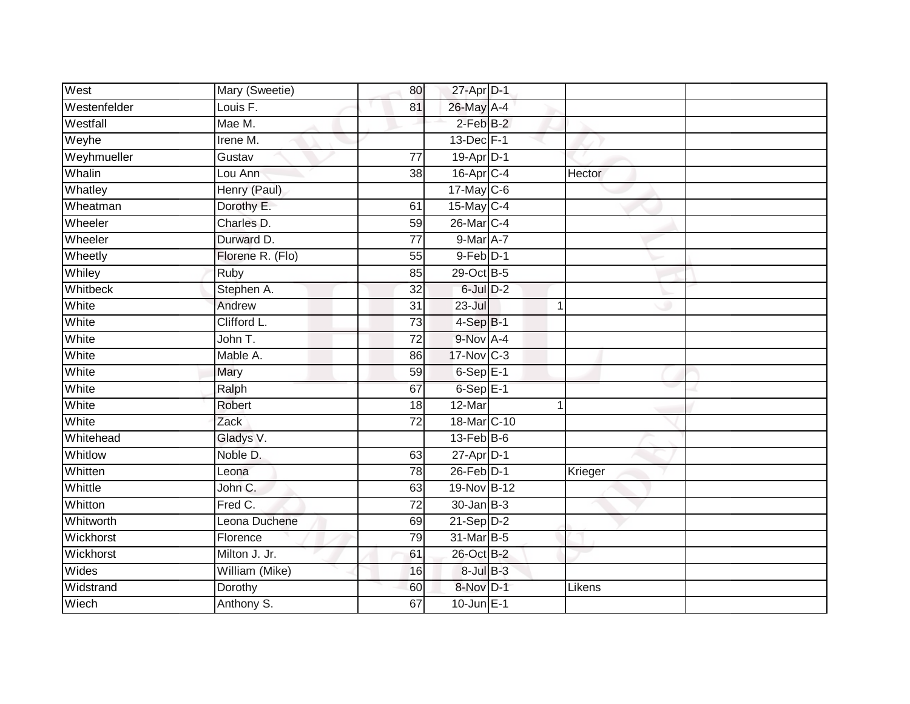| | | | | | | | |
|---|---|---|---|---|---|---|---|
| West | Mary (Sweetie) | 80 | 27-Apr | D-1 | | | |
| Westenfelder | Louis F. | 81 | 26-May | A-4 | | | |
| Westfall | Mae M. | | 2-Feb | B-2 | | | |
| Weyhe | Irene M. | | 13-Dec | F-1 | | | |
| Weyhmueller | Gustav | 77 | 19-Apr | D-1 | | | |
| Whalin | Lou Ann | 38 | 16-Apr | C-4 | | Hector | |
| Whatley | Henry (Paul) | | 17-May | C-6 | | | |
| Wheatman | Dorothy E. | 61 | 15-May | C-4 | | | |
| Wheeler | Charles D. | 59 | 26-Mar | C-4 | | | |
| Wheeler | Durward D. | 77 | 9-Mar | A-7 | | | |
| Wheetly | Florene R. (Flo) | 55 | 9-Feb | D-1 | | | |
| Whiley | Ruby | 85 | 29-Oct | B-5 | | | |
| Whitbeck | Stephen A. | 32 | 6-Jul | D-2 | | | |
| White | Andrew | 31 | 23-Jul | | 1 | | |
| White | Clifford L. | 73 | 4-Sep | B-1 | | | |
| White | John T. | 72 | 9-Nov | A-4 | | | |
| White | Mable A. | 86 | 17-Nov | C-3 | | | |
| White | Mary | 59 | 6-Sep | E-1 | | | |
| White | Ralph | 67 | 6-Sep | E-1 | | | |
| White | Robert | 18 | 12-Mar | | 1 | | |
| White | Zack | 72 | 18-Mar | C-10 | | | |
| Whitehead | Gladys V. | | 13-Feb | B-6 | | | |
| Whitlow | Noble D. | 63 | 27-Apr | D-1 | | | |
| Whitten | Leona | 78 | 26-Feb | D-1 | | Krieger | |
| Whittle | John C. | 63 | 19-Nov | B-12 | | | |
| Whitton | Fred C. | 72 | 30-Jan | B-3 | | | |
| Whitworth | Leona Duchene | 69 | 21-Sep | D-2 | | | |
| Wickhorst | Florence | 79 | 31-Mar | B-5 | | | |
| Wickhorst | Milton J. Jr. | 61 | 26-Oct | B-2 | | | |
| Wides | William (Mike) | 16 | 8-Jul | B-3 | | | |
| Widstrand | Dorothy | 60 | 8-Nov | D-1 | | Likens | |
| Wiech | Anthony S. | 67 | 10-Jun | E-1 | | | |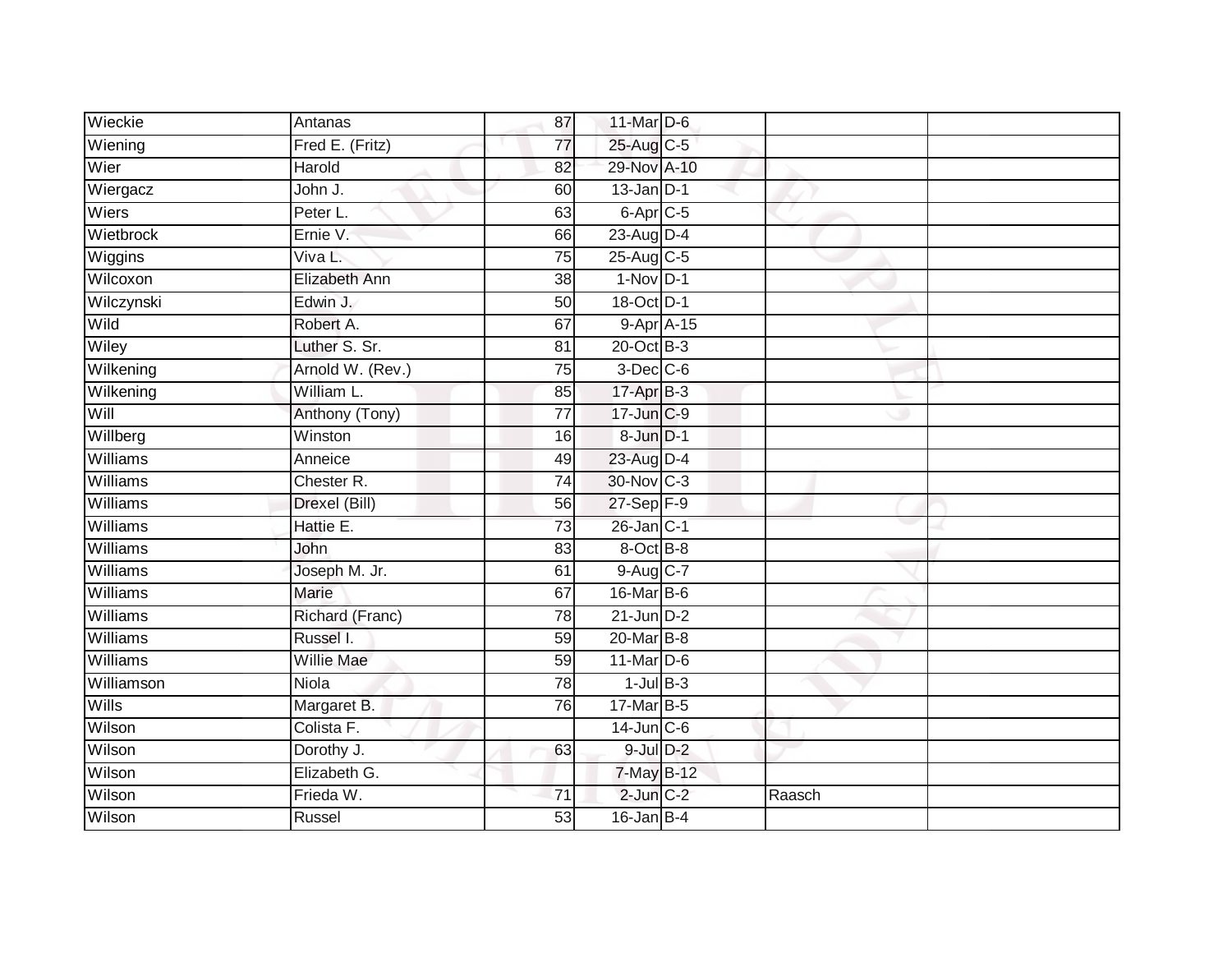| | | | | | | |
|---|---|---|---|---|---|---|
| Wieckie | Antanas | 87 | 11-Mar | D-6 | | |
| Wiening | Fred E. (Fritz) | 77 | 25-Aug | C-5 | | |
| Wier | Harold | 82 | 29-Nov | A-10 | | |
| Wiergacz | John J. | 60 | 13-Jan | D-1 | | |
| Wiers | Peter L. | 63 | 6-Apr | C-5 | | |
| Wietbrock | Ernie V. | 66 | 23-Aug | D-4 | | |
| Wiggins | Viva L. | 75 | 25-Aug | C-5 | | |
| Wilcoxon | Elizabeth Ann | 38 | 1-Nov | D-1 | | |
| Wilczynski | Edwin J. | 50 | 18-Oct | D-1 | | |
| Wild | Robert A. | 67 | 9-Apr | A-15 | | |
| Wiley | Luther S. Sr. | 81 | 20-Oct | B-3 | | |
| Wilkening | Arnold W. (Rev.) | 75 | 3-Dec | C-6 | | |
| Wilkening | William L. | 85 | 17-Apr | B-3 | | |
| Will | Anthony (Tony) | 77 | 17-Jun | C-9 | | |
| Willberg | Winston | 16 | 8-Jun | D-1 | | |
| Williams | Anneice | 49 | 23-Aug | D-4 | | |
| Williams | Chester R. | 74 | 30-Nov | C-3 | | |
| Williams | Drexel (Bill) | 56 | 27-Sep | F-9 | | |
| Williams | Hattie E. | 73 | 26-Jan | C-1 | | |
| Williams | John | 83 | 8-Oct | B-8 | | |
| Williams | Joseph M. Jr. | 61 | 9-Aug | C-7 | | |
| Williams | Marie | 67 | 16-Mar | B-6 | | |
| Williams | Richard (Franc) | 78 | 21-Jun | D-2 | | |
| Williams | Russel I. | 59 | 20-Mar | B-8 | | |
| Williams | Willie Mae | 59 | 11-Mar | D-6 | | |
| Williamson | Niola | 78 | 1-Jul | B-3 | | |
| Wills | Margaret B. | 76 | 17-Mar | B-5 | | |
| Wilson | Colista F. | | 14-Jun | C-6 | | |
| Wilson | Dorothy J. | 63 | 9-Jul | D-2 | | |
| Wilson | Elizabeth G. | | 7-May | B-12 | | |
| Wilson | Frieda W. | 71 | 2-Jun | C-2 | Raasch | |
| Wilson | Russel | 53 | 16-Jan | B-4 | | |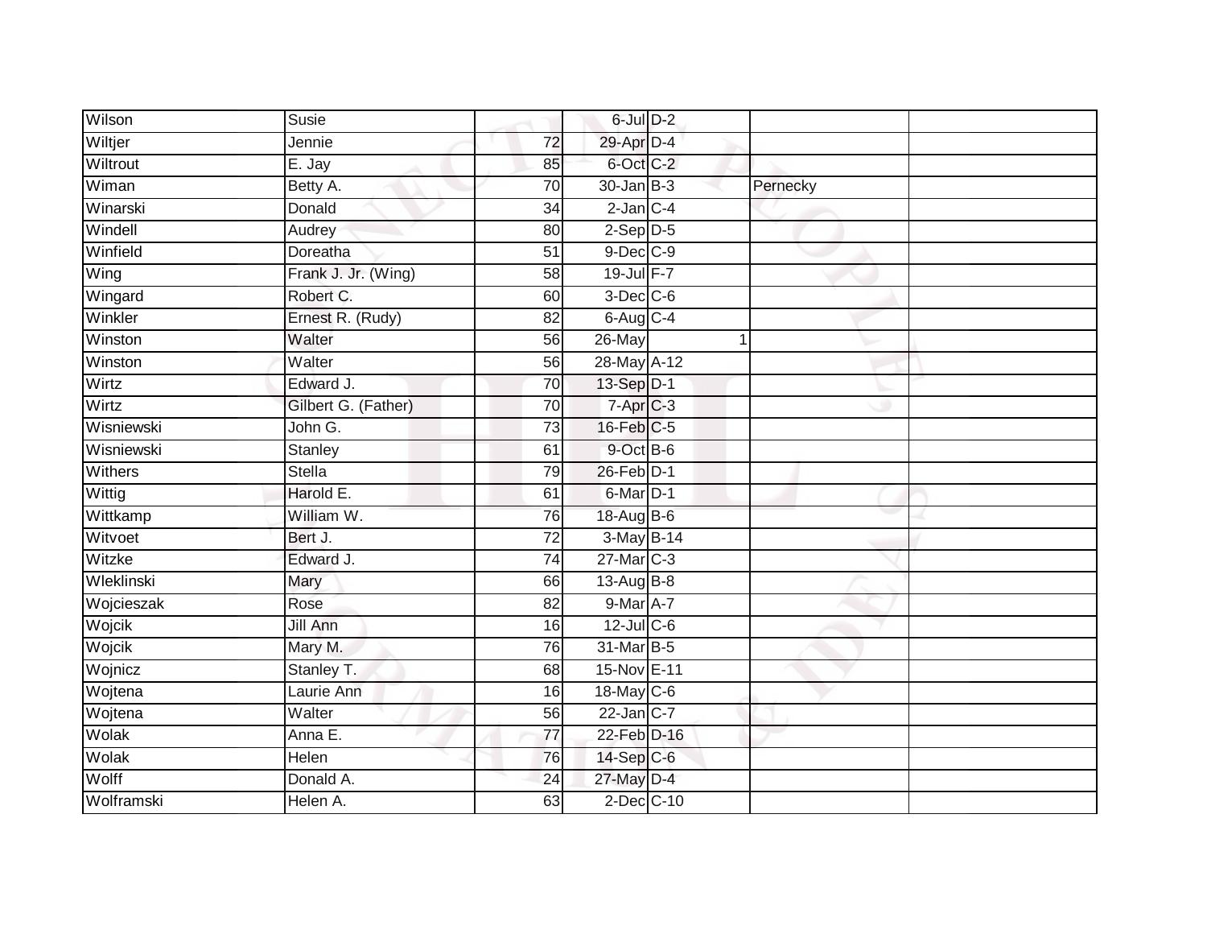| | | | | | | |
|---|---|---|---|---|---|---|
| Wilson | Susie | | 6-Jul | D-2 | | |
| Wiltjer | Jennie | 72 | 29-Apr | D-4 | | |
| Wiltrout | E. Jay | 85 | 6-Oct | C-2 | | |
| Wiman | Betty A. | 70 | 30-Jan | B-3 | Pernecky | |
| Winarski | Donald | 34 | 2-Jan | C-4 | | |
| Windell | Audrey | 80 | 2-Sep | D-5 | | |
| Winfield | Doreatha | 51 | 9-Dec | C-9 | | |
| Wing | Frank J. Jr. (Wing) | 58 | 19-Jul | F-7 | | |
| Wingard | Robert C. | 60 | 3-Dec | C-6 | | |
| Winkler | Ernest R. (Rudy) | 82 | 6-Aug | C-4 | | |
| Winston | Walter | 56 | 26-May | 1 | | |
| Winston | Walter | 56 | 28-May | A-12 | | |
| Wirtz | Edward J. | 70 | 13-Sep | D-1 | | |
| Wirtz | Gilbert G. (Father) | 70 | 7-Apr | C-3 | | |
| Wisniewski | John G. | 73 | 16-Feb | C-5 | | |
| Wisniewski | Stanley | 61 | 9-Oct | B-6 | | |
| Withers | Stella | 79 | 26-Feb | D-1 | | |
| Wittig | Harold E. | 61 | 6-Mar | D-1 | | |
| Wittkamp | William W. | 76 | 18-Aug | B-6 | | |
| Witvoet | Bert J. | 72 | 3-May | B-14 | | |
| Witzke | Edward J. | 74 | 27-Mar | C-3 | | |
| Wleklinski | Mary | 66 | 13-Aug | B-8 | | |
| Wojcieszak | Rose | 82 | 9-Mar | A-7 | | |
| Wojcik | Jill Ann | 16 | 12-Jul | C-6 | | |
| Wojcik | Mary M. | 76 | 31-Mar | B-5 | | |
| Wojnicz | Stanley T. | 68 | 15-Nov | E-11 | | |
| Wojtena | Laurie Ann | 16 | 18-May | C-6 | | |
| Wojtena | Walter | 56 | 22-Jan | C-7 | | |
| Wolak | Anna E. | 77 | 22-Feb | D-16 | | |
| Wolak | Helen | 76 | 14-Sep | C-6 | | |
| Wolff | Donald A. | 24 | 27-May | D-4 | | |
| Wolframski | Helen A. | 63 | 2-Dec | C-10 | | |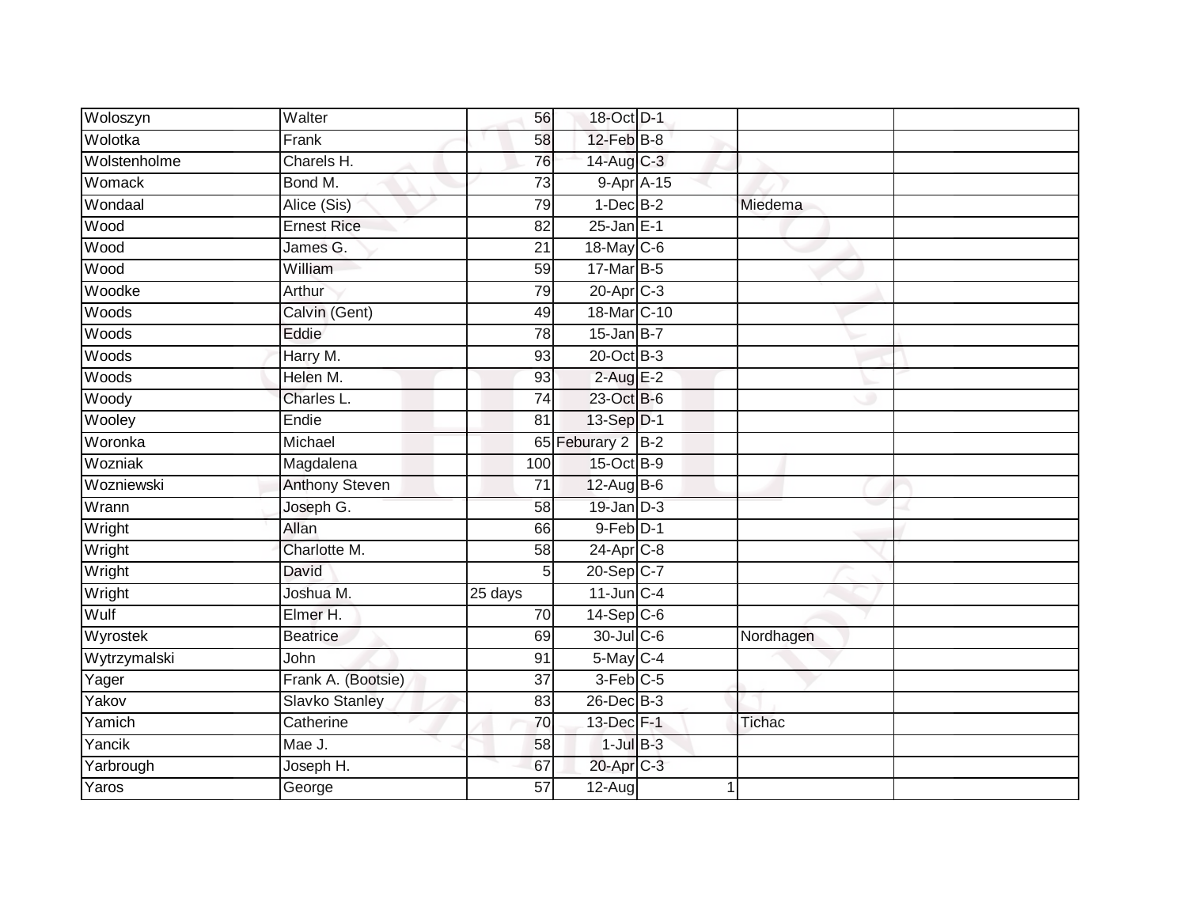| | | | | | | |
|---|---|---|---|---|---|---|
| Woloszyn | Walter | 56 | 18-Oct | D-1 | | |
| Wolotka | Frank | 58 | 12-Feb | B-8 | | |
| Wolstenholme | Charels H. | 76 | 14-Aug | C-3 | | |
| Womack | Bond M. | 73 | 9-Apr | A-15 | | |
| Wondaal | Alice (Sis) | 79 | 1-Dec | B-2 | Miedema | |
| Wood | Ernest Rice | 82 | 25-Jan | E-1 | | |
| Wood | James G. | 21 | 18-May | C-6 | | |
| Wood | William | 59 | 17-Mar | B-5 | | |
| Woodke | Arthur | 79 | 20-Apr | C-3 | | |
| Woods | Calvin (Gent) | 49 | 18-Mar | C-10 | | |
| Woods | Eddie | 78 | 15-Jan | B-7 | | |
| Woods | Harry M. | 93 | 20-Oct | B-3 | | |
| Woods | Helen M. | 93 | 2-Aug | E-2 | | |
| Woody | Charles L. | 74 | 23-Oct | B-6 | | |
| Wooley | Endie | 81 | 13-Sep | D-1 | | |
| Woronka | Michael | 65 | Feburary 2 | B-2 | | |
| Wozniak | Magdalena | 100 | 15-Oct | B-9 | | |
| Wozniewski | Anthony Steven | 71 | 12-Aug | B-6 | | |
| Wrann | Joseph G. | 58 | 19-Jan | D-3 | | |
| Wright | Allan | 66 | 9-Feb | D-1 | | |
| Wright | Charlotte M. | 58 | 24-Apr | C-8 | | |
| Wright | David | 5 | 20-Sep | C-7 | | |
| Wright | Joshua M. | 25 days | 11-Jun | C-4 | | |
| Wulf | Elmer H. | 70 | 14-Sep | C-6 | | |
| Wyrostek | Beatrice | 69 | 30-Jul | C-6 | Nordhagen | |
| Wytrzymalski | John | 91 | 5-May | C-4 | | |
| Yager | Frank A. (Bootsie) | 37 | 3-Feb | C-5 | | |
| Yakov | Slavko Stanley | 83 | 26-Dec | B-3 | | |
| Yamich | Catherine | 70 | 13-Dec | F-1 | Tichac | |
| Yancik | Mae J. | 58 | 1-Jul | B-3 | | |
| Yarbrough | Joseph H. | 67 | 20-Apr | C-3 | | |
| Yaros | George | 57 | 12-Aug | 1 | | |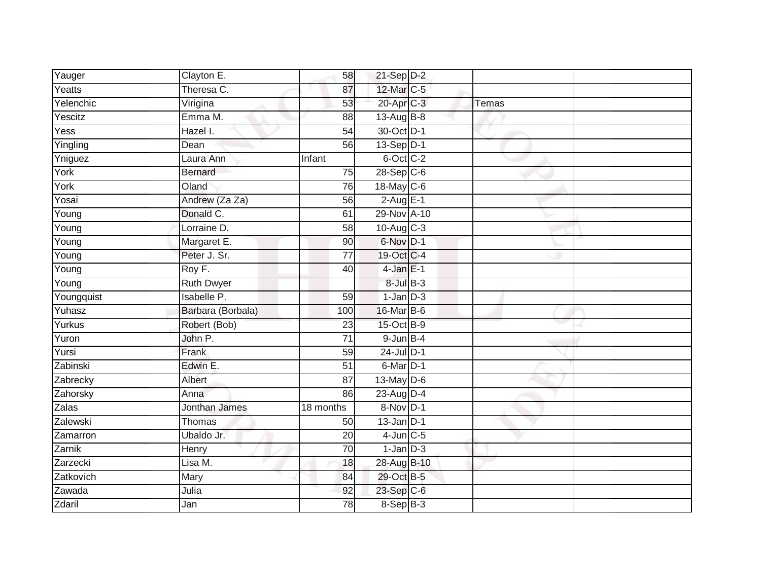| Yauger | Clayton E. | 58 | 21-Sep | D-2 | | |
|---|---|---|---|---|---|---|
| Yeatts | Theresa C. | 87 | 12-Mar | C-5 | | |
| Yelenchic | Virigina | 53 | 20-Apr | C-3 | Temas | |
| Yescitz | Emma M. | 88 | 13-Aug | B-8 | | |
| Yess | Hazel I. | 54 | 30-Oct | D-1 | | |
| Yingling | Dean | 56 | 13-Sep | D-1 | | |
| Yniguez | Laura Ann | Infant | 6-Oct | C-2 | | |
| York | Bernard | 75 | 28-Sep | C-6 | | |
| York | Oland | 76 | 18-May | C-6 | | |
| Yosai | Andrew (Za Za) | 56 | 2-Aug | E-1 | | |
| Young | Donald C. | 61 | 29-Nov | A-10 | | |
| Young | Lorraine D. | 58 | 10-Aug | C-3 | | |
| Young | Margaret E. | 90 | 6-Nov | D-1 | | |
| Young | Peter J. Sr. | 77 | 19-Oct | C-4 | | |
| Young | Roy F. | 40 | 4-Jan | E-1 | | |
| Young | Ruth Dwyer | | 8-Jul | B-3 | | |
| Youngquist | Isabelle P. | 59 | 1-Jan | D-3 | | |
| Yuhasz | Barbara (Borbala) | 100 | 16-Mar | B-6 | | |
| Yurkus | Robert (Bob) | 23 | 15-Oct | B-9 | | |
| Yuron | John P. | 71 | 9-Jun | B-4 | | |
| Yursi | Frank | 59 | 24-Jul | D-1 | | |
| Zabinski | Edwin E. | 51 | 6-Mar | D-1 | | |
| Zabrecky | Albert | 87 | 13-May | D-6 | | |
| Zahorsky | Anna | 86 | 23-Aug | D-4 | | |
| Zalas | Jonthan James | 18 months | 8-Nov | D-1 | | |
| Zalewski | Thomas | 50 | 13-Jan | D-1 | | |
| Zamarron | Ubaldo Jr. | 20 | 4-Jun | C-5 | | |
| Zarnik | Henry | 70 | 1-Jan | D-3 | | |
| Zarzecki | Lisa M. | 18 | 28-Aug | B-10 | | |
| Zatkovich | Mary | 84 | 29-Oct | B-5 | | |
| Zawada | Julia | 92 | 23-Sep | C-6 | | |
| Zdaril | Jan | 78 | 8-Sep | B-3 | | |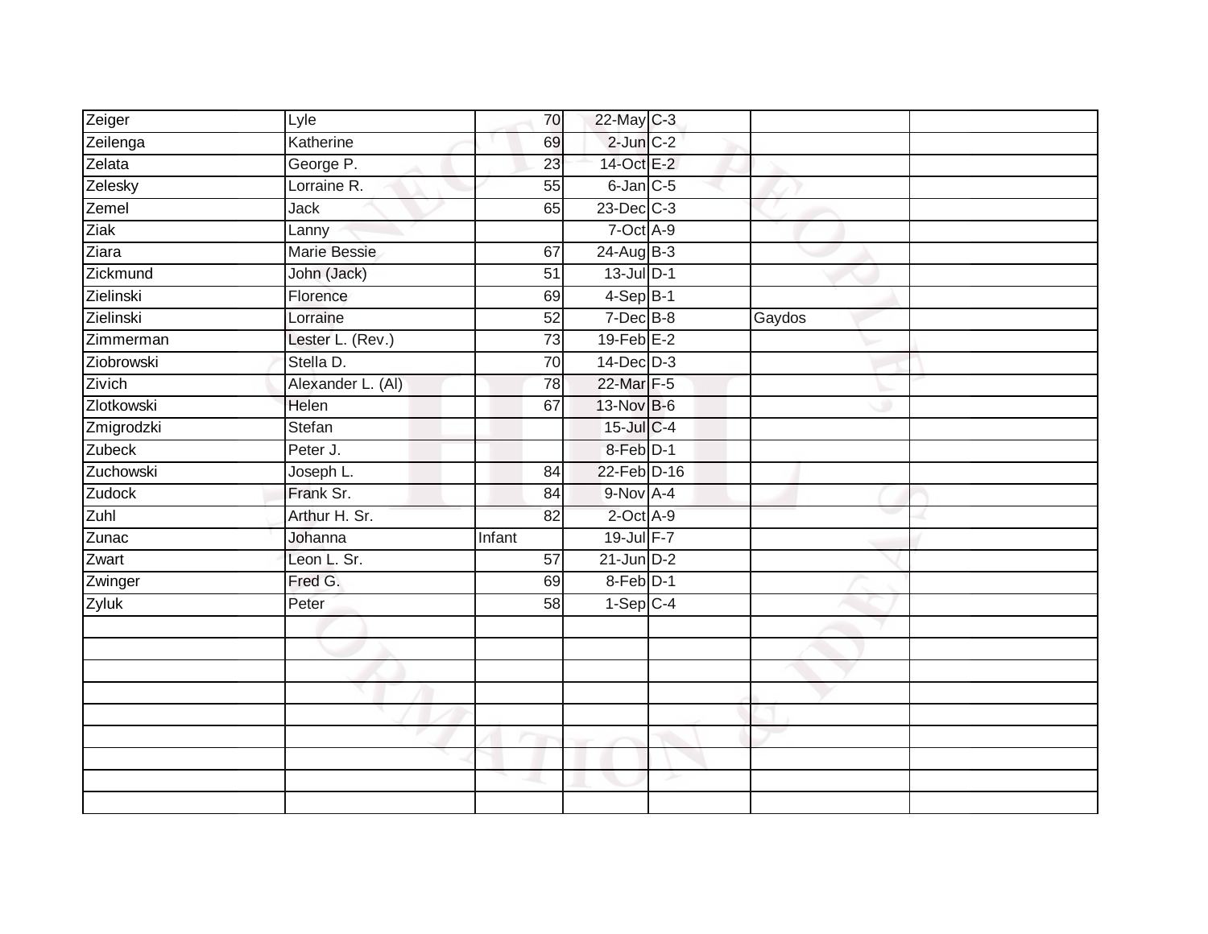| | | | | | | |
|---|---|---|---|---|---|---|
| Zeiger | Lyle | 70 | 22-May | C-3 | | |
| Zeilenga | Katherine | 69 | 2-Jun | C-2 | | |
| Zelata | George P. | 23 | 14-Oct | E-2 | | |
| Zelesky | Lorraine R. | 55 | 6-Jan | C-5 | | |
| Zemel | Jack | 65 | 23-Dec | C-3 | | |
| Ziak | Lanny | | 7-Oct | A-9 | | |
| Ziara | Marie Bessie | 67 | 24-Aug | B-3 | | |
| Zickmund | John (Jack) | 51 | 13-Jul | D-1 | | |
| Zielinski | Florence | 69 | 4-Sep | B-1 | | |
| Zielinski | Lorraine | 52 | 7-Dec | B-8 | Gaydos | |
| Zimmerman | Lester L. (Rev.) | 73 | 19-Feb | E-2 | | |
| Ziobrowski | Stella D. | 70 | 14-Dec | D-3 | | |
| Zivich | Alexander L. (Al) | 78 | 22-Mar | F-5 | | |
| Zlotkowski | Helen | 67 | 13-Nov | B-6 | | |
| Zmigrodzki | Stefan | | 15-Jul | C-4 | | |
| Zubeck | Peter J. | | 8-Feb | D-1 | | |
| Zuchowski | Joseph L. | 84 | 22-Feb | D-16 | | |
| Zudock | Frank Sr. | 84 | 9-Nov | A-4 | | |
| Zuhl | Arthur H. Sr. | 82 | 2-Oct | A-9 | | |
| Zunac | Johanna | Infant | 19-Jul | F-7 | | |
| Zwart | Leon L. Sr. | 57 | 21-Jun | D-2 | | |
| Zwinger | Fred G. | 69 | 8-Feb | D-1 | | |
| Zyluk | Peter | 58 | 1-Sep | C-4 | | |